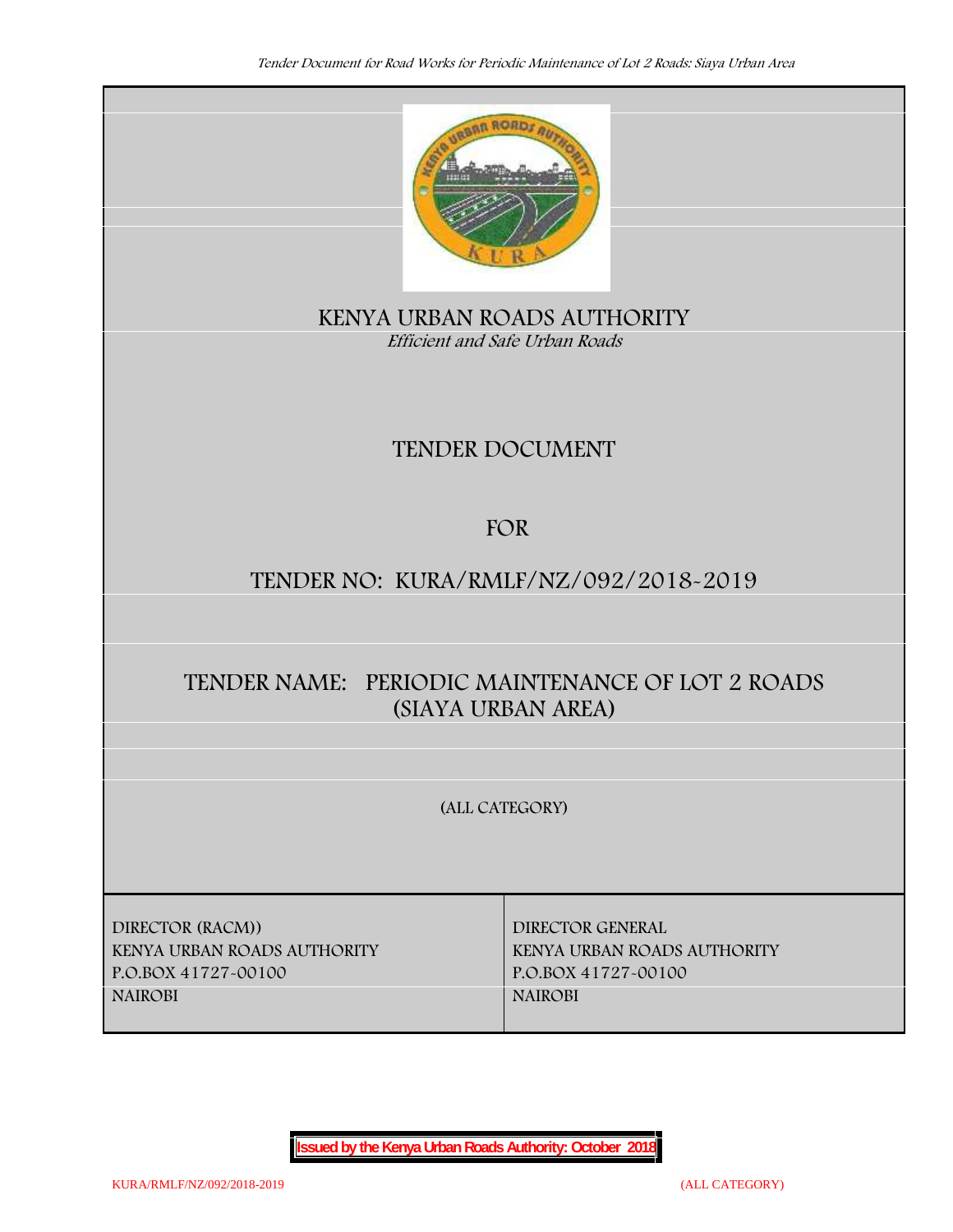# KENYA URBAN ROADS AUTHORITY

*Efficient and Safe Urban Roads*

## TENDER DOCUMENT

## FOR

## TENDER NO: KURA/RMLF/NZ/092/2018-2019

## TENDER NAME: PERIODIC MAINTENANCE OF LOT 2 ROADS (SIAYA URBAN AREA)

(ALL CATEGORY)

| DIRECTOR (RACM)) | DIRECTOR GENERAL |
|---|---|
| KENYA URBAN ROADS AUTHORITY | KENYA URBAN ROADS AUTHORITY |
| P.O.BOX 41727-00100 | P.O.BOX 41727-00100 |
| NAIROBI | NAIROBI |

**Issued by the Kenya Urban Roads Authority: October 2018**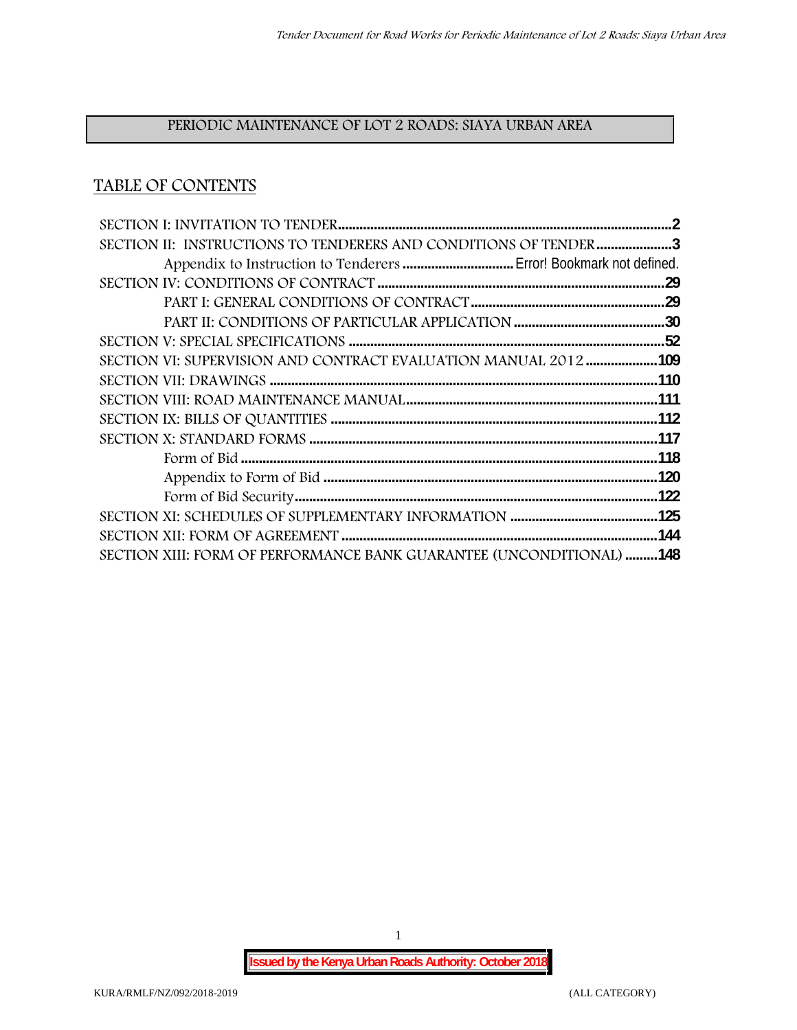PERIODIC MAINTENANCE OF LOT 2 ROADS: SIAYA URBAN AREA

## TABLE OF CONTENTS

SECTION I: INVITATION TO TENDER........................................................................................2

SECTION II: INSTRUCTIONS TO TENDERERS AND CONDITIONS OF TENDER....................3

Appendix to Instruction to Tenderers ............................. Error! Bookmark not defined.

SECTION IV: CONDITIONS OF CONTRACT .............................................................................29

PART I: GENERAL CONDITIONS OF CONTRACT.....................................................29

PART II: CONDITIONS OF PARTICULAR APPLICATION .........................................30

SECTION V: SPECIAL SPECIFICATIONS ....................................................................................52

SECTION VI: SUPERVISION AND CONTRACT EVALUATION MANUAL 2012 ....................109

SECTION VII: DRAWINGS .........................................................................................................110

SECTION VIII: ROAD MAINTENANCE MANUAL.....................................................................111

SECTION IX: BILLS OF QUANTITIES .........................................................................................112

SECTION X: STANDARD FORMS ...............................................................................................117

Form of Bid ................................................................................................................118

Appendix to Form of Bid ..........................................................................................120

Form of Bid Security..................................................................................................122

SECTION XI: SCHEDULES OF SUPPLEMENTARY INFORMATION .........................................125

SECTION XII: FORM OF AGREEMENT ......................................................................................144

SECTION XIII: FORM OF PERFORMANCE BANK GUARANTEE (UNCONDITIONAL) .........148

KURA/RMLF/NZ/092/2018-2019 (ALL CATEGORY)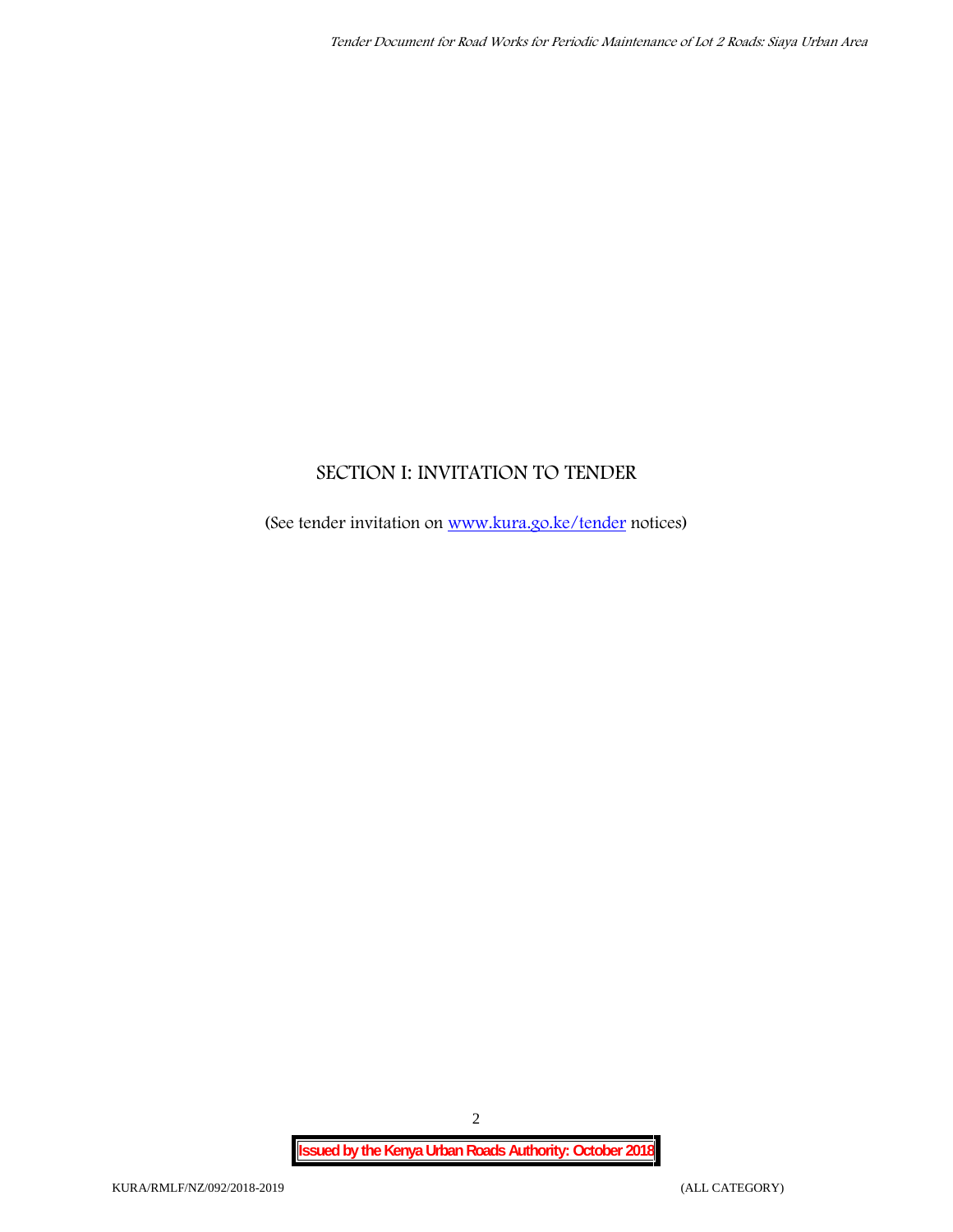# SECTION I: INVITATION TO TENDER

(See tender invitation on [www.kura.go.ke/tender](www.kura.go.ke/tender) notices)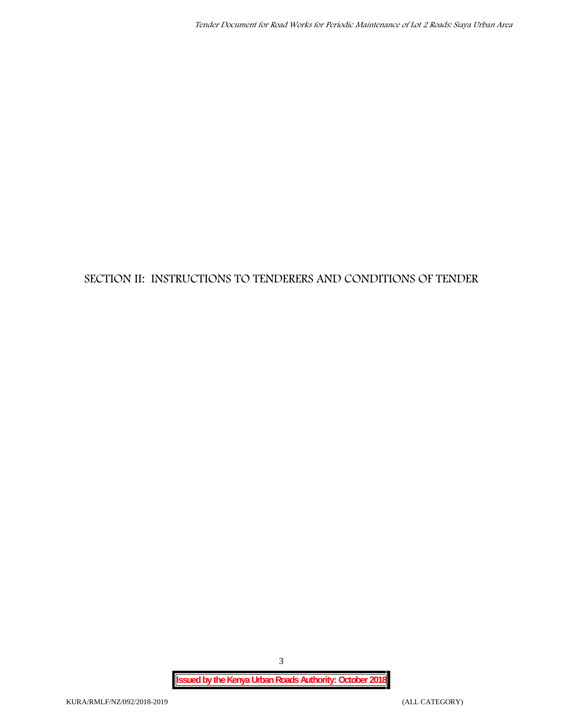# SECTION II: INSTRUCTIONS TO TENDERERS AND CONDITIONS OF TENDER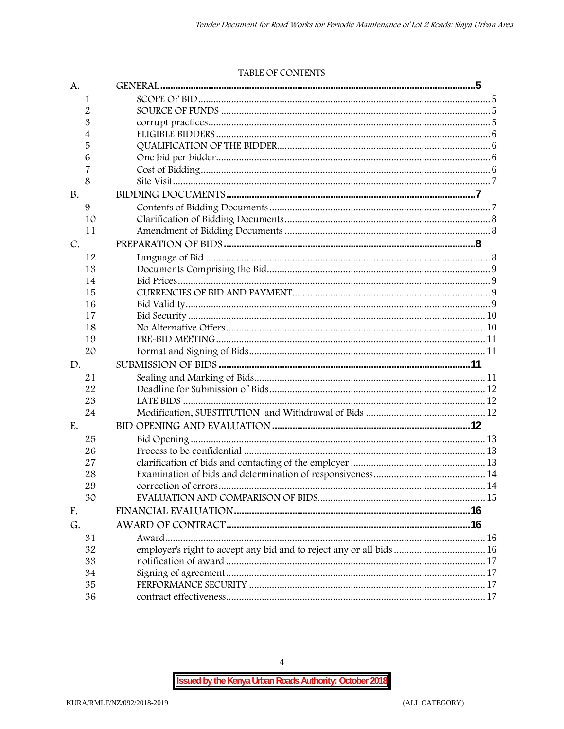TABLE OF CONTENTS

| | | |
|---|---|---|
| A. | GENERAL | 5 |
| 1 | SCOPE OF BID | 5 |
| 2 | SOURCE OF FUNDS | 5 |
| 3 | corrupt practices | 5 |
| 4 | ELIGIBLE BIDDERS | 6 |
| 5 | QUALIFICATION OF THE BIDDER | 6 |
| 6 | One bid per bidder | 6 |
| 7 | Cost of Bidding | 6 |
| 8 | Site Visit | 7 |
| B. | BIDDING DOCUMENTS | 7 |
| 9 | Contents of Bidding Documents | 7 |
| 10 | Clarification of Bidding Documents | 8 |
| 11 | Amendment of Bidding Documents | 8 |
| C. | PREPARATION OF BIDS | 8 |
| 12 | Language of Bid | 8 |
| 13 | Documents Comprising the Bid | 9 |
| 14 | Bid Prices | 9 |
| 15 | CURRENCIES OF BID AND PAYMENT | 9 |
| 16 | Bid Validity | 9 |
| 17 | Bid Security | 10 |
| 18 | No Alternative Offers | 10 |
| 19 | PRE-BID MEETING | 11 |
| 20 | Format and Signing of Bids | 11 |
| D. | SUBMISSION OF BIDS | 11 |
| 21 | Sealing and Marking of Bids | 11 |
| 22 | Deadline for Submission of Bids | 12 |
| 23 | LATE BIDS | 12 |
| 24 | Modification, SUBSTITUTION and Withdrawal of Bids | 12 |
| E. | BID OPENING AND EVALUATION | 12 |
| 25 | Bid Opening | 13 |
| 26 | Process to be confidential | 13 |
| 27 | clarification of bids and contacting of the employer | 13 |
| 28 | Examination of bids and determination of responsiveness | 14 |
| 29 | correction of errors | 14 |
| 30 | EVALUATION AND COMPARISON OF BIDS | 15 |
| F. | FINANCIAL EVALUATION | 16 |
| G. | AWARD OF CONTRACT | 16 |
| 31 | Award | 16 |
| 32 | employer's right to accept any bid and to reject any or all bids | 16 |
| 33 | notification of award | 17 |
| 34 | Signing of agreement | 17 |
| 35 | PERFORMANCE SECURITY | 17 |
| 36 | contract effectiveness | 17 |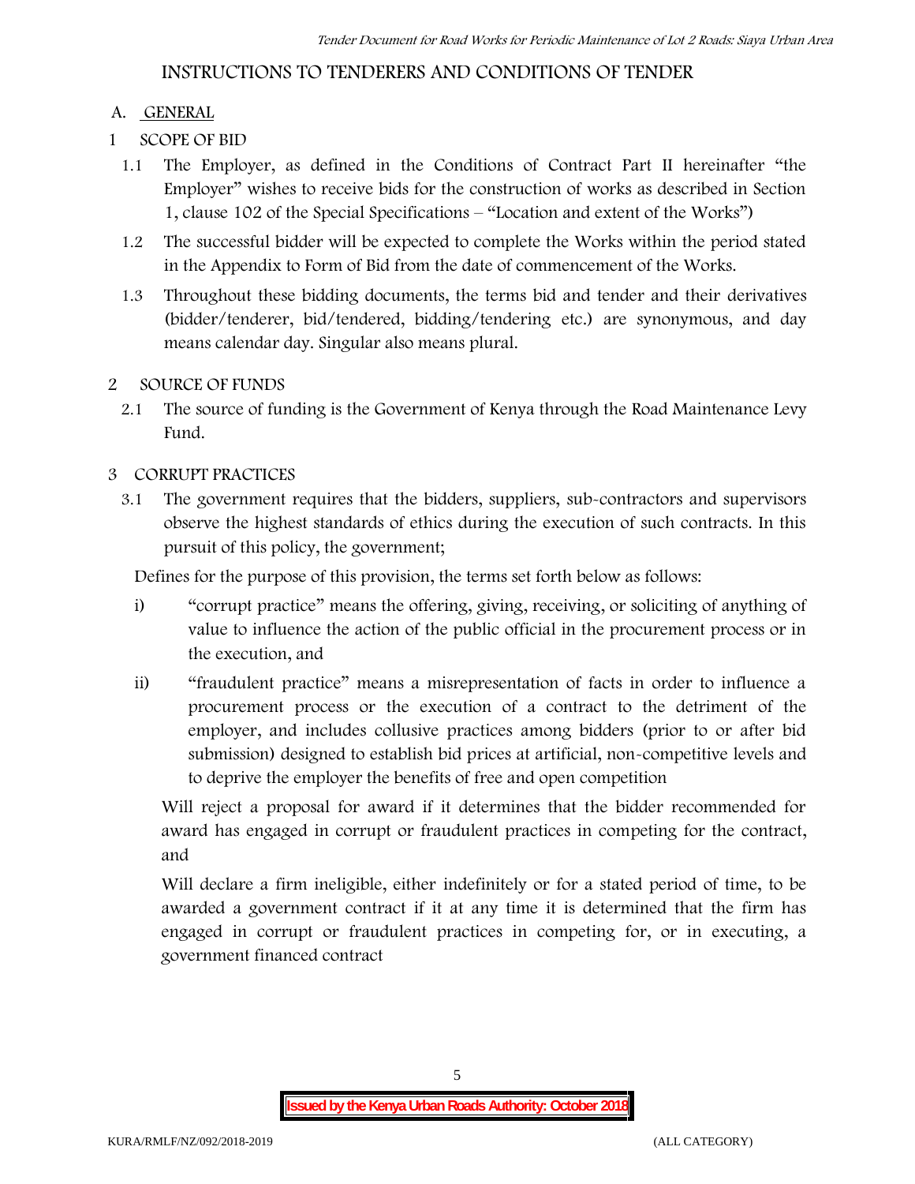# INSTRUCTIONS TO TENDERERS AND CONDITIONS OF TENDER

## A. GENERAL

### 1 SCOPE OF BID

1.1 The Employer, as defined in the Conditions of Contract Part II hereinafter "the Employer" wishes to receive bids for the construction of works as described in Section 1, clause 102 of the Special Specifications – "Location and extent of the Works")

1.2 The successful bidder will be expected to complete the Works within the period stated in the Appendix to Form of Bid from the date of commencement of the Works.

1.3 Throughout these bidding documents, the terms bid and tender and their derivatives (bidder/tenderer, bid/tendered, bidding/tendering etc.) are synonymous, and day means calendar day. Singular also means plural.

### 2 SOURCE OF FUNDS

2.1 The source of funding is the Government of Kenya through the Road Maintenance Levy Fund.

### 3 CORRUPT PRACTICES

3.1 The government requires that the bidders, suppliers, sub-contractors and supervisors observe the highest standards of ethics during the execution of such contracts. In this pursuit of this policy, the government;

Defines for the purpose of this provision, the terms set forth below as follows:

i) "corrupt practice" means the offering, giving, receiving, or soliciting of anything of value to influence the action of the public official in the procurement process or in the execution, and

ii) "fraudulent practice" means a misrepresentation of facts in order to influence a procurement process or the execution of a contract to the detriment of the employer, and includes collusive practices among bidders (prior to or after bid submission) designed to establish bid prices at artificial, non-competitive levels and to deprive the employer the benefits of free and open competition

Will reject a proposal for award if it determines that the bidder recommended for award has engaged in corrupt or fraudulent practices in competing for the contract, and

Will declare a firm ineligible, either indefinitely or for a stated period of time, to be awarded a government contract if it at any time it is determined that the firm has engaged in corrupt or fraudulent practices in competing for, or in executing, a government financed contract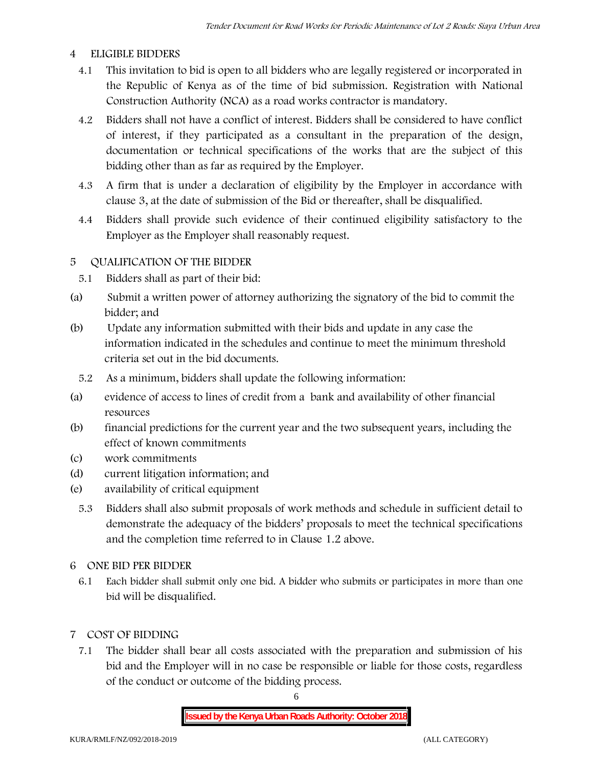## 4 ELIGIBLE BIDDERS

4.1 This invitation to bid is open to all bidders who are legally registered or incorporated in the Republic of Kenya as of the time of bid submission. Registration with National Construction Authority (NCA) as a road works contractor is mandatory.

4.2 Bidders shall not have a conflict of interest. Bidders shall be considered to have conflict of interest, if they participated as a consultant in the preparation of the design, documentation or technical specifications of the works that are the subject of this bidding other than as far as required by the Employer.

4.3 A firm that is under a declaration of eligibility by the Employer in accordance with clause 3, at the date of submission of the Bid or thereafter, shall be disqualified.

4.4 Bidders shall provide such evidence of their continued eligibility satisfactory to the Employer as the Employer shall reasonably request.

## 5 QUALIFICATION OF THE BIDDER

5.1 Bidders shall as part of their bid:

(a) Submit a written power of attorney authorizing the signatory of the bid to commit the bidder; and

(b) Update any information submitted with their bids and update in any case the information indicated in the schedules and continue to meet the minimum threshold criteria set out in the bid documents.

5.2 As a minimum, bidders shall update the following information:

(a) evidence of access to lines of credit from a bank and availability of other financial resources

(b) financial predictions for the current year and the two subsequent years, including the effect of known commitments

(c) work commitments

(d) current litigation information; and

(e) availability of critical equipment

5.3 Bidders shall also submit proposals of work methods and schedule in sufficient detail to demonstrate the adequacy of the bidders' proposals to meet the technical specifications and the completion time referred to in Clause 1.2 above.

## 6 ONE BID PER BIDDER

6.1 Each bidder shall submit only one bid. A bidder who submits or participates in more than one bid will be disqualified.

## 7 COST OF BIDDING

7.1 The bidder shall bear all costs associated with the preparation and submission of his bid and the Employer will in no case be responsible or liable for those costs, regardless of the conduct or outcome of the bidding process.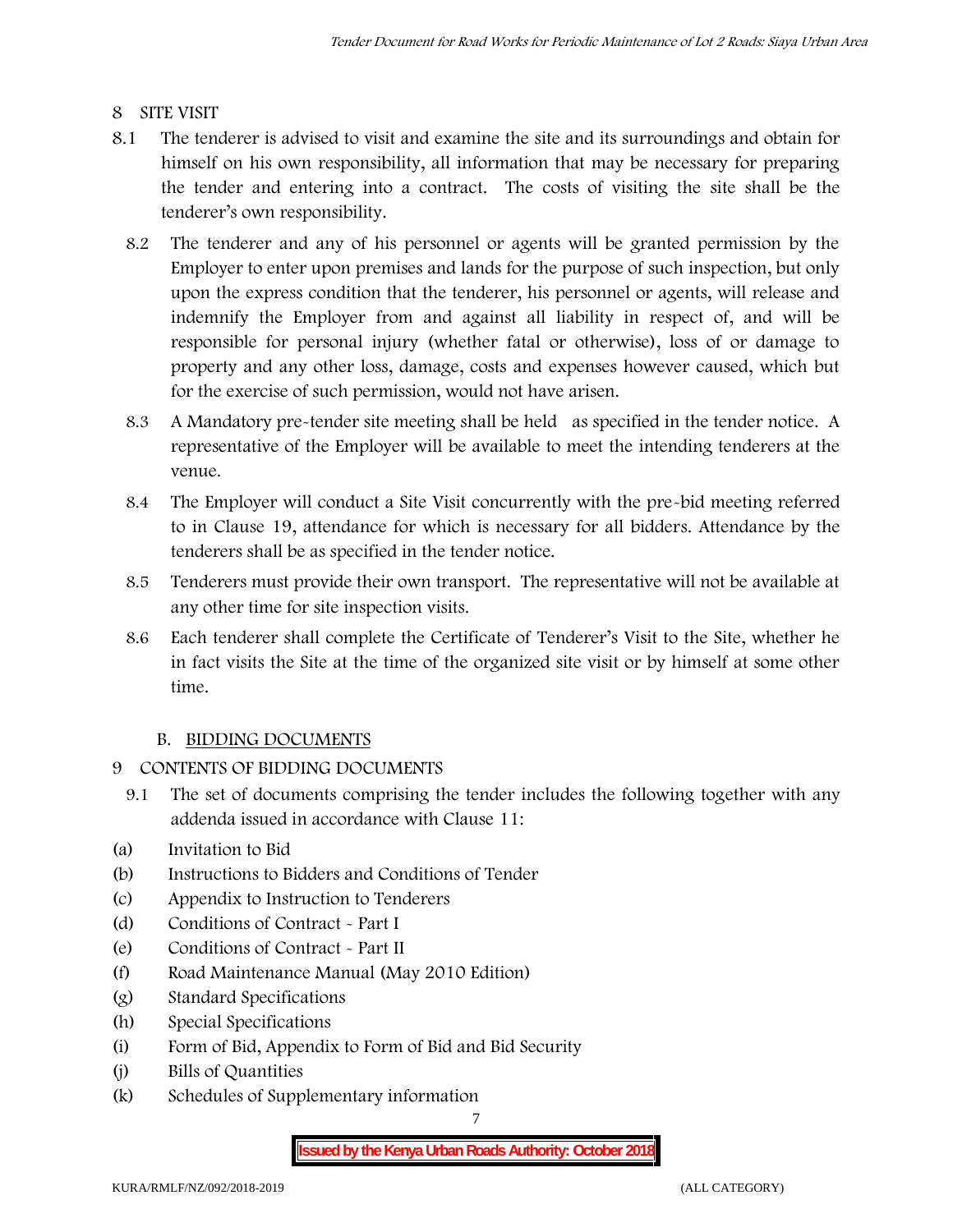## 8 SITE VISIT

8.1 The tenderer is advised to visit and examine the site and its surroundings and obtain for himself on his own responsibility, all information that may be necessary for preparing the tender and entering into a contract. The costs of visiting the site shall be the tenderer's own responsibility.

8.2 The tenderer and any of his personnel or agents will be granted permission by the Employer to enter upon premises and lands for the purpose of such inspection, but only upon the express condition that the tenderer, his personnel or agents, will release and indemnify the Employer from and against all liability in respect of, and will be responsible for personal injury (whether fatal or otherwise), loss of or damage to property and any other loss, damage, costs and expenses however caused, which but for the exercise of such permission, would not have arisen.

8.3 A Mandatory pre-tender site meeting shall be held as specified in the tender notice. A representative of the Employer will be available to meet the intending tenderers at the venue.

8.4 The Employer will conduct a Site Visit concurrently with the pre-bid meeting referred to in Clause 19, attendance for which is necessary for all bidders. Attendance by the tenderers shall be as specified in the tender notice.

8.5 Tenderers must provide their own transport. The representative will not be available at any other time for site inspection visits.

8.6 Each tenderer shall complete the Certificate of Tenderer's Visit to the Site, whether he in fact visits the Site at the time of the organized site visit or by himself at some other time.

### B. BIDDING DOCUMENTS

## 9 CONTENTS OF BIDDING DOCUMENTS

9.1 The set of documents comprising the tender includes the following together with any addenda issued in accordance with Clause 11:

(a) Invitation to Bid
(b) Instructions to Bidders and Conditions of Tender
(c) Appendix to Instruction to Tenderers
(d) Conditions of Contract - Part I
(e) Conditions of Contract - Part II
(f) Road Maintenance Manual (May 2010 Edition)
(g) Standard Specifications
(h) Special Specifications
(i) Form of Bid, Appendix to Form of Bid and Bid Security
(j) Bills of Quantities
(k) Schedules of Supplementary information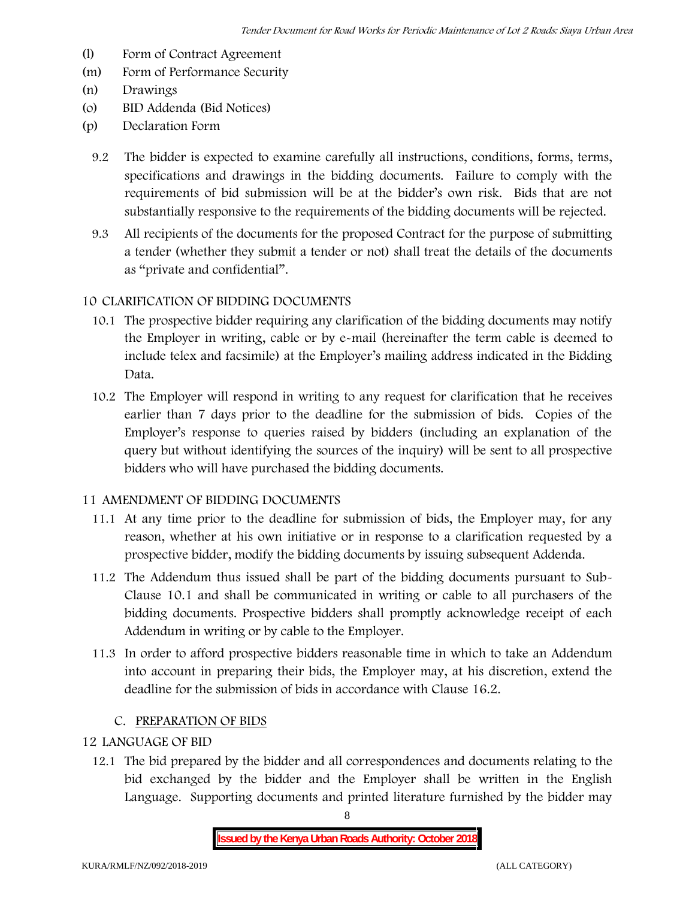(l) Form of Contract Agreement
(m) Form of Performance Security
(n) Drawings
(o) BID Addenda (Bid Notices)
(p) Declaration Form

9.2 The bidder is expected to examine carefully all instructions, conditions, forms, terms, specifications and drawings in the bidding documents. Failure to comply with the requirements of bid submission will be at the bidder's own risk. Bids that are not substantially responsive to the requirements of the bidding documents will be rejected.

9.3 All recipients of the documents for the proposed Contract for the purpose of submitting a tender (whether they submit a tender or not) shall treat the details of the documents as "private and confidential".

## 10 CLARIFICATION OF BIDDING DOCUMENTS

10.1 The prospective bidder requiring any clarification of the bidding documents may notify the Employer in writing, cable or by e-mail (hereinafter the term cable is deemed to include telex and facsimile) at the Employer's mailing address indicated in the Bidding Data.

10.2 The Employer will respond in writing to any request for clarification that he receives earlier than 7 days prior to the deadline for the submission of bids. Copies of the Employer's response to queries raised by bidders (including an explanation of the query but without identifying the sources of the inquiry) will be sent to all prospective bidders who will have purchased the bidding documents.

## 11 AMENDMENT OF BIDDING DOCUMENTS

11.1 At any time prior to the deadline for submission of bids, the Employer may, for any reason, whether at his own initiative or in response to a clarification requested by a prospective bidder, modify the bidding documents by issuing subsequent Addenda.

11.2 The Addendum thus issued shall be part of the bidding documents pursuant to Sub-Clause 10.1 and shall be communicated in writing or cable to all purchasers of the bidding documents. Prospective bidders shall promptly acknowledge receipt of each Addendum in writing or by cable to the Employer.

11.3 In order to afford prospective bidders reasonable time in which to take an Addendum into account in preparing their bids, the Employer may, at his discretion, extend the deadline for the submission of bids in accordance with Clause 16.2.

## C. PREPARATION OF BIDS

## 12 LANGUAGE OF BID

12.1 The bid prepared by the bidder and all correspondences and documents relating to the bid exchanged by the bidder and the Employer shall be written in the English Language. Supporting documents and printed literature furnished by the bidder may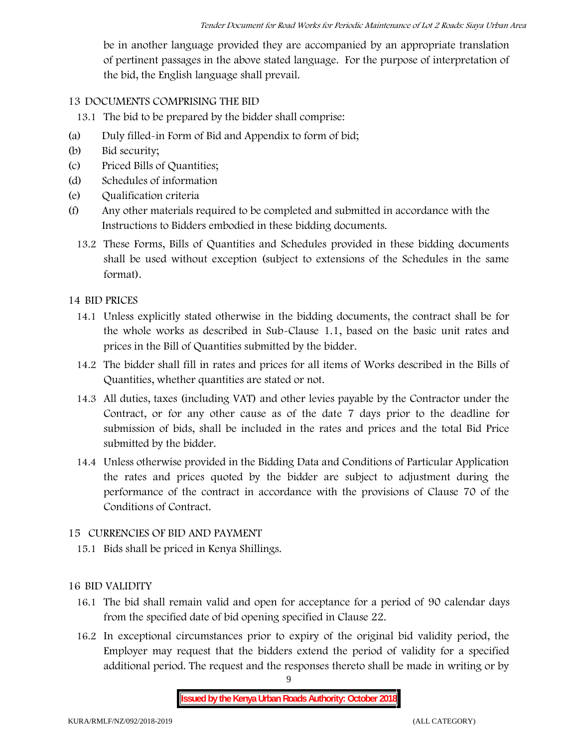be in another language provided they are accompanied by an appropriate translation of pertinent passages in the above stated language. For the purpose of interpretation of the bid, the English language shall prevail.

## 13 DOCUMENTS COMPRISING THE BID

13.1 The bid to be prepared by the bidder shall comprise:

(a) Duly filled-in Form of Bid and Appendix to form of bid;
(b) Bid security;
(c) Priced Bills of Quantities;
(d) Schedules of information
(e) Qualification criteria
(f) Any other materials required to be completed and submitted in accordance with the Instructions to Bidders embodied in these bidding documents.

13.2 These Forms, Bills of Quantities and Schedules provided in these bidding documents shall be used without exception (subject to extensions of the Schedules in the same format).

## 14 BID PRICES

14.1 Unless explicitly stated otherwise in the bidding documents, the contract shall be for the whole works as described in Sub-Clause 1.1, based on the basic unit rates and prices in the Bill of Quantities submitted by the bidder.

14.2 The bidder shall fill in rates and prices for all items of Works described in the Bills of Quantities, whether quantities are stated or not.

14.3 All duties, taxes (including VAT) and other levies payable by the Contractor under the Contract, or for any other cause as of the date 7 days prior to the deadline for submission of bids, shall be included in the rates and prices and the total Bid Price submitted by the bidder.

14.4 Unless otherwise provided in the Bidding Data and Conditions of Particular Application the rates and prices quoted by the bidder are subject to adjustment during the performance of the contract in accordance with the provisions of Clause 70 of the Conditions of Contract.

## 15 CURRENCIES OF BID AND PAYMENT

15.1 Bids shall be priced in Kenya Shillings.

## 16 BID VALIDITY

16.1 The bid shall remain valid and open for acceptance for a period of 90 calendar days from the specified date of bid opening specified in Clause 22.

16.2 In exceptional circumstances prior to expiry of the original bid validity period, the Employer may request that the bidders extend the period of validity for a specified additional period. The request and the responses thereto shall be made in writing or by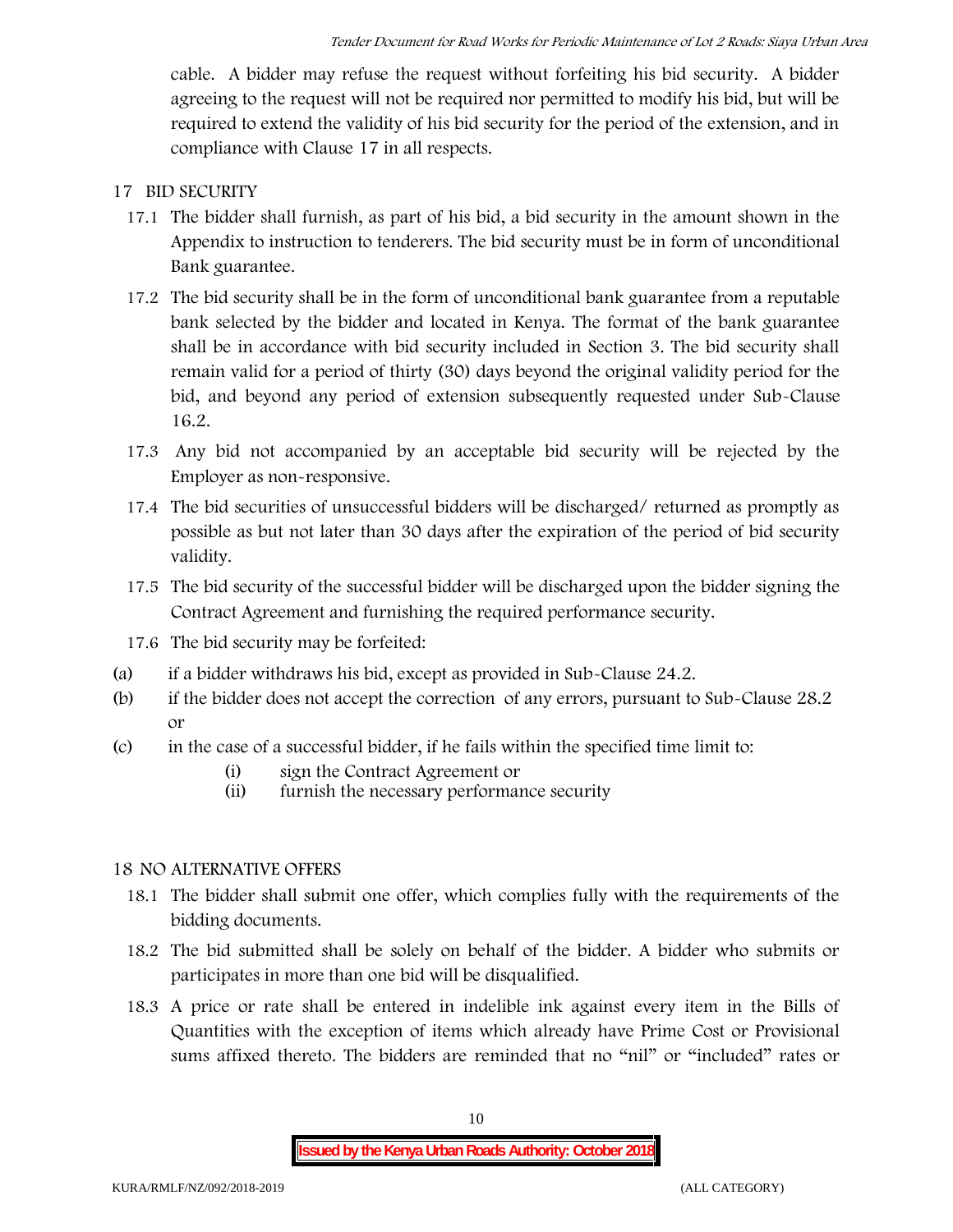cable. A bidder may refuse the request without forfeiting his bid security. A bidder agreeing to the request will not be required nor permitted to modify his bid, but will be required to extend the validity of his bid security for the period of the extension, and in compliance with Clause 17 in all respects.

## 17 BID SECURITY

17.1 The bidder shall furnish, as part of his bid, a bid security in the amount shown in the Appendix to instruction to tenderers. The bid security must be in form of unconditional Bank guarantee.

17.2 The bid security shall be in the form of unconditional bank guarantee from a reputable bank selected by the bidder and located in Kenya. The format of the bank guarantee shall be in accordance with bid security included in Section 3. The bid security shall remain valid for a period of thirty (30) days beyond the original validity period for the bid, and beyond any period of extension subsequently requested under Sub-Clause 16.2.

17.3 Any bid not accompanied by an acceptable bid security will be rejected by the Employer as non-responsive.

17.4 The bid securities of unsuccessful bidders will be discharged/ returned as promptly as possible as but not later than 30 days after the expiration of the period of bid security validity.

17.5 The bid security of the successful bidder will be discharged upon the bidder signing the Contract Agreement and furnishing the required performance security.

17.6 The bid security may be forfeited:

(a) if a bidder withdraws his bid, except as provided in Sub-Clause 24.2.

(b) if the bidder does not accept the correction of any errors, pursuant to Sub-Clause 28.2 or

(c) in the case of a successful bidder, if he fails within the specified time limit to:

   (i) sign the Contract Agreement or

   (ii) furnish the necessary performance security

## 18 NO ALTERNATIVE OFFERS

18.1 The bidder shall submit one offer, which complies fully with the requirements of the bidding documents.

18.2 The bid submitted shall be solely on behalf of the bidder. A bidder who submits or participates in more than one bid will be disqualified.

18.3 A price or rate shall be entered in indelible ink against every item in the Bills of Quantities with the exception of items which already have Prime Cost or Provisional sums affixed thereto. The bidders are reminded that no "nil" or "included" rates or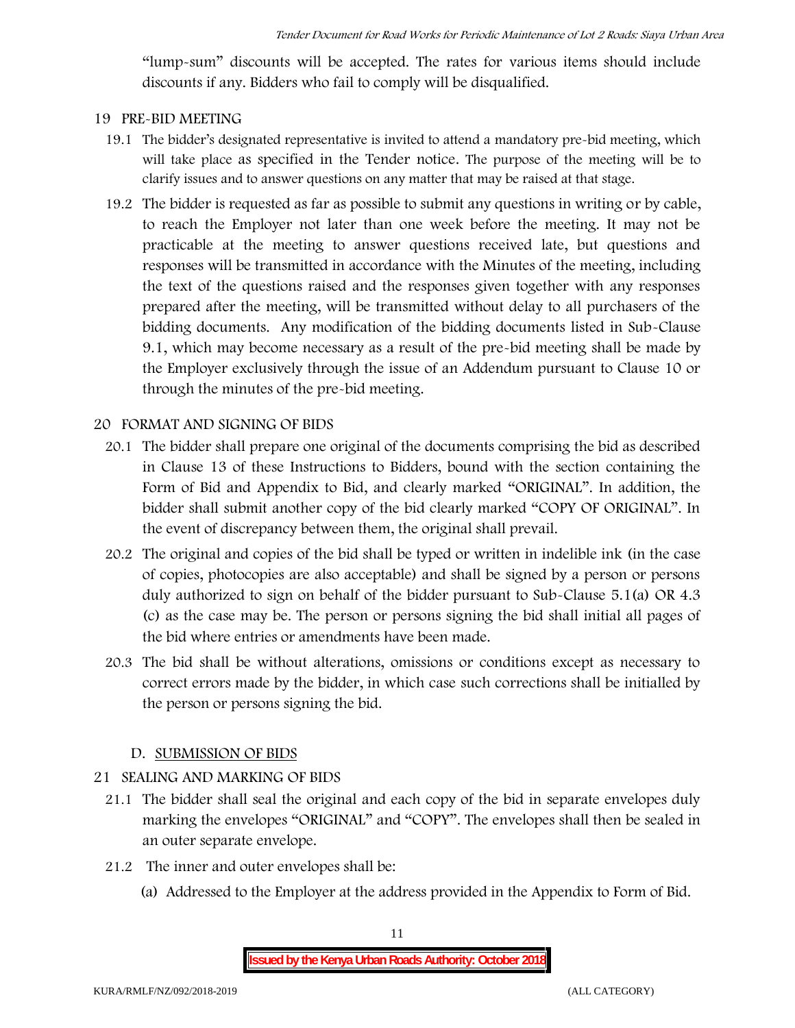"lump-sum" discounts will be accepted. The rates for various items should include discounts if any. Bidders who fail to comply will be disqualified.

## 19 PRE-BID MEETING

19.1 The bidder's designated representative is invited to attend a mandatory pre-bid meeting, which will take place as specified in the Tender notice. The purpose of the meeting will be to clarify issues and to answer questions on any matter that may be raised at that stage.

19.2 The bidder is requested as far as possible to submit any questions in writing or by cable, to reach the Employer not later than one week before the meeting. It may not be practicable at the meeting to answer questions received late, but questions and responses will be transmitted in accordance with the Minutes of the meeting, including the text of the questions raised and the responses given together with any responses prepared after the meeting, will be transmitted without delay to all purchasers of the bidding documents. Any modification of the bidding documents listed in Sub-Clause 9.1, which may become necessary as a result of the pre-bid meeting shall be made by the Employer exclusively through the issue of an Addendum pursuant to Clause 10 or through the minutes of the pre-bid meeting.

## 20 FORMAT AND SIGNING OF BIDS

20.1 The bidder shall prepare one original of the documents comprising the bid as described in Clause 13 of these Instructions to Bidders, bound with the section containing the Form of Bid and Appendix to Bid, and clearly marked "ORIGINAL". In addition, the bidder shall submit another copy of the bid clearly marked "COPY OF ORIGINAL". In the event of discrepancy between them, the original shall prevail.

20.2 The original and copies of the bid shall be typed or written in indelible ink (in the case of copies, photocopies are also acceptable) and shall be signed by a person or persons duly authorized to sign on behalf of the bidder pursuant to Sub-Clause 5.1(a) OR 4.3 (c) as the case may be. The person or persons signing the bid shall initial all pages of the bid where entries or amendments have been made.

20.3 The bid shall be without alterations, omissions or conditions except as necessary to correct errors made by the bidder, in which case such corrections shall be initialled by the person or persons signing the bid.

## D. SUBMISSION OF BIDS

## 21 SEALING AND MARKING OF BIDS

21.1 The bidder shall seal the original and each copy of the bid in separate envelopes duly marking the envelopes "ORIGINAL" and "COPY". The envelopes shall then be sealed in an outer separate envelope.

21.2 The inner and outer envelopes shall be:

(a) Addressed to the Employer at the address provided in the Appendix to Form of Bid.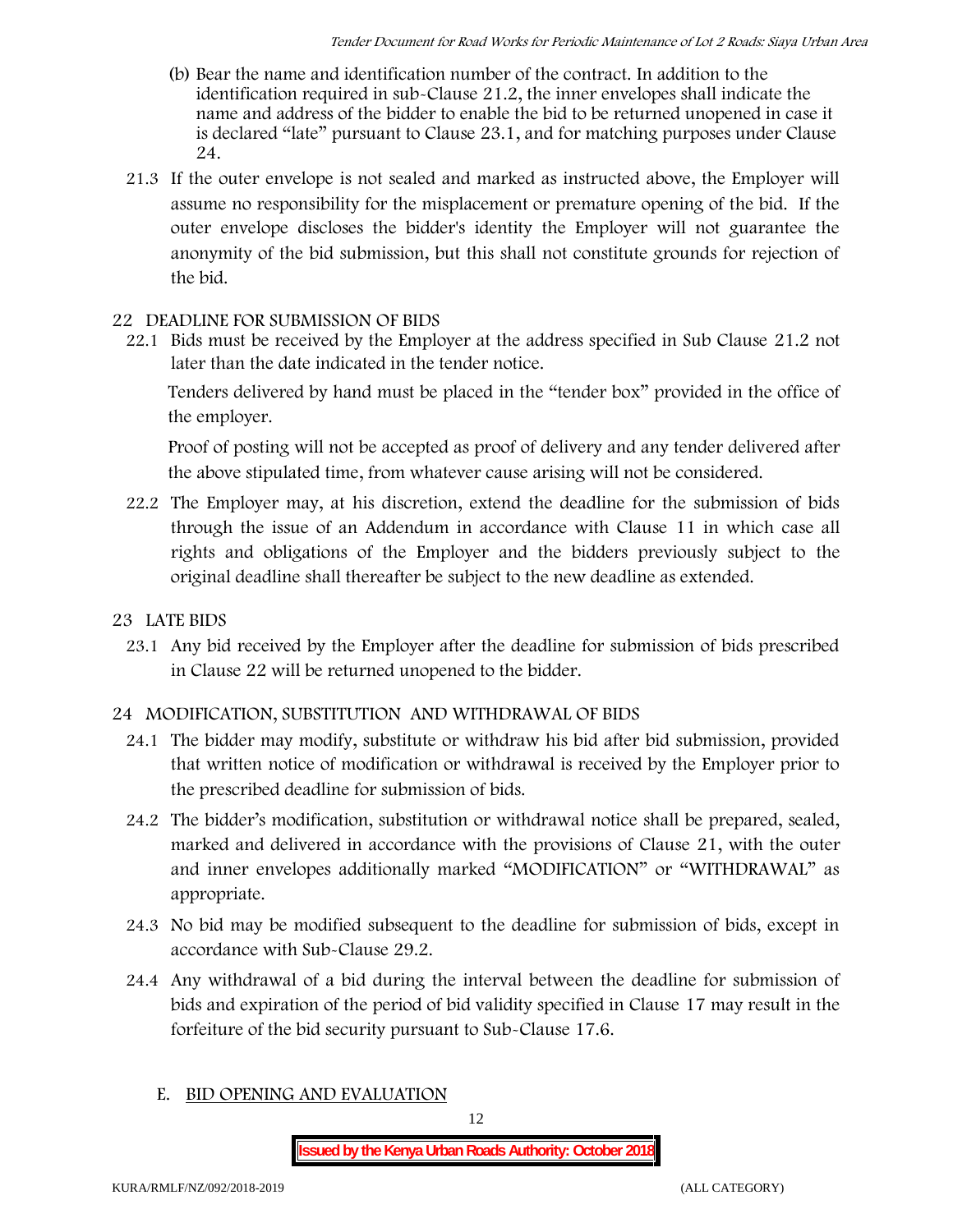(b) Bear the name and identification number of the contract. In addition to the identification required in sub-Clause 21.2, the inner envelopes shall indicate the name and address of the bidder to enable the bid to be returned unopened in case it is declared "late" pursuant to Clause 23.1, and for matching purposes under Clause 24.

21.3 If the outer envelope is not sealed and marked as instructed above, the Employer will assume no responsibility for the misplacement or premature opening of the bid. If the outer envelope discloses the bidder's identity the Employer will not guarantee the anonymity of the bid submission, but this shall not constitute grounds for rejection of the bid.

## 22 DEADLINE FOR SUBMISSION OF BIDS

22.1 Bids must be received by the Employer at the address specified in Sub Clause 21.2 not later than the date indicated in the tender notice.

Tenders delivered by hand must be placed in the "tender box" provided in the office of the employer.

Proof of posting will not be accepted as proof of delivery and any tender delivered after the above stipulated time, from whatever cause arising will not be considered.

22.2 The Employer may, at his discretion, extend the deadline for the submission of bids through the issue of an Addendum in accordance with Clause 11 in which case all rights and obligations of the Employer and the bidders previously subject to the original deadline shall thereafter be subject to the new deadline as extended.

## 23 LATE BIDS

23.1 Any bid received by the Employer after the deadline for submission of bids prescribed in Clause 22 will be returned unopened to the bidder.

## 24 MODIFICATION, SUBSTITUTION AND WITHDRAWAL OF BIDS

24.1 The bidder may modify, substitute or withdraw his bid after bid submission, provided that written notice of modification or withdrawal is received by the Employer prior to the prescribed deadline for submission of bids.

24.2 The bidder's modification, substitution or withdrawal notice shall be prepared, sealed, marked and delivered in accordance with the provisions of Clause 21, with the outer and inner envelopes additionally marked "MODIFICATION" or "WITHDRAWAL" as appropriate.

24.3 No bid may be modified subsequent to the deadline for submission of bids, except in accordance with Sub-Clause 29.2.

24.4 Any withdrawal of a bid during the interval between the deadline for submission of bids and expiration of the period of bid validity specified in Clause 17 may result in the forfeiture of the bid security pursuant to Sub-Clause 17.6.

## E. BID OPENING AND EVALUATION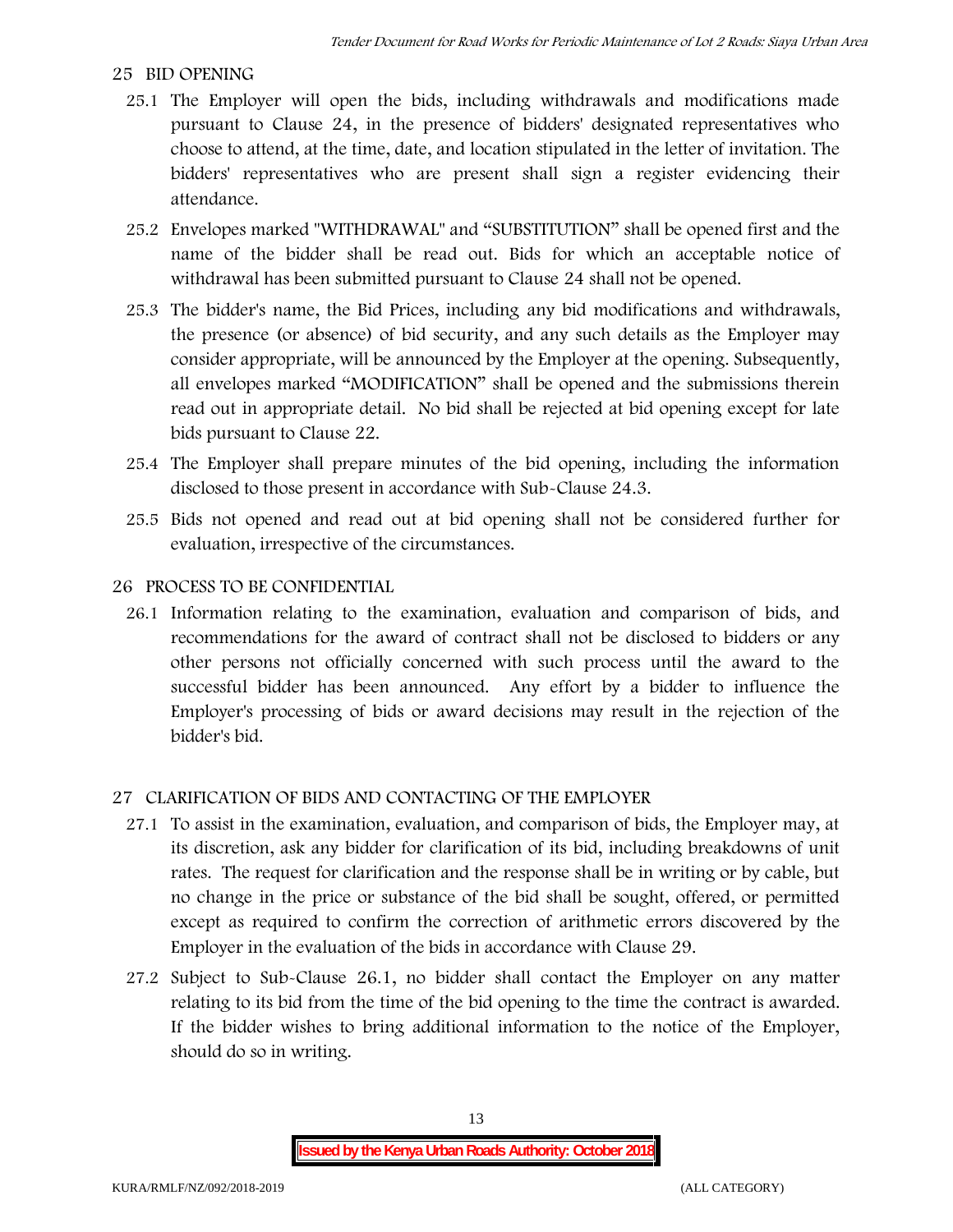## 25 BID OPENING

25.1 The Employer will open the bids, including withdrawals and modifications made pursuant to Clause 24, in the presence of bidders' designated representatives who choose to attend, at the time, date, and location stipulated in the letter of invitation. The bidders' representatives who are present shall sign a register evidencing their attendance.

25.2 Envelopes marked "WITHDRAWAL" and "SUBSTITUTION" shall be opened first and the name of the bidder shall be read out. Bids for which an acceptable notice of withdrawal has been submitted pursuant to Clause 24 shall not be opened.

25.3 The bidder's name, the Bid Prices, including any bid modifications and withdrawals, the presence (or absence) of bid security, and any such details as the Employer may consider appropriate, will be announced by the Employer at the opening. Subsequently, all envelopes marked "MODIFICATION" shall be opened and the submissions therein read out in appropriate detail. No bid shall be rejected at bid opening except for late bids pursuant to Clause 22.

25.4 The Employer shall prepare minutes of the bid opening, including the information disclosed to those present in accordance with Sub-Clause 24.3.

25.5 Bids not opened and read out at bid opening shall not be considered further for evaluation, irrespective of the circumstances.

## 26 PROCESS TO BE CONFIDENTIAL

26.1 Information relating to the examination, evaluation and comparison of bids, and recommendations for the award of contract shall not be disclosed to bidders or any other persons not officially concerned with such process until the award to the successful bidder has been announced. Any effort by a bidder to influence the Employer's processing of bids or award decisions may result in the rejection of the bidder's bid.

## 27 CLARIFICATION OF BIDS AND CONTACTING OF THE EMPLOYER

27.1 To assist in the examination, evaluation, and comparison of bids, the Employer may, at its discretion, ask any bidder for clarification of its bid, including breakdowns of unit rates. The request for clarification and the response shall be in writing or by cable, but no change in the price or substance of the bid shall be sought, offered, or permitted except as required to confirm the correction of arithmetic errors discovered by the Employer in the evaluation of the bids in accordance with Clause 29.

27.2 Subject to Sub-Clause 26.1, no bidder shall contact the Employer on any matter relating to its bid from the time of the bid opening to the time the contract is awarded. If the bidder wishes to bring additional information to the notice of the Employer, should do so in writing.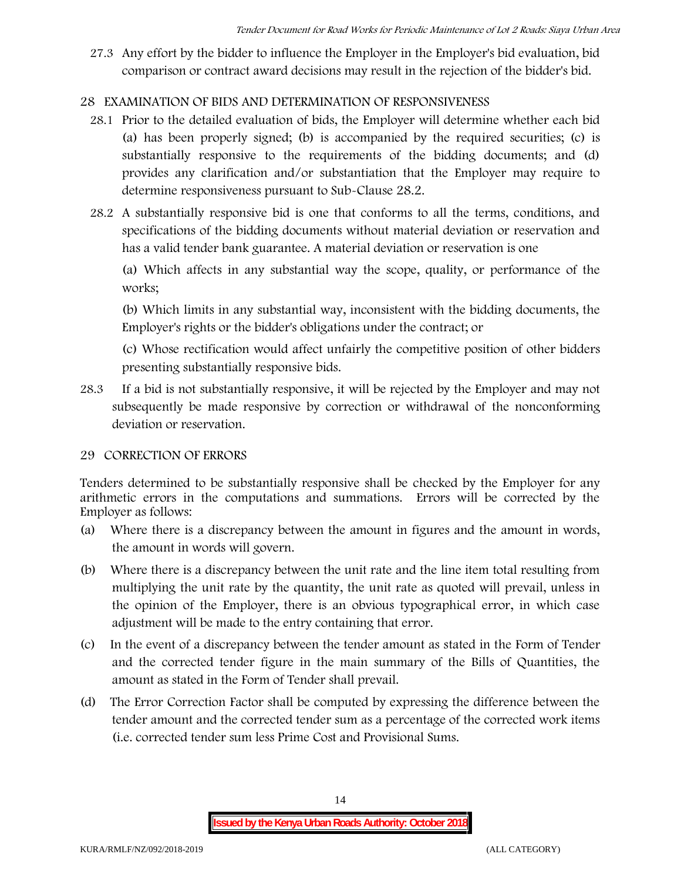27.3 Any effort by the bidder to influence the Employer in the Employer's bid evaluation, bid comparison or contract award decisions may result in the rejection of the bidder's bid.

## 28 EXAMINATION OF BIDS AND DETERMINATION OF RESPONSIVENESS

28.1 Prior to the detailed evaluation of bids, the Employer will determine whether each bid (a) has been properly signed; (b) is accompanied by the required securities; (c) is substantially responsive to the requirements of the bidding documents; and (d) provides any clarification and/or substantiation that the Employer may require to determine responsiveness pursuant to Sub-Clause 28.2.

28.2 A substantially responsive bid is one that conforms to all the terms, conditions, and specifications of the bidding documents without material deviation or reservation and has a valid tender bank guarantee. A material deviation or reservation is one

(a) Which affects in any substantial way the scope, quality, or performance of the works;

(b) Which limits in any substantial way, inconsistent with the bidding documents, the Employer's rights or the bidder's obligations under the contract; or

(c) Whose rectification would affect unfairly the competitive position of other bidders presenting substantially responsive bids.

28.3 If a bid is not substantially responsive, it will be rejected by the Employer and may not subsequently be made responsive by correction or withdrawal of the nonconforming deviation or reservation.

## 29 CORRECTION OF ERRORS

Tenders determined to be substantially responsive shall be checked by the Employer for any arithmetic errors in the computations and summations. Errors will be corrected by the Employer as follows:

(a) Where there is a discrepancy between the amount in figures and the amount in words, the amount in words will govern.

(b) Where there is a discrepancy between the unit rate and the line item total resulting from multiplying the unit rate by the quantity, the unit rate as quoted will prevail, unless in the opinion of the Employer, there is an obvious typographical error, in which case adjustment will be made to the entry containing that error.

(c) In the event of a discrepancy between the tender amount as stated in the Form of Tender and the corrected tender figure in the main summary of the Bills of Quantities, the amount as stated in the Form of Tender shall prevail.

(d) The Error Correction Factor shall be computed by expressing the difference between the tender amount and the corrected tender sum as a percentage of the corrected work items (i.e. corrected tender sum less Prime Cost and Provisional Sums.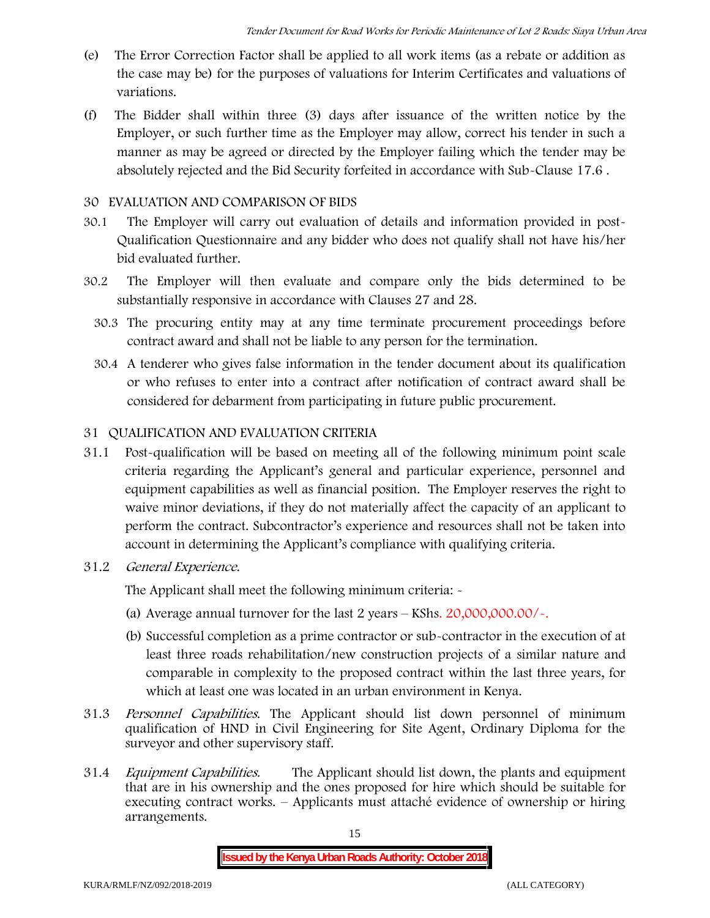(e) The Error Correction Factor shall be applied to all work items (as a rebate or addition as the case may be) for the purposes of valuations for Interim Certificates and valuations of variations.

(f) The Bidder shall within three (3) days after issuance of the written notice by the Employer, or such further time as the Employer may allow, correct his tender in such a manner as may be agreed or directed by the Employer failing which the tender may be absolutely rejected and the Bid Security forfeited in accordance with Sub-Clause 17.6 .

## 30 EVALUATION AND COMPARISON OF BIDS

30.1 The Employer will carry out evaluation of details and information provided in post-Qualification Questionnaire and any bidder who does not qualify shall not have his/her bid evaluated further.

30.2 The Employer will then evaluate and compare only the bids determined to be substantially responsive in accordance with Clauses 27 and 28.

30.3 The procuring entity may at any time terminate procurement proceedings before contract award and shall not be liable to any person for the termination.

30.4 A tenderer who gives false information in the tender document about its qualification or who refuses to enter into a contract after notification of contract award shall be considered for debarment from participating in future public procurement.

## 31 QUALIFICATION AND EVALUATION CRITERIA

31.1 Post-qualification will be based on meeting all of the following minimum point scale criteria regarding the Applicant's general and particular experience, personnel and equipment capabilities as well as financial position. The Employer reserves the right to waive minor deviations, if they do not materially affect the capacity of an applicant to perform the contract. Subcontractor's experience and resources shall not be taken into account in determining the Applicant's compliance with qualifying criteria.

31.2 *General Experience.*

The Applicant shall meet the following minimum criteria: -

(a) Average annual turnover for the last 2 years – KShs. 20,000,000.00/-.

(b) Successful completion as a prime contractor or sub-contractor in the execution of at least three roads rehabilitation/new construction projects of a similar nature and comparable in complexity to the proposed contract within the last three years, for which at least one was located in an urban environment in Kenya.

31.3 *Personnel Capabilities.* The Applicant should list down personnel of minimum qualification of HND in Civil Engineering for Site Agent, Ordinary Diploma for the surveyor and other supervisory staff.

31.4 *Equipment Capabilities.* The Applicant should list down, the plants and equipment that are in his ownership and the ones proposed for hire which should be suitable for executing contract works. – Applicants must attaché evidence of ownership or hiring arrangements.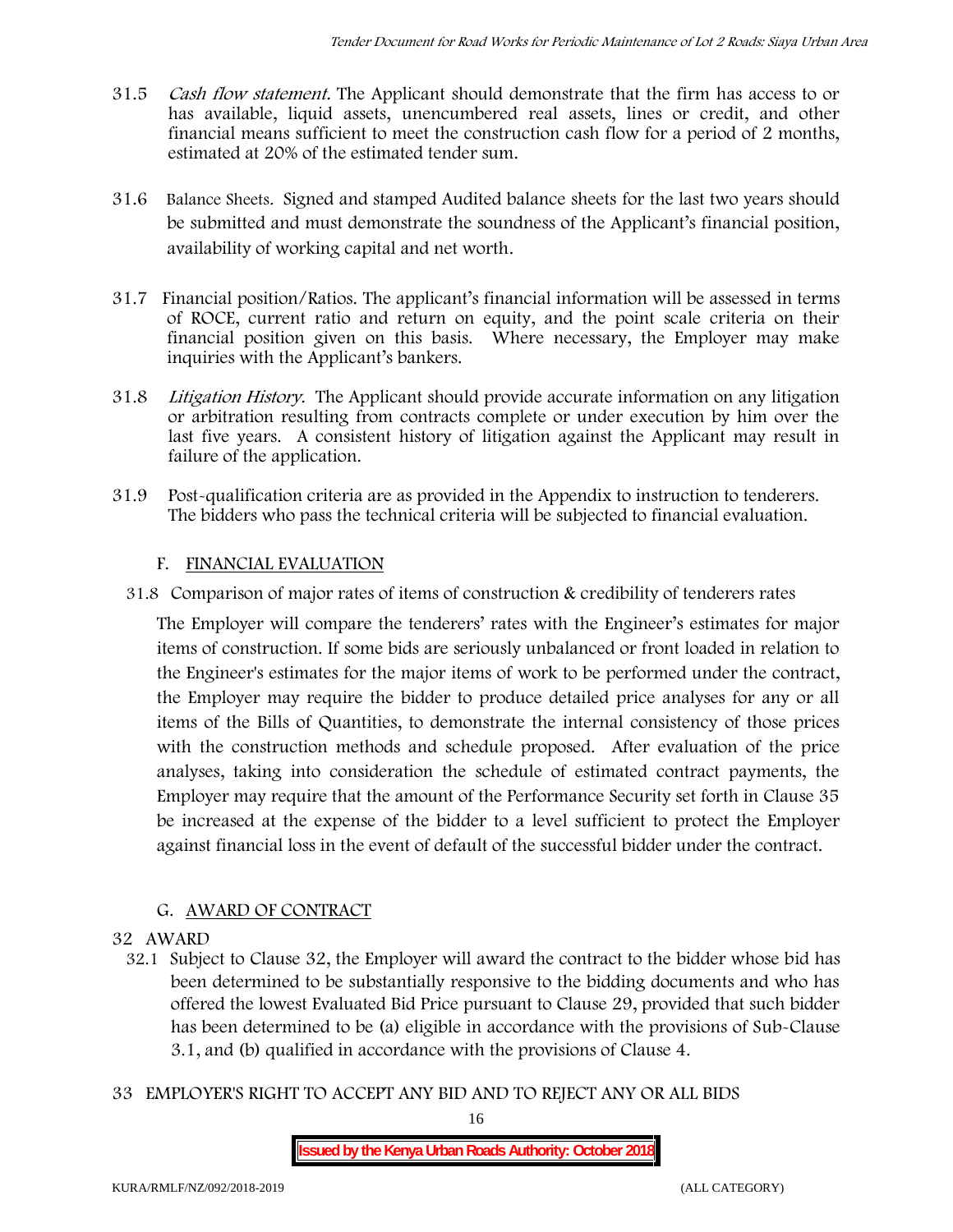31.5 *Cash flow statement.* The Applicant should demonstrate that the firm has access to or has available, liquid assets, unencumbered real assets, lines or credit, and other financial means sufficient to meet the construction cash flow for a period of 2 months, estimated at 20% of the estimated tender sum.

31.6 Balance Sheets. Signed and stamped Audited balance sheets for the last two years should be submitted and must demonstrate the soundness of the Applicant's financial position, availability of working capital and net worth.

31.7 Financial position/Ratios. The applicant's financial information will be assessed in terms of ROCE, current ratio and return on equity, and the point scale criteria on their financial position given on this basis. Where necessary, the Employer may make inquiries with the Applicant's bankers.

31.8 *Litigation History.* The Applicant should provide accurate information on any litigation or arbitration resulting from contracts complete or under execution by him over the last five years. A consistent history of litigation against the Applicant may result in failure of the application.

31.9 Post-qualification criteria are as provided in the Appendix to instruction to tenderers. The bidders who pass the technical criteria will be subjected to financial evaluation.

## F. FINANCIAL EVALUATION

31.8 Comparison of major rates of items of construction & credibility of tenderers rates

The Employer will compare the tenderers' rates with the Engineer's estimates for major items of construction. If some bids are seriously unbalanced or front loaded in relation to the Engineer's estimates for the major items of work to be performed under the contract, the Employer may require the bidder to produce detailed price analyses for any or all items of the Bills of Quantities, to demonstrate the internal consistency of those prices with the construction methods and schedule proposed. After evaluation of the price analyses, taking into consideration the schedule of estimated contract payments, the Employer may require that the amount of the Performance Security set forth in Clause 35 be increased at the expense of the bidder to a level sufficient to protect the Employer against financial loss in the event of default of the successful bidder under the contract.

## G. AWARD OF CONTRACT

## 32 AWARD

32.1 Subject to Clause 32, the Employer will award the contract to the bidder whose bid has been determined to be substantially responsive to the bidding documents and who has offered the lowest Evaluated Bid Price pursuant to Clause 29, provided that such bidder has been determined to be (a) eligible in accordance with the provisions of Sub-Clause 3.1, and (b) qualified in accordance with the provisions of Clause 4.

## 33 EMPLOYER'S RIGHT TO ACCEPT ANY BID AND TO REJECT ANY OR ALL BIDS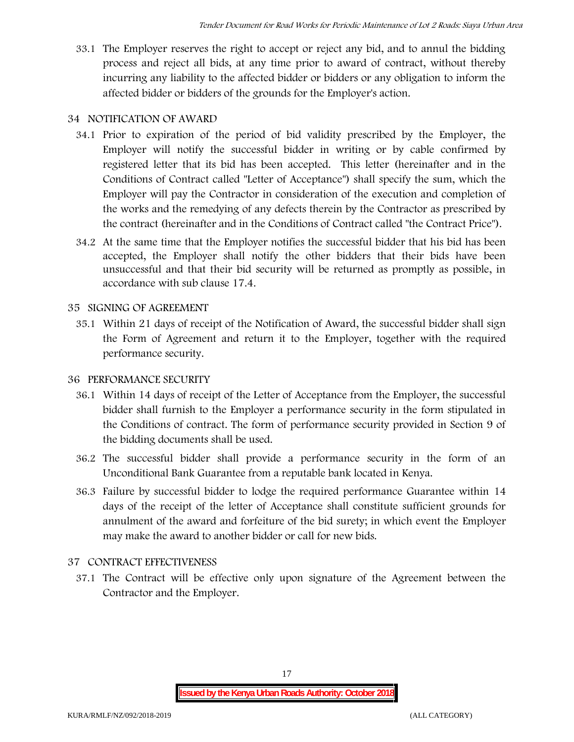33.1 The Employer reserves the right to accept or reject any bid, and to annul the bidding process and reject all bids, at any time prior to award of contract, without thereby incurring any liability to the affected bidder or bidders or any obligation to inform the affected bidder or bidders of the grounds for the Employer's action.

## 34 NOTIFICATION OF AWARD

34.1 Prior to expiration of the period of bid validity prescribed by the Employer, the Employer will notify the successful bidder in writing or by cable confirmed by registered letter that its bid has been accepted. This letter (hereinafter and in the Conditions of Contract called "Letter of Acceptance") shall specify the sum, which the Employer will pay the Contractor in consideration of the execution and completion of the works and the remedying of any defects therein by the Contractor as prescribed by the contract (hereinafter and in the Conditions of Contract called "the Contract Price").

34.2 At the same time that the Employer notifies the successful bidder that his bid has been accepted, the Employer shall notify the other bidders that their bids have been unsuccessful and that their bid security will be returned as promptly as possible, in accordance with sub clause 17.4.

## 35 SIGNING OF AGREEMENT

35.1 Within 21 days of receipt of the Notification of Award, the successful bidder shall sign the Form of Agreement and return it to the Employer, together with the required performance security.

## 36 PERFORMANCE SECURITY

36.1 Within 14 days of receipt of the Letter of Acceptance from the Employer, the successful bidder shall furnish to the Employer a performance security in the form stipulated in the Conditions of contract. The form of performance security provided in Section 9 of the bidding documents shall be used.

36.2 The successful bidder shall provide a performance security in the form of an Unconditional Bank Guarantee from a reputable bank located in Kenya.

36.3 Failure by successful bidder to lodge the required performance Guarantee within 14 days of the receipt of the letter of Acceptance shall constitute sufficient grounds for annulment of the award and forfeiture of the bid surety; in which event the Employer may make the award to another bidder or call for new bids.

## 37 CONTRACT EFFECTIVENESS

37.1 The Contract will be effective only upon signature of the Agreement between the Contractor and the Employer.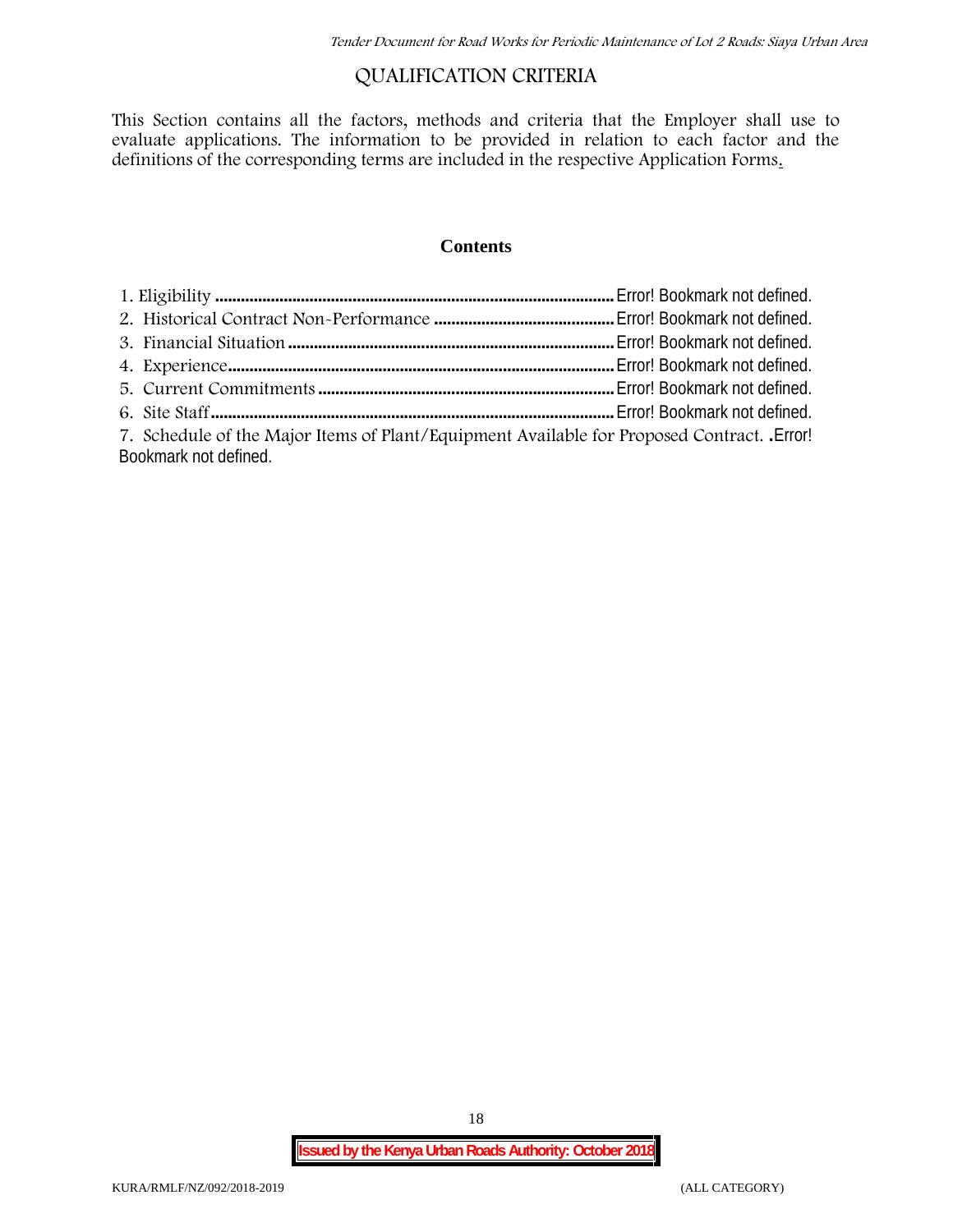# QUALIFICATION CRITERIA

This Section contains all the factors, methods and criteria that the Employer shall use to evaluate applications. The information to be provided in relation to each factor and the definitions of the corresponding terms are included in the respective Application Forms.

## Contents

1. Eligibility ........................................................................................ Error! Bookmark not defined.
2. Historical Contract Non-Performance ........................................ Error! Bookmark not defined.
3. Financial Situation ........................................................................ Error! Bookmark not defined.
4. Experience....................................................................................... Error! Bookmark not defined.
5. Current Commitments .................................................................. Error! Bookmark not defined.
6. Site Staff.......................................................................................... Error! Bookmark not defined.
7. Schedule of the Major Items of Plant/Equipment Available for Proposed Contract. .Error! Bookmark not defined.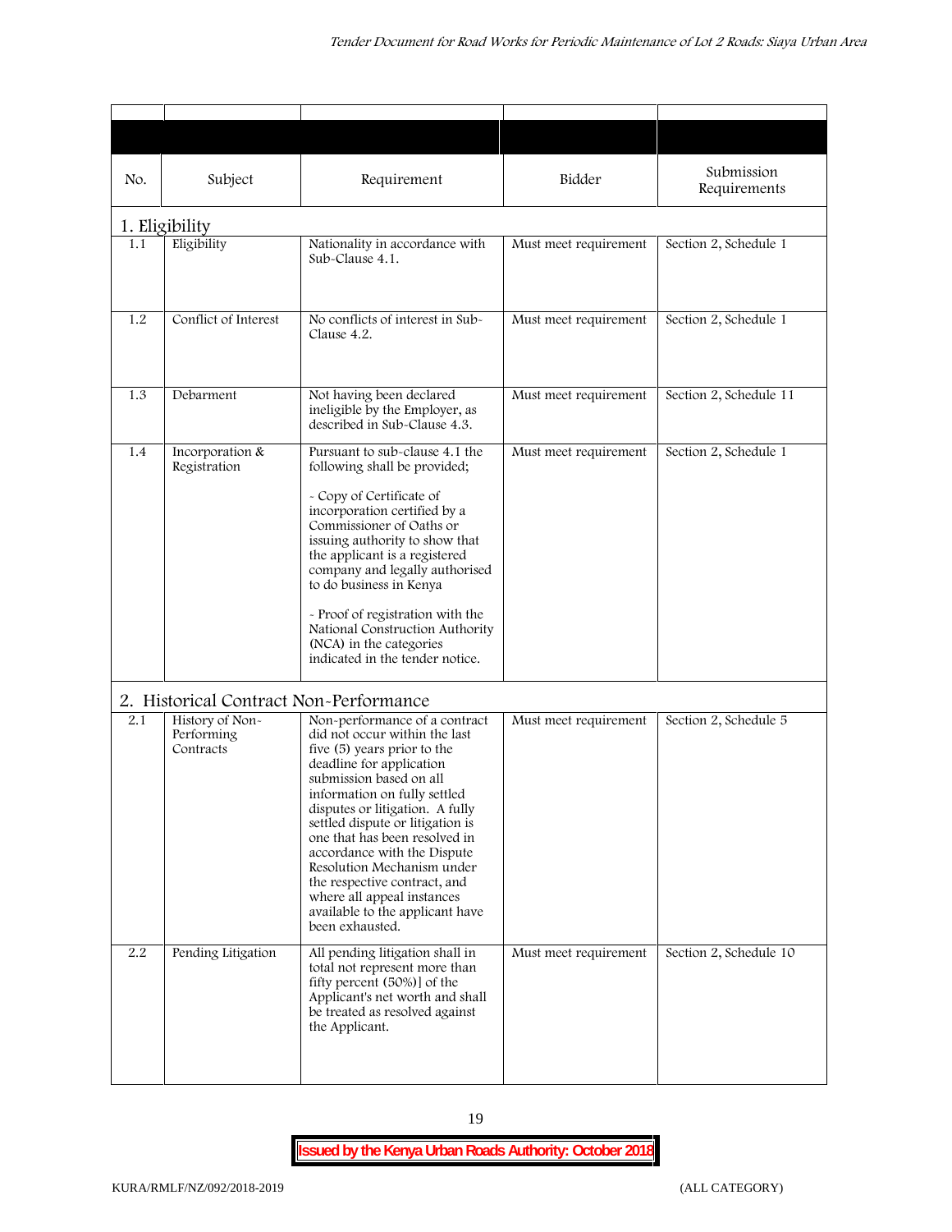| No. | Subject | Requirement | Bidder | Submission Requirements |
|---|---|---|---|---|
| **1. Eligibility** | | | | |
| 1.1 | Eligibility | Nationality in accordance with Sub-Clause 4.1. | Must meet requirement | Section 2, Schedule 1 |
| 1.2 | Conflict of Interest | No conflicts of interest in Sub-Clause 4.2. | Must meet requirement | Section 2, Schedule 1 |
| 1.3 | Debarment | Not having been declared ineligible by the Employer, as described in Sub-Clause 4.3. | Must meet requirement | Section 2, Schedule 11 |
| 1.4 | Incorporation & Registration | Pursuant to sub-clause 4.1 the following shall be provided;<br><br>- Copy of Certificate of incorporation certified by a Commissioner of Oaths or issuing authority to show that the applicant is a registered company and legally authorised to do business in Kenya<br><br>- Proof of registration with the National Construction Authority (NCA) in the categories indicated in the tender notice. | Must meet requirement | Section 2, Schedule 1 |
| **2. Historical Contract Non-Performance** | | | | |
| 2.1 | History of Non-Performing Contracts | Non-performance of a contract did not occur within the last five (5) years prior to the deadline for application submission based on all information on fully settled disputes or litigation. A fully settled dispute or litigation is one that has been resolved in accordance with the Dispute Resolution Mechanism under the respective contract, and where all appeal instances available to the applicant have been exhausted. | Must meet requirement | Section 2, Schedule 5 |
| 2.2 | Pending Litigation | All pending litigation shall in total not represent more than fifty percent (50%)] of the Applicant's net worth and shall be treated as resolved against the Applicant. | Must meet requirement | Section 2, Schedule 10 |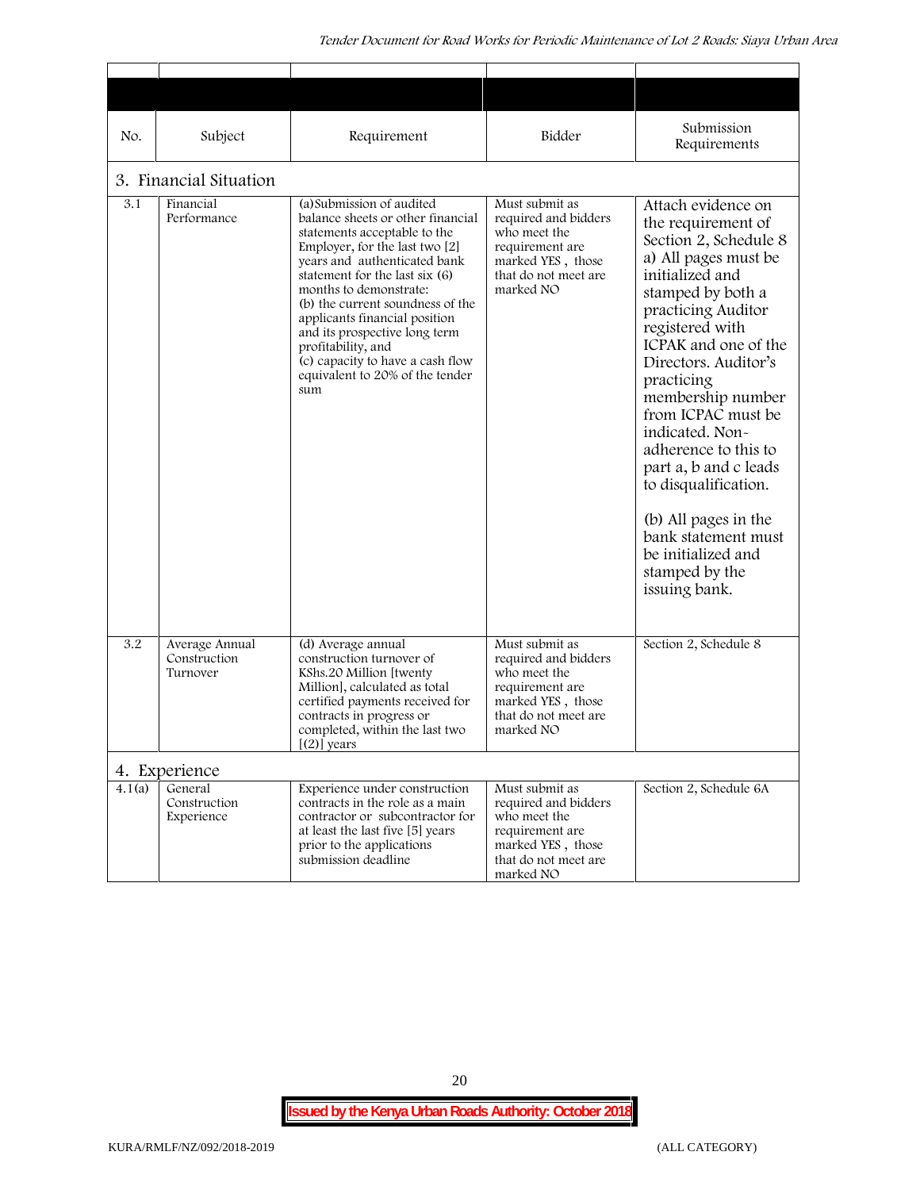| No. | Subject | Requirement | Bidder | Submission Requirements |
|---|---|---|---|---|
| **3. Financial Situation** | | | | |
| 3.1 | Financial Performance | (a)Submission of audited balance sheets or other financial statements acceptable to the Employer, for the last two [2] years and authenticated bank statement for the last six (6) months to demonstrate:<br>(b) the current soundness of the applicants financial position and its prospective long term profitability, and<br>(c) capacity to have a cash flow equivalent to 20% of the tender sum | Must submit as required and bidders who meet the requirement are marked YES , those that do not meet are marked NO | Attach evidence on the requirement of Section 2, Schedule 8 a) All pages must be initialized and stamped by both a practicing Auditor registered with ICPAK and one of the Directors. Auditor's practicing membership number from ICPAC must be indicated. Non-adherence to this to part a, b and c leads to disqualification.<br><br>(b) All pages in the bank statement must be initialized and stamped by the issuing bank. |
| 3.2 | Average Annual Construction Turnover | (d) Average annual construction turnover of KShs.20 Million [twenty Million], calculated as total certified payments received for contracts in progress or completed, within the last two [(2)] years | Must submit as required and bidders who meet the requirement are marked YES , those that do not meet are marked NO | Section 2, Schedule 8 |
| **4. Experience** | | | | |
| 4.1(a) | General Construction Experience | Experience under construction contracts in the role as a main contractor or subcontractor for at least the last five [5] years prior to the applications submission deadline | Must submit as required and bidders who meet the requirement are marked YES , those that do not meet are marked NO | Section 2, Schedule 6A |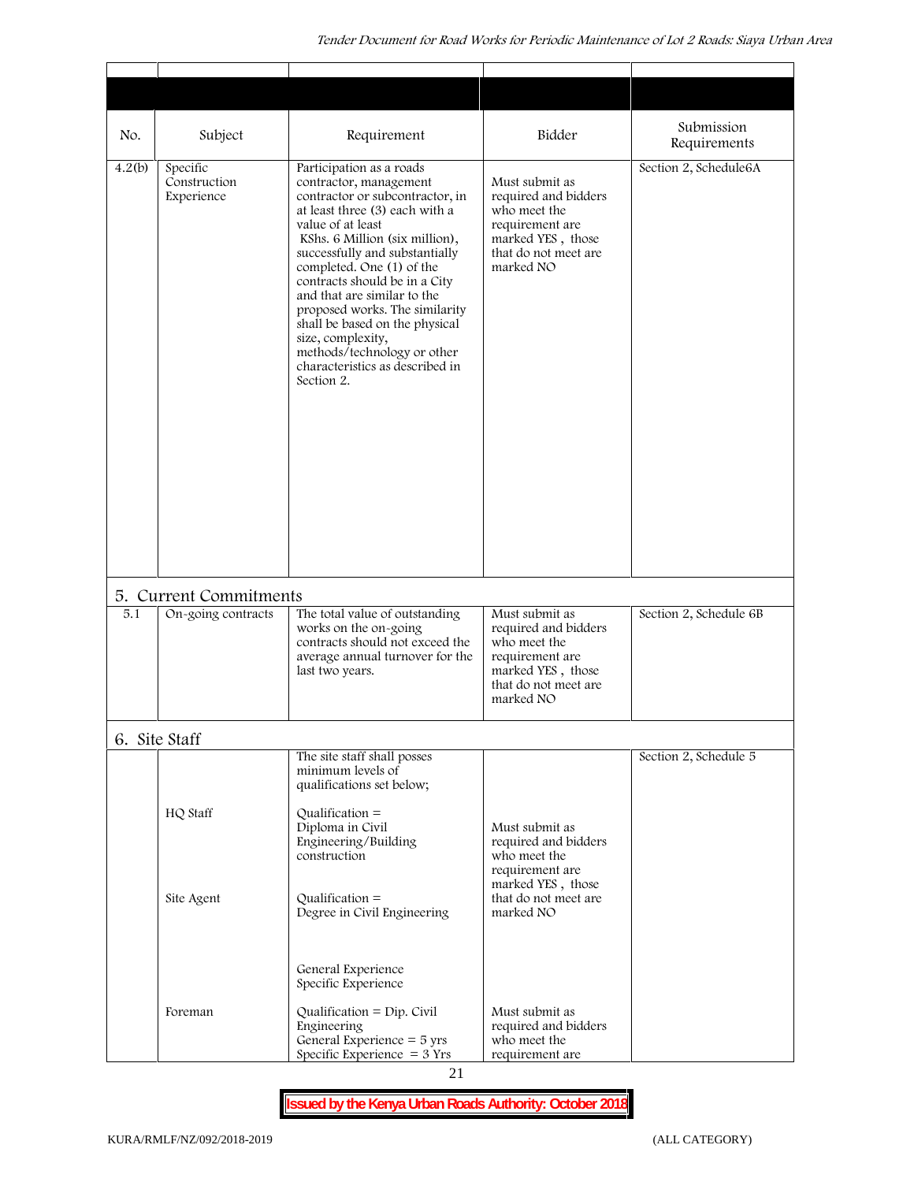| No. | Subject | Requirement | Bidder | Submission Requirements |
|---|---|---|---|---|
| 4.2(b) | Specific Construction Experience | Participation as a roads contractor, management contractor or subcontractor, in at least three (3) each with a value of at least KShs. 6 Million (six million), successfully and substantially completed. One (1) of the contracts should be in a City and that are similar to the proposed works. The similarity shall be based on the physical size, complexity, methods/technology or other characteristics as described in Section 2. | Must submit as required and bidders who meet the requirement are marked YES , those that do not meet are marked NO | Section 2, Schedule6A |
| **5. Current Commitments** | | | | |
| 5.1 | On-going contracts | The total value of outstanding works on the on-going contracts should not exceed the average annual turnover for the last two years. | Must submit as required and bidders who meet the requirement are marked YES , those that do not meet are marked NO | Section 2, Schedule 6B |
| **6. Site Staff** | | | | |
| | | The site staff shall posses minimum levels of qualifications set below; | | Section 2, Schedule 5 |
| | HQ Staff | Qualification = Diploma in Civil Engineering/Building construction | Must submit as required and bidders who meet the requirement are marked YES , those that do not meet are marked NO | |
| | Site Agent | Qualification = Degree in Civil Engineering<br><br>General Experience<br>Specific Experience | | |
| | Foreman | Qualification = Dip. Civil Engineering<br>General Experience = 5 yrs<br>Specific Experience = 3 Yrs | Must submit as required and bidders who meet the requirement are | |

**Issued by the Kenya Urban Roads Authority: October 2018**

KURA/RMLF/NZ/092/2018-2019 (ALL CATEGORY)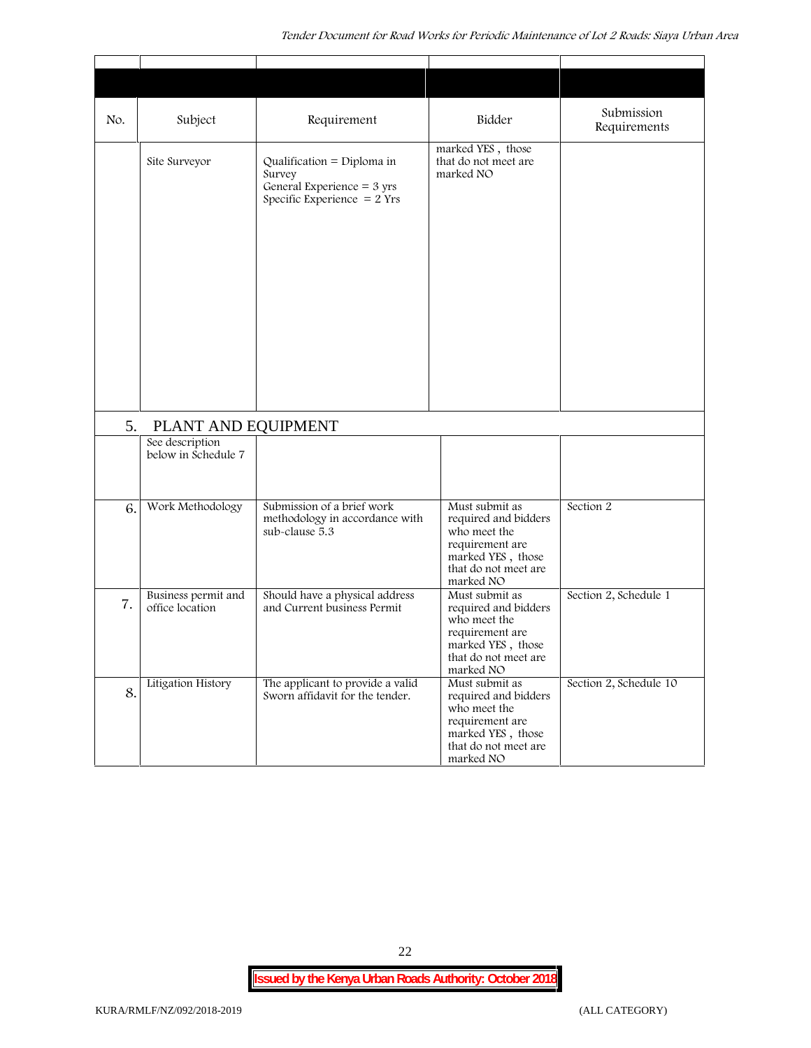| No. | Subject | Requirement | Bidder | Submission Requirements |
|---|---|---|---|---|
| | Site Surveyor | Qualification = Diploma in Survey<br>General Experience = 3 yrs<br>Specific Experience = 2 Yrs | marked YES , those that do not meet are marked NO | |
| 5. | PLANT AND EQUIPMENT | | | |
| | See description below in Schedule 7 | | | |
| 6. | Work Methodology | Submission of a brief work methodology in accordance with sub-clause 5.3 | Must submit as required and bidders who meet the requirement are marked YES , those that do not meet are marked NO | Section 2 |
| 7. | Business permit and office location | Should have a physical address and Current business Permit | Must submit as required and bidders who meet the requirement are marked YES , those that do not meet are marked NO | Section 2, Schedule 1 |
| 8. | Litigation History | The applicant to provide a valid Sworn affidavit for the tender. | Must submit as required and bidders who meet the requirement are marked YES , those that do not meet are marked NO | Section 2, Schedule 10 |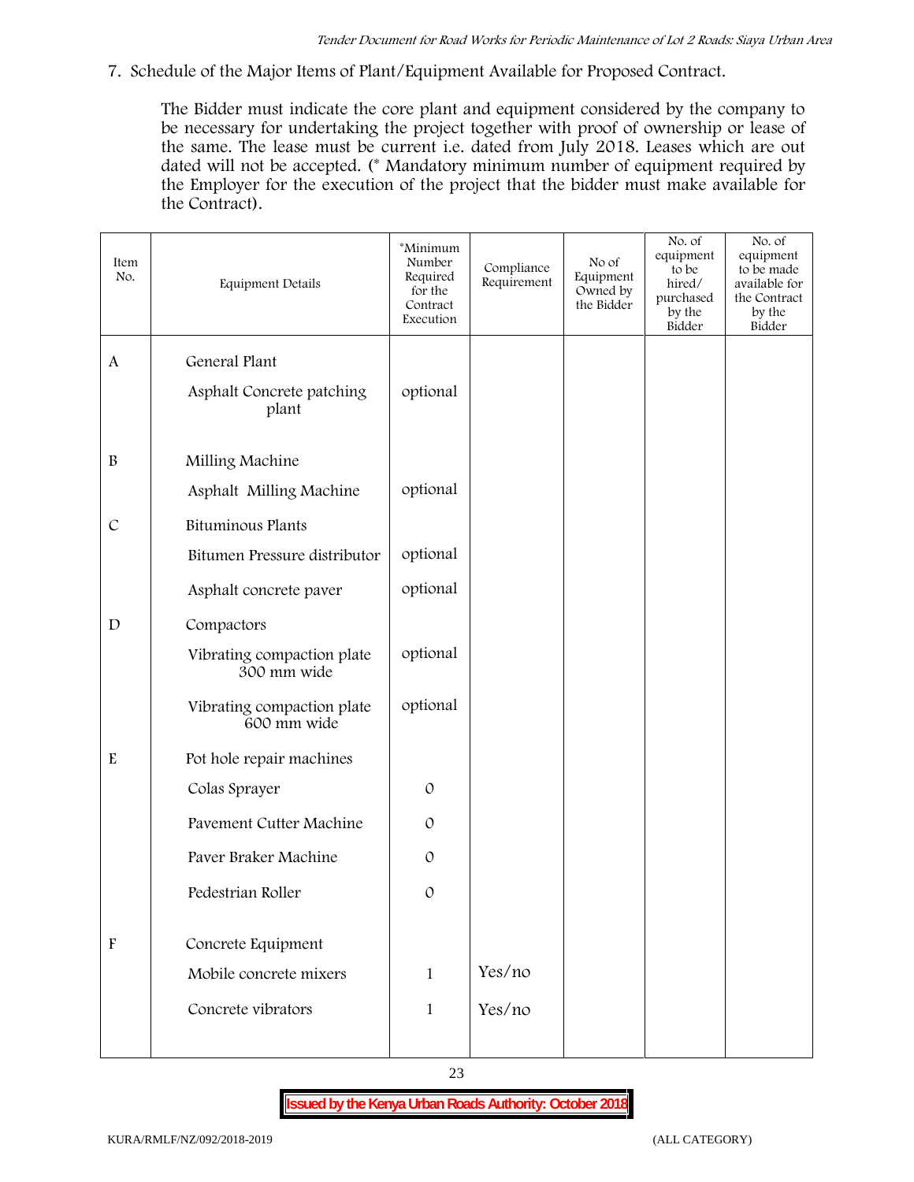7. Schedule of the Major Items of Plant/Equipment Available for Proposed Contract.

The Bidder must indicate the core plant and equipment considered by the company to be necessary for undertaking the project together with proof of ownership or lease of the same. The lease must be current i.e. dated from July 2018. Leases which are out dated will not be accepted. (* Mandatory minimum number of equipment required by the Employer for the execution of the project that the bidder must make available for the Contract).

| Item No. | Equipment Details | *Minimum Number Required for the Contract Execution | Compliance Requirement | No of Equipment Owned by the Bidder | No. of equipment to be hired/ purchased by the Bidder | No. of equipment to be made available for the Contract by the Bidder |
|---|---|---|---|---|---|---|
| A | General Plant | | | | | |
| | Asphalt Concrete patching plant | optional | | | | |
| B | Milling Machine | | | | | |
| | Asphalt Milling Machine | optional | | | | |
| C | Bituminous Plants | | | | | |
| | Bitumen Pressure distributor | optional | | | | |
| | Asphalt concrete paver | optional | | | | |
| D | Compactors | | | | | |
| | Vibrating compaction plate 300 mm wide | optional | | | | |
| | Vibrating compaction plate 600 mm wide | optional | | | | |
| E | Pot hole repair machines | | | | | |
| | Colas Sprayer | 0 | | | | |
| | Pavement Cutter Machine | 0 | | | | |
| | Paver Braker Machine | 0 | | | | |
| | Pedestrian Roller | 0 | | | | |
| F | Concrete Equipment | | | | | |
| | Mobile concrete mixers | 1 | Yes/no | | | |
| | Concrete vibrators | 1 | Yes/no | | | |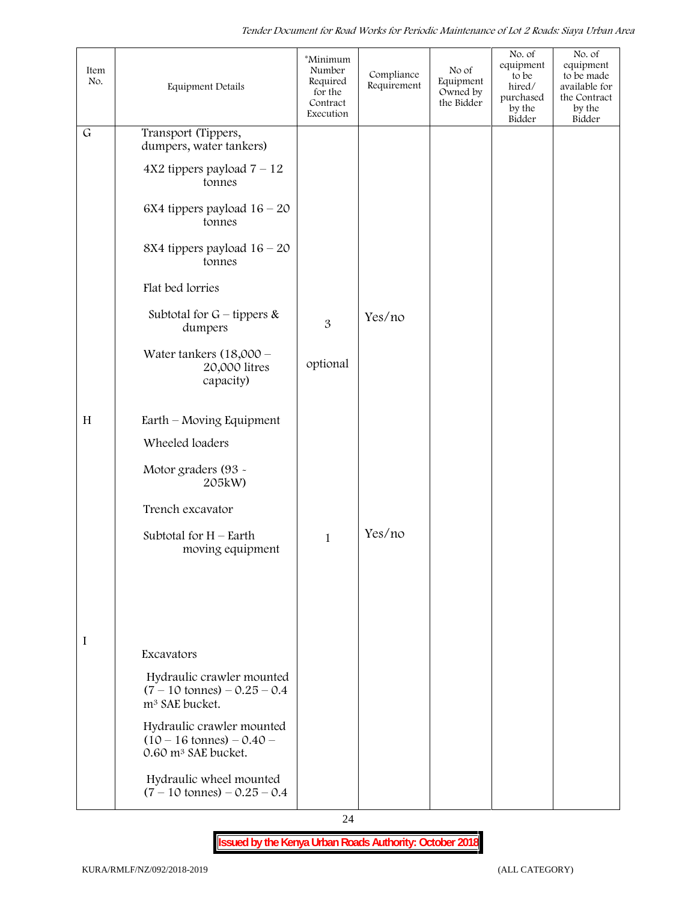| Item No. | Equipment Details | *Minimum Number Required for the Contract Execution | Compliance Requirement | No of Equipment Owned by the Bidder | No. of equipment to be hired/ purchased by the Bidder | No. of equipment to be made available for the Contract by the Bidder |
|---|---|---|---|---|---|---|
| G | Transport (Tippers, dumpers, water tankers) | | | | | |
| | 4X2 tippers payload 7 – 12 tonnes | | | | | |
| | 6X4 tippers payload 16 – 20 tonnes | | | | | |
| | 8X4 tippers payload 16 – 20 tonnes | | | | | |
| | Flat bed lorries | | | | | |
| | Subtotal for G – tippers & dumpers | 3 | Yes/no | | | |
| | Water tankers (18,000 – 20,000 litres capacity) | optional | | | | |
| H | Earth – Moving Equipment | | | | | |
| | Wheeled loaders | | | | | |
| | Motor graders (93 - 205kW) | | | | | |
| | Trench excavator | | | | | |
| | Subtotal for H – Earth moving equipment | 1 | Yes/no | | | |
| I | Excavators | | | | | |
| | Hydraulic crawler mounted (7 – 10 tonnes) – 0.25 – 0.4 $m^3$ SAE bucket. | | | | | |
| | Hydraulic crawler mounted (10 – 16 tonnes) – 0.40 – 0.60 $m^3$ SAE bucket. | | | | | |
| | Hydraulic wheel mounted (7 – 10 tonnes) – 0.25 – 0.4 | | | | | |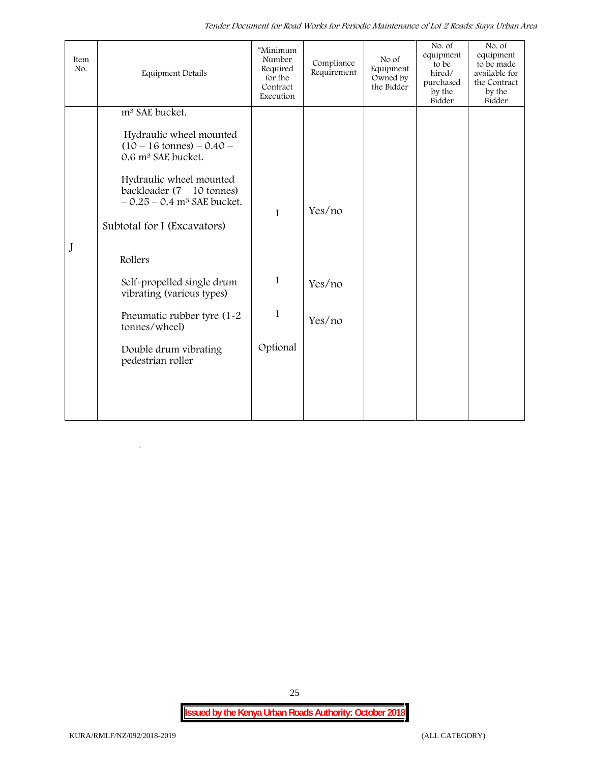| Item No. | Equipment Details | *Minimum Number Required for the Contract Execution | Compliance Requirement | No of Equipment Owned by the Bidder | No. of equipment to be hired/ purchased by the Bidder | No. of equipment to be made available for the Contract by the Bidder |
|---|---|---|---|---|---|---|
| | $m^3$ SAE bucket. | | | | | |
| | Hydraulic wheel mounted (10 – 16 tonnes) – 0.40 – 0.6 $m^3$ SAE bucket. | | | | | |
| | Hydraulic wheel mounted backloader (7 – 10 tonnes) – 0.25 – 0.4 $m^3$ SAE bucket. | 1 | Yes/no | | | |
| | Subtotal for I (Excavators) | | | | | |
| J | Rollers | | | | | |
| | Self-propelled single drum vibrating (various types) | 1 | Yes/no | | | |
| | Pneumatic rubber tyre (1-2 tonnes/wheel) | 1 | Yes/no | | | |
| | Double drum vibrating pedestrian roller | Optional | | | | |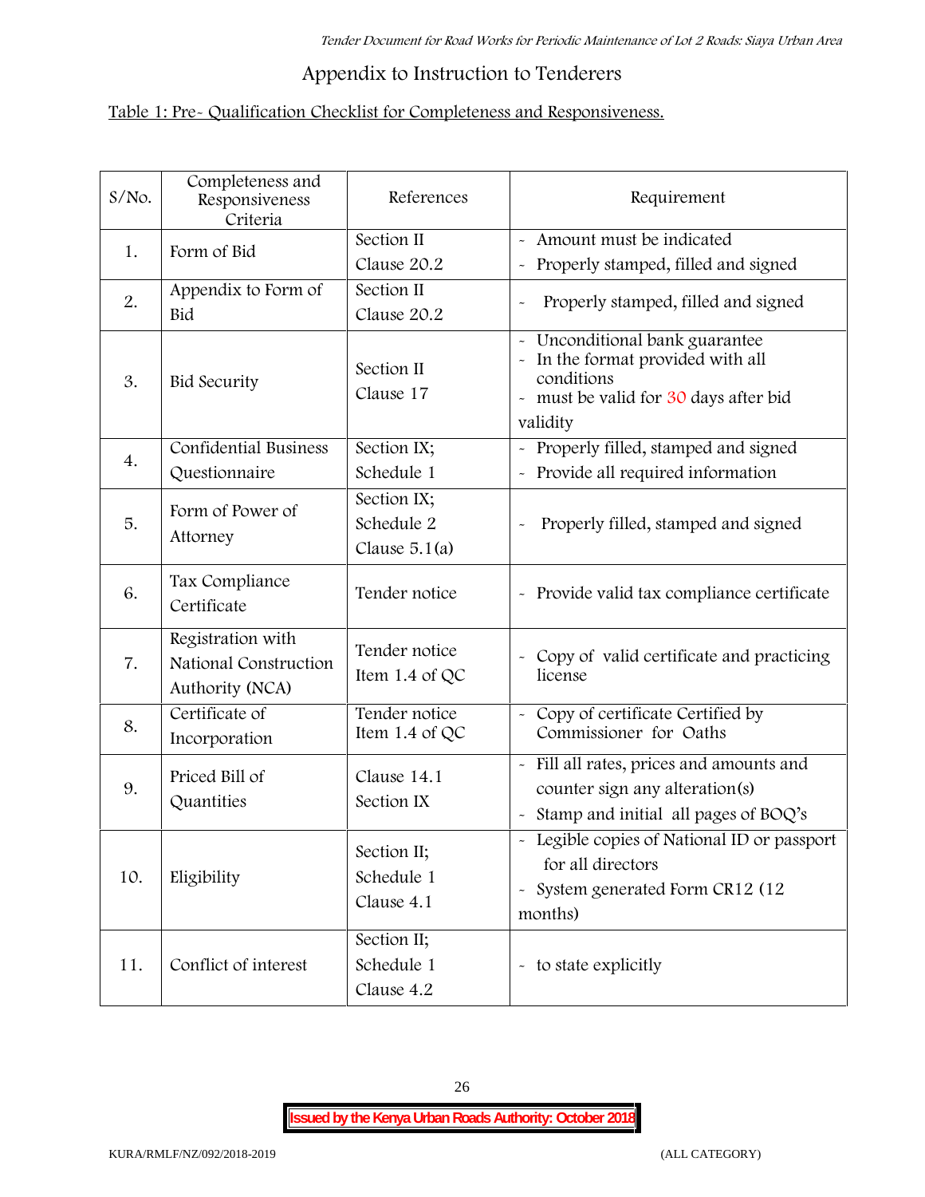## Appendix to Instruction to Tenderers

Table 1: Pre- Qualification Checklist for Completeness and Responsiveness.

| S/No. | Completeness and Responsiveness Criteria | References | Requirement |
|---|---|---|---|
| 1. | Form of Bid | Section II Clause 20.2 | - Amount must be indicated<br>- Properly stamped, filled and signed |
| 2. | Appendix to Form of Bid | Section II Clause 20.2 | - Properly stamped, filled and signed |
| 3. | Bid Security | Section II Clause 17 | - Unconditional bank guarantee<br>- In the format provided with all conditions<br>- must be valid for 30 days after bid validity |
| 4. | Confidential Business Questionnaire | Section IX; Schedule 1 | - Properly filled, stamped and signed<br>- Provide all required information |
| 5. | Form of Power of Attorney | Section IX; Schedule 2 Clause 5.1(a) | - Properly filled, stamped and signed |
| 6. | Tax Compliance Certificate | Tender notice | - Provide valid tax compliance certificate |
| 7. | Registration with National Construction Authority (NCA) | Tender notice Item 1.4 of QC | - Copy of valid certificate and practicing license |
| 8. | Certificate of Incorporation | Tender notice Item 1.4 of QC | - Copy of certificate Certified by Commissioner for Oaths |
| 9. | Priced Bill of Quantities | Clause 14.1 Section IX | - Fill all rates, prices and amounts and counter sign any alteration(s)<br>- Stamp and initial all pages of BOQ's |
| 10. | Eligibility | Section II; Schedule 1 Clause 4.1 | - Legible copies of National ID or passport for all directors<br>- System generated Form CR12 (12 months) |
| 11. | Conflict of interest | Section II; Schedule 1 Clause 4.2 | - to state explicitly |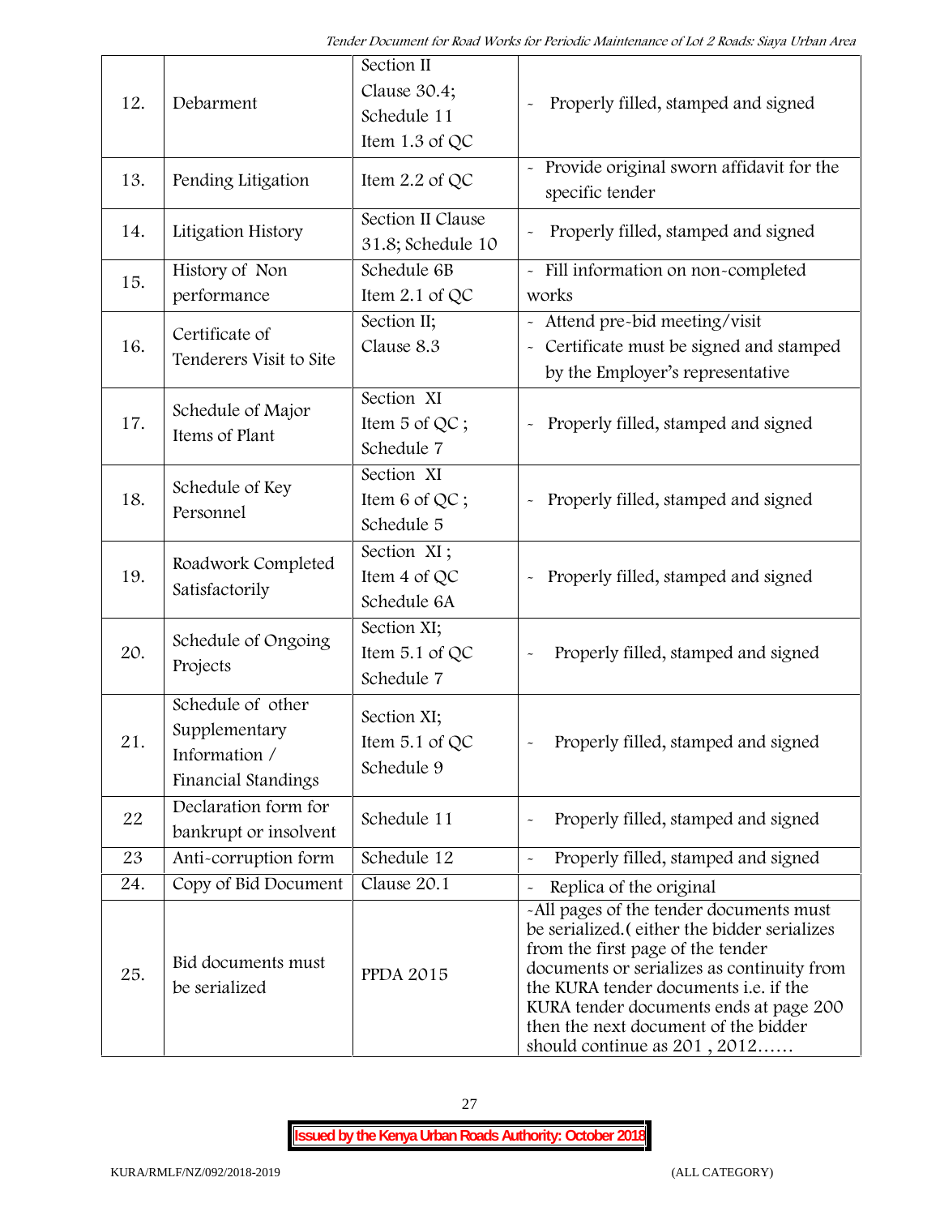| | | | |
|---|---|---|---|
| 12. | Debarment | Section II Clause 30.4; Schedule 11 Item 1.3 of QC | - Properly filled, stamped and signed |
| 13. | Pending Litigation | Item 2.2 of QC | - Provide original sworn affidavit for the specific tender |
| 14. | Litigation History | Section II Clause 31.8; Schedule 10 | - Properly filled, stamped and signed |
| 15. | History of Non performance | Schedule 6B Item 2.1 of QC | - Fill information on non-completed works |
| 16. | Certificate of Tenderers Visit to Site | Section II; Clause 8.3 | - Attend pre-bid meeting/visit<br>- Certificate must be signed and stamped by the Employer's representative |
| 17. | Schedule of Major Items of Plant | Section XI Item 5 of QC ; Schedule 7 | - Properly filled, stamped and signed |
| 18. | Schedule of Key Personnel | Section XI Item 6 of QC ; Schedule 5 | - Properly filled, stamped and signed |
| 19. | Roadwork Completed Satisfactorily | Section XI ; Item 4 of QC Schedule 6A | - Properly filled, stamped and signed |
| 20. | Schedule of Ongoing Projects | Section XI; Item 5.1 of QC Schedule 7 | - Properly filled, stamped and signed |
| 21. | Schedule of other Supplementary Information / Financial Standings | Section XI; Item 5.1 of QC Schedule 9 | - Properly filled, stamped and signed |
| 22 | Declaration form for bankrupt or insolvent | Schedule 11 | - Properly filled, stamped and signed |
| 23 | Anti-corruption form | Schedule 12 | - Properly filled, stamped and signed |
| 24. | Copy of Bid Document | Clause 20.1 | - Replica of the original |
| 25. | Bid documents must be serialized | PPDA 2015 | -All pages of the tender documents must be serialized.( either the bidder serializes from the first page of the tender documents or serializes as continuity from the KURA tender documents i.e. if the KURA tender documents ends at page 200 then the next document of the bidder should continue as 201 , 2012…… |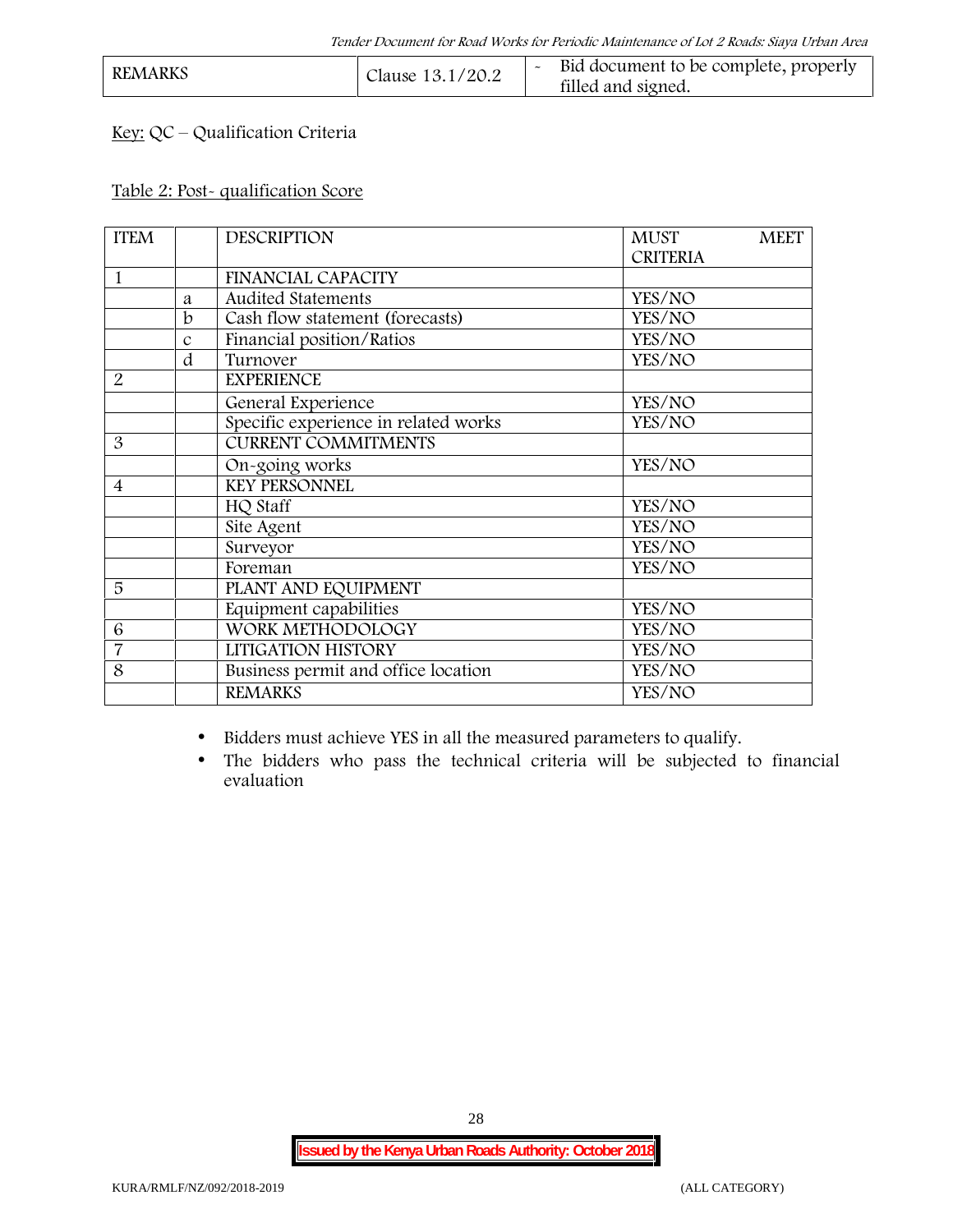| REMARKS | Clause 13.1/20.2 | - | Bid document to be complete, properly filled and signed. |
|---|---|---|---|

Key: QC – Qualification Criteria

Table 2: Post- qualification Score

| ITEM | | DESCRIPTION | MUST MEET CRITERIA |
|---|---|---|---|
| 1 | | FINANCIAL CAPACITY | |
| | a | Audited Statements | YES/NO |
| | b | Cash flow statement (forecasts) | YES/NO |
| | c | Financial position/Ratios | YES/NO |
| | d | Turnover | YES/NO |
| 2 | | EXPERIENCE | |
| | | General Experience | YES/NO |
| | | Specific experience in related works | YES/NO |
| 3 | | CURRENT COMMITMENTS | |
| | | On-going works | YES/NO |
| 4 | | KEY PERSONNEL | |
| | | HQ Staff | YES/NO |
| | | Site Agent | YES/NO |
| | | Surveyor | YES/NO |
| | | Foreman | YES/NO |
| 5 | | PLANT AND EQUIPMENT | |
| | | Equipment capabilities | YES/NO |
| 6 | | WORK METHODOLOGY | YES/NO |
| 7 | | LITIGATION HISTORY | YES/NO |
| 8 | | Business permit and office location | YES/NO |
| | | REMARKS | YES/NO |

- Bidders must achieve YES in all the measured parameters to qualify.
- The bidders who pass the technical criteria will be subjected to financial evaluation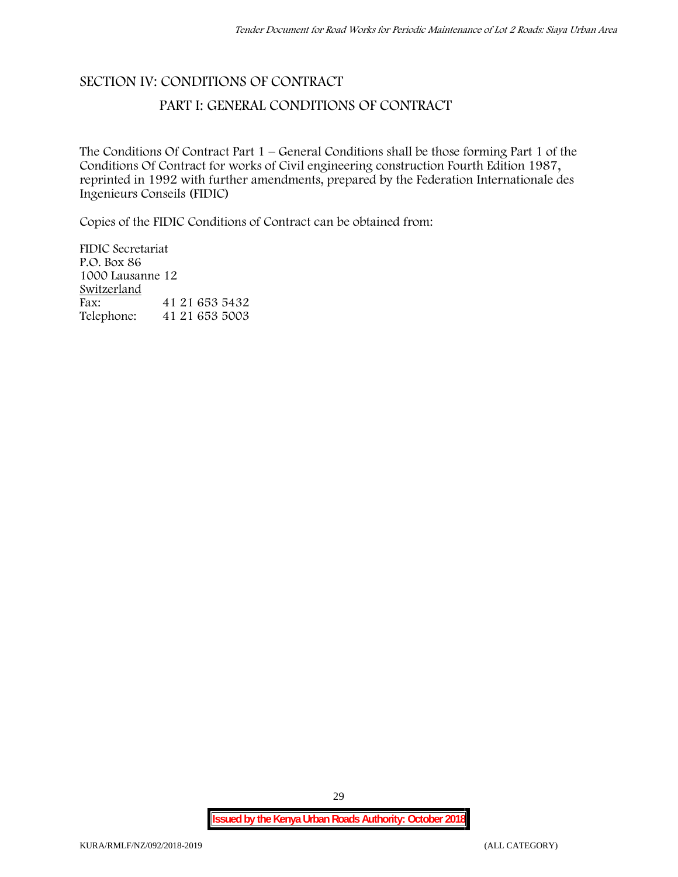## SECTION IV: CONDITIONS OF CONTRACT

### PART I: GENERAL CONDITIONS OF CONTRACT

The Conditions Of Contract Part 1 – General Conditions shall be those forming Part 1 of the Conditions Of Contract for works of Civil engineering construction Fourth Edition 1987, reprinted in 1992 with further amendments, prepared by the Federation Internationale des Ingenieurs Conseils (FIDIC)

Copies of the FIDIC Conditions of Contract can be obtained from:

FIDIC Secretariat  
P.O. Box 86  
1000 Lausanne 12  
Switzerland  
Fax: 41 21 653 5432  
Telephone: 41 21 653 5003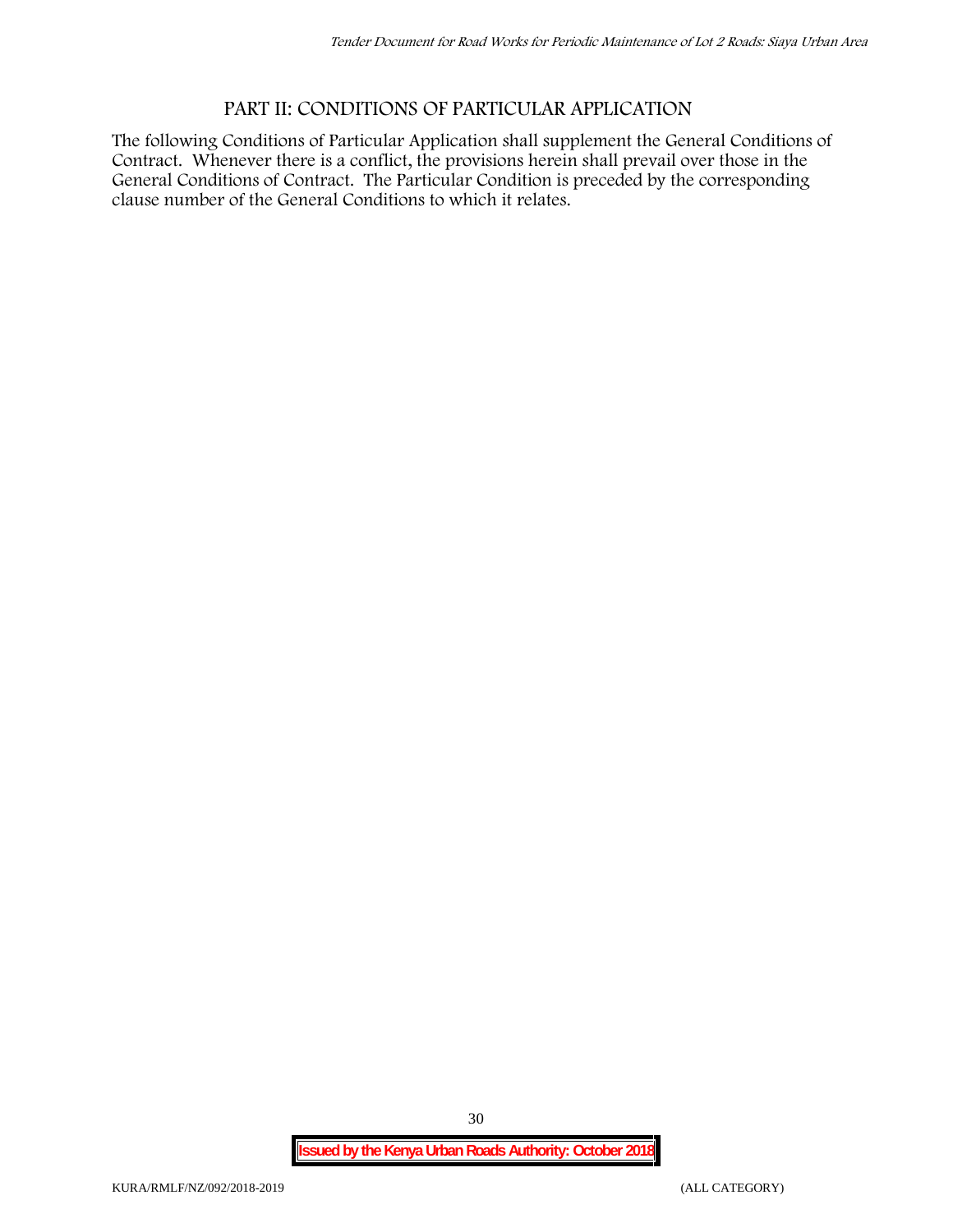# PART II: CONDITIONS OF PARTICULAR APPLICATION

The following Conditions of Particular Application shall supplement the General Conditions of Contract. Whenever there is a conflict, the provisions herein shall prevail over those in the General Conditions of Contract. The Particular Condition is preceded by the corresponding clause number of the General Conditions to which it relates.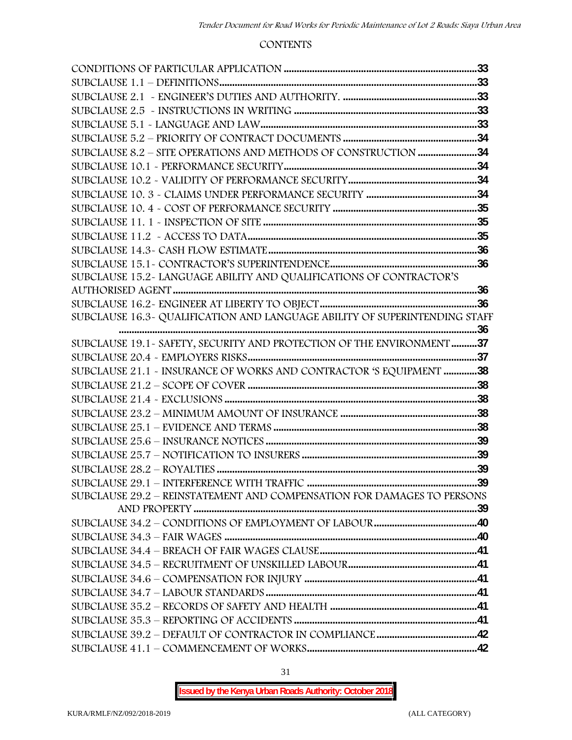## CONTENTS

| | |
|---|---|
| CONDITIONS OF PARTICULAR APPLICATION | 33 |
| SUBCLAUSE 1.1 – DEFINITIONS | 33 |
| SUBCLAUSE 2.1 - ENGINEER'S DUTIES AND AUTHORITY. | 33 |
| SUBCLAUSE 2.5 - INSTRUCTIONS IN WRITING | 33 |
| SUBCLAUSE 5.1 - LANGUAGE AND LAW | 33 |
| SUBCLAUSE 5.2 – PRIORITY OF CONTRACT DOCUMENTS | 34 |
| SUBCLAUSE 8.2 – SITE OPERATIONS AND METHODS OF CONSTRUCTION | 34 |
| SUBCLAUSE 10.1 - PERFORMANCE SECURITY | 34 |
| SUBCLAUSE 10.2 - VALIDITY OF PERFORMANCE SECURITY | 34 |
| SUBCLAUSE 10. 3 - CLAIMS UNDER PERFORMANCE SECURITY | 34 |
| SUBCLAUSE 10. 4 - COST OF PERFORMANCE SECURITY | 35 |
| SUBCLAUSE 11. 1 - INSPECTION OF SITE | 35 |
| SUBCLAUSE 11.2 - ACCESS TO DATA | 35 |
| SUBCLAUSE 14.3- CASH FLOW ESTIMATE | 36 |
| SUBCLAUSE 15.1- CONTRACTOR'S SUPERINTENDENCE | 36 |
| SUBCLAUSE 15.2- LANGUAGE ABILITY AND QUALIFICATIONS OF CONTRACTOR'S AUTHORISED AGENT | 36 |
| SUBCLAUSE 16.2- ENGINEER AT LIBERTY TO OBJECT | 36 |
| SUBCLAUSE 16.3- QUALIFICATION AND LANGUAGE ABILITY OF SUPERINTENDING STAFF | 36 |
| SUBCLAUSE 19.1- SAFETY, SECURITY AND PROTECTION OF THE ENVIRONMENT | 37 |
| SUBCLAUSE 20.4 - EMPLOYERS RISKS | 37 |
| SUBCLAUSE 21.1 - INSURANCE OF WORKS AND CONTRACTOR 'S EQUIPMENT | 38 |
| SUBCLAUSE 21.2 – SCOPE OF COVER | 38 |
| SUBCLAUSE 21.4 - EXCLUSIONS | 38 |
| SUBCLAUSE 23.2 – MINIMUM AMOUNT OF INSURANCE | 38 |
| SUBCLAUSE 25.1 – EVIDENCE AND TERMS | 38 |
| SUBCLAUSE 25.6 – INSURANCE NOTICES | 39 |
| SUBCLAUSE 25.7 – NOTIFICATION TO INSURERS | 39 |
| SUBCLAUSE 28.2 – ROYALTIES | 39 |
| SUBCLAUSE 29.1 – INTERFERENCE WITH TRAFFIC | 39 |
| SUBCLAUSE 29.2 – REINSTATEMENT AND COMPENSATION FOR DAMAGES TO PERSONS AND PROPERTY | 39 |
| SUBCLAUSE 34.2 – CONDITIONS OF EMPLOYMENT OF LABOUR | 40 |
| SUBCLAUSE 34.3 – FAIR WAGES | 40 |
| SUBCLAUSE 34.4 – BREACH OF FAIR WAGES CLAUSE | 41 |
| SUBCLAUSE 34.5 – RECRUITMENT OF UNSKILLED LABOUR | 41 |
| SUBCLAUSE 34.6 – COMPENSATION FOR INJURY | 41 |
| SUBCLAUSE 34.7 – LABOUR STANDARDS | 41 |
| SUBCLAUSE 35.2 – RECORDS OF SAFETY AND HEALTH | 41 |
| SUBCLAUSE 35.3 – REPORTING OF ACCIDENTS | 41 |
| SUBCLAUSE 39.2 – DEFAULT OF CONTRACTOR IN COMPLIANCE | 42 |
| SUBCLAUSE 41.1 – COMMENCEMENT OF WORKS | 42 |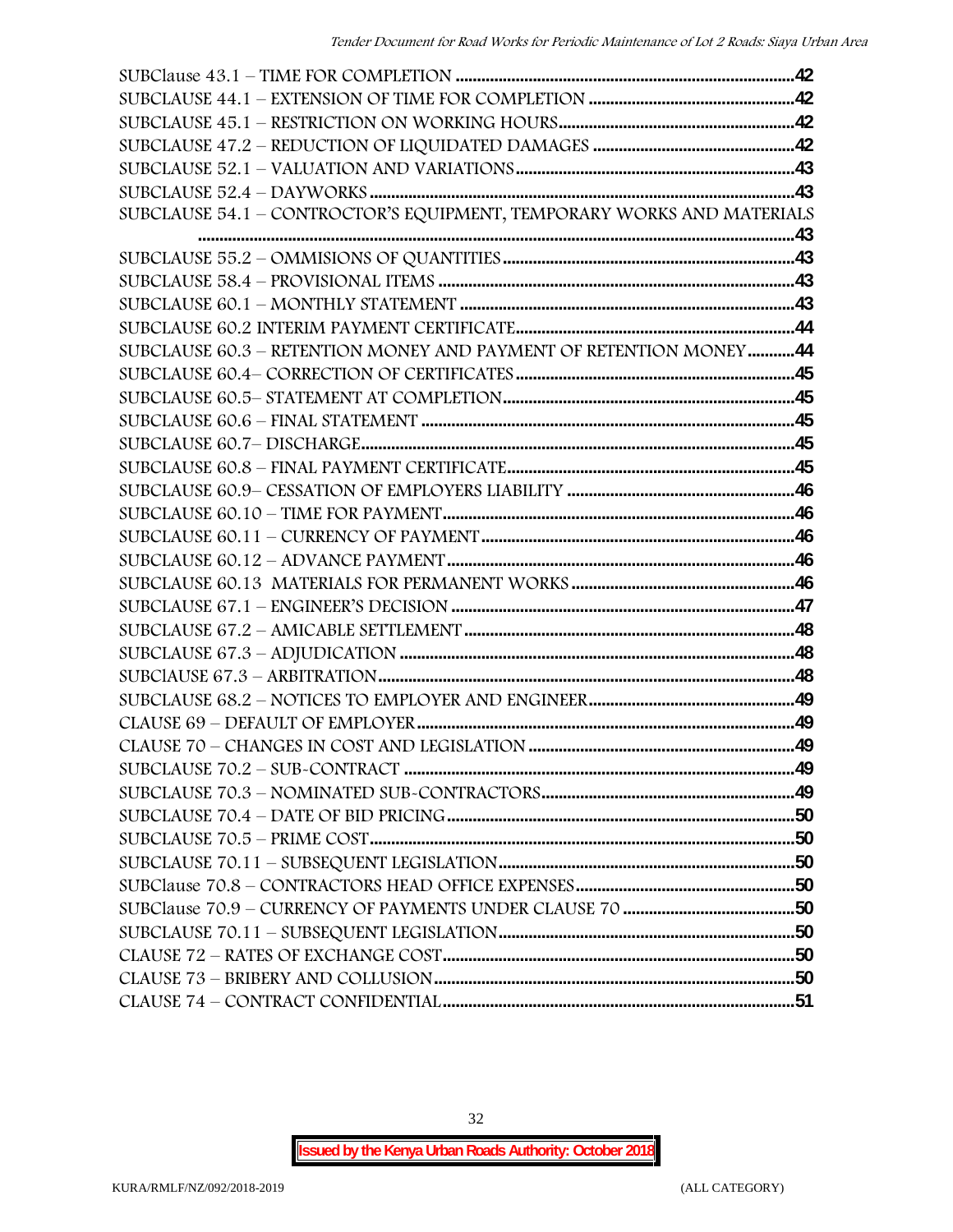SUBClause 43.1 – TIME FOR COMPLETION ....................................................................................42
SUBCLAUSE 44.1 – EXTENSION OF TIME FOR COMPLETION ..................................................42
SUBCLAUSE 45.1 – RESTRICTION ON WORKING HOURS..........................................................42
SUBCLAUSE 47.2 – REDUCTION OF LIQUIDATED DAMAGES .................................................42
SUBCLAUSE 52.1 – VALUATION AND VARIATIONS....................................................................43
SUBCLAUSE 52.4 – DAYWORKS .......................................................................................................43
SUBCLAUSE 54.1 – CONTROCTOR'S EQUIPMENT, TEMPORARY WORKS AND MATERIALS ..........................................................................................................................................................43
SUBCLAUSE 55.2 – OMMISIONS OF QUANTITIES .......................................................................43
SUBCLAUSE 58.4 – PROVISIONAL ITEMS ......................................................................................43
SUBCLAUSE 60.1 – MONTHLY STATEMENT .................................................................................43
SUBCLAUSE 60.2 INTERIM PAYMENT CERTIFICATE....................................................................44
SUBCLAUSE 60.3 – RETENTION MONEY AND PAYMENT OF RETENTION MONEY...........44
SUBCLAUSE 60.4– CORRECTION OF CERTIFICATES ....................................................................45
SUBCLAUSE 60.5– STATEMENT AT COMPLETION.......................................................................45
SUBCLAUSE 60.6 – FINAL STATEMENT .........................................................................................45
SUBCLAUSE 60.7– DISCHARGE.........................................................................................................45
SUBCLAUSE 60.8 – FINAL PAYMENT CERTIFICATE......................................................................45
SUBCLAUSE 60.9– CESSATION OF EMPLOYERS LIABILITY ......................................................46
SUBCLAUSE 60.10 – TIME FOR PAYMENT.....................................................................................46
SUBCLAUSE 60.11 – CURRENCY OF PAYMENT ............................................................................46
SUBCLAUSE 60.12 – ADVANCE PAYMENT....................................................................................46
SUBCLAUSE 60.13 MATERIALS FOR PERMANENT WORKS ......................................................46
SUBCLAUSE 67.1 – ENGINEER'S DECISION ...................................................................................47
SUBCLAUSE 67.2 – AMICABLE SETTLEMENT ...............................................................................48
SUBCLAUSE 67.3 – ADJUDICATION ................................................................................................48
SUBClAUSE 67.3 – ARBITRATION.....................................................................................................48
SUBCLAUSE 68.2 – NOTICES TO EMPLOYER AND ENGINEER..................................................49
CLAUSE 69 – DEFAULT OF EMPLOYER...........................................................................................49
CLAUSE 70 – CHANGES IN COST AND LEGISLATION ................................................................49
SUBCLAUSE 70.2 – SUB-CONTRACT ...............................................................................................49
SUBCLAUSE 70.3 – NOMINATED SUB-CONTRACTORS.............................................................49
SUBCLAUSE 70.4 – DATE OF BID PRICING....................................................................................50
SUBCLAUSE 70.5 – PRIME COST.......................................................................................................50
SUBCLAUSE 70.11 – SUBSEQUENT LEGISLATION........................................................................50
SUBClause 70.8 – CONTRACTORS HEAD OFFICE EXPENSES......................................................50
SUBClause 70.9 – CURRENCY OF PAYMENTS UNDER CLAUSE 70 ..........................................50
SUBCLAUSE 70.11 – SUBSEQUENT LEGISLATION........................................................................50
CLAUSE 72 – RATES OF EXCHANGE COST.....................................................................................50
CLAUSE 73 – BRIBERY AND COLLUSION.......................................................................................50
CLAUSE 74 – CONTRACT CONFIDENTIAL.....................................................................................51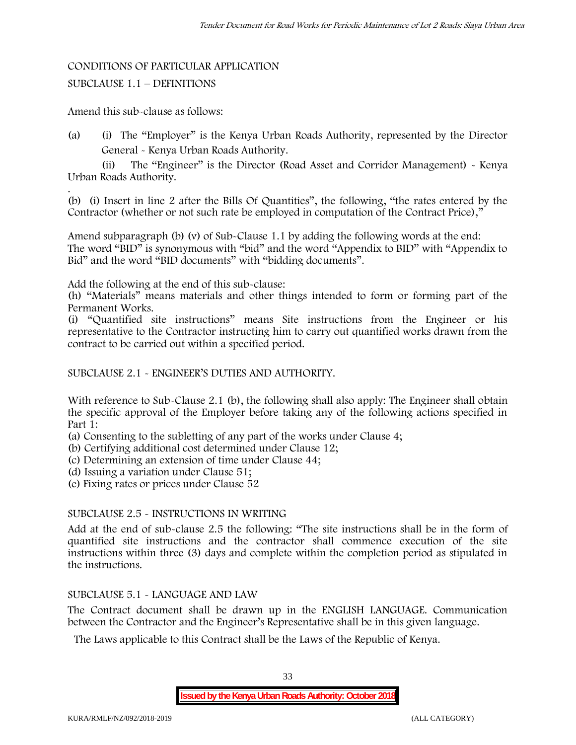CONDITIONS OF PARTICULAR APPLICATION

SUBCLAUSE 1.1 – DEFINITIONS

Amend this sub-clause as follows:

(a) (i) The "Employer" is the Kenya Urban Roads Authority, represented by the Director General - Kenya Urban Roads Authority.

(ii) The "Engineer" is the Director (Road Asset and Corridor Management) - Kenya Urban Roads Authority.

(b) (i) Insert in line 2 after the Bills Of Quantities", the following, "the rates entered by the Contractor (whether or not such rate be employed in computation of the Contract Price),"

Amend subparagraph (b) (v) of Sub-Clause 1.1 by adding the following words at the end: The word "BID" is synonymous with "bid" and the word "Appendix to BID" with "Appendix to Bid" and the word "BID documents" with "bidding documents".

Add the following at the end of this sub-clause:

(h) "Materials" means materials and other things intended to form or forming part of the Permanent Works.

(i) "Quantified site instructions" means Site instructions from the Engineer or his representative to the Contractor instructing him to carry out quantified works drawn from the contract to be carried out within a specified period.

SUBCLAUSE 2.1 - ENGINEER'S DUTIES AND AUTHORITY.

With reference to Sub-Clause 2.1 (b), the following shall also apply: The Engineer shall obtain the specific approval of the Employer before taking any of the following actions specified in Part 1:

(a) Consenting to the subletting of any part of the works under Clause 4;
(b) Certifying additional cost determined under Clause 12;
(c) Determining an extension of time under Clause 44;
(d) Issuing a variation under Clause 51;
(e) Fixing rates or prices under Clause 52

SUBCLAUSE 2.5 - INSTRUCTIONS IN WRITING

Add at the end of sub-clause 2.5 the following: "The site instructions shall be in the form of quantified site instructions and the contractor shall commence execution of the site instructions within three (3) days and complete within the completion period as stipulated in the instructions.

SUBCLAUSE 5.1 - LANGUAGE AND LAW

The Contract document shall be drawn up in the ENGLISH LANGUAGE. Communication between the Contractor and the Engineer's Representative shall be in this given language.

The Laws applicable to this Contract shall be the Laws of the Republic of Kenya.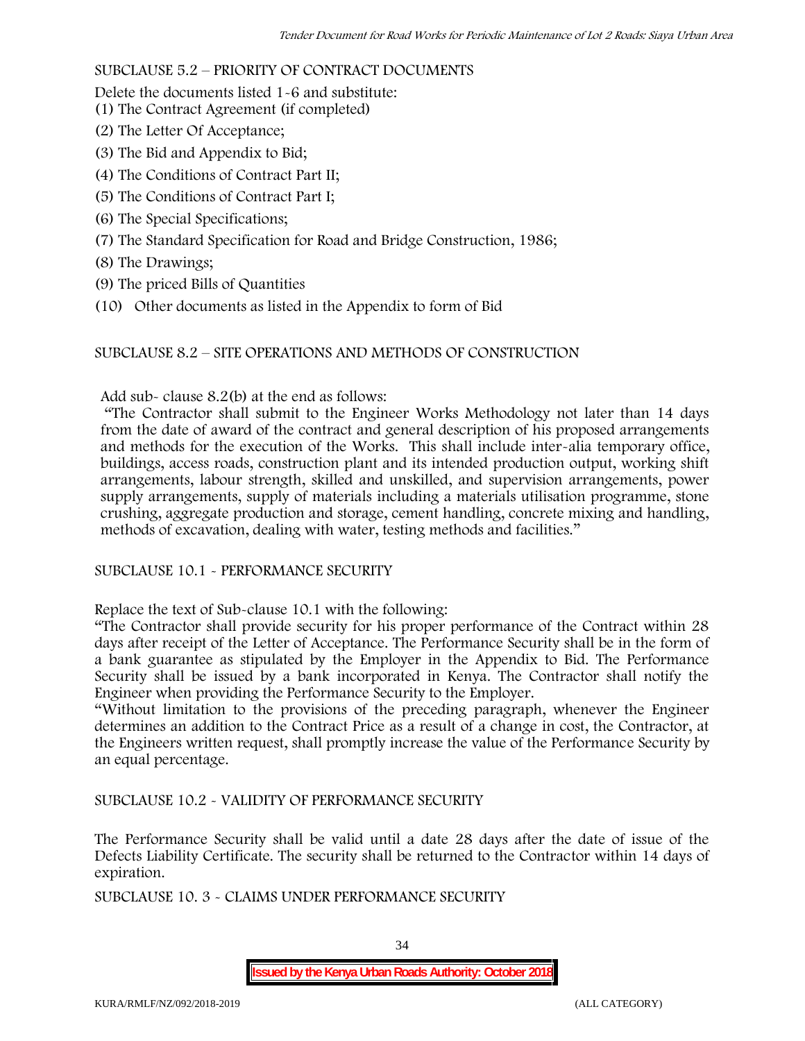SUBCLAUSE 5.2 – PRIORITY OF CONTRACT DOCUMENTS

Delete the documents listed 1-6 and substitute:

(1) The Contract Agreement (if completed)

(2) The Letter Of Acceptance;

(3) The Bid and Appendix to Bid;

(4) The Conditions of Contract Part II;

(5) The Conditions of Contract Part I;

(6) The Special Specifications;

(7) The Standard Specification for Road and Bridge Construction, 1986;

(8) The Drawings;

(9) The priced Bills of Quantities

(10) Other documents as listed in the Appendix to form of Bid

SUBCLAUSE 8.2 – SITE OPERATIONS AND METHODS OF CONSTRUCTION

Add sub- clause 8.2(b) at the end as follows:

"The Contractor shall submit to the Engineer Works Methodology not later than 14 days from the date of award of the contract and general description of his proposed arrangements and methods for the execution of the Works. This shall include inter-alia temporary office, buildings, access roads, construction plant and its intended production output, working shift arrangements, labour strength, skilled and unskilled, and supervision arrangements, power supply arrangements, supply of materials including a materials utilisation programme, stone crushing, aggregate production and storage, cement handling, concrete mixing and handling, methods of excavation, dealing with water, testing methods and facilities."

SUBCLAUSE 10.1 - PERFORMANCE SECURITY

Replace the text of Sub-clause 10.1 with the following:

"The Contractor shall provide security for his proper performance of the Contract within 28 days after receipt of the Letter of Acceptance. The Performance Security shall be in the form of a bank guarantee as stipulated by the Employer in the Appendix to Bid. The Performance Security shall be issued by a bank incorporated in Kenya. The Contractor shall notify the Engineer when providing the Performance Security to the Employer.

"Without limitation to the provisions of the preceding paragraph, whenever the Engineer determines an addition to the Contract Price as a result of a change in cost, the Contractor, at the Engineers written request, shall promptly increase the value of the Performance Security by an equal percentage.

SUBCLAUSE 10.2 - VALIDITY OF PERFORMANCE SECURITY

The Performance Security shall be valid until a date 28 days after the date of issue of the Defects Liability Certificate. The security shall be returned to the Contractor within 14 days of expiration.

SUBCLAUSE 10. 3 - CLAIMS UNDER PERFORMANCE SECURITY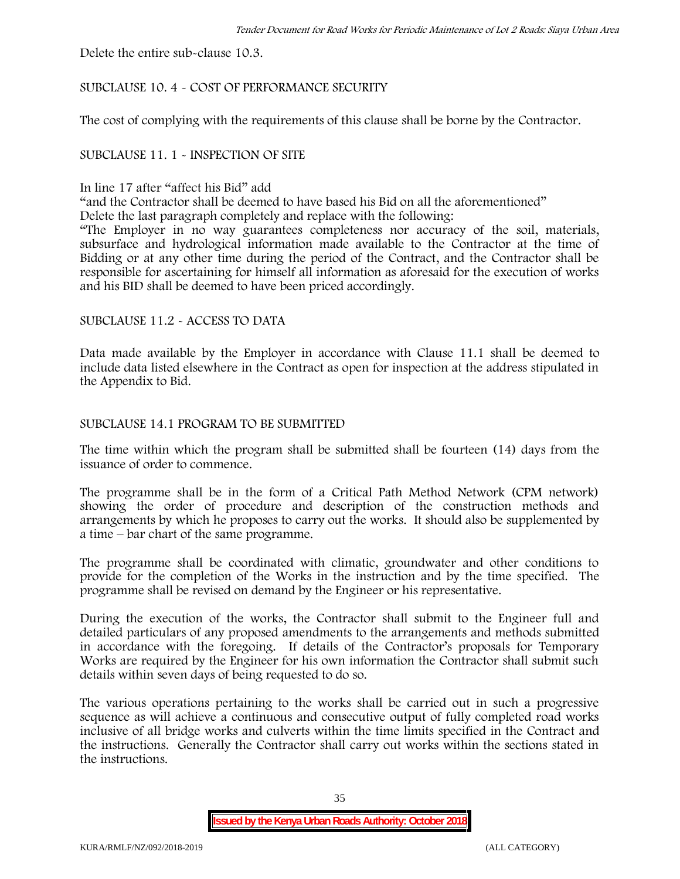Delete the entire sub-clause 10.3.

SUBCLAUSE 10. 4 - COST OF PERFORMANCE SECURITY

The cost of complying with the requirements of this clause shall be borne by the Contractor.

SUBCLAUSE 11. 1 - INSPECTION OF SITE

In line 17 after "affect his Bid" add

"and the Contractor shall be deemed to have based his Bid on all the aforementioned"

Delete the last paragraph completely and replace with the following:

"The Employer in no way guarantees completeness nor accuracy of the soil, materials, subsurface and hydrological information made available to the Contractor at the time of Bidding or at any other time during the period of the Contract, and the Contractor shall be responsible for ascertaining for himself all information as aforesaid for the execution of works and his BID shall be deemed to have been priced accordingly.

SUBCLAUSE 11.2 - ACCESS TO DATA

Data made available by the Employer in accordance with Clause 11.1 shall be deemed to include data listed elsewhere in the Contract as open for inspection at the address stipulated in the Appendix to Bid.

SUBCLAUSE 14.1 PROGRAM TO BE SUBMITTED

The time within which the program shall be submitted shall be fourteen (14) days from the issuance of order to commence.

The programme shall be in the form of a Critical Path Method Network (CPM network) showing the order of procedure and description of the construction methods and arrangements by which he proposes to carry out the works. It should also be supplemented by a time – bar chart of the same programme.

The programme shall be coordinated with climatic, groundwater and other conditions to provide for the completion of the Works in the instruction and by the time specified. The programme shall be revised on demand by the Engineer or his representative.

During the execution of the works, the Contractor shall submit to the Engineer full and detailed particulars of any proposed amendments to the arrangements and methods submitted in accordance with the foregoing. If details of the Contractor's proposals for Temporary Works are required by the Engineer for his own information the Contractor shall submit such details within seven days of being requested to do so.

The various operations pertaining to the works shall be carried out in such a progressive sequence as will achieve a continuous and consecutive output of fully completed road works inclusive of all bridge works and culverts within the time limits specified in the Contract and the instructions. Generally the Contractor shall carry out works within the sections stated in the instructions.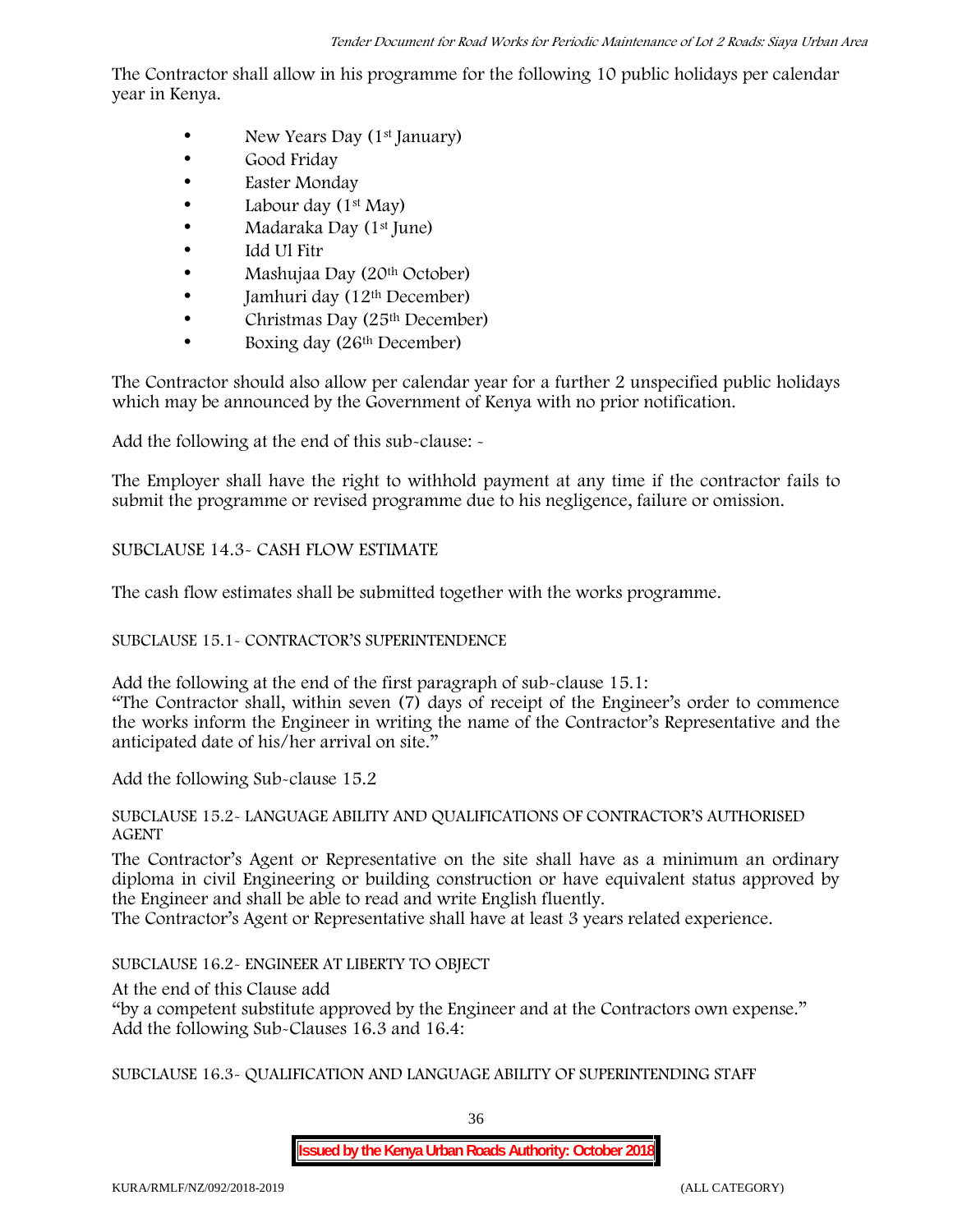The Contractor shall allow in his programme for the following 10 public holidays per calendar year in Kenya.

- New Years Day (1st January)
- Good Friday
- Easter Monday
- Labour day (1st May)
- Madaraka Day (1st June)
- Idd Ul Fitr
- Mashujaa Day (20th October)
- Jamhuri day (12th December)
- Christmas Day (25th December)
- Boxing day (26th December)

The Contractor should also allow per calendar year for a further 2 unspecified public holidays which may be announced by the Government of Kenya with no prior notification.

Add the following at the end of this sub-clause: -

The Employer shall have the right to withhold payment at any time if the contractor fails to submit the programme or revised programme due to his negligence, failure or omission.

SUBCLAUSE 14.3- CASH FLOW ESTIMATE

The cash flow estimates shall be submitted together with the works programme.

SUBCLAUSE 15.1- CONTRACTOR'S SUPERINTENDENCE

Add the following at the end of the first paragraph of sub-clause 15.1:
"The Contractor shall, within seven (7) days of receipt of the Engineer's order to commence the works inform the Engineer in writing the name of the Contractor's Representative and the anticipated date of his/her arrival on site."

Add the following Sub-clause 15.2

SUBCLAUSE 15.2- LANGUAGE ABILITY AND QUALIFICATIONS OF CONTRACTOR'S AUTHORISED AGENT

The Contractor's Agent or Representative on the site shall have as a minimum an ordinary diploma in civil Engineering or building construction or have equivalent status approved by the Engineer and shall be able to read and write English fluently.
The Contractor's Agent or Representative shall have at least 3 years related experience.

SUBCLAUSE 16.2- ENGINEER AT LIBERTY TO OBJECT

At the end of this Clause add
"by a competent substitute approved by the Engineer and at the Contractors own expense."
Add the following Sub-Clauses 16.3 and 16.4:

SUBCLAUSE 16.3- QUALIFICATION AND LANGUAGE ABILITY OF SUPERINTENDING STAFF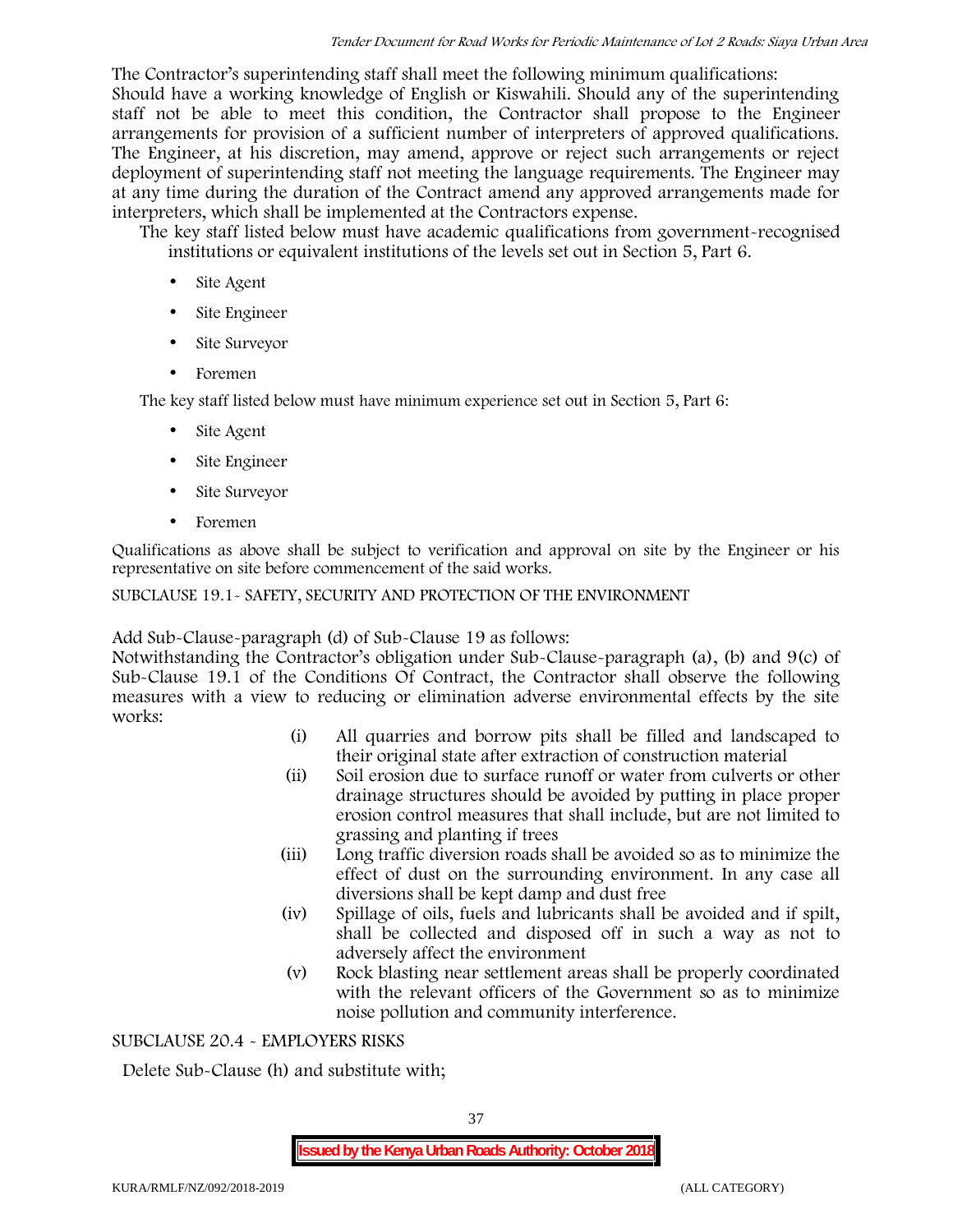The Contractor's superintending staff shall meet the following minimum qualifications:
Should have a working knowledge of English or Kiswahili. Should any of the superintending staff not be able to meet this condition, the Contractor shall propose to the Engineer arrangements for provision of a sufficient number of interpreters of approved qualifications. The Engineer, at his discretion, may amend, approve or reject such arrangements or reject deployment of superintending staff not meeting the language requirements. The Engineer may at any time during the duration of the Contract amend any approved arrangements made for interpreters, which shall be implemented at the Contractors expense.

The key staff listed below must have academic qualifications from government-recognised institutions or equivalent institutions of the levels set out in Section 5, Part 6.

- Site Agent
- Site Engineer
- Site Surveyor
- Foremen

The key staff listed below must have minimum experience set out in Section 5, Part 6:

- Site Agent
- Site Engineer
- Site Surveyor
- Foremen

Qualifications as above shall be subject to verification and approval on site by the Engineer or his representative on site before commencement of the said works.

SUBCLAUSE 19.1- SAFETY, SECURITY AND PROTECTION OF THE ENVIRONMENT

Add Sub-Clause-paragraph (d) of Sub-Clause 19 as follows:
Notwithstanding the Contractor's obligation under Sub-Clause-paragraph (a), (b) and 9(c) of Sub-Clause 19.1 of the Conditions Of Contract, the Contractor shall observe the following measures with a view to reducing or elimination adverse environmental effects by the site works:

(i) All quarries and borrow pits shall be filled and landscaped to their original state after extraction of construction material

(ii) Soil erosion due to surface runoff or water from culverts or other drainage structures should be avoided by putting in place proper erosion control measures that shall include, but are not limited to grassing and planting if trees

(iii) Long traffic diversion roads shall be avoided so as to minimize the effect of dust on the surrounding environment. In any case all diversions shall be kept damp and dust free

(iv) Spillage of oils, fuels and lubricants shall be avoided and if spilt, shall be collected and disposed off in such a way as not to adversely affect the environment

(v) Rock blasting near settlement areas shall be properly coordinated with the relevant officers of the Government so as to minimize noise pollution and community interference.

SUBCLAUSE 20.4 - EMPLOYERS RISKS

Delete Sub-Clause (h) and substitute with;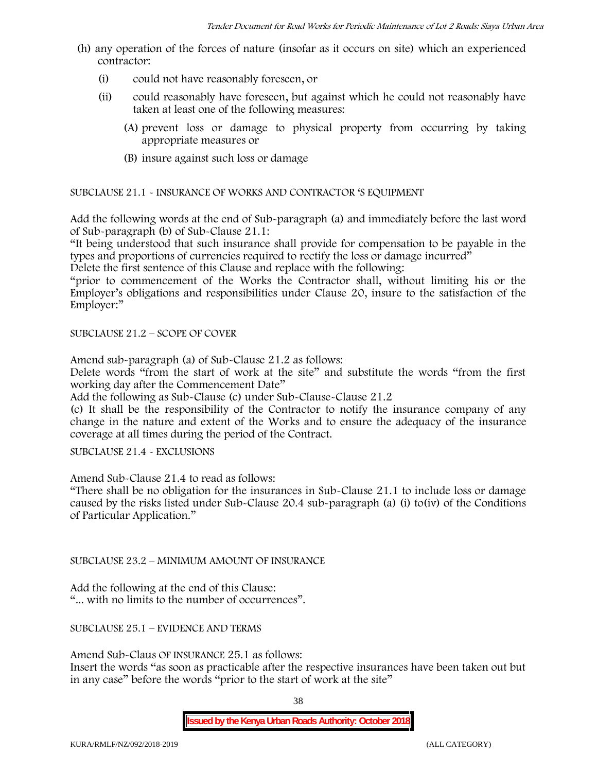(h) any operation of the forces of nature (insofar as it occurs on site) which an experienced contractor:

   (i) could not have reasonably foreseen, or

   (ii) could reasonably have foreseen, but against which he could not reasonably have taken at least one of the following measures:

      (A) prevent loss or damage to physical property from occurring by taking appropriate measures or

      (B) insure against such loss or damage

SUBCLAUSE 21.1 - INSURANCE OF WORKS AND CONTRACTOR 'S EQUIPMENT

Add the following words at the end of Sub-paragraph (a) and immediately before the last word of Sub-paragraph (b) of Sub-Clause 21.1:

"It being understood that such insurance shall provide for compensation to be payable in the types and proportions of currencies required to rectify the loss or damage incurred"

Delete the first sentence of this Clause and replace with the following:

"prior to commencement of the Works the Contractor shall, without limiting his or the Employer's obligations and responsibilities under Clause 20, insure to the satisfaction of the Employer:"

SUBCLAUSE 21.2 – SCOPE OF COVER

Amend sub-paragraph (a) of Sub-Clause 21.2 as follows:

Delete words "from the start of work at the site" and substitute the words "from the first working day after the Commencement Date"

Add the following as Sub-Clause (c) under Sub-Clause-Clause 21.2

(c) It shall be the responsibility of the Contractor to notify the insurance company of any change in the nature and extent of the Works and to ensure the adequacy of the insurance coverage at all times during the period of the Contract.

SUBCLAUSE 21.4 - EXCLUSIONS

Amend Sub-Clause 21.4 to read as follows:

"There shall be no obligation for the insurances in Sub-Clause 21.1 to include loss or damage caused by the risks listed under Sub-Clause 20.4 sub-paragraph (a) (i) to(iv) of the Conditions of Particular Application."

SUBCLAUSE 23.2 – MINIMUM AMOUNT OF INSURANCE

Add the following at the end of this Clause:

"... with no limits to the number of occurrences".

SUBCLAUSE 25.1 – EVIDENCE AND TERMS

Amend Sub-Claus OF INSURANCE 25.1 as follows:

Insert the words "as soon as practicable after the respective insurances have been taken out but in any case" before the words "prior to the start of work at the site"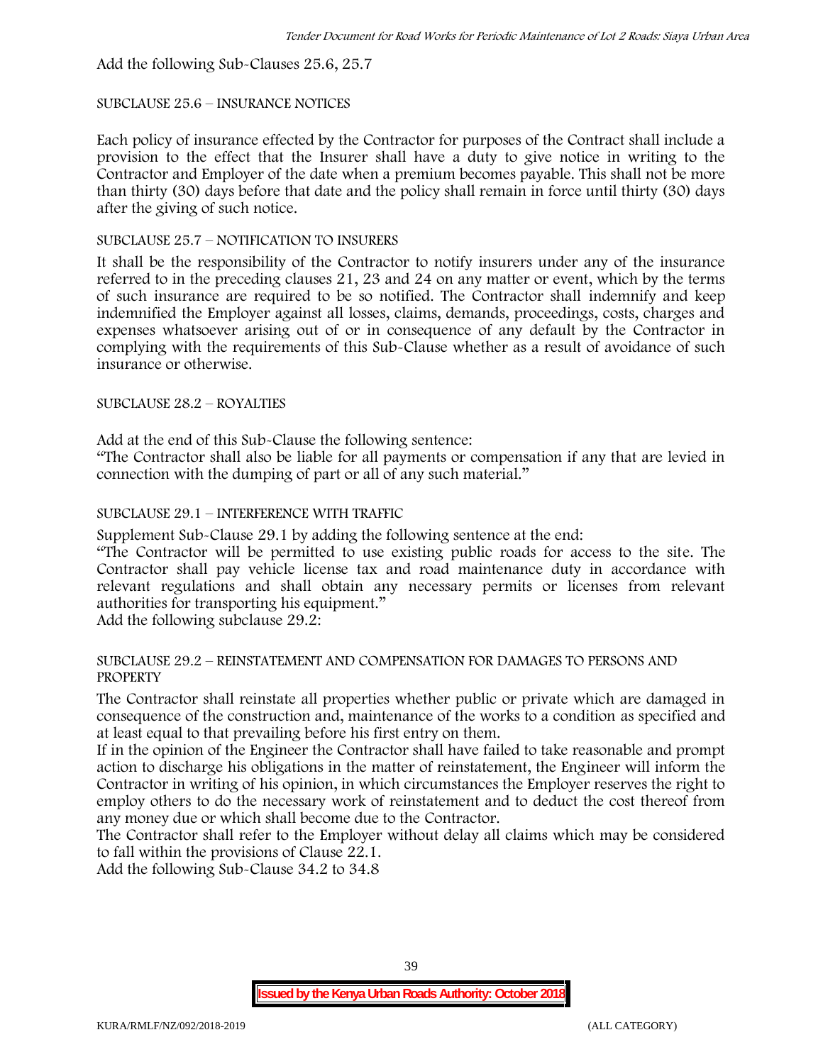Add the following Sub-Clauses 25.6, 25.7

SUBCLAUSE 25.6 – INSURANCE NOTICES

Each policy of insurance effected by the Contractor for purposes of the Contract shall include a provision to the effect that the Insurer shall have a duty to give notice in writing to the Contractor and Employer of the date when a premium becomes payable. This shall not be more than thirty (30) days before that date and the policy shall remain in force until thirty (30) days after the giving of such notice.

SUBCLAUSE 25.7 – NOTIFICATION TO INSURERS

It shall be the responsibility of the Contractor to notify insurers under any of the insurance referred to in the preceding clauses 21, 23 and 24 on any matter or event, which by the terms of such insurance are required to be so notified. The Contractor shall indemnify and keep indemnified the Employer against all losses, claims, demands, proceedings, costs, charges and expenses whatsoever arising out of or in consequence of any default by the Contractor in complying with the requirements of this Sub-Clause whether as a result of avoidance of such insurance or otherwise.

SUBCLAUSE 28.2 – ROYALTIES

Add at the end of this Sub-Clause the following sentence:
"The Contractor shall also be liable for all payments or compensation if any that are levied in connection with the dumping of part or all of any such material."

SUBCLAUSE 29.1 – INTERFERENCE WITH TRAFFIC

Supplement Sub-Clause 29.1 by adding the following sentence at the end:
"The Contractor will be permitted to use existing public roads for access to the site. The Contractor shall pay vehicle license tax and road maintenance duty in accordance with relevant regulations and shall obtain any necessary permits or licenses from relevant authorities for transporting his equipment."
Add the following subclause 29.2:

SUBCLAUSE 29.2 – REINSTATEMENT AND COMPENSATION FOR DAMAGES TO PERSONS AND PROPERTY

The Contractor shall reinstate all properties whether public or private which are damaged in consequence of the construction and, maintenance of the works to a condition as specified and at least equal to that prevailing before his first entry on them.
If in the opinion of the Engineer the Contractor shall have failed to take reasonable and prompt action to discharge his obligations in the matter of reinstatement, the Engineer will inform the Contractor in writing of his opinion, in which circumstances the Employer reserves the right to employ others to do the necessary work of reinstatement and to deduct the cost thereof from any money due or which shall become due to the Contractor.
The Contractor shall refer to the Employer without delay all claims which may be considered to fall within the provisions of Clause 22.1.
Add the following Sub-Clause 34.2 to 34.8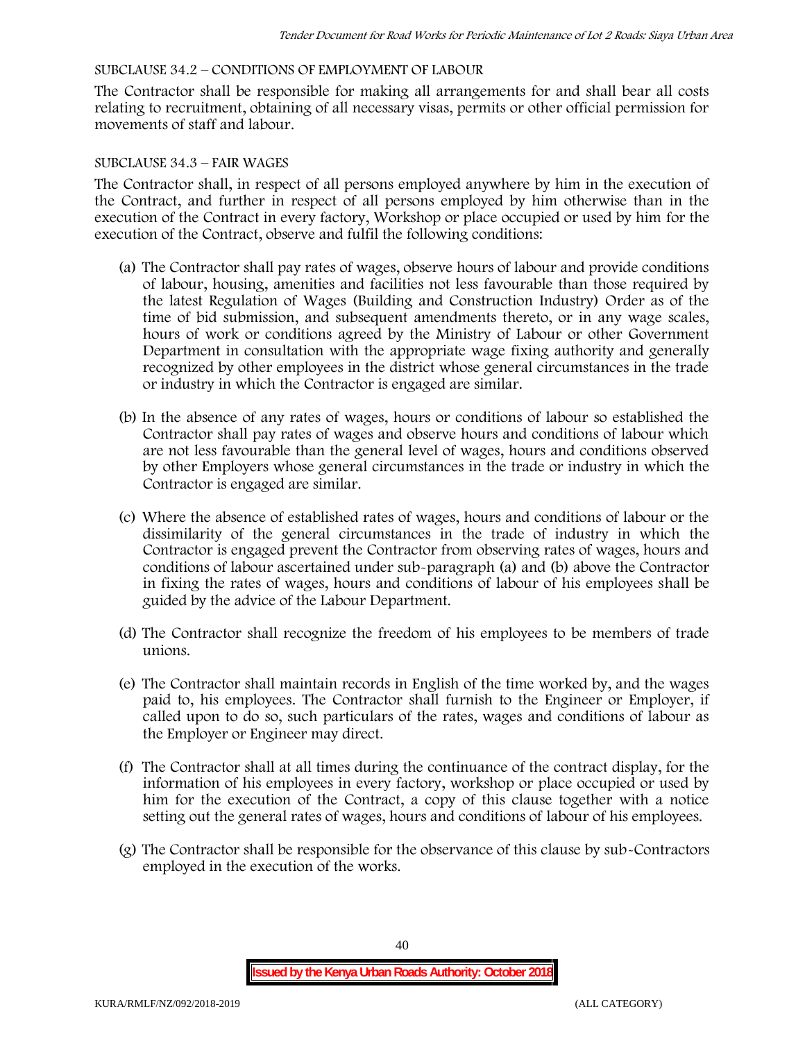SUBCLAUSE 34.2 – CONDITIONS OF EMPLOYMENT OF LABOUR

The Contractor shall be responsible for making all arrangements for and shall bear all costs relating to recruitment, obtaining of all necessary visas, permits or other official permission for movements of staff and labour.

SUBCLAUSE 34.3 – FAIR WAGES

The Contractor shall, in respect of all persons employed anywhere by him in the execution of the Contract, and further in respect of all persons employed by him otherwise than in the execution of the Contract in every factory, Workshop or place occupied or used by him for the execution of the Contract, observe and fulfil the following conditions:

(a) The Contractor shall pay rates of wages, observe hours of labour and provide conditions of labour, housing, amenities and facilities not less favourable than those required by the latest Regulation of Wages (Building and Construction Industry) Order as of the time of bid submission, and subsequent amendments thereto, or in any wage scales, hours of work or conditions agreed by the Ministry of Labour or other Government Department in consultation with the appropriate wage fixing authority and generally recognized by other employees in the district whose general circumstances in the trade or industry in which the Contractor is engaged are similar.

(b) In the absence of any rates of wages, hours or conditions of labour so established the Contractor shall pay rates of wages and observe hours and conditions of labour which are not less favourable than the general level of wages, hours and conditions observed by other Employers whose general circumstances in the trade or industry in which the Contractor is engaged are similar.

(c) Where the absence of established rates of wages, hours and conditions of labour or the dissimilarity of the general circumstances in the trade of industry in which the Contractor is engaged prevent the Contractor from observing rates of wages, hours and conditions of labour ascertained under sub-paragraph (a) and (b) above the Contractor in fixing the rates of wages, hours and conditions of labour of his employees shall be guided by the advice of the Labour Department.

(d) The Contractor shall recognize the freedom of his employees to be members of trade unions.

(e) The Contractor shall maintain records in English of the time worked by, and the wages paid to, his employees. The Contractor shall furnish to the Engineer or Employer, if called upon to do so, such particulars of the rates, wages and conditions of labour as the Employer or Engineer may direct.

(f) The Contractor shall at all times during the continuance of the contract display, for the information of his employees in every factory, workshop or place occupied or used by him for the execution of the Contract, a copy of this clause together with a notice setting out the general rates of wages, hours and conditions of labour of his employees.

(g) The Contractor shall be responsible for the observance of this clause by sub-Contractors employed in the execution of the works.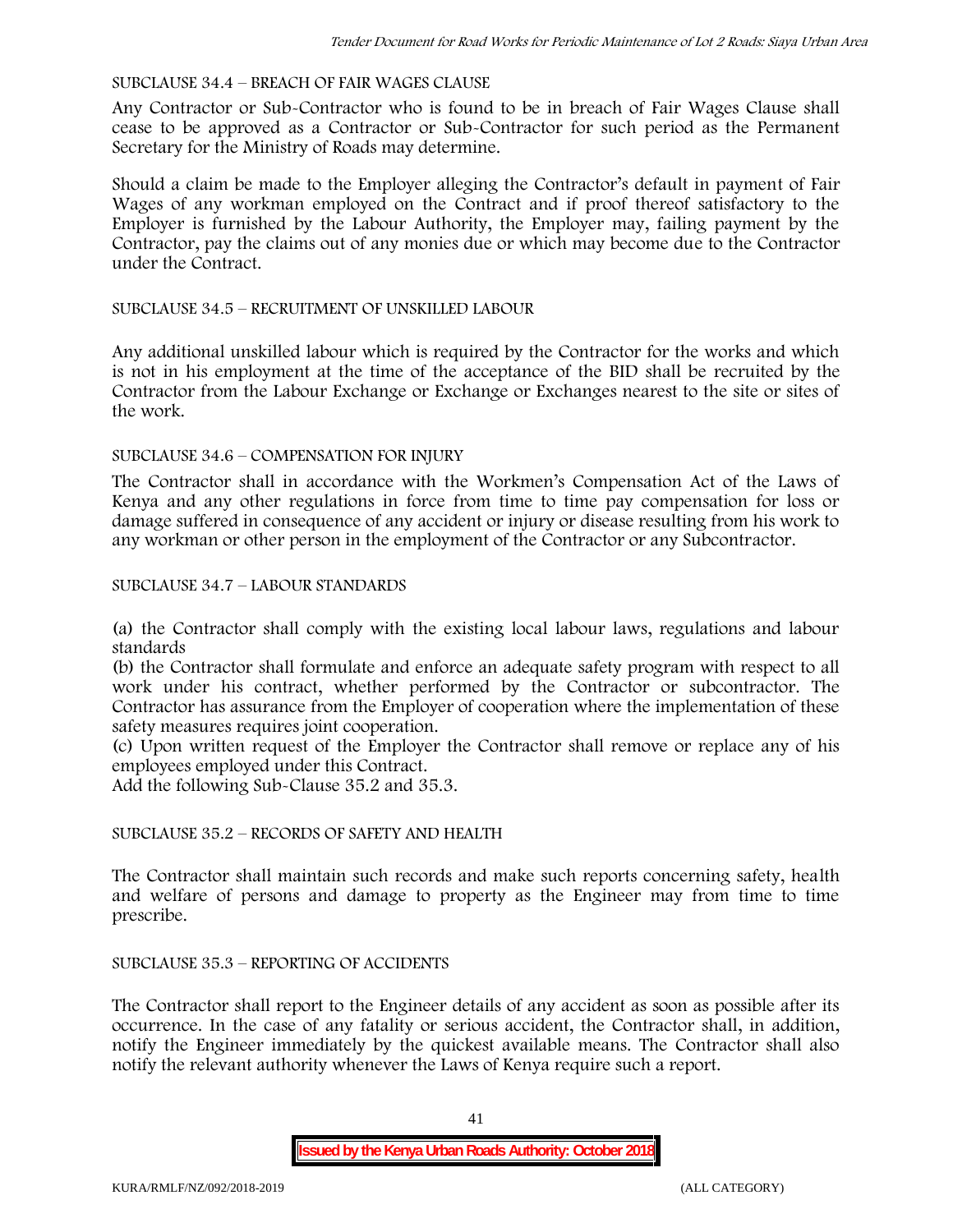SUBCLAUSE 34.4 – BREACH OF FAIR WAGES CLAUSE

Any Contractor or Sub-Contractor who is found to be in breach of Fair Wages Clause shall cease to be approved as a Contractor or Sub-Contractor for such period as the Permanent Secretary for the Ministry of Roads may determine.

Should a claim be made to the Employer alleging the Contractor's default in payment of Fair Wages of any workman employed on the Contract and if proof thereof satisfactory to the Employer is furnished by the Labour Authority, the Employer may, failing payment by the Contractor, pay the claims out of any monies due or which may become due to the Contractor under the Contract.

SUBCLAUSE 34.5 – RECRUITMENT OF UNSKILLED LABOUR

Any additional unskilled labour which is required by the Contractor for the works and which is not in his employment at the time of the acceptance of the BID shall be recruited by the Contractor from the Labour Exchange or Exchange or Exchanges nearest to the site or sites of the work.

SUBCLAUSE 34.6 – COMPENSATION FOR INJURY

The Contractor shall in accordance with the Workmen's Compensation Act of the Laws of Kenya and any other regulations in force from time to time pay compensation for loss or damage suffered in consequence of any accident or injury or disease resulting from his work to any workman or other person in the employment of the Contractor or any Subcontractor.

SUBCLAUSE 34.7 – LABOUR STANDARDS

(a) the Contractor shall comply with the existing local labour laws, regulations and labour standards

(b) the Contractor shall formulate and enforce an adequate safety program with respect to all work under his contract, whether performed by the Contractor or subcontractor. The Contractor has assurance from the Employer of cooperation where the implementation of these safety measures requires joint cooperation.

(c) Upon written request of the Employer the Contractor shall remove or replace any of his employees employed under this Contract.

Add the following Sub-Clause 35.2 and 35.3.

SUBCLAUSE 35.2 – RECORDS OF SAFETY AND HEALTH

The Contractor shall maintain such records and make such reports concerning safety, health and welfare of persons and damage to property as the Engineer may from time to time prescribe.

SUBCLAUSE 35.3 – REPORTING OF ACCIDENTS

The Contractor shall report to the Engineer details of any accident as soon as possible after its occurrence. In the case of any fatality or serious accident, the Contractor shall, in addition, notify the Engineer immediately by the quickest available means. The Contractor shall also notify the relevant authority whenever the Laws of Kenya require such a report.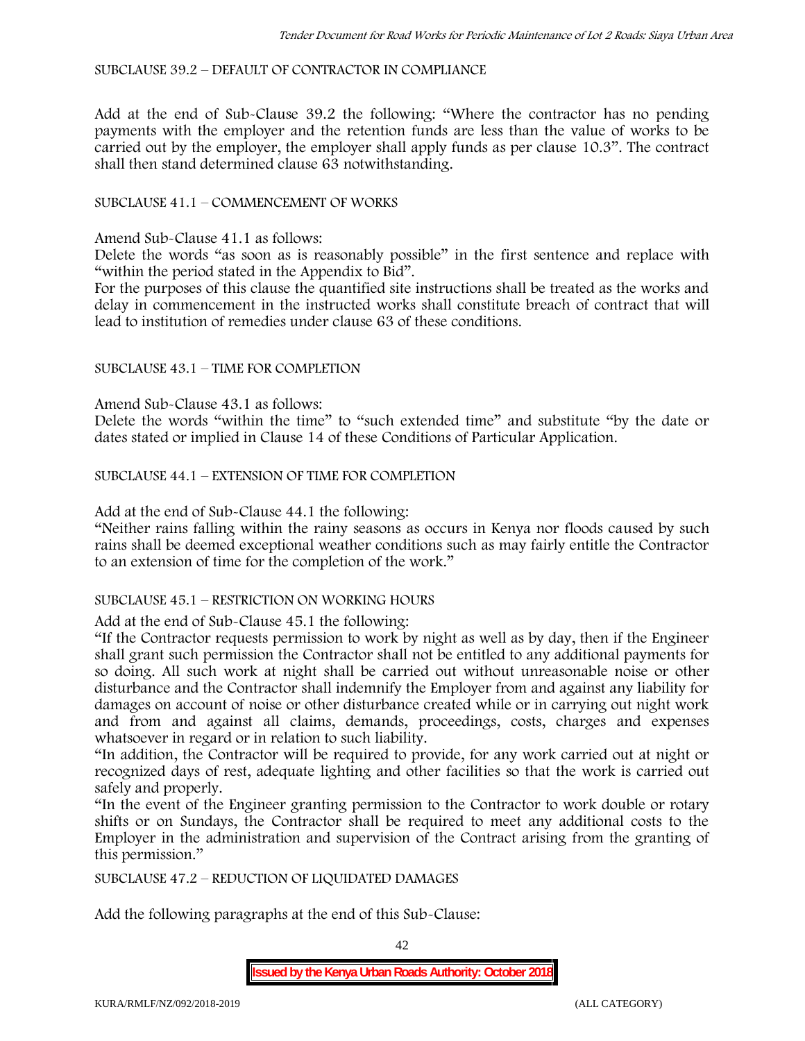SUBCLAUSE 39.2 – DEFAULT OF CONTRACTOR IN COMPLIANCE

Add at the end of Sub-Clause 39.2 the following: "Where the contractor has no pending payments with the employer and the retention funds are less than the value of works to be carried out by the employer, the employer shall apply funds as per clause 10.3". The contract shall then stand determined clause 63 notwithstanding.

SUBCLAUSE 41.1 – COMMENCEMENT OF WORKS

Amend Sub-Clause 41.1 as follows:

Delete the words "as soon as is reasonably possible" in the first sentence and replace with "within the period stated in the Appendix to Bid".

For the purposes of this clause the quantified site instructions shall be treated as the works and delay in commencement in the instructed works shall constitute breach of contract that will lead to institution of remedies under clause 63 of these conditions.

SUBCLAUSE 43.1 – TIME FOR COMPLETION

Amend Sub-Clause 43.1 as follows:

Delete the words "within the time" to "such extended time" and substitute "by the date or dates stated or implied in Clause 14 of these Conditions of Particular Application.

SUBCLAUSE 44.1 – EXTENSION OF TIME FOR COMPLETION

Add at the end of Sub-Clause 44.1 the following:

"Neither rains falling within the rainy seasons as occurs in Kenya nor floods caused by such rains shall be deemed exceptional weather conditions such as may fairly entitle the Contractor to an extension of time for the completion of the work."

SUBCLAUSE 45.1 – RESTRICTION ON WORKING HOURS

Add at the end of Sub-Clause 45.1 the following:

"If the Contractor requests permission to work by night as well as by day, then if the Engineer shall grant such permission the Contractor shall not be entitled to any additional payments for so doing. All such work at night shall be carried out without unreasonable noise or other disturbance and the Contractor shall indemnify the Employer from and against any liability for damages on account of noise or other disturbance created while or in carrying out night work and from and against all claims, demands, proceedings, costs, charges and expenses whatsoever in regard or in relation to such liability.

"In addition, the Contractor will be required to provide, for any work carried out at night or recognized days of rest, adequate lighting and other facilities so that the work is carried out safely and properly.

"In the event of the Engineer granting permission to the Contractor to work double or rotary shifts or on Sundays, the Contractor shall be required to meet any additional costs to the Employer in the administration and supervision of the Contract arising from the granting of this permission."

SUBCLAUSE 47.2 – REDUCTION OF LIQUIDATED DAMAGES

Add the following paragraphs at the end of this Sub-Clause: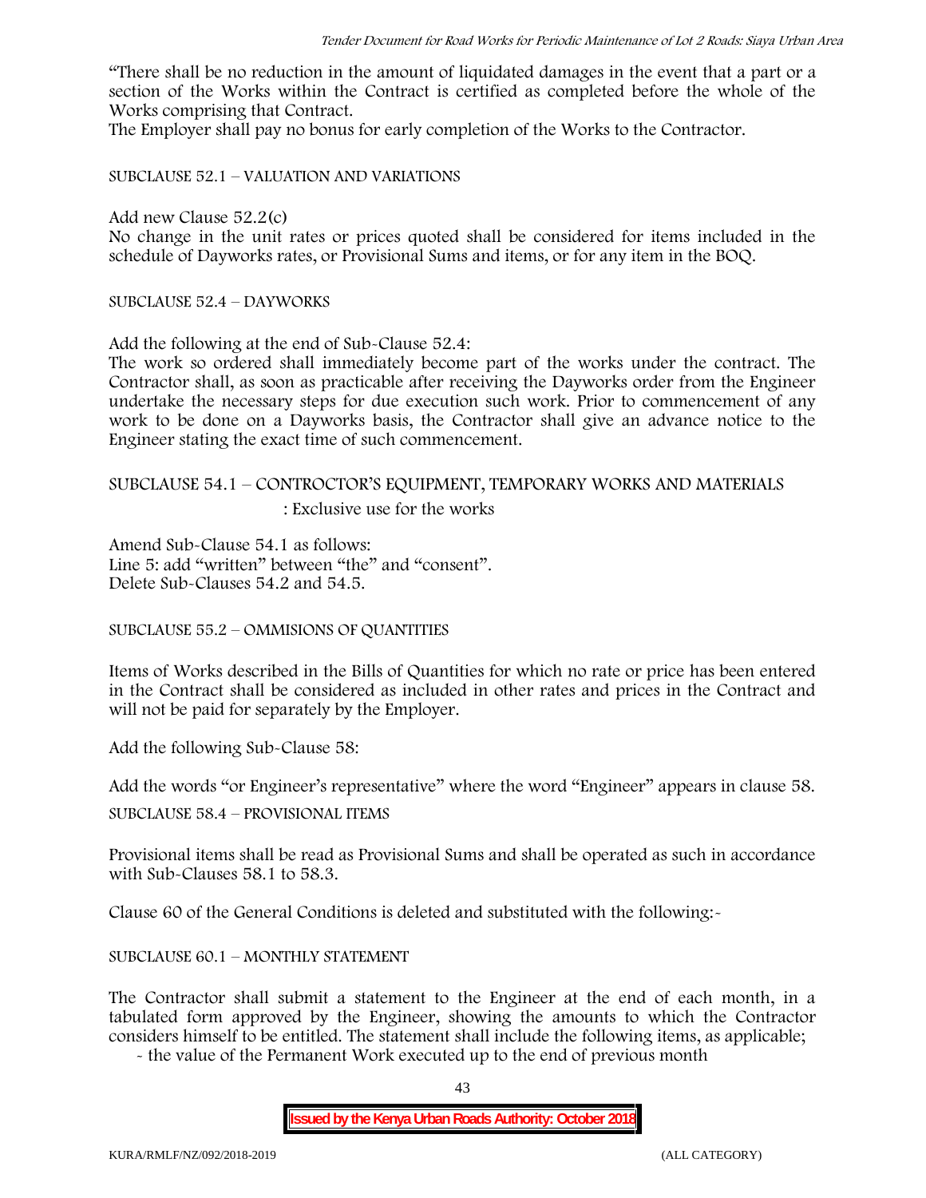"There shall be no reduction in the amount of liquidated damages in the event that a part or a section of the Works within the Contract is certified as completed before the whole of the Works comprising that Contract.

The Employer shall pay no bonus for early completion of the Works to the Contractor.

SUBCLAUSE 52.1 – VALUATION AND VARIATIONS

Add new Clause 52.2(c)

No change in the unit rates or prices quoted shall be considered for items included in the schedule of Dayworks rates, or Provisional Sums and items, or for any item in the BOQ.

SUBCLAUSE 52.4 – DAYWORKS

Add the following at the end of Sub-Clause 52.4:

The work so ordered shall immediately become part of the works under the contract. The Contractor shall, as soon as practicable after receiving the Dayworks order from the Engineer undertake the necessary steps for due execution such work. Prior to commencement of any work to be done on a Dayworks basis, the Contractor shall give an advance notice to the Engineer stating the exact time of such commencement.

SUBCLAUSE 54.1 – CONTROCTOR'S EQUIPMENT, TEMPORARY WORKS AND MATERIALS : Exclusive use for the works

Amend Sub-Clause 54.1 as follows:

Line 5: add "written" between "the" and "consent".

Delete Sub-Clauses 54.2 and 54.5.

SUBCLAUSE 55.2 – OMMISIONS OF QUANTITIES

Items of Works described in the Bills of Quantities for which no rate or price has been entered in the Contract shall be considered as included in other rates and prices in the Contract and will not be paid for separately by the Employer.

Add the following Sub-Clause 58:

Add the words "or Engineer's representative" where the word "Engineer" appears in clause 58.

SUBCLAUSE 58.4 – PROVISIONAL ITEMS

Provisional items shall be read as Provisional Sums and shall be operated as such in accordance with Sub-Clauses 58.1 to 58.3.

Clause 60 of the General Conditions is deleted and substituted with the following:-

SUBCLAUSE 60.1 – MONTHLY STATEMENT

The Contractor shall submit a statement to the Engineer at the end of each month, in a tabulated form approved by the Engineer, showing the amounts to which the Contractor considers himself to be entitled. The statement shall include the following items, as applicable;

- the value of the Permanent Work executed up to the end of previous month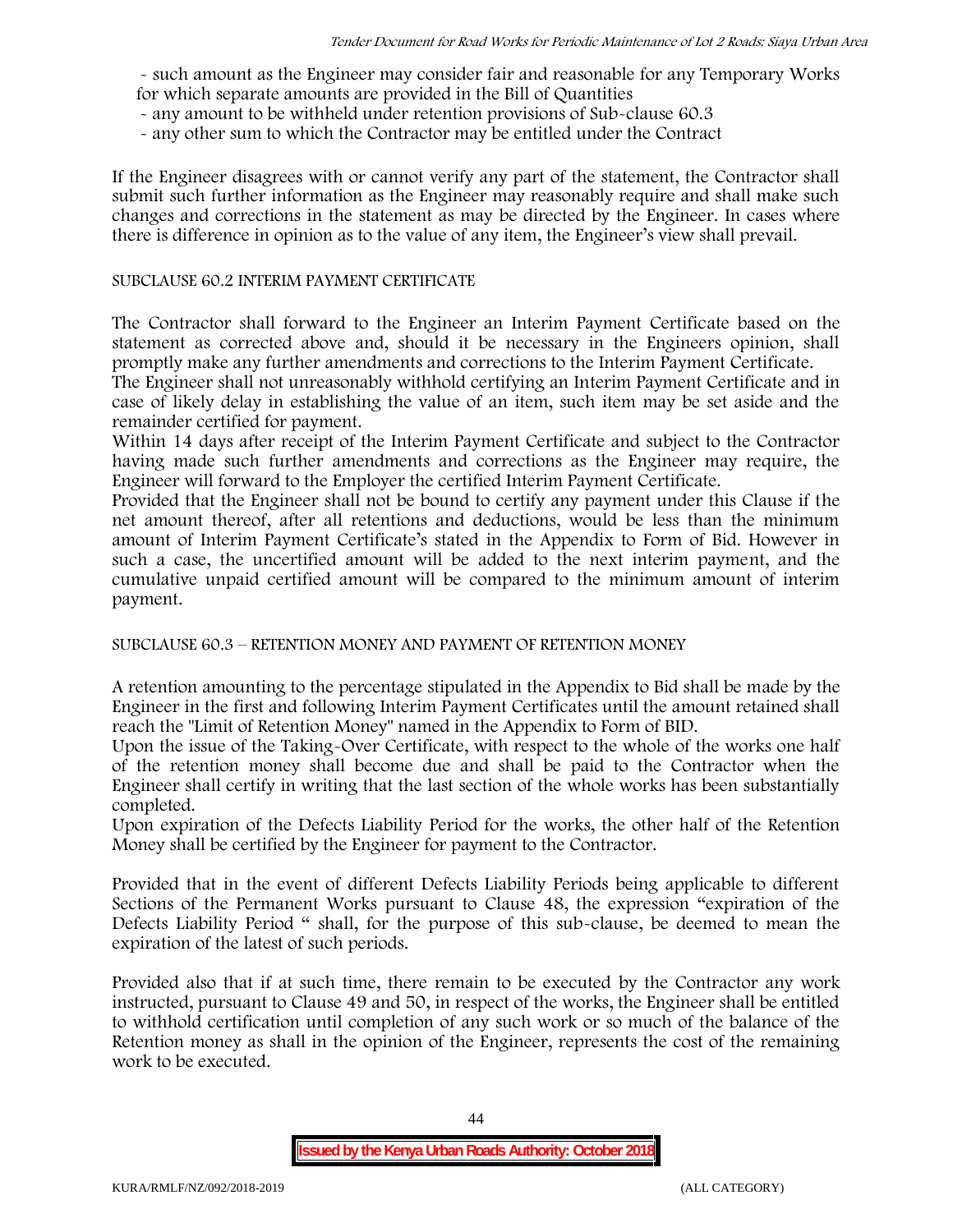- such amount as the Engineer may consider fair and reasonable for any Temporary Works for which separate amounts are provided in the Bill of Quantities
- any amount to be withheld under retention provisions of Sub-clause 60.3
- any other sum to which the Contractor may be entitled under the Contract

If the Engineer disagrees with or cannot verify any part of the statement, the Contractor shall submit such further information as the Engineer may reasonably require and shall make such changes and corrections in the statement as may be directed by the Engineer. In cases where there is difference in opinion as to the value of any item, the Engineer's view shall prevail.

SUBCLAUSE 60.2 INTERIM PAYMENT CERTIFICATE

The Contractor shall forward to the Engineer an Interim Payment Certificate based on the statement as corrected above and, should it be necessary in the Engineers opinion, shall promptly make any further amendments and corrections to the Interim Payment Certificate.

The Engineer shall not unreasonably withhold certifying an Interim Payment Certificate and in case of likely delay in establishing the value of an item, such item may be set aside and the remainder certified for payment.

Within 14 days after receipt of the Interim Payment Certificate and subject to the Contractor having made such further amendments and corrections as the Engineer may require, the Engineer will forward to the Employer the certified Interim Payment Certificate.

Provided that the Engineer shall not be bound to certify any payment under this Clause if the net amount thereof, after all retentions and deductions, would be less than the minimum amount of Interim Payment Certificate's stated in the Appendix to Form of Bid. However in such a case, the uncertified amount will be added to the next interim payment, and the cumulative unpaid certified amount will be compared to the minimum amount of interim payment.

SUBCLAUSE 60.3 – RETENTION MONEY AND PAYMENT OF RETENTION MONEY

A retention amounting to the percentage stipulated in the Appendix to Bid shall be made by the Engineer in the first and following Interim Payment Certificates until the amount retained shall reach the "Limit of Retention Money" named in the Appendix to Form of BID.

Upon the issue of the Taking-Over Certificate, with respect to the whole of the works one half of the retention money shall become due and shall be paid to the Contractor when the Engineer shall certify in writing that the last section of the whole works has been substantially completed.

Upon expiration of the Defects Liability Period for the works, the other half of the Retention Money shall be certified by the Engineer for payment to the Contractor.

Provided that in the event of different Defects Liability Periods being applicable to different Sections of the Permanent Works pursuant to Clause 48, the expression "expiration of the Defects Liability Period " shall, for the purpose of this sub-clause, be deemed to mean the expiration of the latest of such periods.

Provided also that if at such time, there remain to be executed by the Contractor any work instructed, pursuant to Clause 49 and 50, in respect of the works, the Engineer shall be entitled to withhold certification until completion of any such work or so much of the balance of the Retention money as shall in the opinion of the Engineer, represents the cost of the remaining work to be executed.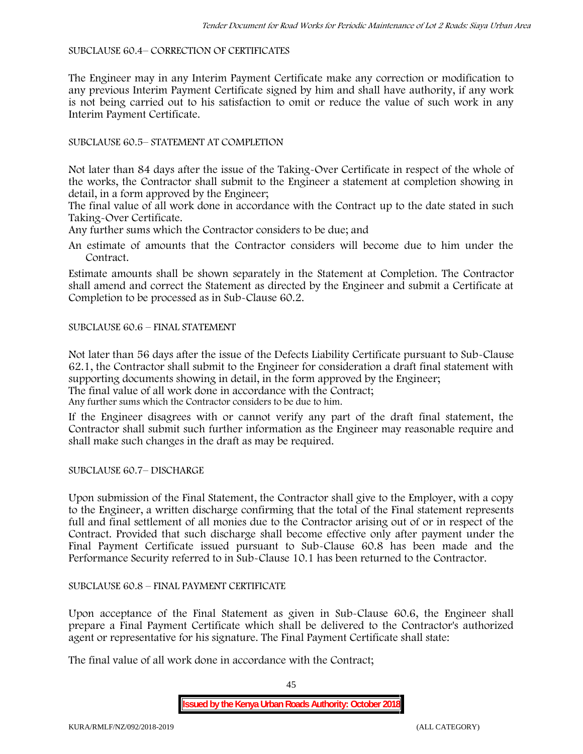SUBCLAUSE 60.4– CORRECTION OF CERTIFICATES

The Engineer may in any Interim Payment Certificate make any correction or modification to any previous Interim Payment Certificate signed by him and shall have authority, if any work is not being carried out to his satisfaction to omit or reduce the value of such work in any Interim Payment Certificate.

SUBCLAUSE 60.5– STATEMENT AT COMPLETION

Not later than 84 days after the issue of the Taking-Over Certificate in respect of the whole of the works, the Contractor shall submit to the Engineer a statement at completion showing in detail, in a form approved by the Engineer;

The final value of all work done in accordance with the Contract up to the date stated in such Taking-Over Certificate.

Any further sums which the Contractor considers to be due; and

An estimate of amounts that the Contractor considers will become due to him under the Contract.

Estimate amounts shall be shown separately in the Statement at Completion. The Contractor shall amend and correct the Statement as directed by the Engineer and submit a Certificate at Completion to be processed as in Sub-Clause 60.2.

SUBCLAUSE 60.6 – FINAL STATEMENT

Not later than 56 days after the issue of the Defects Liability Certificate pursuant to Sub-Clause 62.1, the Contractor shall submit to the Engineer for consideration a draft final statement with supporting documents showing in detail, in the form approved by the Engineer;

The final value of all work done in accordance with the Contract;

Any further sums which the Contractor considers to be due to him.

If the Engineer disagrees with or cannot verify any part of the draft final statement, the Contractor shall submit such further information as the Engineer may reasonable require and shall make such changes in the draft as may be required.

SUBCLAUSE 60.7– DISCHARGE

Upon submission of the Final Statement, the Contractor shall give to the Employer, with a copy to the Engineer, a written discharge confirming that the total of the Final statement represents full and final settlement of all monies due to the Contractor arising out of or in respect of the Contract. Provided that such discharge shall become effective only after payment under the Final Payment Certificate issued pursuant to Sub-Clause 60.8 has been made and the Performance Security referred to in Sub-Clause 10.1 has been returned to the Contractor.

SUBCLAUSE 60.8 – FINAL PAYMENT CERTIFICATE

Upon acceptance of the Final Statement as given in Sub-Clause 60.6, the Engineer shall prepare a Final Payment Certificate which shall be delivered to the Contractor's authorized agent or representative for his signature. The Final Payment Certificate shall state:

The final value of all work done in accordance with the Contract;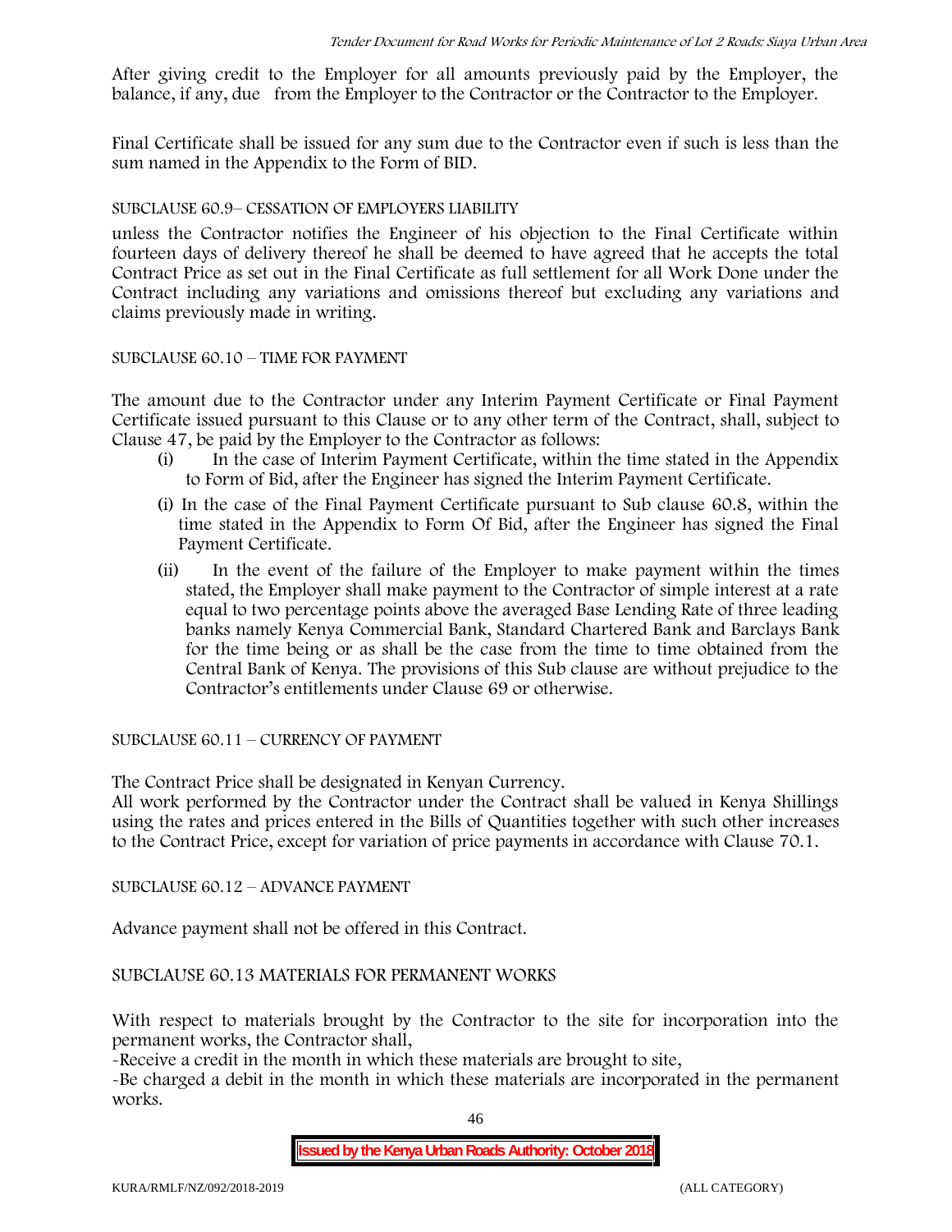After giving credit to the Employer for all amounts previously paid by the Employer, the balance, if any, due from the Employer to the Contractor or the Contractor to the Employer.

Final Certificate shall be issued for any sum due to the Contractor even if such is less than the sum named in the Appendix to the Form of BID.

SUBCLAUSE 60.9– CESSATION OF EMPLOYERS LIABILITY

unless the Contractor notifies the Engineer of his objection to the Final Certificate within fourteen days of delivery thereof he shall be deemed to have agreed that he accepts the total Contract Price as set out in the Final Certificate as full settlement for all Work Done under the Contract including any variations and omissions thereof but excluding any variations and claims previously made in writing.

SUBCLAUSE 60.10 – TIME FOR PAYMENT

The amount due to the Contractor under any Interim Payment Certificate or Final Payment Certificate issued pursuant to this Clause or to any other term of the Contract, shall, subject to Clause 47, be paid by the Employer to the Contractor as follows:

(i) In the case of Interim Payment Certificate, within the time stated in the Appendix to Form of Bid, after the Engineer has signed the Interim Payment Certificate.

(i) In the case of the Final Payment Certificate pursuant to Sub clause 60.8, within the time stated in the Appendix to Form Of Bid, after the Engineer has signed the Final Payment Certificate.

(ii) In the event of the failure of the Employer to make payment within the times stated, the Employer shall make payment to the Contractor of simple interest at a rate equal to two percentage points above the averaged Base Lending Rate of three leading banks namely Kenya Commercial Bank, Standard Chartered Bank and Barclays Bank for the time being or as shall be the case from the time to time obtained from the Central Bank of Kenya. The provisions of this Sub clause are without prejudice to the Contractor's entitlements under Clause 69 or otherwise.

SUBCLAUSE 60.11 – CURRENCY OF PAYMENT

The Contract Price shall be designated in Kenyan Currency.
All work performed by the Contractor under the Contract shall be valued in Kenya Shillings using the rates and prices entered in the Bills of Quantities together with such other increases to the Contract Price, except for variation of price payments in accordance with Clause 70.1.

SUBCLAUSE 60.12 – ADVANCE PAYMENT

Advance payment shall not be offered in this Contract.

SUBCLAUSE 60.13 MATERIALS FOR PERMANENT WORKS

With respect to materials brought by the Contractor to the site for incorporation into the permanent works, the Contractor shall,

-Receive a credit in the month in which these materials are brought to site,

-Be charged a debit in the month in which these materials are incorporated in the permanent works.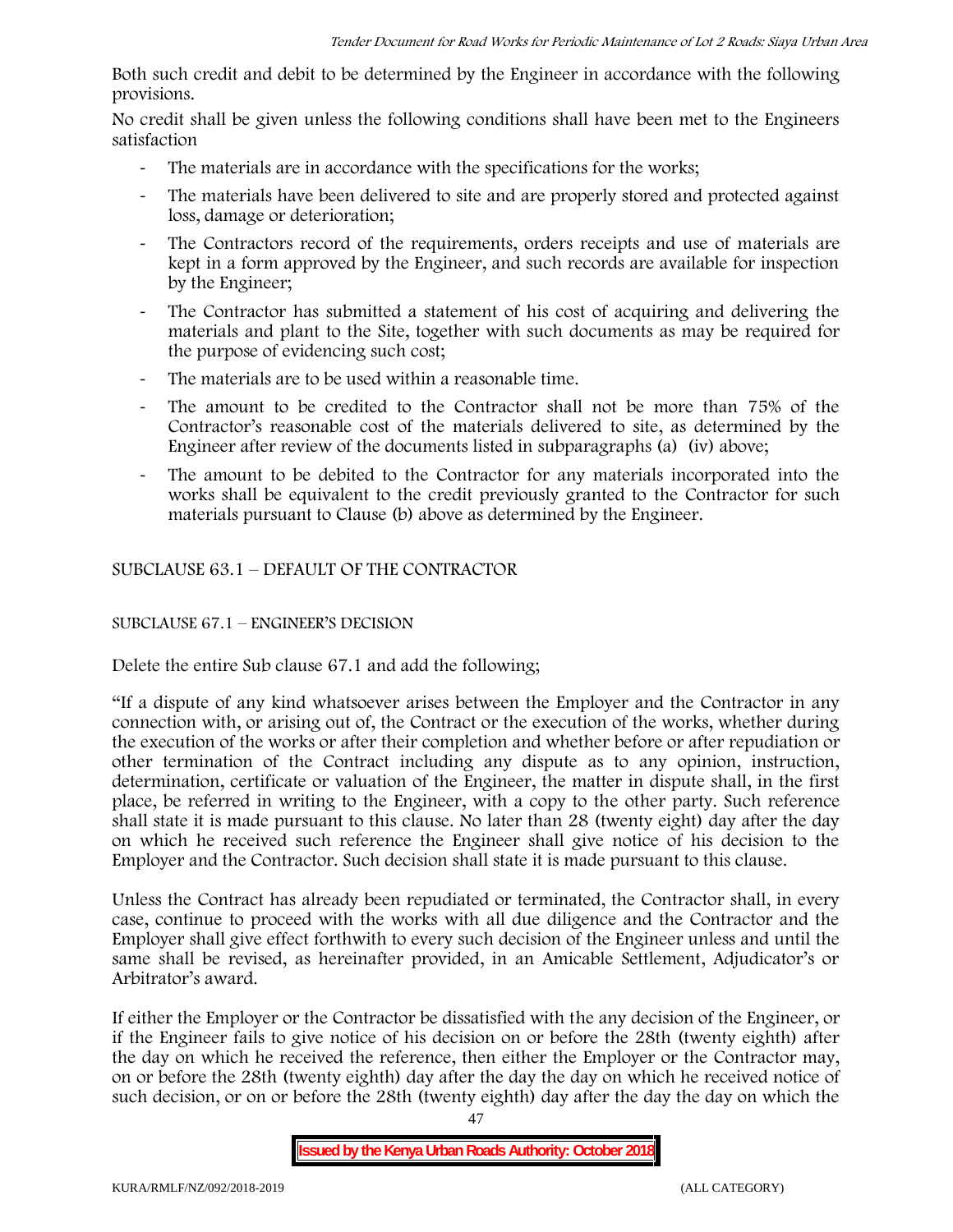Both such credit and debit to be determined by the Engineer in accordance with the following provisions.

No credit shall be given unless the following conditions shall have been met to the Engineers satisfaction

- The materials are in accordance with the specifications for the works;
- The materials have been delivered to site and are properly stored and protected against loss, damage or deterioration;
- The Contractors record of the requirements, orders receipts and use of materials are kept in a form approved by the Engineer, and such records are available for inspection by the Engineer;
- The Contractor has submitted a statement of his cost of acquiring and delivering the materials and plant to the Site, together with such documents as may be required for the purpose of evidencing such cost;
- The materials are to be used within a reasonable time.
- The amount to be credited to the Contractor shall not be more than 75% of the Contractor's reasonable cost of the materials delivered to site, as determined by the Engineer after review of the documents listed in subparagraphs (a) (iv) above;
- The amount to be debited to the Contractor for any materials incorporated into the works shall be equivalent to the credit previously granted to the Contractor for such materials pursuant to Clause (b) above as determined by the Engineer.

SUBCLAUSE 63.1 – DEFAULT OF THE CONTRACTOR

SUBCLAUSE 67.1 – ENGINEER'S DECISION

Delete the entire Sub clause 67.1 and add the following;

"If a dispute of any kind whatsoever arises between the Employer and the Contractor in any connection with, or arising out of, the Contract or the execution of the works, whether during the execution of the works or after their completion and whether before or after repudiation or other termination of the Contract including any dispute as to any opinion, instruction, determination, certificate or valuation of the Engineer, the matter in dispute shall, in the first place, be referred in writing to the Engineer, with a copy to the other party. Such reference shall state it is made pursuant to this clause. No later than 28 (twenty eight) day after the day on which he received such reference the Engineer shall give notice of his decision to the Employer and the Contractor. Such decision shall state it is made pursuant to this clause.

Unless the Contract has already been repudiated or terminated, the Contractor shall, in every case, continue to proceed with the works with all due diligence and the Contractor and the Employer shall give effect forthwith to every such decision of the Engineer unless and until the same shall be revised, as hereinafter provided, in an Amicable Settlement, Adjudicator's or Arbitrator's award.

If either the Employer or the Contractor be dissatisfied with the any decision of the Engineer, or if the Engineer fails to give notice of his decision on or before the 28th (twenty eighth) after the day on which he received the reference, then either the Employer or the Contractor may, on or before the 28th (twenty eighth) day after the day the day on which he received notice of such decision, or on or before the 28th (twenty eighth) day after the day the day on which the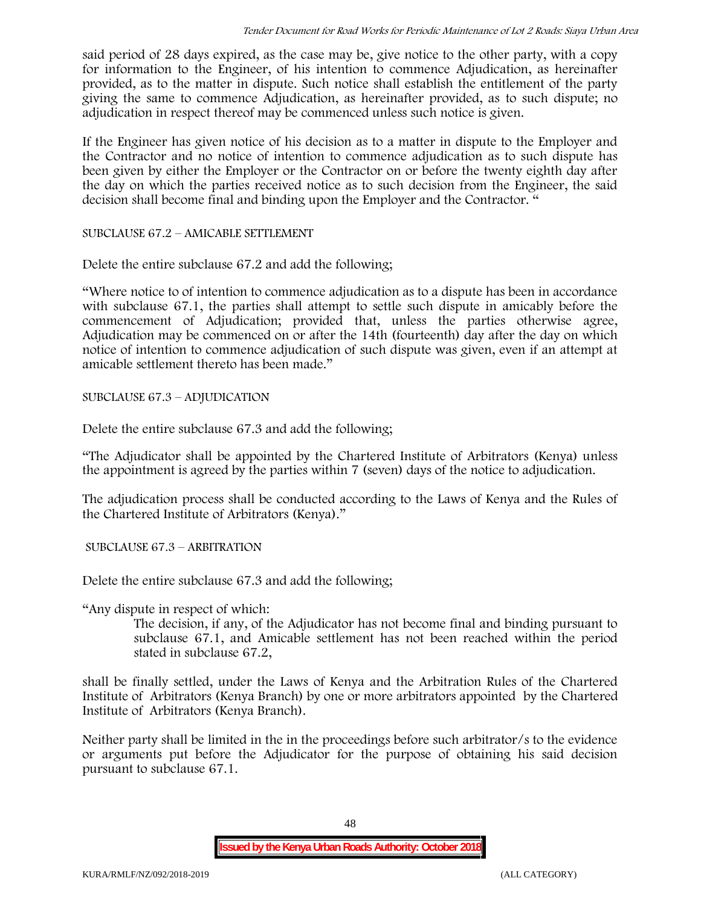said period of 28 days expired, as the case may be, give notice to the other party, with a copy for information to the Engineer, of his intention to commence Adjudication, as hereinafter provided, as to the matter in dispute. Such notice shall establish the entitlement of the party giving the same to commence Adjudication, as hereinafter provided, as to such dispute; no adjudication in respect thereof may be commenced unless such notice is given.

If the Engineer has given notice of his decision as to a matter in dispute to the Employer and the Contractor and no notice of intention to commence adjudication as to such dispute has been given by either the Employer or the Contractor on or before the twenty eighth day after the day on which the parties received notice as to such decision from the Engineer, the said decision shall become final and binding upon the Employer and the Contractor. "

SUBCLAUSE 67.2 – AMICABLE SETTLEMENT

Delete the entire subclause 67.2 and add the following;

"Where notice to of intention to commence adjudication as to a dispute has been in accordance with subclause 67.1, the parties shall attempt to settle such dispute in amicably before the commencement of Adjudication; provided that, unless the parties otherwise agree, Adjudication may be commenced on or after the 14th (fourteenth) day after the day on which notice of intention to commence adjudication of such dispute was given, even if an attempt at amicable settlement thereto has been made."

SUBCLAUSE 67.3 – ADJUDICATION

Delete the entire subclause 67.3 and add the following;

"The Adjudicator shall be appointed by the Chartered Institute of Arbitrators (Kenya) unless the appointment is agreed by the parties within 7 (seven) days of the notice to adjudication.

The adjudication process shall be conducted according to the Laws of Kenya and the Rules of the Chartered Institute of Arbitrators (Kenya)."

SUBCLAUSE 67.3 – ARBITRATION

Delete the entire subclause 67.3 and add the following;

"Any dispute in respect of which:

> The decision, if any, of the Adjudicator has not become final and binding pursuant to subclause 67.1, and Amicable settlement has not been reached within the period stated in subclause 67.2,

shall be finally settled, under the Laws of Kenya and the Arbitration Rules of the Chartered Institute of Arbitrators (Kenya Branch) by one or more arbitrators appointed by the Chartered Institute of Arbitrators (Kenya Branch).

Neither party shall be limited in the in the proceedings before such arbitrator/s to the evidence or arguments put before the Adjudicator for the purpose of obtaining his said decision pursuant to subclause 67.1.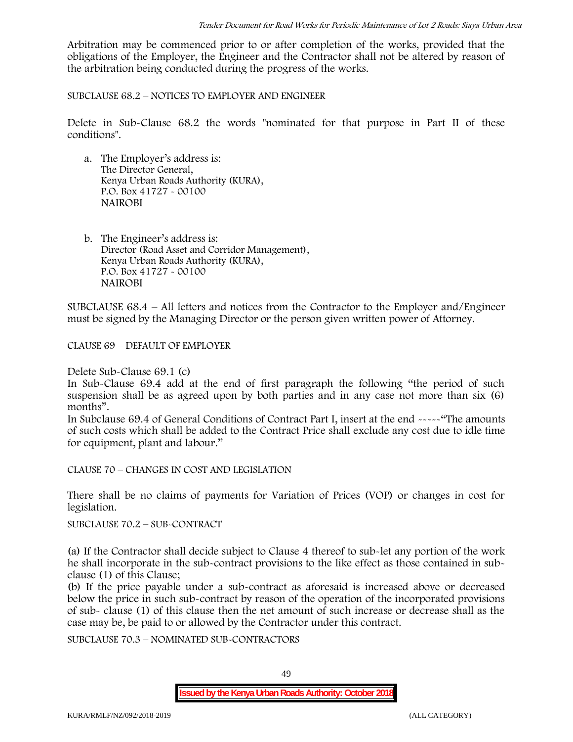Arbitration may be commenced prior to or after completion of the works, provided that the obligations of the Employer, the Engineer and the Contractor shall not be altered by reason of the arbitration being conducted during the progress of the works.

SUBCLAUSE 68.2 – NOTICES TO EMPLOYER AND ENGINEER

Delete in Sub-Clause 68.2 the words "nominated for that purpose in Part II of these conditions".

a. The Employer's address is:
   The Director General,
   Kenya Urban Roads Authority (KURA),
   P.O. Box 41727 - 00100
   NAIROBI

b. The Engineer's address is:
   Director (Road Asset and Corridor Management),
   Kenya Urban Roads Authority (KURA),
   P.O. Box 41727 - 00100
   NAIROBI

SUBCLAUSE 68.4 – All letters and notices from the Contractor to the Employer and/Engineer must be signed by the Managing Director or the person given written power of Attorney.

CLAUSE 69 – DEFAULT OF EMPLOYER

Delete Sub-Clause 69.1 (c)

In Sub-Clause 69.4 add at the end of first paragraph the following "the period of such suspension shall be as agreed upon by both parties and in any case not more than six (6) months".

In Subclause 69.4 of General Conditions of Contract Part I, insert at the end -----"The amounts of such costs which shall be added to the Contract Price shall exclude any cost due to idle time for equipment, plant and labour."

CLAUSE 70 – CHANGES IN COST AND LEGISLATION

There shall be no claims of payments for Variation of Prices (VOP) or changes in cost for legislation.

SUBCLAUSE 70.2 – SUB-CONTRACT

(a) If the Contractor shall decide subject to Clause 4 thereof to sub-let any portion of the work he shall incorporate in the sub-contract provisions to the like effect as those contained in sub-clause (1) of this Clause;

(b) If the price payable under a sub-contract as aforesaid is increased above or decreased below the price in such sub-contract by reason of the operation of the incorporated provisions of sub- clause (1) of this clause then the net amount of such increase or decrease shall as the case may be, be paid to or allowed by the Contractor under this contract.

SUBCLAUSE 70.3 – NOMINATED SUB-CONTRACTORS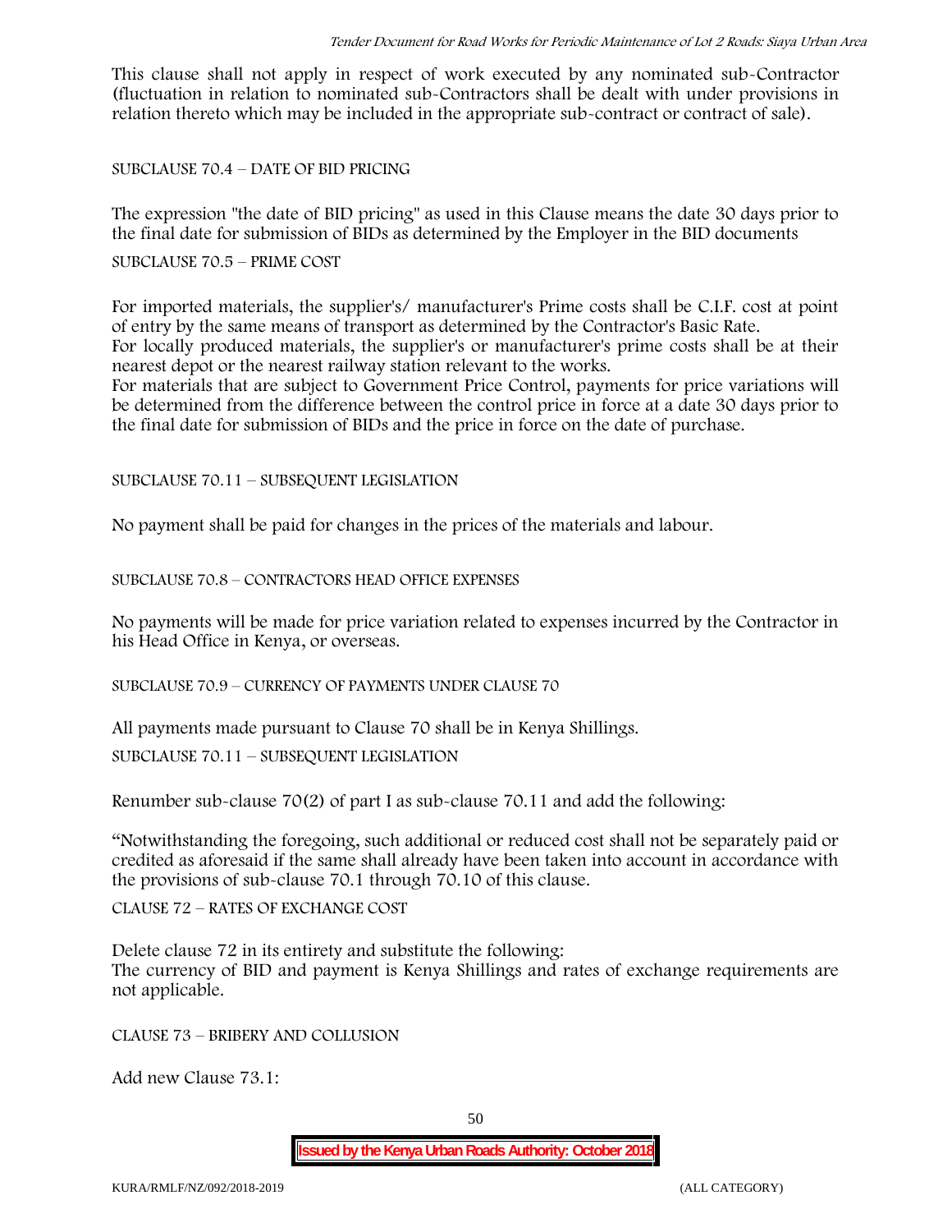This clause shall not apply in respect of work executed by any nominated sub-Contractor (fluctuation in relation to nominated sub-Contractors shall be dealt with under provisions in relation thereto which may be included in the appropriate sub-contract or contract of sale).

SUBCLAUSE 70.4 – DATE OF BID PRICING

The expression "the date of BID pricing" as used in this Clause means the date 30 days prior to the final date for submission of BIDs as determined by the Employer in the BID documents

SUBCLAUSE 70.5 – PRIME COST

For imported materials, the supplier's/ manufacturer's Prime costs shall be C.I.F. cost at point of entry by the same means of transport as determined by the Contractor's Basic Rate.

For locally produced materials, the supplier's or manufacturer's prime costs shall be at their nearest depot or the nearest railway station relevant to the works.

For materials that are subject to Government Price Control, payments for price variations will be determined from the difference between the control price in force at a date 30 days prior to the final date for submission of BIDs and the price in force on the date of purchase.

SUBCLAUSE 70.11 – SUBSEQUENT LEGISLATION

No payment shall be paid for changes in the prices of the materials and labour.

SUBCLAUSE 70.8 – CONTRACTORS HEAD OFFICE EXPENSES

No payments will be made for price variation related to expenses incurred by the Contractor in his Head Office in Kenya, or overseas.

SUBCLAUSE 70.9 – CURRENCY OF PAYMENTS UNDER CLAUSE 70

All payments made pursuant to Clause 70 shall be in Kenya Shillings.

SUBCLAUSE 70.11 – SUBSEQUENT LEGISLATION

Renumber sub-clause 70(2) of part I as sub-clause 70.11 and add the following:

"Notwithstanding the foregoing, such additional or reduced cost shall not be separately paid or credited as aforesaid if the same shall already have been taken into account in accordance with the provisions of sub-clause 70.1 through 70.10 of this clause.

CLAUSE 72 – RATES OF EXCHANGE COST

Delete clause 72 in its entirety and substitute the following:
The currency of BID and payment is Kenya Shillings and rates of exchange requirements are not applicable.

CLAUSE 73 – BRIBERY AND COLLUSION

Add new Clause 73.1: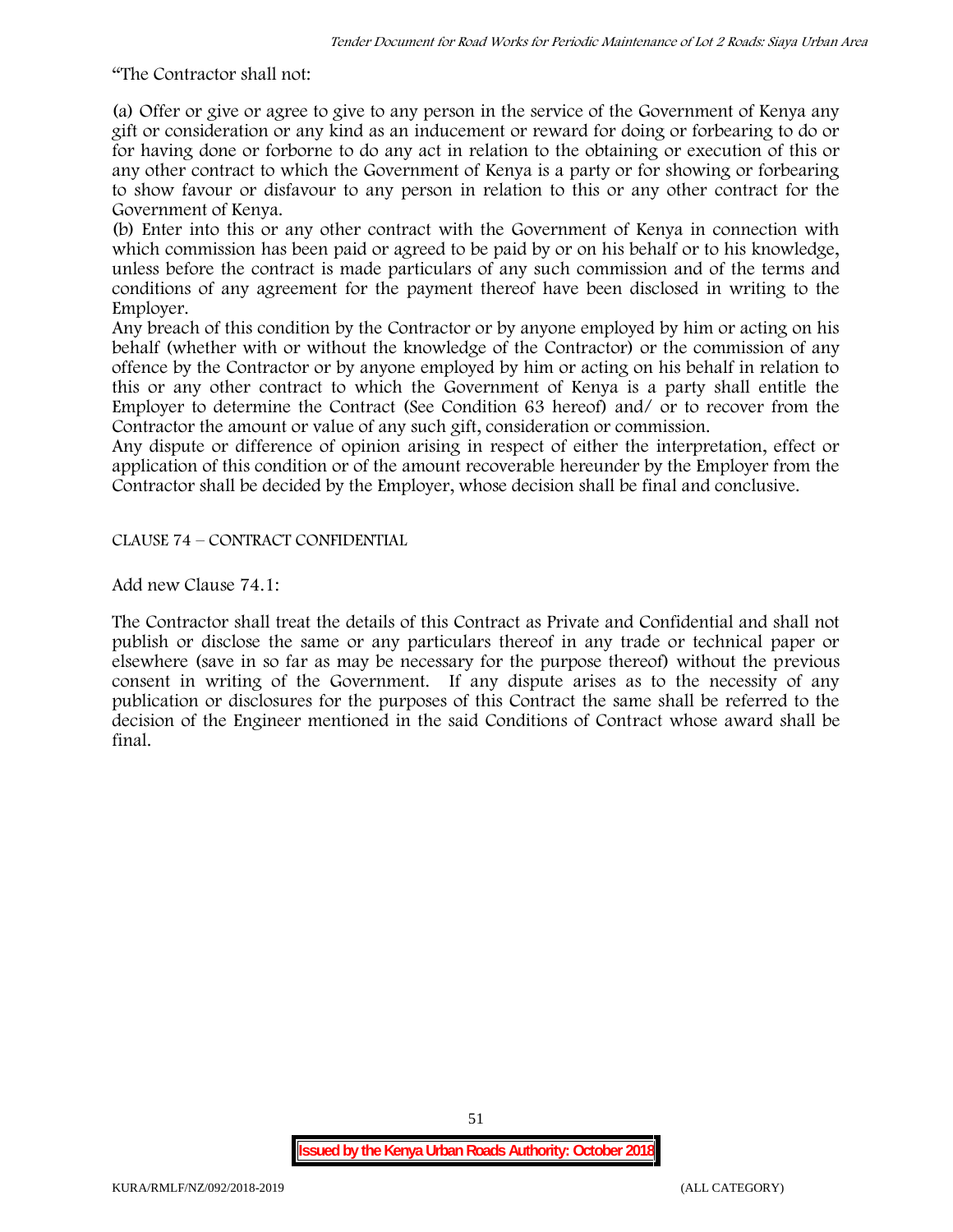"The Contractor shall not:

(a) Offer or give or agree to give to any person in the service of the Government of Kenya any gift or consideration or any kind as an inducement or reward for doing or forbearing to do or for having done or forborne to do any act in relation to the obtaining or execution of this or any other contract to which the Government of Kenya is a party or for showing or forbearing to show favour or disfavour to any person in relation to this or any other contract for the Government of Kenya.

(b) Enter into this or any other contract with the Government of Kenya in connection with which commission has been paid or agreed to be paid by or on his behalf or to his knowledge, unless before the contract is made particulars of any such commission and of the terms and conditions of any agreement for the payment thereof have been disclosed in writing to the Employer.

Any breach of this condition by the Contractor or by anyone employed by him or acting on his behalf (whether with or without the knowledge of the Contractor) or the commission of any offence by the Contractor or by anyone employed by him or acting on his behalf in relation to this or any other contract to which the Government of Kenya is a party shall entitle the Employer to determine the Contract (See Condition 63 hereof) and/ or to recover from the Contractor the amount or value of any such gift, consideration or commission.

Any dispute or difference of opinion arising in respect of either the interpretation, effect or application of this condition or of the amount recoverable hereunder by the Employer from the Contractor shall be decided by the Employer, whose decision shall be final and conclusive.

CLAUSE 74 – CONTRACT CONFIDENTIAL

Add new Clause 74.1:

The Contractor shall treat the details of this Contract as Private and Confidential and shall not publish or disclose the same or any particulars thereof in any trade or technical paper or elsewhere (save in so far as may be necessary for the purpose thereof) without the previous consent in writing of the Government. If any dispute arises as to the necessity of any publication or disclosures for the purposes of this Contract the same shall be referred to the decision of the Engineer mentioned in the said Conditions of Contract whose award shall be final.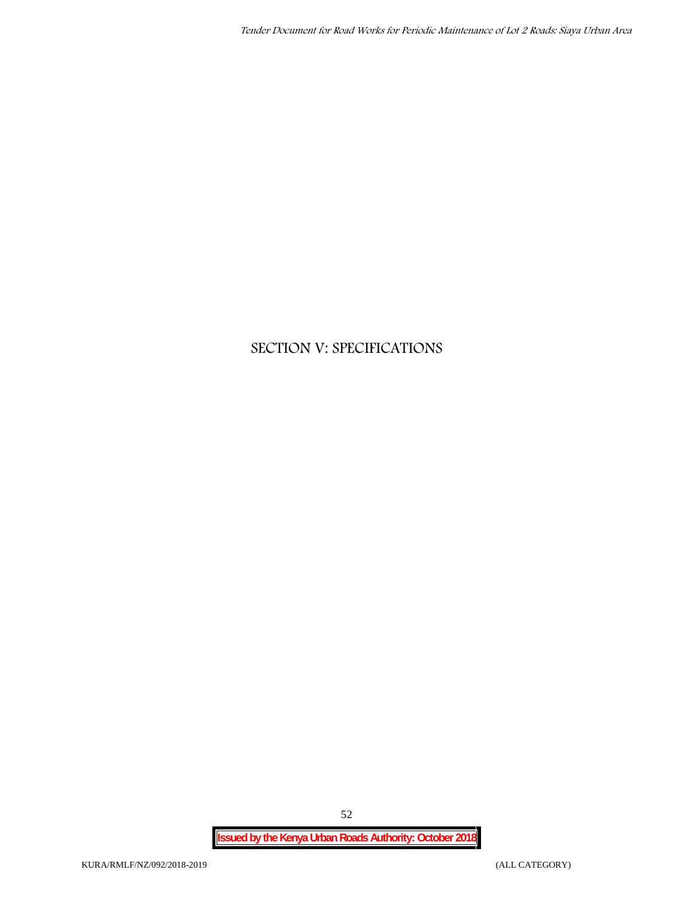# SECTION V: SPECIFICATIONS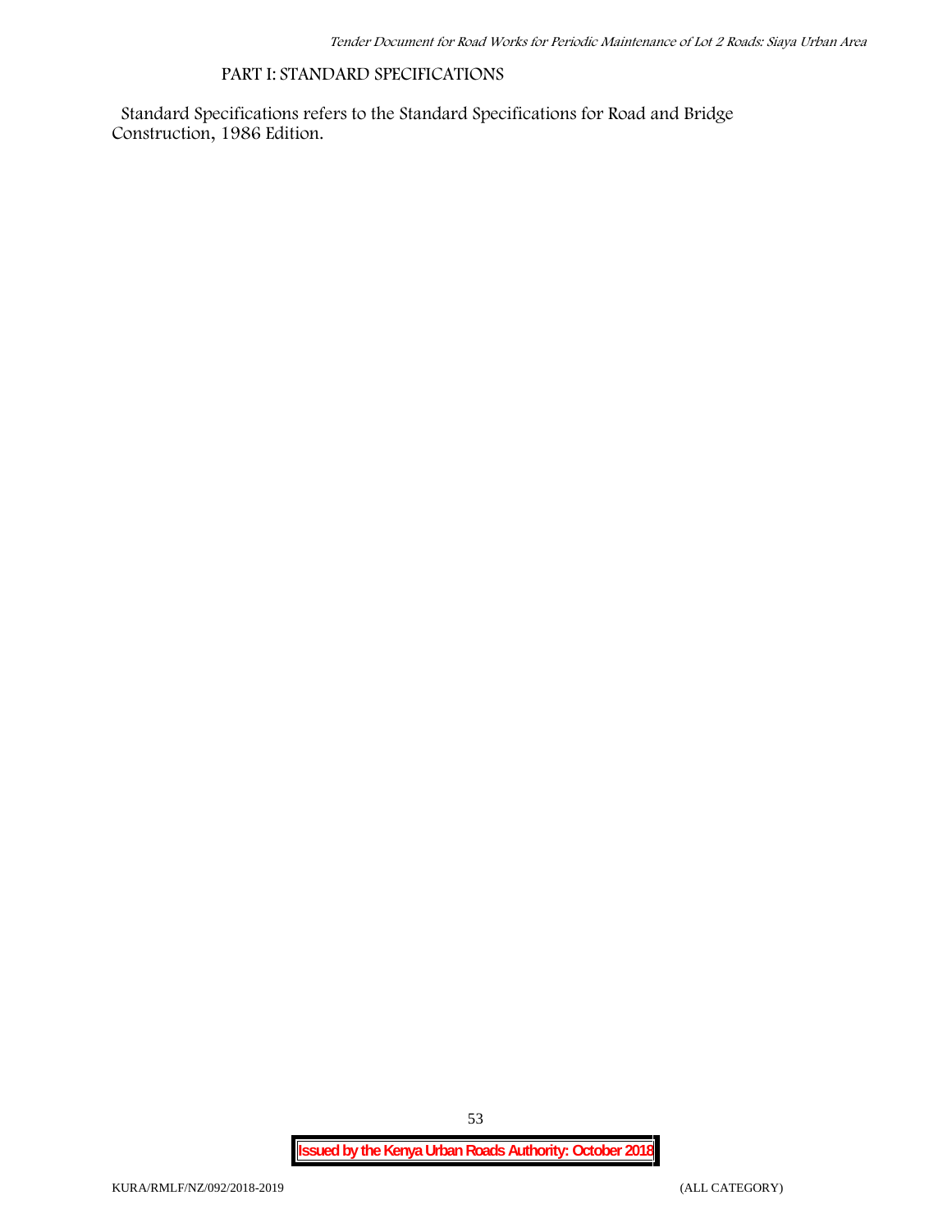## PART I: STANDARD SPECIFICATIONS

Standard Specifications refers to the Standard Specifications for Road and Bridge Construction, 1986 Edition.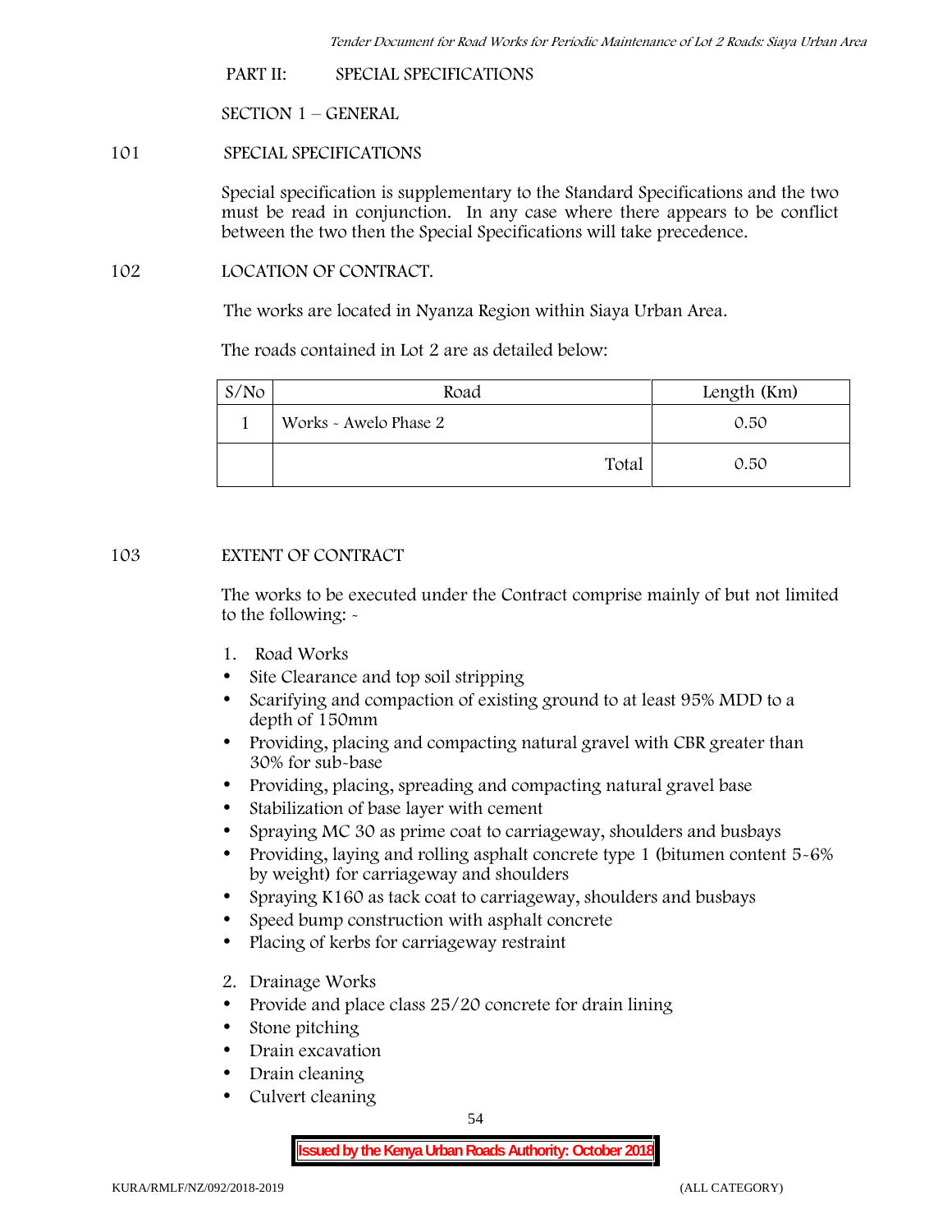## PART II: SPECIAL SPECIFICATIONS

### SECTION 1 – GENERAL

#### 101 SPECIAL SPECIFICATIONS

Special specification is supplementary to the Standard Specifications and the two must be read in conjunction. In any case where there appears to be conflict between the two then the Special Specifications will take precedence.

#### 102 LOCATION OF CONTRACT.

The works are located in Nyanza Region within Siaya Urban Area.

The roads contained in Lot 2 are as detailed below:

| S/No | Road | Length (Km) |
|---|---|---|
| 1 | Works - Awelo Phase 2 | 0.50 |
| | Total | 0.50 |

#### 103 EXTENT OF CONTRACT

The works to be executed under the Contract comprise mainly of but not limited to the following: -

1. Road Works
   - Site Clearance and top soil stripping
   - Scarifying and compaction of existing ground to at least 95% MDD to a depth of 150mm
   - Providing, placing and compacting natural gravel with CBR greater than 30% for sub-base
   - Providing, placing, spreading and compacting natural gravel base
   - Stabilization of base layer with cement
   - Spraying MC 30 as prime coat to carriageway, shoulders and busbays
   - Providing, laying and rolling asphalt concrete type 1 (bitumen content 5-6% by weight) for carriageway and shoulders
   - Spraying K160 as tack coat to carriageway, shoulders and busbays
   - Speed bump construction with asphalt concrete
   - Placing of kerbs for carriageway restraint

2. Drainage Works
   - Provide and place class 25/20 concrete for drain lining
   - Stone pitching
   - Drain excavation
   - Drain cleaning
   - Culvert cleaning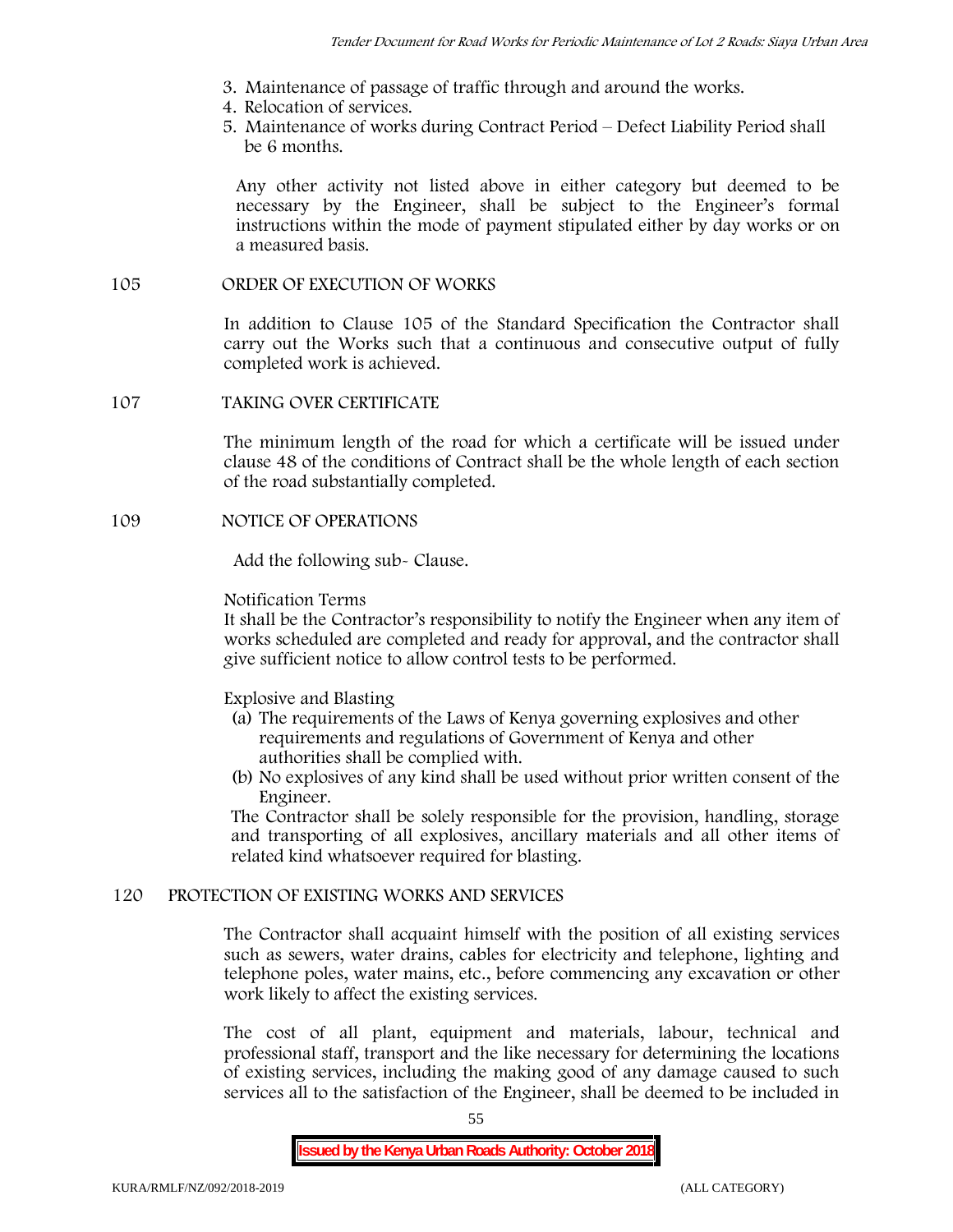3. Maintenance of passage of traffic through and around the works.
4. Relocation of services.
5. Maintenance of works during Contract Period – Defect Liability Period shall be 6 months.

Any other activity not listed above in either category but deemed to be necessary by the Engineer, shall be subject to the Engineer's formal instructions within the mode of payment stipulated either by day works or on a measured basis.

## 105 ORDER OF EXECUTION OF WORKS

In addition to Clause 105 of the Standard Specification the Contractor shall carry out the Works such that a continuous and consecutive output of fully completed work is achieved.

## 107 TAKING OVER CERTIFICATE

The minimum length of the road for which a certificate will be issued under clause 48 of the conditions of Contract shall be the whole length of each section of the road substantially completed.

## 109 NOTICE OF OPERATIONS

Add the following sub- Clause.

Notification Terms

It shall be the Contractor's responsibility to notify the Engineer when any item of works scheduled are completed and ready for approval, and the contractor shall give sufficient notice to allow control tests to be performed.

Explosive and Blasting

(a) The requirements of the Laws of Kenya governing explosives and other requirements and regulations of Government of Kenya and other authorities shall be complied with.
(b) No explosives of any kind shall be used without prior written consent of the Engineer.

The Contractor shall be solely responsible for the provision, handling, storage and transporting of all explosives, ancillary materials and all other items of related kind whatsoever required for blasting.

## 120 PROTECTION OF EXISTING WORKS AND SERVICES

The Contractor shall acquaint himself with the position of all existing services such as sewers, water drains, cables for electricity and telephone, lighting and telephone poles, water mains, etc., before commencing any excavation or other work likely to affect the existing services.

The cost of all plant, equipment and materials, labour, technical and professional staff, transport and the like necessary for determining the locations of existing services, including the making good of any damage caused to such services all to the satisfaction of the Engineer, shall be deemed to be included in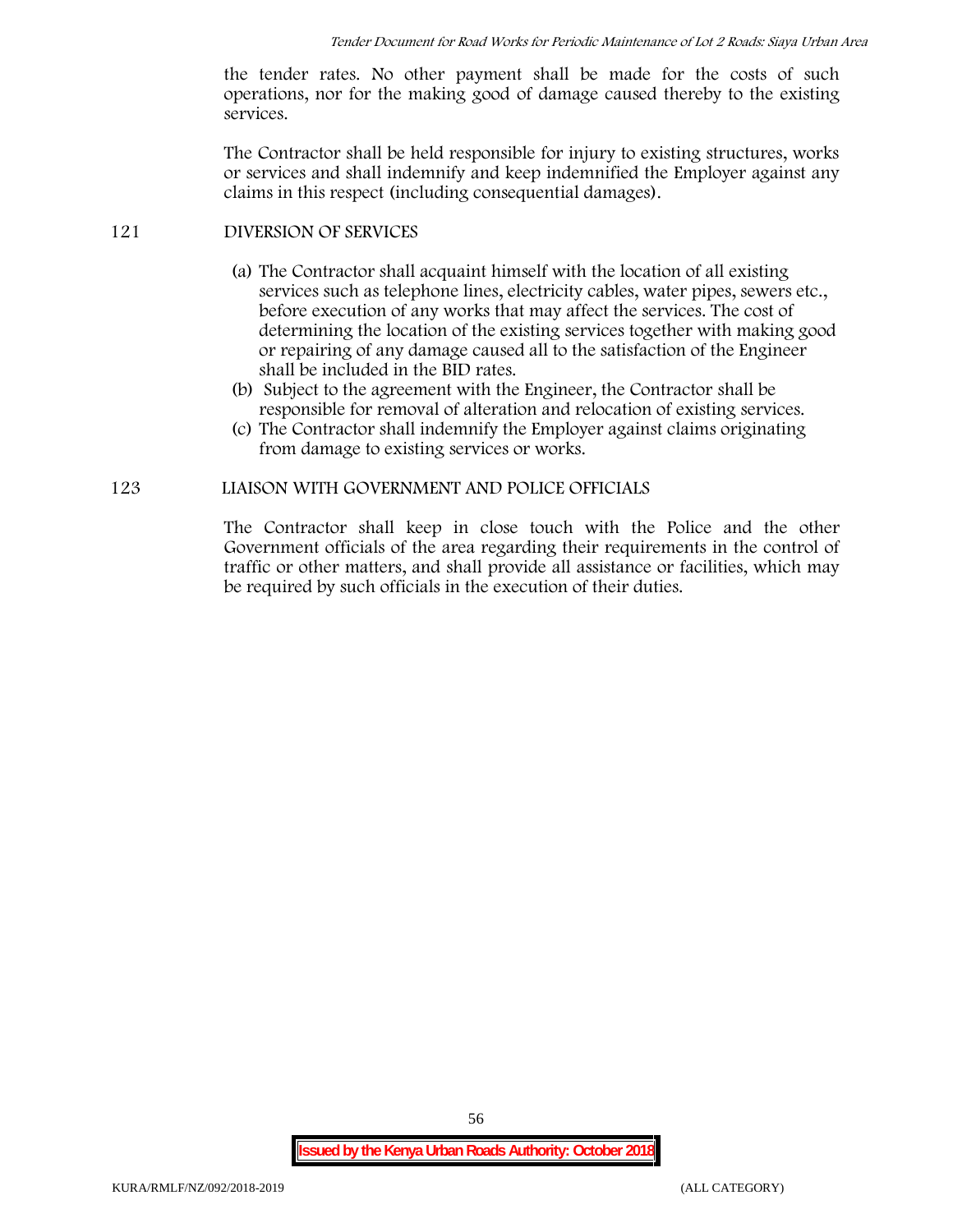the tender rates. No other payment shall be made for the costs of such operations, nor for the making good of damage caused thereby to the existing services.

The Contractor shall be held responsible for injury to existing structures, works or services and shall indemnify and keep indemnified the Employer against any claims in this respect (including consequential damages).

### 121 DIVERSION OF SERVICES

(a) The Contractor shall acquaint himself with the location of all existing services such as telephone lines, electricity cables, water pipes, sewers etc., before execution of any works that may affect the services. The cost of determining the location of the existing services together with making good or repairing of any damage caused all to the satisfaction of the Engineer shall be included in the BID rates.

(b) Subject to the agreement with the Engineer, the Contractor shall be responsible for removal of alteration and relocation of existing services.

(c) The Contractor shall indemnify the Employer against claims originating from damage to existing services or works.

### 123 LIAISON WITH GOVERNMENT AND POLICE OFFICIALS

The Contractor shall keep in close touch with the Police and the other Government officials of the area regarding their requirements in the control of traffic or other matters, and shall provide all assistance or facilities, which may be required by such officials in the execution of their duties.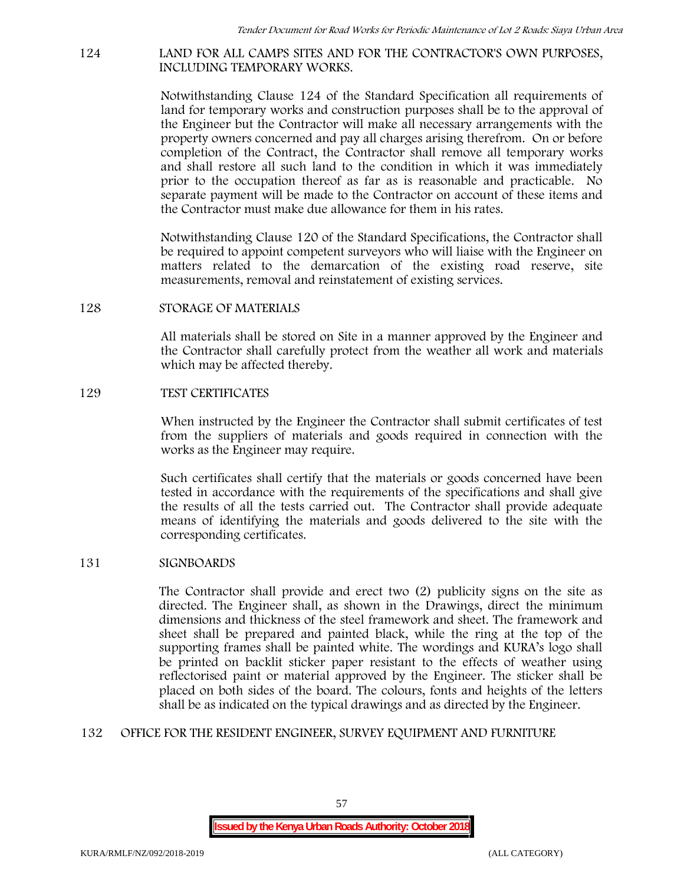## 124 LAND FOR ALL CAMPS SITES AND FOR THE CONTRACTOR'S OWN PURPOSES, INCLUDING TEMPORARY WORKS.

Notwithstanding Clause 124 of the Standard Specification all requirements of land for temporary works and construction purposes shall be to the approval of the Engineer but the Contractor will make all necessary arrangements with the property owners concerned and pay all charges arising therefrom. On or before completion of the Contract, the Contractor shall remove all temporary works and shall restore all such land to the condition in which it was immediately prior to the occupation thereof as far as is reasonable and practicable. No separate payment will be made to the Contractor on account of these items and the Contractor must make due allowance for them in his rates.

Notwithstanding Clause 120 of the Standard Specifications, the Contractor shall be required to appoint competent surveyors who will liaise with the Engineer on matters related to the demarcation of the existing road reserve, site measurements, removal and reinstatement of existing services.

## 128 STORAGE OF MATERIALS

All materials shall be stored on Site in a manner approved by the Engineer and the Contractor shall carefully protect from the weather all work and materials which may be affected thereby.

## 129 TEST CERTIFICATES

When instructed by the Engineer the Contractor shall submit certificates of test from the suppliers of materials and goods required in connection with the works as the Engineer may require.

Such certificates shall certify that the materials or goods concerned have been tested in accordance with the requirements of the specifications and shall give the results of all the tests carried out. The Contractor shall provide adequate means of identifying the materials and goods delivered to the site with the corresponding certificates.

## 131 SIGNBOARDS

The Contractor shall provide and erect two (2) publicity signs on the site as directed. The Engineer shall, as shown in the Drawings, direct the minimum dimensions and thickness of the steel framework and sheet. The framework and sheet shall be prepared and painted black, while the ring at the top of the supporting frames shall be painted white. The wordings and KURA's logo shall be printed on backlit sticker paper resistant to the effects of weather using reflectorised paint or material approved by the Engineer. The sticker shall be placed on both sides of the board. The colours, fonts and heights of the letters shall be as indicated on the typical drawings and as directed by the Engineer.

## 132 OFFICE FOR THE RESIDENT ENGINEER, SURVEY EQUIPMENT AND FURNITURE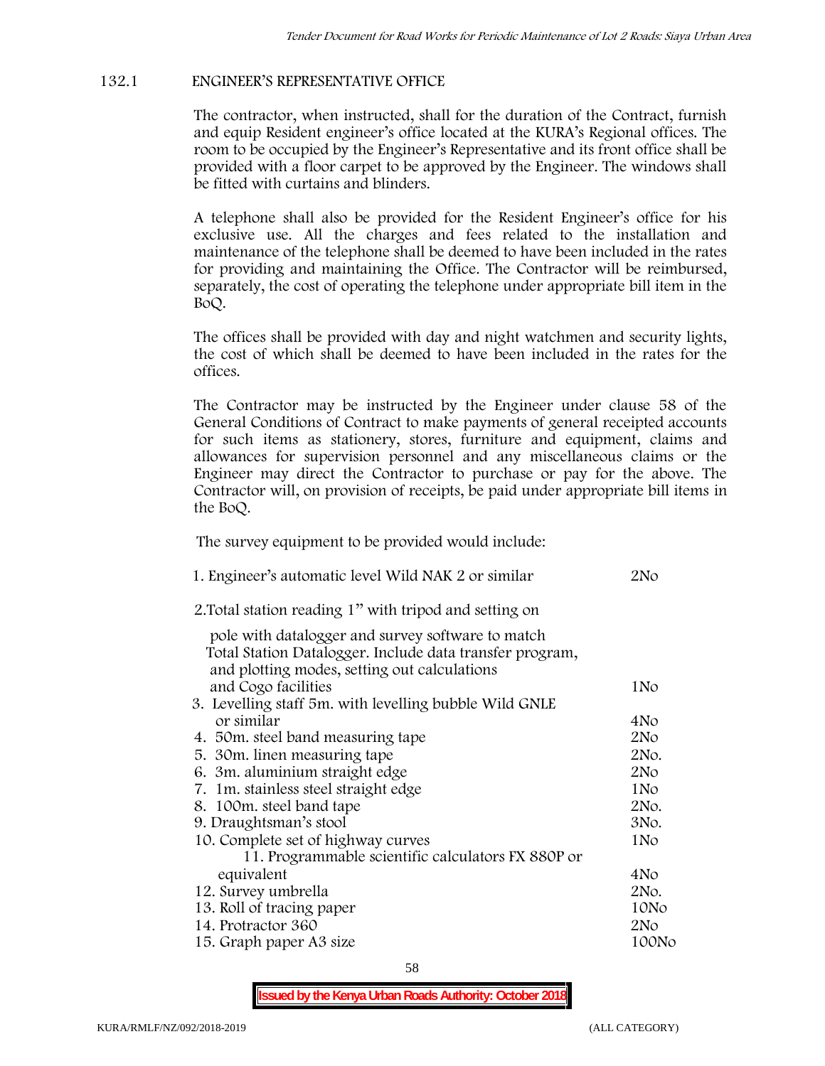### 132.1 ENGINEER'S REPRESENTATIVE OFFICE

The contractor, when instructed, shall for the duration of the Contract, furnish and equip Resident engineer's office located at the KURA's Regional offices. The room to be occupied by the Engineer's Representative and its front office shall be provided with a floor carpet to be approved by the Engineer. The windows shall be fitted with curtains and blinders.

A telephone shall also be provided for the Resident Engineer's office for his exclusive use. All the charges and fees related to the installation and maintenance of the telephone shall be deemed to have been included in the rates for providing and maintaining the Office. The Contractor will be reimbursed, separately, the cost of operating the telephone under appropriate bill item in the BoQ.

The offices shall be provided with day and night watchmen and security lights, the cost of which shall be deemed to have been included in the rates for the offices.

The Contractor may be instructed by the Engineer under clause 58 of the General Conditions of Contract to make payments of general receipted accounts for such items as stationery, stores, furniture and equipment, claims and allowances for supervision personnel and any miscellaneous claims or the Engineer may direct the Contractor to purchase or pay for the above. The Contractor will, on provision of receipts, be paid under appropriate bill items in the BoQ.

The survey equipment to be provided would include:

| | |
|---|---|
| 1. Engineer's automatic level Wild NAK 2 or similar | 2No |
| 2. Total station reading 1" with tripod and setting on pole with datalogger and survey software to match Total Station Datalogger. Include data transfer program, and plotting modes, setting out calculations and Cogo facilities | 1No |
| 3. Levelling staff 5m. with levelling bubble Wild GNLE or similar | 4No |
| 4. 50m. steel band measuring tape | 2No |
| 5. 30m. linen measuring tape | 2No. |
| 6. 3m. aluminium straight edge | 2No |
| 7. 1m. stainless steel straight edge | 1No |
| 8. 100m. steel band tape | 2No. |
| 9. Draughtsman's stool | 3No. |
| 10. Complete set of highway curves | 1No |
| 11. Programmable scientific calculators FX 880P or equivalent | 4No |
| 12. Survey umbrella | 2No. |
| 13. Roll of tracing paper | 10No |
| 14. Protractor 360 | 2No |
| 15. Graph paper A3 size | 100No |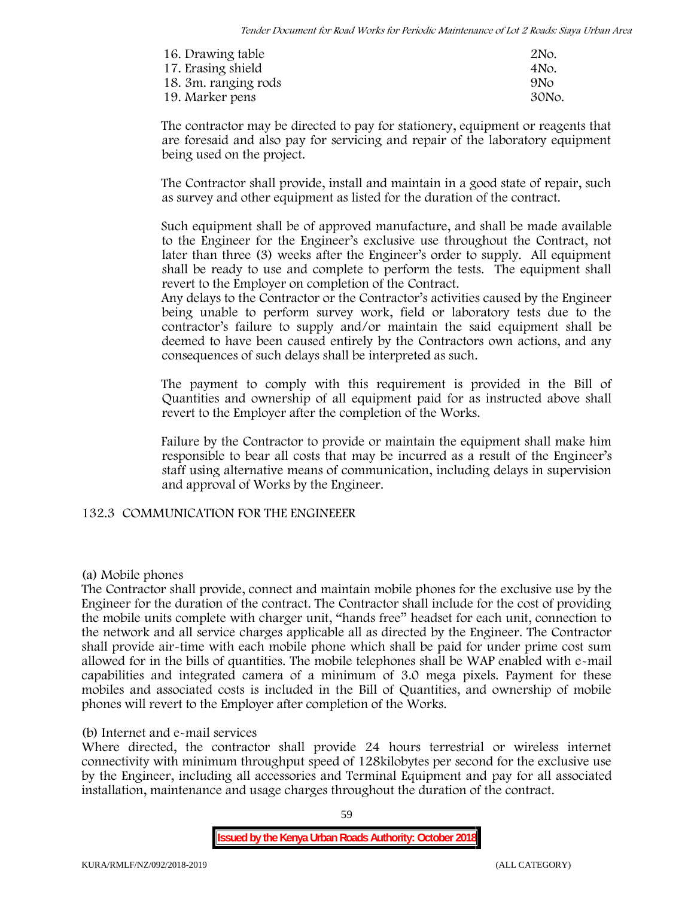| | |
|---|---|
| 16. Drawing table | 2No. |
| 17. Erasing shield | 4No. |
| 18. 3m. ranging rods | 9No |
| 19. Marker pens | 30No. |

The contractor may be directed to pay for stationery, equipment or reagents that are foresaid and also pay for servicing and repair of the laboratory equipment being used on the project.

The Contractor shall provide, install and maintain in a good state of repair, such as survey and other equipment as listed for the duration of the contract.

Such equipment shall be of approved manufacture, and shall be made available to the Engineer for the Engineer's exclusive use throughout the Contract, not later than three (3) weeks after the Engineer's order to supply. All equipment shall be ready to use and complete to perform the tests. The equipment shall revert to the Employer on completion of the Contract.
Any delays to the Contractor or the Contractor's activities caused by the Engineer being unable to perform survey work, field or laboratory tests due to the contractor's failure to supply and/or maintain the said equipment shall be deemed to have been caused entirely by the Contractors own actions, and any consequences of such delays shall be interpreted as such.

The payment to comply with this requirement is provided in the Bill of Quantities and ownership of all equipment paid for as instructed above shall revert to the Employer after the completion of the Works.

Failure by the Contractor to provide or maintain the equipment shall make him responsible to bear all costs that may be incurred as a result of the Engineer's staff using alternative means of communication, including delays in supervision and approval of Works by the Engineer.

## 132.3 COMMUNICATION FOR THE ENGINEEER

(a) Mobile phones
The Contractor shall provide, connect and maintain mobile phones for the exclusive use by the Engineer for the duration of the contract. The Contractor shall include for the cost of providing the mobile units complete with charger unit, "hands free" headset for each unit, connection to the network and all service charges applicable all as directed by the Engineer. The Contractor shall provide air-time with each mobile phone which shall be paid for under prime cost sum allowed for in the bills of quantities. The mobile telephones shall be WAP enabled with e-mail capabilities and integrated camera of a minimum of 3.0 mega pixels. Payment for these mobiles and associated costs is included in the Bill of Quantities, and ownership of mobile phones will revert to the Employer after completion of the Works.

(b) Internet and e-mail services
Where directed, the contractor shall provide 24 hours terrestrial or wireless internet connectivity with minimum throughput speed of 128kilobytes per second for the exclusive use by the Engineer, including all accessories and Terminal Equipment and pay for all associated installation, maintenance and usage charges throughout the duration of the contract.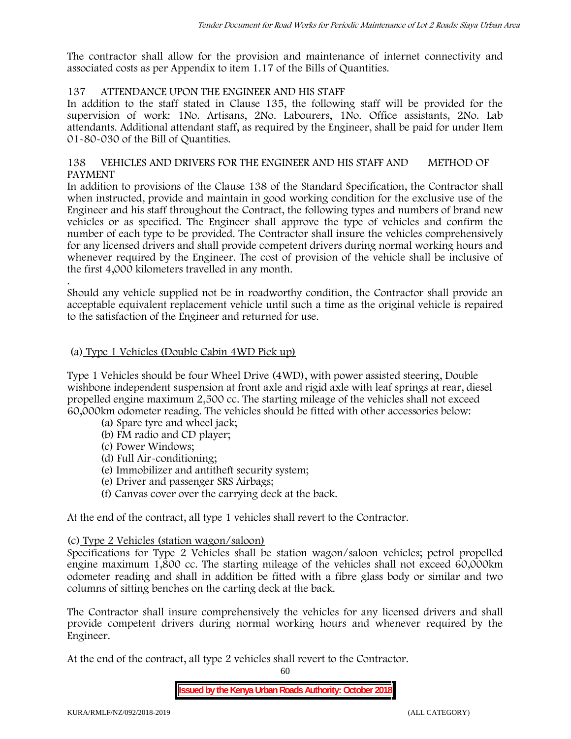The contractor shall allow for the provision and maintenance of internet connectivity and associated costs as per Appendix to item 1.17 of the Bills of Quantities.

## 137 ATTENDANCE UPON THE ENGINEER AND HIS STAFF

In addition to the staff stated in Clause 135, the following staff will be provided for the supervision of work: 1No. Artisans, 2No. Labourers, 1No. Office assistants, 2No. Lab attendants. Additional attendant staff, as required by the Engineer, shall be paid for under Item 01-80-030 of the Bill of Quantities.

## 138 VEHICLES AND DRIVERS FOR THE ENGINEER AND HIS STAFF AND METHOD OF PAYMENT

In addition to provisions of the Clause 138 of the Standard Specification, the Contractor shall when instructed, provide and maintain in good working condition for the exclusive use of the Engineer and his staff throughout the Contract, the following types and numbers of brand new vehicles or as specified. The Engineer shall approve the type of vehicles and confirm the number of each type to be provided. The Contractor shall insure the vehicles comprehensively for any licensed drivers and shall provide competent drivers during normal working hours and whenever required by the Engineer. The cost of provision of the vehicle shall be inclusive of the first 4,000 kilometers travelled in any month.

.

Should any vehicle supplied not be in roadworthy condition, the Contractor shall provide an acceptable equivalent replacement vehicle until such a time as the original vehicle is repaired to the satisfaction of the Engineer and returned for use.

(a) Type 1 Vehicles (Double Cabin 4WD Pick up)

Type 1 Vehicles should be four Wheel Drive (4WD), with power assisted steering, Double wishbone independent suspension at front axle and rigid axle with leaf springs at rear, diesel propelled engine maximum 2,500 cc. The starting mileage of the vehicles shall not exceed 60,000km odometer reading. The vehicles should be fitted with other accessories below:

(a) Spare tyre and wheel jack;
(b) FM radio and CD player;
(c) Power Windows;
(d) Full Air-conditioning;
(e) Immobilizer and antitheft security system;
(e) Driver and passenger SRS Airbags;
(f) Canvas cover over the carrying deck at the back.

At the end of the contract, all type 1 vehicles shall revert to the Contractor.

(c) Type 2 Vehicles (station wagon/saloon)

Specifications for Type 2 Vehicles shall be station wagon/saloon vehicles; petrol propelled engine maximum 1,800 cc. The starting mileage of the vehicles shall not exceed 60,000km odometer reading and shall in addition be fitted with a fibre glass body or similar and two columns of sitting benches on the carting deck at the back.

The Contractor shall insure comprehensively the vehicles for any licensed drivers and shall provide competent drivers during normal working hours and whenever required by the Engineer.

At the end of the contract, all type 2 vehicles shall revert to the Contractor.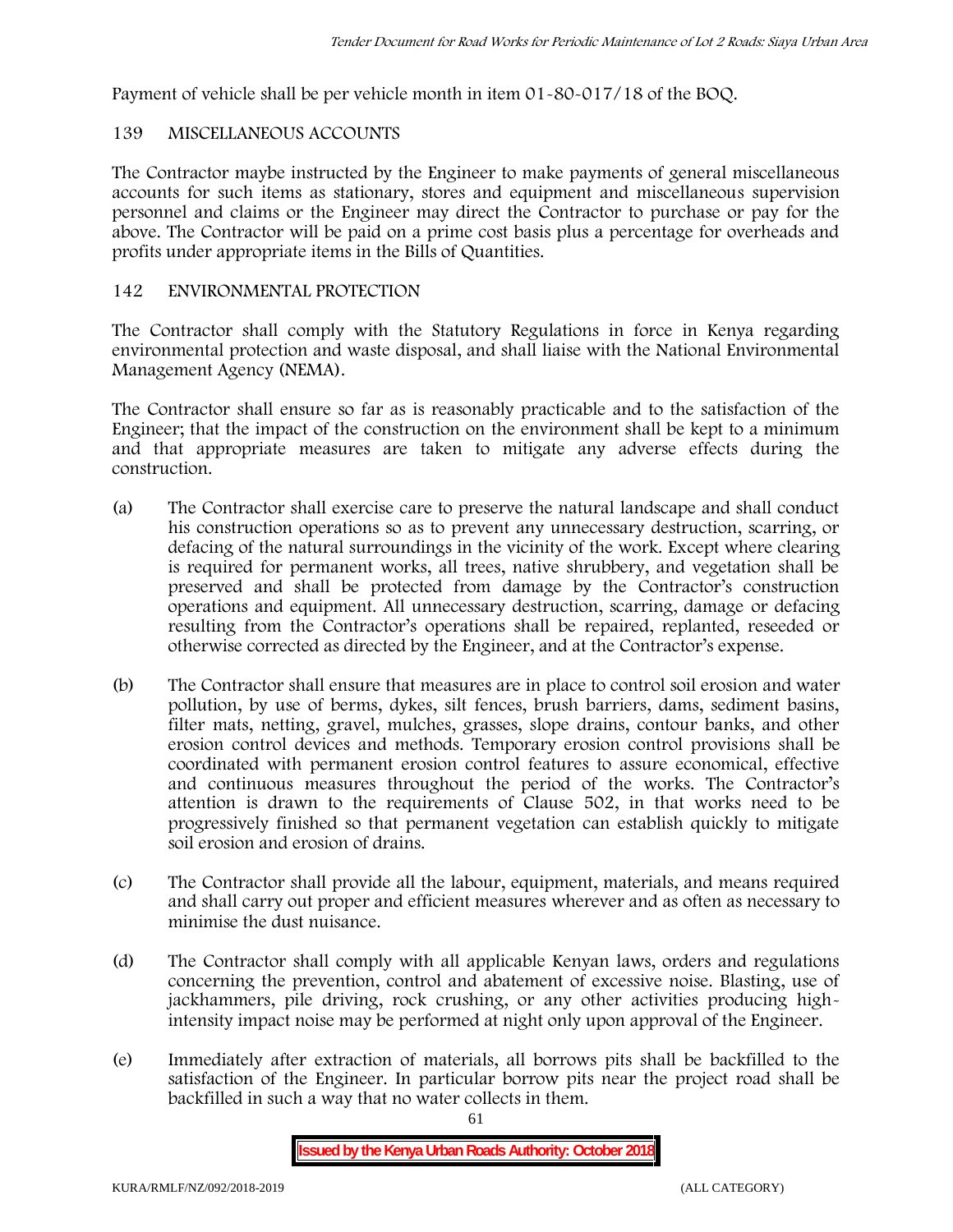Payment of vehicle shall be per vehicle month in item 01-80-017/18 of the BOQ.

## 139 MISCELLANEOUS ACCOUNTS

The Contractor maybe instructed by the Engineer to make payments of general miscellaneous accounts for such items as stationary, stores and equipment and miscellaneous supervision personnel and claims or the Engineer may direct the Contractor to purchase or pay for the above. The Contractor will be paid on a prime cost basis plus a percentage for overheads and profits under appropriate items in the Bills of Quantities.

## 142 ENVIRONMENTAL PROTECTION

The Contractor shall comply with the Statutory Regulations in force in Kenya regarding environmental protection and waste disposal, and shall liaise with the National Environmental Management Agency (NEMA).

The Contractor shall ensure so far as is reasonably practicable and to the satisfaction of the Engineer; that the impact of the construction on the environment shall be kept to a minimum and that appropriate measures are taken to mitigate any adverse effects during the construction.

(a) The Contractor shall exercise care to preserve the natural landscape and shall conduct his construction operations so as to prevent any unnecessary destruction, scarring, or defacing of the natural surroundings in the vicinity of the work. Except where clearing is required for permanent works, all trees, native shrubbery, and vegetation shall be preserved and shall be protected from damage by the Contractor's construction operations and equipment. All unnecessary destruction, scarring, damage or defacing resulting from the Contractor's operations shall be repaired, replanted, reseeded or otherwise corrected as directed by the Engineer, and at the Contractor's expense.

(b) The Contractor shall ensure that measures are in place to control soil erosion and water pollution, by use of berms, dykes, silt fences, brush barriers, dams, sediment basins, filter mats, netting, gravel, mulches, grasses, slope drains, contour banks, and other erosion control devices and methods. Temporary erosion control provisions shall be coordinated with permanent erosion control features to assure economical, effective and continuous measures throughout the period of the works. The Contractor's attention is drawn to the requirements of Clause 502, in that works need to be progressively finished so that permanent vegetation can establish quickly to mitigate soil erosion and erosion of drains.

(c) The Contractor shall provide all the labour, equipment, materials, and means required and shall carry out proper and efficient measures wherever and as often as necessary to minimise the dust nuisance.

(d) The Contractor shall comply with all applicable Kenyan laws, orders and regulations concerning the prevention, control and abatement of excessive noise. Blasting, use of jackhammers, pile driving, rock crushing, or any other activities producing high-intensity impact noise may be performed at night only upon approval of the Engineer.

(e) Immediately after extraction of materials, all borrows pits shall be backfilled to the satisfaction of the Engineer. In particular borrow pits near the project road shall be backfilled in such a way that no water collects in them.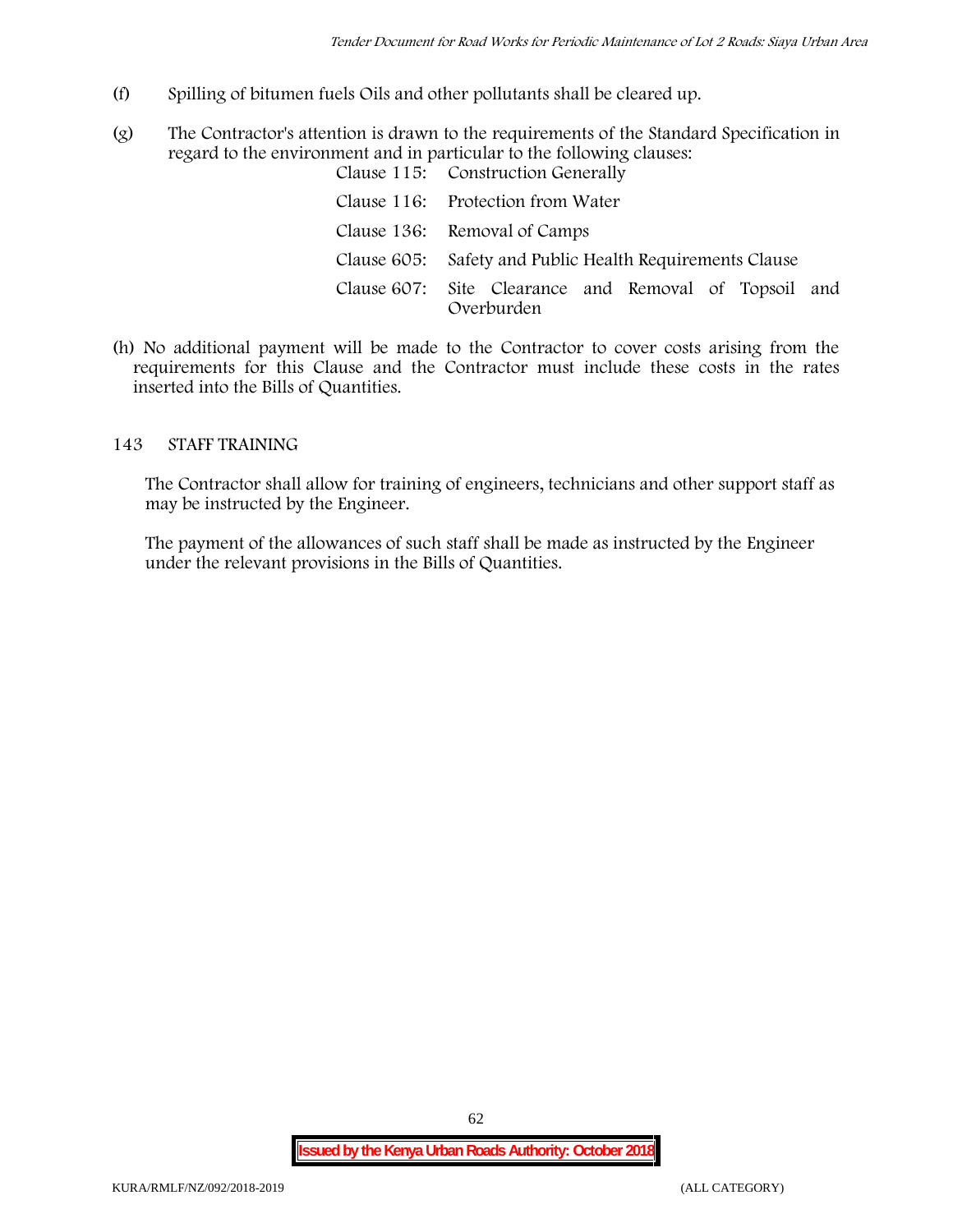(f) Spilling of bitumen fuels Oils and other pollutants shall be cleared up.

(g) The Contractor's attention is drawn to the requirements of the Standard Specification in regard to the environment and in particular to the following clauses:

| | |
|---|---|
| Clause 115: | Construction Generally |
| Clause 116: | Protection from Water |
| Clause 136: | Removal of Camps |
| Clause 605: | Safety and Public Health Requirements Clause |
| Clause 607: | Site Clearance and Removal of Topsoil and Overburden |

(h) No additional payment will be made to the Contractor to cover costs arising from the requirements for this Clause and the Contractor must include these costs in the rates inserted into the Bills of Quantities.

## 143 STAFF TRAINING

The Contractor shall allow for training of engineers, technicians and other support staff as may be instructed by the Engineer.

The payment of the allowances of such staff shall be made as instructed by the Engineer under the relevant provisions in the Bills of Quantities.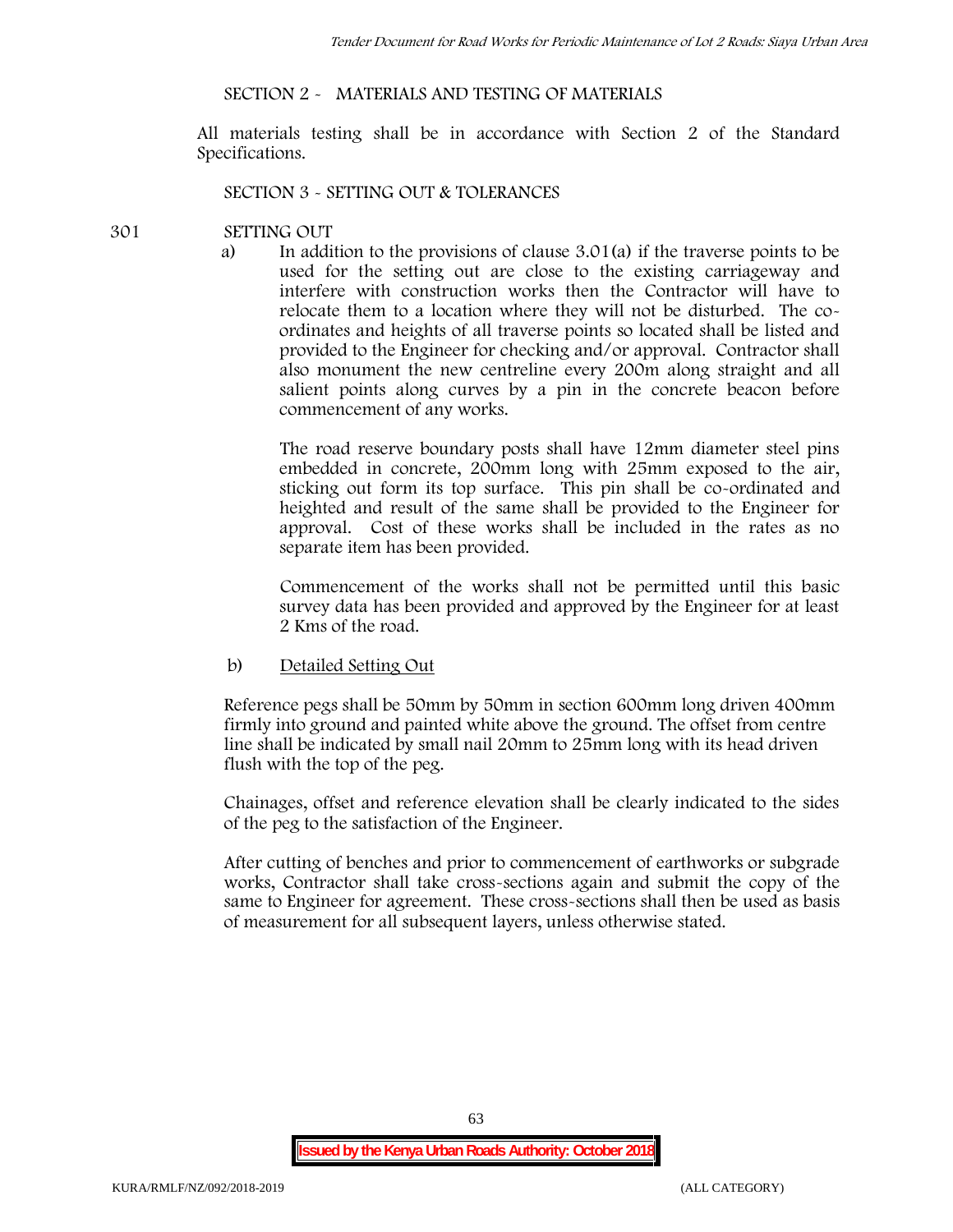## SECTION 2 - MATERIALS AND TESTING OF MATERIALS

All materials testing shall be in accordance with Section 2 of the Standard Specifications.

## SECTION 3 - SETTING OUT & TOLERANCES

### 301 SETTING OUT

a) In addition to the provisions of clause 3.01(a) if the traverse points to be used for the setting out are close to the existing carriageway and interfere with construction works then the Contractor will have to relocate them to a location where they will not be disturbed. The co-ordinates and heights of all traverse points so located shall be listed and provided to the Engineer for checking and/or approval. Contractor shall also monument the new centreline every 200m along straight and all salient points along curves by a pin in the concrete beacon before commencement of any works.

The road reserve boundary posts shall have 12mm diameter steel pins embedded in concrete, 200mm long with 25mm exposed to the air, sticking out form its top surface. This pin shall be co-ordinated and heighted and result of the same shall be provided to the Engineer for approval. Cost of these works shall be included in the rates as no separate item has been provided.

Commencement of the works shall not be permitted until this basic survey data has been provided and approved by the Engineer for at least 2 Kms of the road.

b) Detailed Setting Out

Reference pegs shall be 50mm by 50mm in section 600mm long driven 400mm firmly into ground and painted white above the ground. The offset from centre line shall be indicated by small nail 20mm to 25mm long with its head driven flush with the top of the peg.

Chainages, offset and reference elevation shall be clearly indicated to the sides of the peg to the satisfaction of the Engineer.

After cutting of benches and prior to commencement of earthworks or subgrade works, Contractor shall take cross-sections again and submit the copy of the same to Engineer for agreement. These cross-sections shall then be used as basis of measurement for all subsequent layers, unless otherwise stated.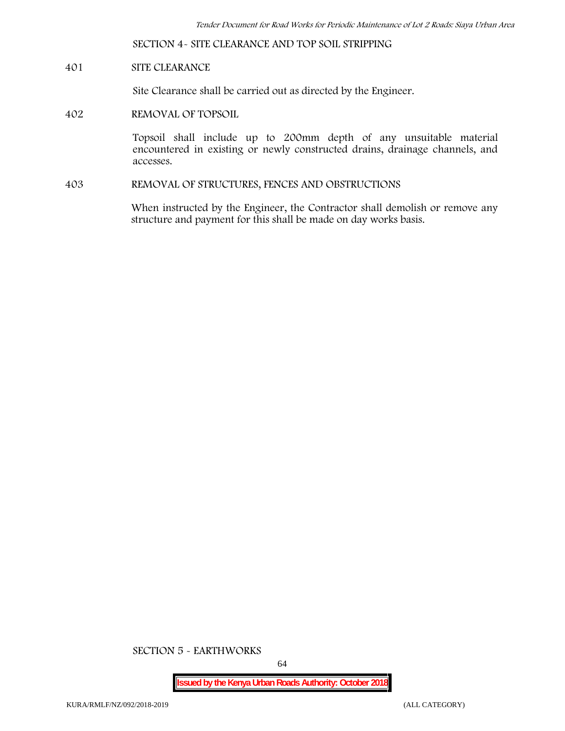## SECTION 4- SITE CLEARANCE AND TOP SOIL STRIPPING

### 401 SITE CLEARANCE

Site Clearance shall be carried out as directed by the Engineer.

### 402 REMOVAL OF TOPSOIL

Topsoil shall include up to 200mm depth of any unsuitable material encountered in existing or newly constructed drains, drainage channels, and accesses.

### 403 REMOVAL OF STRUCTURES, FENCES AND OBSTRUCTIONS

When instructed by the Engineer, the Contractor shall demolish or remove any structure and payment for this shall be made on day works basis.

## SECTION 5 - EARTHWORKS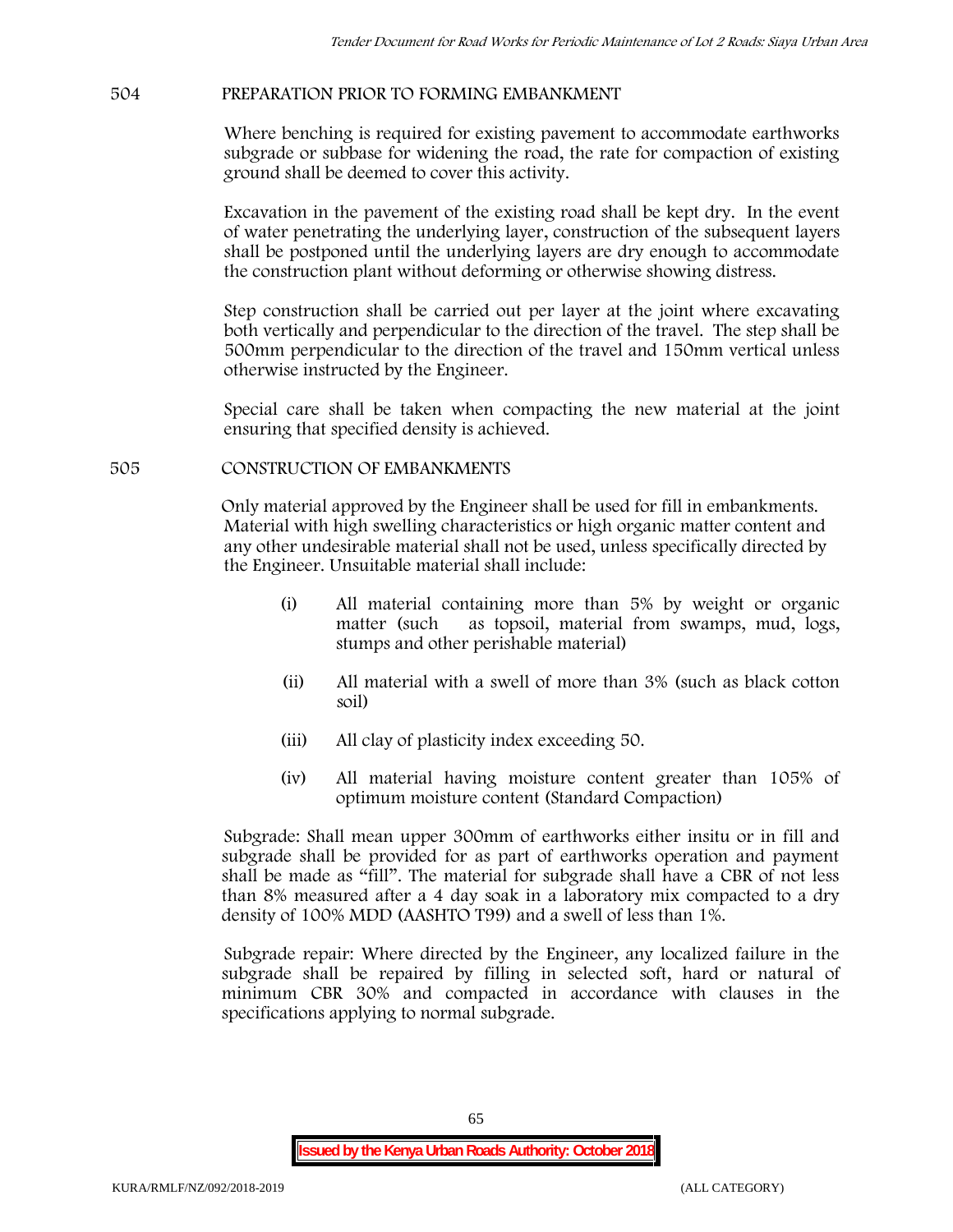## 504 PREPARATION PRIOR TO FORMING EMBANKMENT

Where benching is required for existing pavement to accommodate earthworks subgrade or subbase for widening the road, the rate for compaction of existing ground shall be deemed to cover this activity.

Excavation in the pavement of the existing road shall be kept dry. In the event of water penetrating the underlying layer, construction of the subsequent layers shall be postponed until the underlying layers are dry enough to accommodate the construction plant without deforming or otherwise showing distress.

Step construction shall be carried out per layer at the joint where excavating both vertically and perpendicular to the direction of the travel. The step shall be 500mm perpendicular to the direction of the travel and 150mm vertical unless otherwise instructed by the Engineer.

Special care shall be taken when compacting the new material at the joint ensuring that specified density is achieved.

## 505 CONSTRUCTION OF EMBANKMENTS

Only material approved by the Engineer shall be used for fill in embankments. Material with high swelling characteristics or high organic matter content and any other undesirable material shall not be used, unless specifically directed by the Engineer. Unsuitable material shall include:

(i) All material containing more than 5% by weight or organic matter (such as topsoil, material from swamps, mud, logs, stumps and other perishable material)

(ii) All material with a swell of more than 3% (such as black cotton soil)

(iii) All clay of plasticity index exceeding 50.

(iv) All material having moisture content greater than 105% of optimum moisture content (Standard Compaction)

Subgrade: Shall mean upper 300mm of earthworks either insitu or in fill and subgrade shall be provided for as part of earthworks operation and payment shall be made as "fill". The material for subgrade shall have a CBR of not less than 8% measured after a 4 day soak in a laboratory mix compacted to a dry density of 100% MDD (AASHTO T99) and a swell of less than 1%.

Subgrade repair: Where directed by the Engineer, any localized failure in the subgrade shall be repaired by filling in selected soft, hard or natural of minimum CBR 30% and compacted in accordance with clauses in the specifications applying to normal subgrade.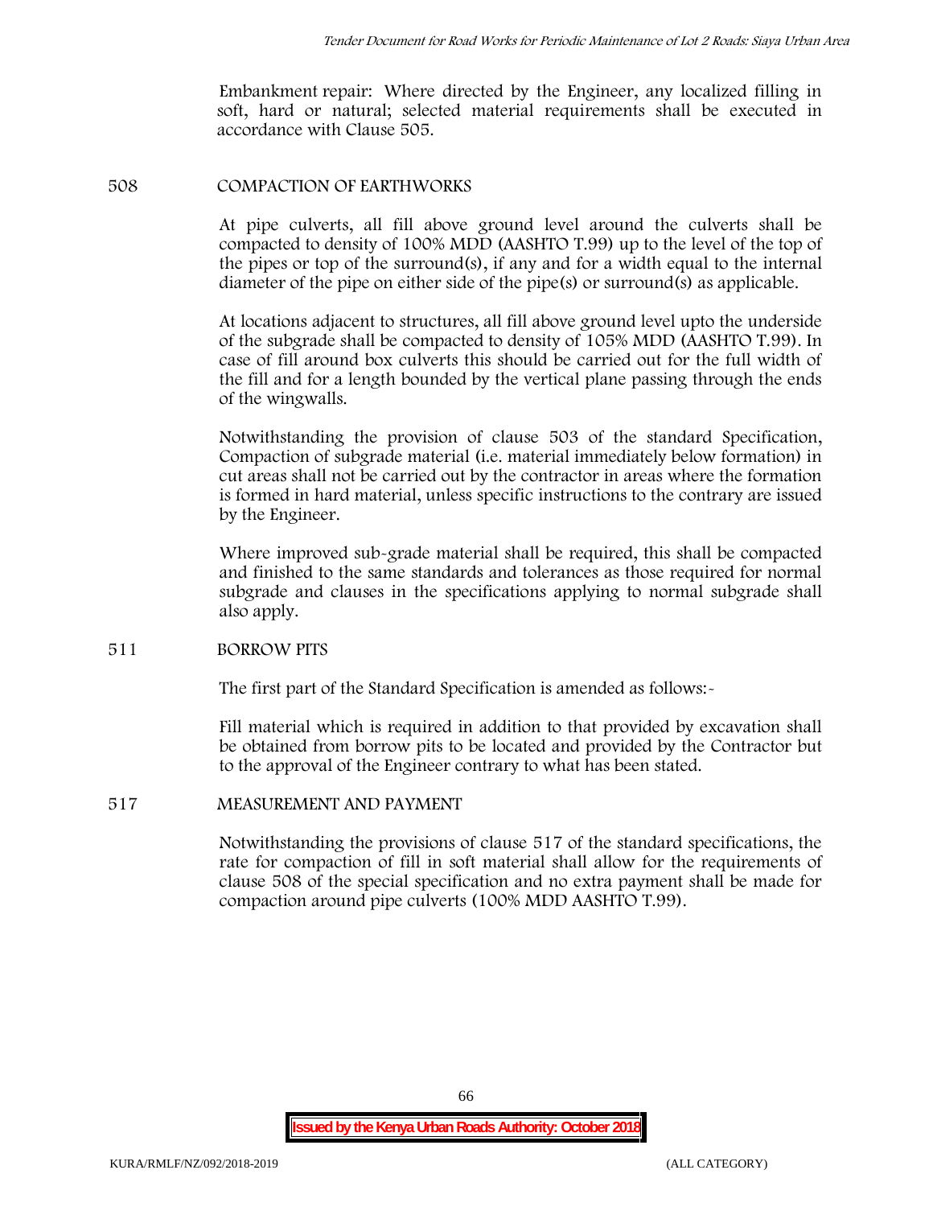Embankment repair: Where directed by the Engineer, any localized filling in soft, hard or natural; selected material requirements shall be executed in accordance with Clause 505.

## 508 COMPACTION OF EARTHWORKS

At pipe culverts, all fill above ground level around the culverts shall be compacted to density of 100% MDD (AASHTO T.99) up to the level of the top of the pipes or top of the surround(s), if any and for a width equal to the internal diameter of the pipe on either side of the pipe(s) or surround(s) as applicable.

At locations adjacent to structures, all fill above ground level upto the underside of the subgrade shall be compacted to density of 105% MDD (AASHTO T.99). In case of fill around box culverts this should be carried out for the full width of the fill and for a length bounded by the vertical plane passing through the ends of the wingwalls.

Notwithstanding the provision of clause 503 of the standard Specification, Compaction of subgrade material (i.e. material immediately below formation) in cut areas shall not be carried out by the contractor in areas where the formation is formed in hard material, unless specific instructions to the contrary are issued by the Engineer.

Where improved sub-grade material shall be required, this shall be compacted and finished to the same standards and tolerances as those required for normal subgrade and clauses in the specifications applying to normal subgrade shall also apply.

## 511 BORROW PITS

The first part of the Standard Specification is amended as follows:-

Fill material which is required in addition to that provided by excavation shall be obtained from borrow pits to be located and provided by the Contractor but to the approval of the Engineer contrary to what has been stated.

## 517 MEASUREMENT AND PAYMENT

Notwithstanding the provisions of clause 517 of the standard specifications, the rate for compaction of fill in soft material shall allow for the requirements of clause 508 of the special specification and no extra payment shall be made for compaction around pipe culverts (100% MDD AASHTO T.99).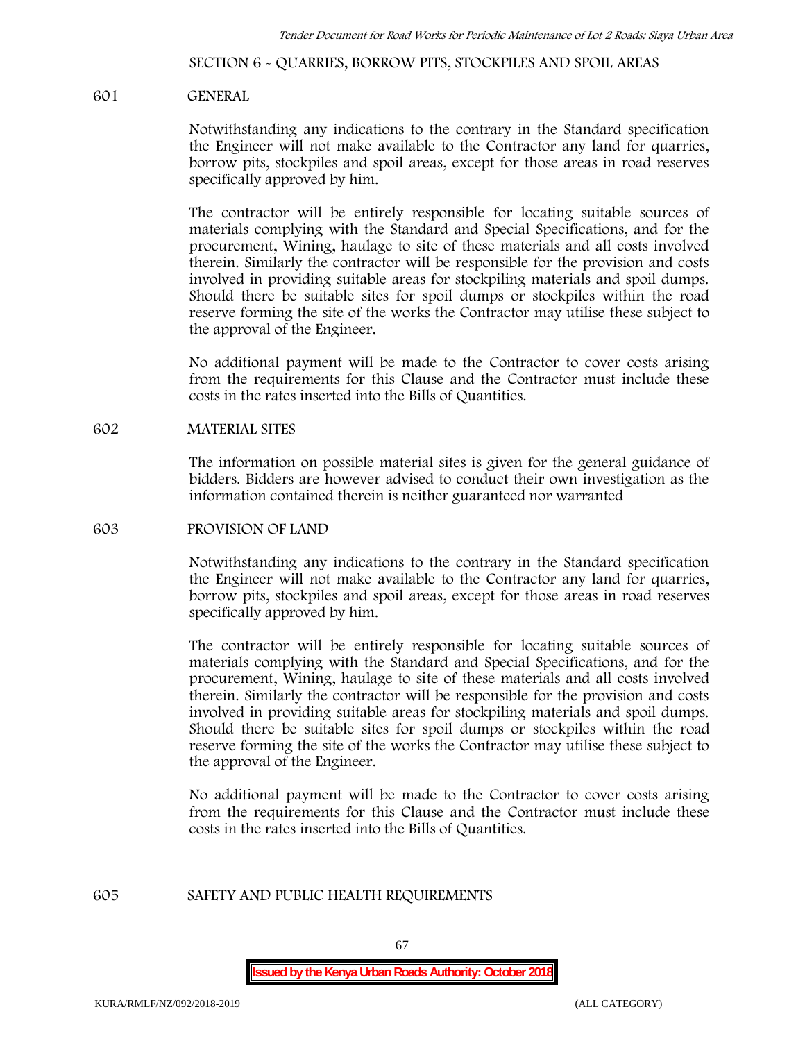## SECTION 6 - QUARRIES, BORROW PITS, STOCKPILES AND SPOIL AREAS

### 601 GENERAL

Notwithstanding any indications to the contrary in the Standard specification the Engineer will not make available to the Contractor any land for quarries, borrow pits, stockpiles and spoil areas, except for those areas in road reserves specifically approved by him.

The contractor will be entirely responsible for locating suitable sources of materials complying with the Standard and Special Specifications, and for the procurement, Wining, haulage to site of these materials and all costs involved therein. Similarly the contractor will be responsible for the provision and costs involved in providing suitable areas for stockpiling materials and spoil dumps. Should there be suitable sites for spoil dumps or stockpiles within the road reserve forming the site of the works the Contractor may utilise these subject to the approval of the Engineer.

No additional payment will be made to the Contractor to cover costs arising from the requirements for this Clause and the Contractor must include these costs in the rates inserted into the Bills of Quantities.

### 602 MATERIAL SITES

The information on possible material sites is given for the general guidance of bidders. Bidders are however advised to conduct their own investigation as the information contained therein is neither guaranteed nor warranted

### 603 PROVISION OF LAND

Notwithstanding any indications to the contrary in the Standard specification the Engineer will not make available to the Contractor any land for quarries, borrow pits, stockpiles and spoil areas, except for those areas in road reserves specifically approved by him.

The contractor will be entirely responsible for locating suitable sources of materials complying with the Standard and Special Specifications, and for the procurement, Wining, haulage to site of these materials and all costs involved therein. Similarly the contractor will be responsible for the provision and costs involved in providing suitable areas for stockpiling materials and spoil dumps. Should there be suitable sites for spoil dumps or stockpiles within the road reserve forming the site of the works the Contractor may utilise these subject to the approval of the Engineer.

No additional payment will be made to the Contractor to cover costs arising from the requirements for this Clause and the Contractor must include these costs in the rates inserted into the Bills of Quantities.

### 605 SAFETY AND PUBLIC HEALTH REQUIREMENTS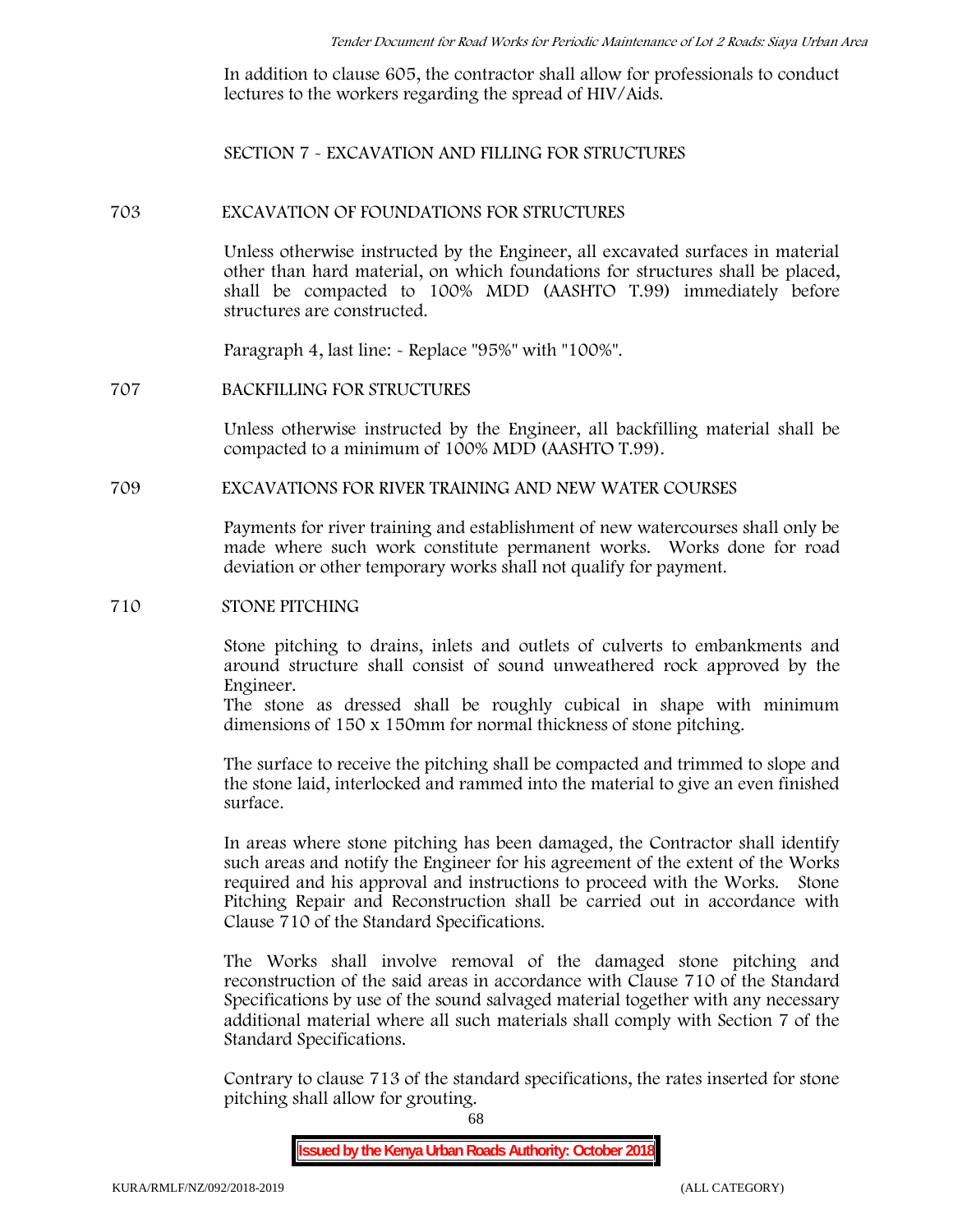In addition to clause 605, the contractor shall allow for professionals to conduct lectures to the workers regarding the spread of HIV/Aids.

## SECTION 7 - EXCAVATION AND FILLING FOR STRUCTURES

### 703 EXCAVATION OF FOUNDATIONS FOR STRUCTURES

Unless otherwise instructed by the Engineer, all excavated surfaces in material other than hard material, on which foundations for structures shall be placed, shall be compacted to 100% MDD (AASHTO T.99) immediately before structures are constructed.

Paragraph 4, last line: - Replace "95%" with "100%".

### 707 BACKFILLING FOR STRUCTURES

Unless otherwise instructed by the Engineer, all backfilling material shall be compacted to a minimum of 100% MDD (AASHTO T.99).

### 709 EXCAVATIONS FOR RIVER TRAINING AND NEW WATER COURSES

Payments for river training and establishment of new watercourses shall only be made where such work constitute permanent works. Works done for road deviation or other temporary works shall not qualify for payment.

### 710 STONE PITCHING

Stone pitching to drains, inlets and outlets of culverts to embankments and around structure shall consist of sound unweathered rock approved by the Engineer.
The stone as dressed shall be roughly cubical in shape with minimum dimensions of 150 x 150mm for normal thickness of stone pitching.

The surface to receive the pitching shall be compacted and trimmed to slope and the stone laid, interlocked and rammed into the material to give an even finished surface.

In areas where stone pitching has been damaged, the Contractor shall identify such areas and notify the Engineer for his agreement of the extent of the Works required and his approval and instructions to proceed with the Works. Stone Pitching Repair and Reconstruction shall be carried out in accordance with Clause 710 of the Standard Specifications.

The Works shall involve removal of the damaged stone pitching and reconstruction of the said areas in accordance with Clause 710 of the Standard Specifications by use of the sound salvaged material together with any necessary additional material where all such materials shall comply with Section 7 of the Standard Specifications.

Contrary to clause 713 of the standard specifications, the rates inserted for stone pitching shall allow for grouting.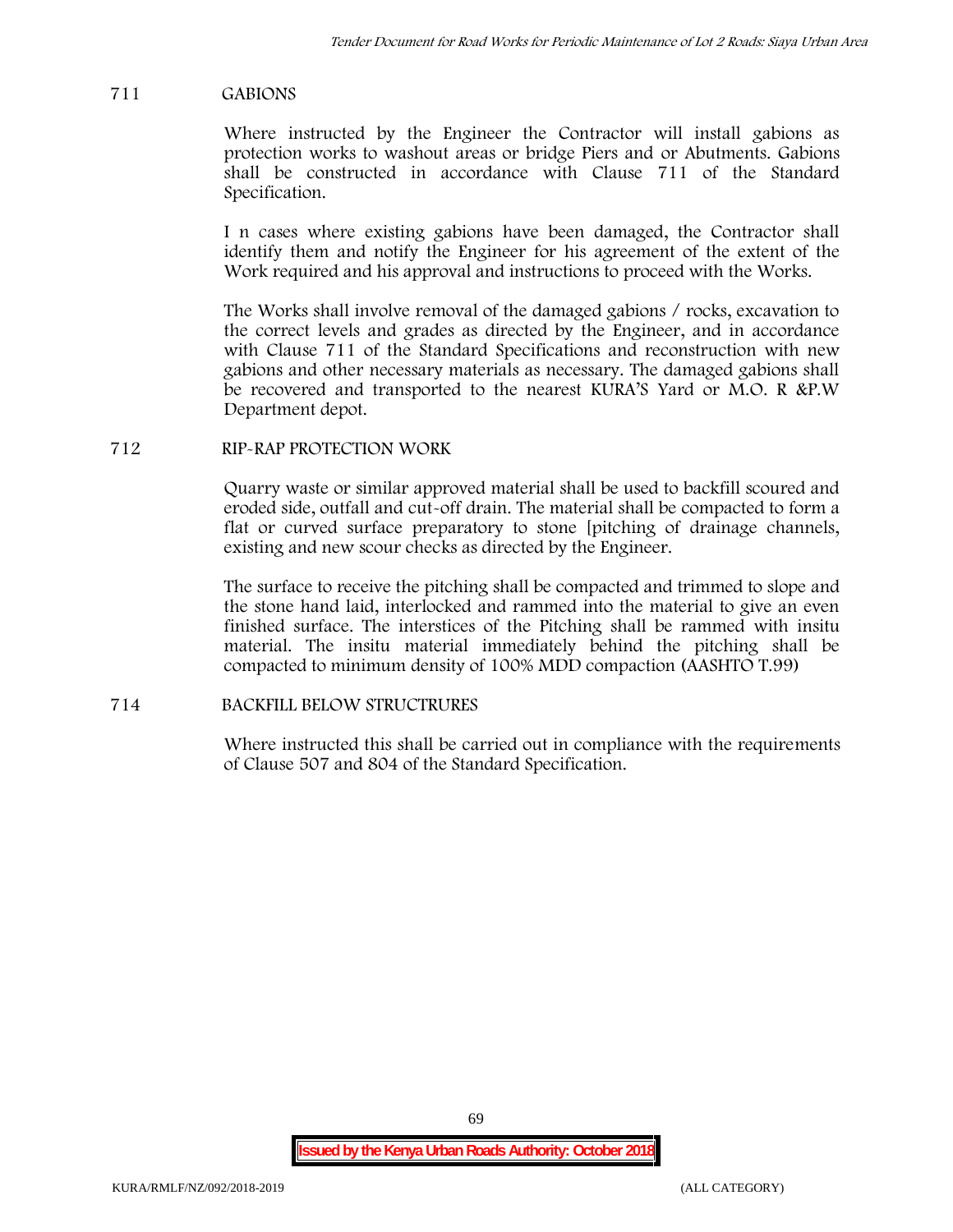## 711 GABIONS

Where instructed by the Engineer the Contractor will install gabions as protection works to washout areas or bridge Piers and or Abutments. Gabions shall be constructed in accordance with Clause 711 of the Standard Specification.

I n cases where existing gabions have been damaged, the Contractor shall identify them and notify the Engineer for his agreement of the extent of the Work required and his approval and instructions to proceed with the Works.

The Works shall involve removal of the damaged gabions / rocks, excavation to the correct levels and grades as directed by the Engineer, and in accordance with Clause 711 of the Standard Specifications and reconstruction with new gabions and other necessary materials as necessary. The damaged gabions shall be recovered and transported to the nearest KURA'S Yard or M.O. R &P.W Department depot.

## 712 RIP-RAP PROTECTION WORK

Quarry waste or similar approved material shall be used to backfill scoured and eroded side, outfall and cut-off drain. The material shall be compacted to form a flat or curved surface preparatory to stone [pitching of drainage channels, existing and new scour checks as directed by the Engineer.

The surface to receive the pitching shall be compacted and trimmed to slope and the stone hand laid, interlocked and rammed into the material to give an even finished surface. The interstices of the Pitching shall be rammed with insitu material. The insitu material immediately behind the pitching shall be compacted to minimum density of 100% MDD compaction (AASHTO T.99)

## 714 BACKFILL BELOW STRUCTRURES

Where instructed this shall be carried out in compliance with the requirements of Clause 507 and 804 of the Standard Specification.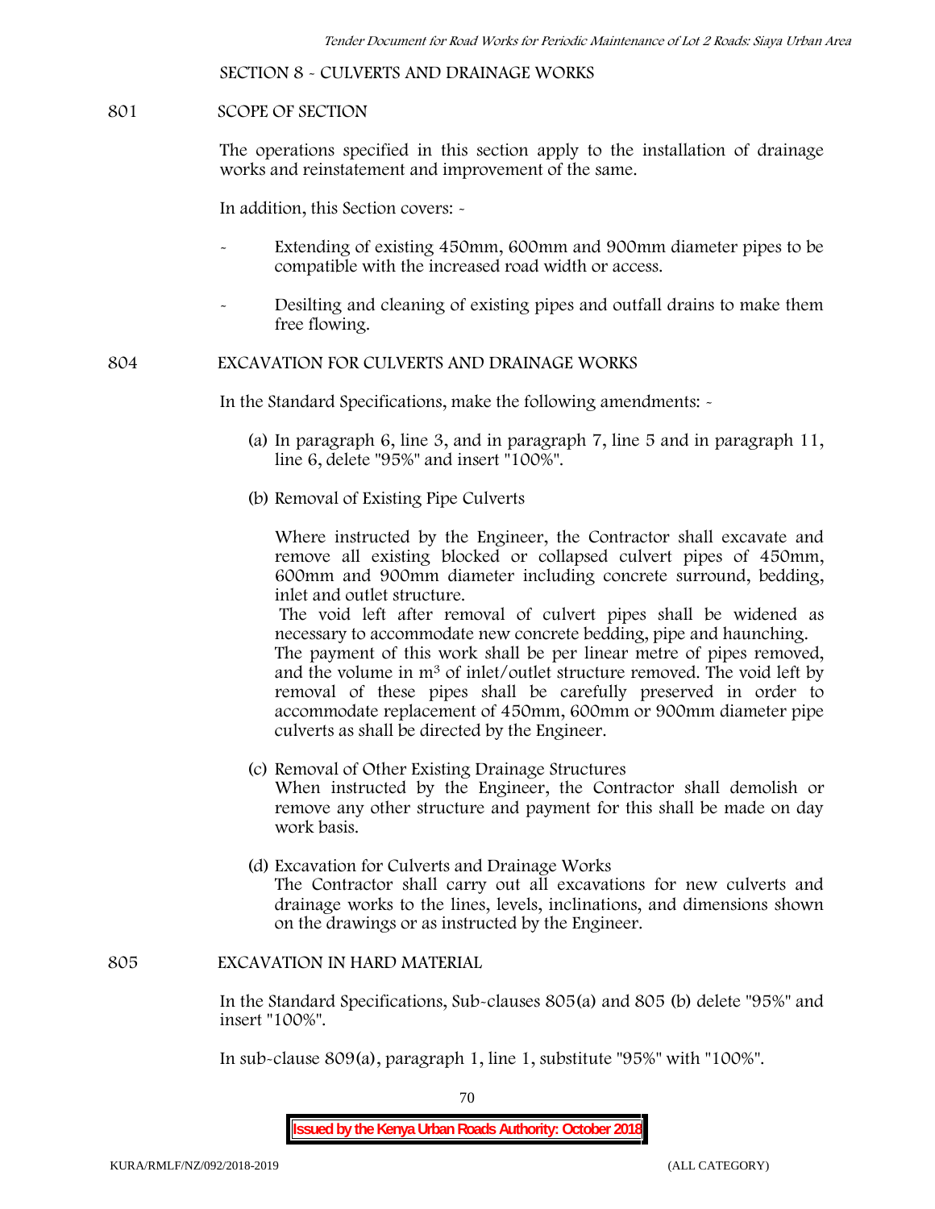## SECTION 8 - CULVERTS AND DRAINAGE WORKS

### 801 SCOPE OF SECTION

The operations specified in this section apply to the installation of drainage works and reinstatement and improvement of the same.

In addition, this Section covers: -

- Extending of existing 450mm, 600mm and 900mm diameter pipes to be compatible with the increased road width or access.
- Desilting and cleaning of existing pipes and outfall drains to make them free flowing.

### 804 EXCAVATION FOR CULVERTS AND DRAINAGE WORKS

In the Standard Specifications, make the following amendments: -

(a) In paragraph 6, line 3, and in paragraph 7, line 5 and in paragraph 11, line 6, delete "95%" and insert "100%".

(b) Removal of Existing Pipe Culverts

Where instructed by the Engineer, the Contractor shall excavate and remove all existing blocked or collapsed culvert pipes of 450mm, 600mm and 900mm diameter including concrete surround, bedding, inlet and outlet structure.

The void left after removal of culvert pipes shall be widened as necessary to accommodate new concrete bedding, pipe and haunching.

The payment of this work shall be per linear metre of pipes removed, and the volume in $m^3$ of inlet/outlet structure removed. The void left by removal of these pipes shall be carefully preserved in order to accommodate replacement of 450mm, 600mm or 900mm diameter pipe culverts as shall be directed by the Engineer.

(c) Removal of Other Existing Drainage Structures
When instructed by the Engineer, the Contractor shall demolish or remove any other structure and payment for this shall be made on day work basis.

(d) Excavation for Culverts and Drainage Works
The Contractor shall carry out all excavations for new culverts and drainage works to the lines, levels, inclinations, and dimensions shown on the drawings or as instructed by the Engineer.

### 805 EXCAVATION IN HARD MATERIAL

In the Standard Specifications, Sub-clauses 805(a) and 805 (b) delete "95%" and insert "100%".

In sub-clause 809(a), paragraph 1, line 1, substitute "95%" with "100%".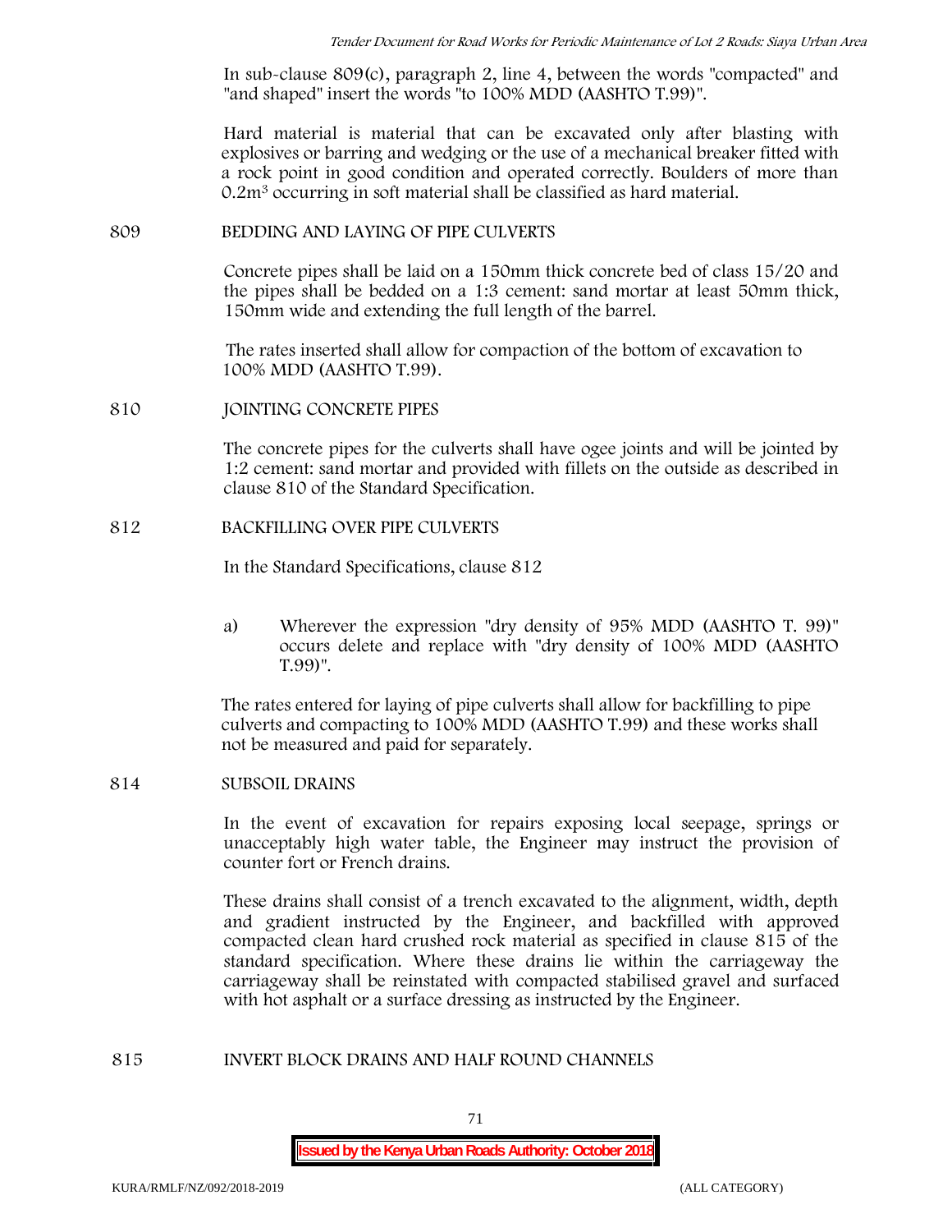In sub-clause 809(c), paragraph 2, line 4, between the words "compacted" and "and shaped" insert the words "to 100% MDD (AASHTO T.99)".

Hard material is material that can be excavated only after blasting with explosives or barring and wedging or the use of a mechanical breaker fitted with a rock point in good condition and operated correctly. Boulders of more than $0.2m^3$ occurring in soft material shall be classified as hard material.

## 809 BEDDING AND LAYING OF PIPE CULVERTS

Concrete pipes shall be laid on a 150mm thick concrete bed of class 15/20 and the pipes shall be bedded on a 1:3 cement: sand mortar at least 50mm thick, 150mm wide and extending the full length of the barrel.

The rates inserted shall allow for compaction of the bottom of excavation to 100% MDD (AASHTO T.99).

## 810 JOINTING CONCRETE PIPES

The concrete pipes for the culverts shall have ogee joints and will be jointed by 1:2 cement: sand mortar and provided with fillets on the outside as described in clause 810 of the Standard Specification.

## 812 BACKFILLING OVER PIPE CULVERTS

In the Standard Specifications, clause 812

a) Wherever the expression "dry density of 95% MDD (AASHTO T. 99)" occurs delete and replace with "dry density of 100% MDD (AASHTO T.99)".

The rates entered for laying of pipe culverts shall allow for backfilling to pipe culverts and compacting to 100% MDD (AASHTO T.99) and these works shall not be measured and paid for separately.

## 814 SUBSOIL DRAINS

In the event of excavation for repairs exposing local seepage, springs or unacceptably high water table, the Engineer may instruct the provision of counter fort or French drains.

These drains shall consist of a trench excavated to the alignment, width, depth and gradient instructed by the Engineer, and backfilled with approved compacted clean hard crushed rock material as specified in clause 815 of the standard specification. Where these drains lie within the carriageway the carriageway shall be reinstated with compacted stabilised gravel and surfaced with hot asphalt or a surface dressing as instructed by the Engineer.

## 815 INVERT BLOCK DRAINS AND HALF ROUND CHANNELS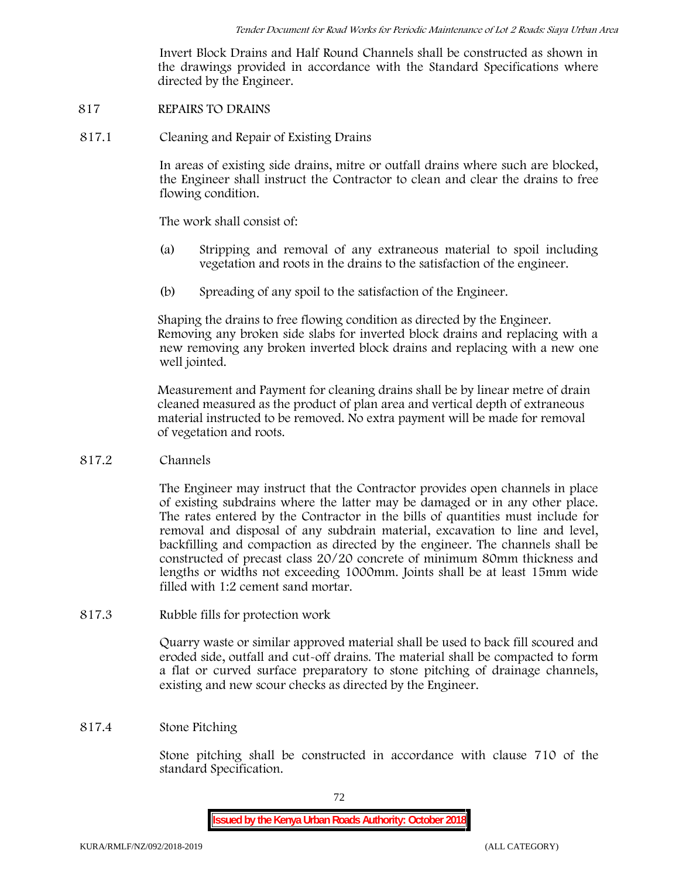Invert Block Drains and Half Round Channels shall be constructed as shown in the drawings provided in accordance with the Standard Specifications where directed by the Engineer.

## 817 REPAIRS TO DRAINS

### 817.1 Cleaning and Repair of Existing Drains

In areas of existing side drains, mitre or outfall drains where such are blocked, the Engineer shall instruct the Contractor to clean and clear the drains to free flowing condition.

The work shall consist of:

(a) Stripping and removal of any extraneous material to spoil including vegetation and roots in the drains to the satisfaction of the engineer.

(b) Spreading of any spoil to the satisfaction of the Engineer.

Shaping the drains to free flowing condition as directed by the Engineer. Removing any broken side slabs for inverted block drains and replacing with a new removing any broken inverted block drains and replacing with a new one well jointed.

Measurement and Payment for cleaning drains shall be by linear metre of drain cleaned measured as the product of plan area and vertical depth of extraneous material instructed to be removed. No extra payment will be made for removal of vegetation and roots.

### 817.2 Channels

The Engineer may instruct that the Contractor provides open channels in place of existing subdrains where the latter may be damaged or in any other place. The rates entered by the Contractor in the bills of quantities must include for removal and disposal of any subdrain material, excavation to line and level, backfilling and compaction as directed by the engineer. The channels shall be constructed of precast class 20/20 concrete of minimum 80mm thickness and lengths or widths not exceeding 1000mm. Joints shall be at least 15mm wide filled with 1:2 cement sand mortar.

### 817.3 Rubble fills for protection work

Quarry waste or similar approved material shall be used to back fill scoured and eroded side, outfall and cut-off drains. The material shall be compacted to form a flat or curved surface preparatory to stone pitching of drainage channels, existing and new scour checks as directed by the Engineer.

### 817.4 Stone Pitching

Stone pitching shall be constructed in accordance with clause 710 of the standard Specification.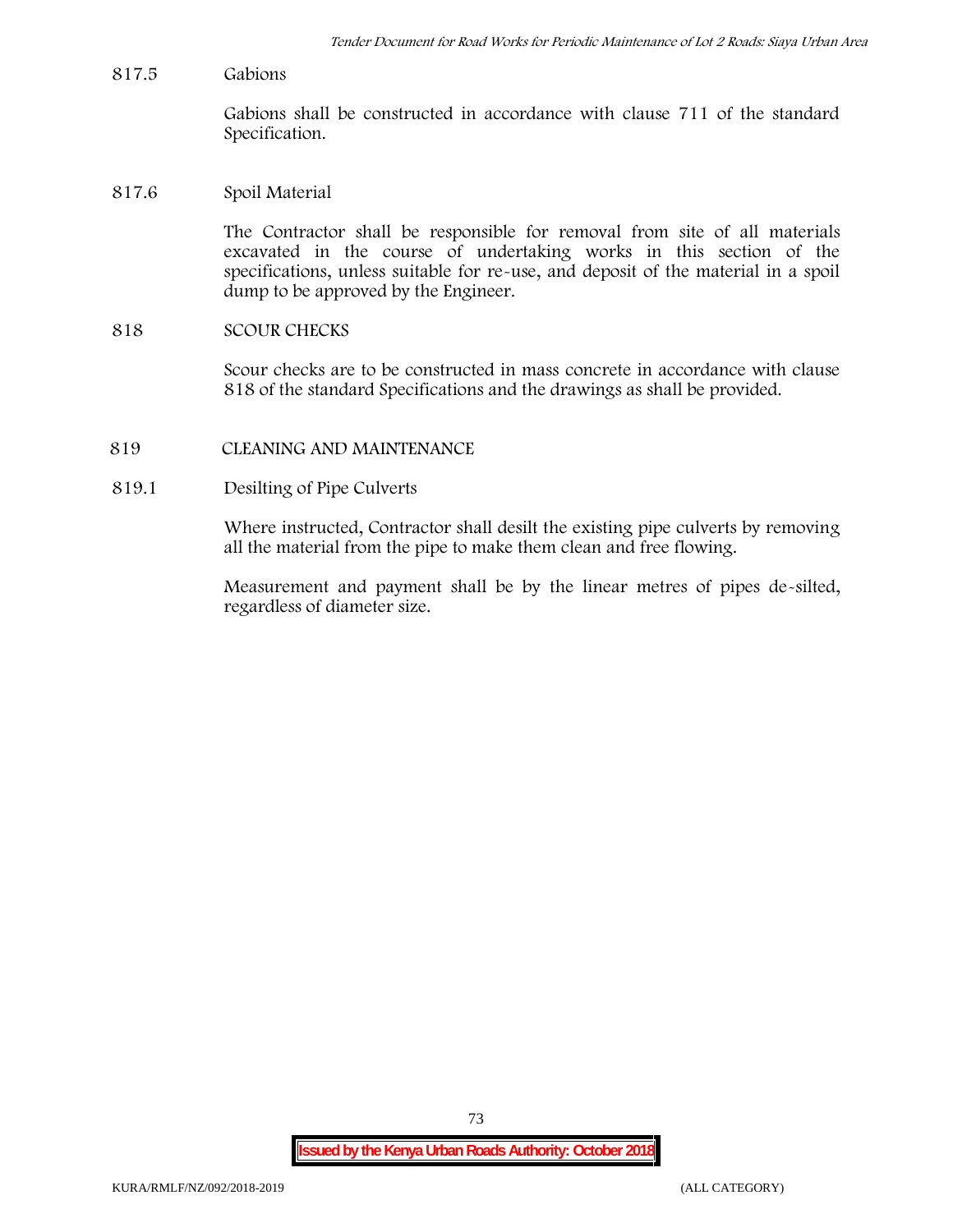817.5 Gabions

Gabions shall be constructed in accordance with clause 711 of the standard Specification.

817.6 Spoil Material

The Contractor shall be responsible for removal from site of all materials excavated in the course of undertaking works in this section of the specifications, unless suitable for re-use, and deposit of the material in a spoil dump to be approved by the Engineer.

818 SCOUR CHECKS

Scour checks are to be constructed in mass concrete in accordance with clause 818 of the standard Specifications and the drawings as shall be provided.

819 CLEANING AND MAINTENANCE

819.1 Desilting of Pipe Culverts

Where instructed, Contractor shall desilt the existing pipe culverts by removing all the material from the pipe to make them clean and free flowing.

Measurement and payment shall be by the linear metres of pipes de-silted, regardless of diameter size.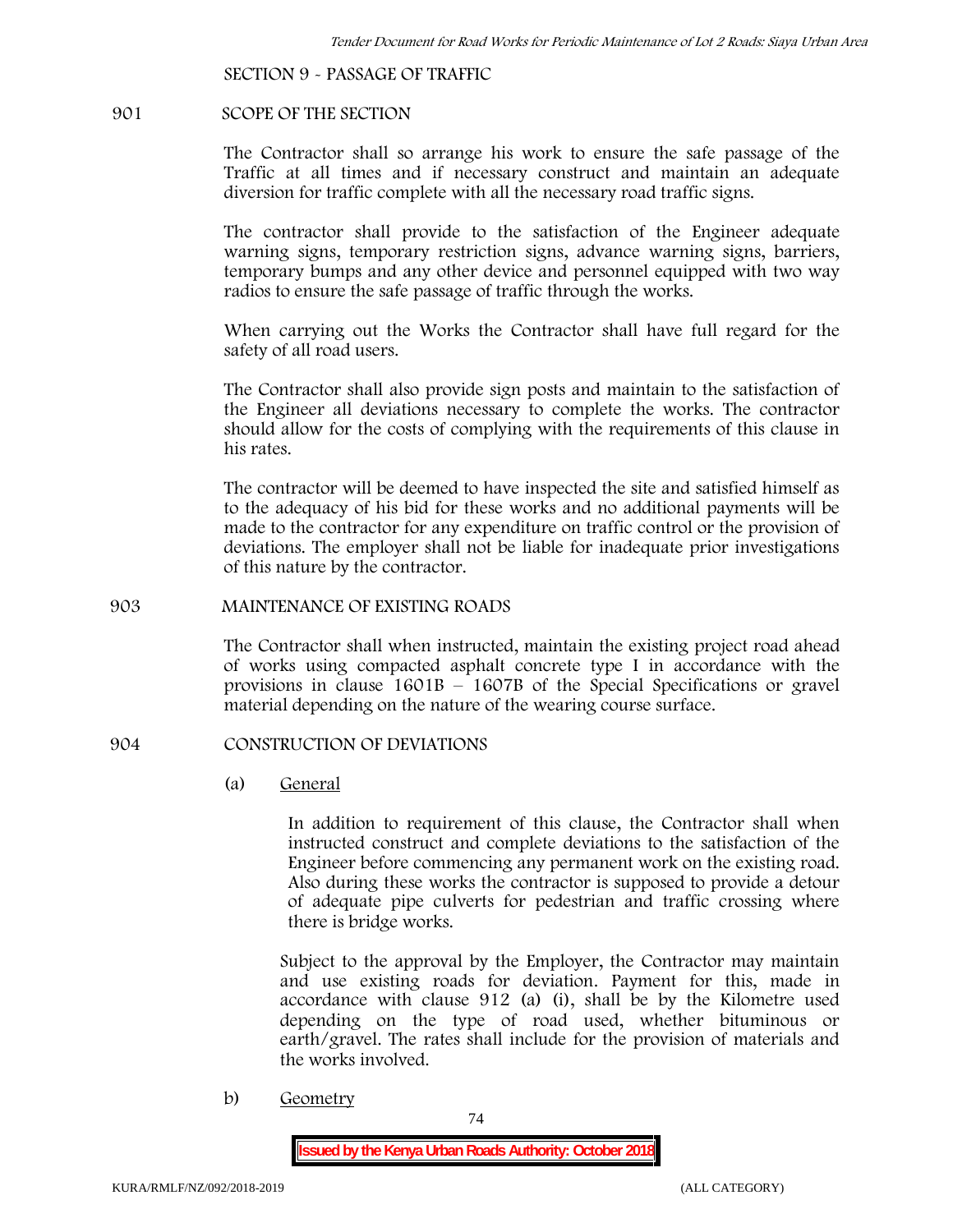SECTION 9 - PASSAGE OF TRAFFIC

901 SCOPE OF THE SECTION

The Contractor shall so arrange his work to ensure the safe passage of the Traffic at all times and if necessary construct and maintain an adequate diversion for traffic complete with all the necessary road traffic signs.

The contractor shall provide to the satisfaction of the Engineer adequate warning signs, temporary restriction signs, advance warning signs, barriers, temporary bumps and any other device and personnel equipped with two way radios to ensure the safe passage of traffic through the works.

When carrying out the Works the Contractor shall have full regard for the safety of all road users.

The Contractor shall also provide sign posts and maintain to the satisfaction of the Engineer all deviations necessary to complete the works. The contractor should allow for the costs of complying with the requirements of this clause in his rates.

The contractor will be deemed to have inspected the site and satisfied himself as to the adequacy of his bid for these works and no additional payments will be made to the contractor for any expenditure on traffic control or the provision of deviations. The employer shall not be liable for inadequate prior investigations of this nature by the contractor.

903 MAINTENANCE OF EXISTING ROADS

The Contractor shall when instructed, maintain the existing project road ahead of works using compacted asphalt concrete type I in accordance with the provisions in clause 1601B – 1607B of the Special Specifications or gravel material depending on the nature of the wearing course surface.

904 CONSTRUCTION OF DEVIATIONS

(a) General

In addition to requirement of this clause, the Contractor shall when instructed construct and complete deviations to the satisfaction of the Engineer before commencing any permanent work on the existing road. Also during these works the contractor is supposed to provide a detour of adequate pipe culverts for pedestrian and traffic crossing where there is bridge works.

Subject to the approval by the Employer, the Contractor may maintain and use existing roads for deviation. Payment for this, made in accordance with clause 912 (a) (i), shall be by the Kilometre used depending on the type of road used, whether bituminous or earth/gravel. The rates shall include for the provision of materials and the works involved.

b) Geometry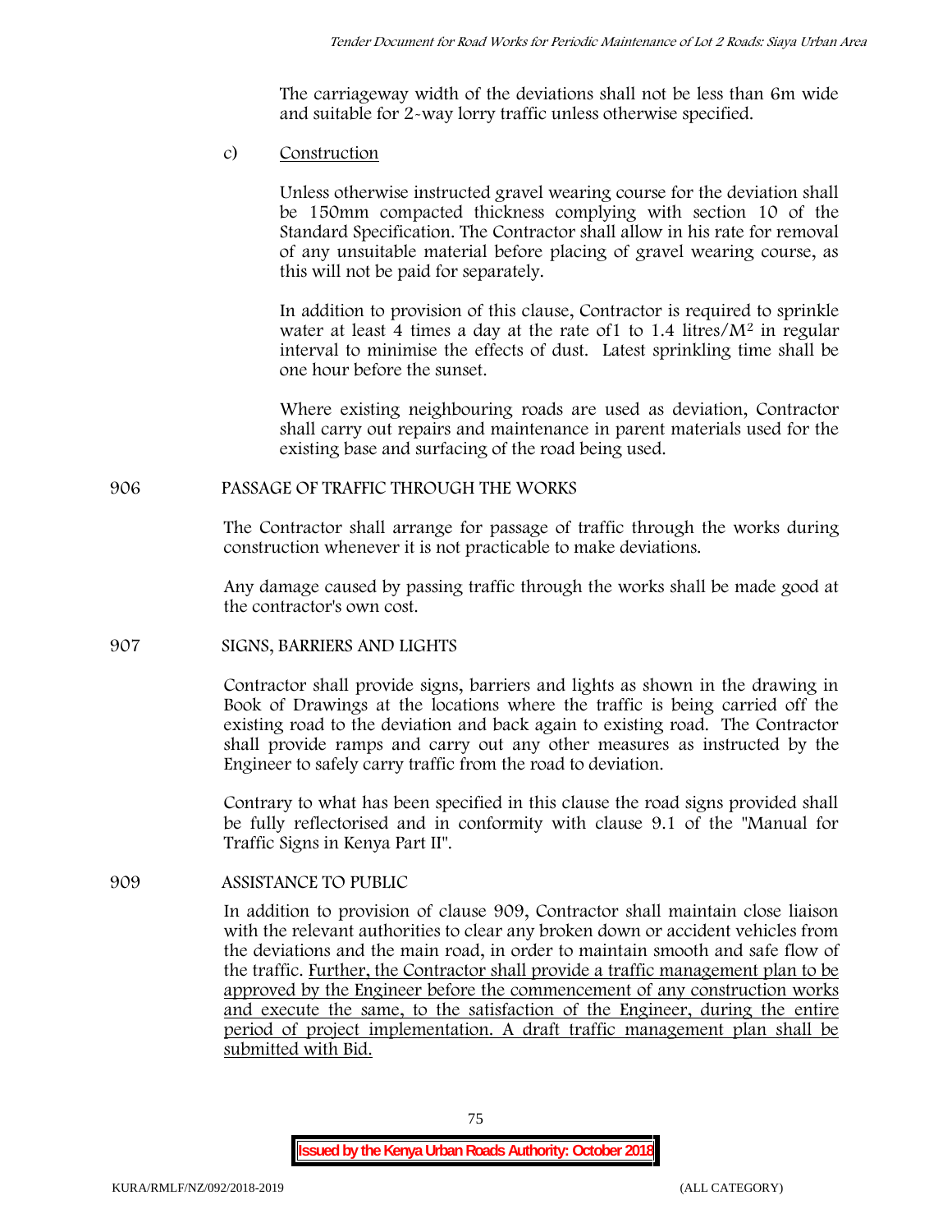The carriageway width of the deviations shall not be less than 6m wide and suitable for 2-way lorry traffic unless otherwise specified.

c) Construction

Unless otherwise instructed gravel wearing course for the deviation shall be 150mm compacted thickness complying with section 10 of the Standard Specification. The Contractor shall allow in his rate for removal of any unsuitable material before placing of gravel wearing course, as this will not be paid for separately.

In addition to provision of this clause, Contractor is required to sprinkle water at least 4 times a day at the rate of1 to 1.4 litres/$M^2$ in regular interval to minimise the effects of dust. Latest sprinkling time shall be one hour before the sunset.

Where existing neighbouring roads are used as deviation, Contractor shall carry out repairs and maintenance in parent materials used for the existing base and surfacing of the road being used.

## 906 PASSAGE OF TRAFFIC THROUGH THE WORKS

The Contractor shall arrange for passage of traffic through the works during construction whenever it is not practicable to make deviations.

Any damage caused by passing traffic through the works shall be made good at the contractor's own cost.

## 907 SIGNS, BARRIERS AND LIGHTS

Contractor shall provide signs, barriers and lights as shown in the drawing in Book of Drawings at the locations where the traffic is being carried off the existing road to the deviation and back again to existing road. The Contractor shall provide ramps and carry out any other measures as instructed by the Engineer to safely carry traffic from the road to deviation.

Contrary to what has been specified in this clause the road signs provided shall be fully reflectorised and in conformity with clause 9.1 of the "Manual for Traffic Signs in Kenya Part II".

## 909 ASSISTANCE TO PUBLIC

In addition to provision of clause 909, Contractor shall maintain close liaison with the relevant authorities to clear any broken down or accident vehicles from the deviations and the main road, in order to maintain smooth and safe flow of the traffic. Further, the Contractor shall provide a traffic management plan to be approved by the Engineer before the commencement of any construction works and execute the same, to the satisfaction of the Engineer, during the entire period of project implementation. A draft traffic management plan shall be submitted with Bid.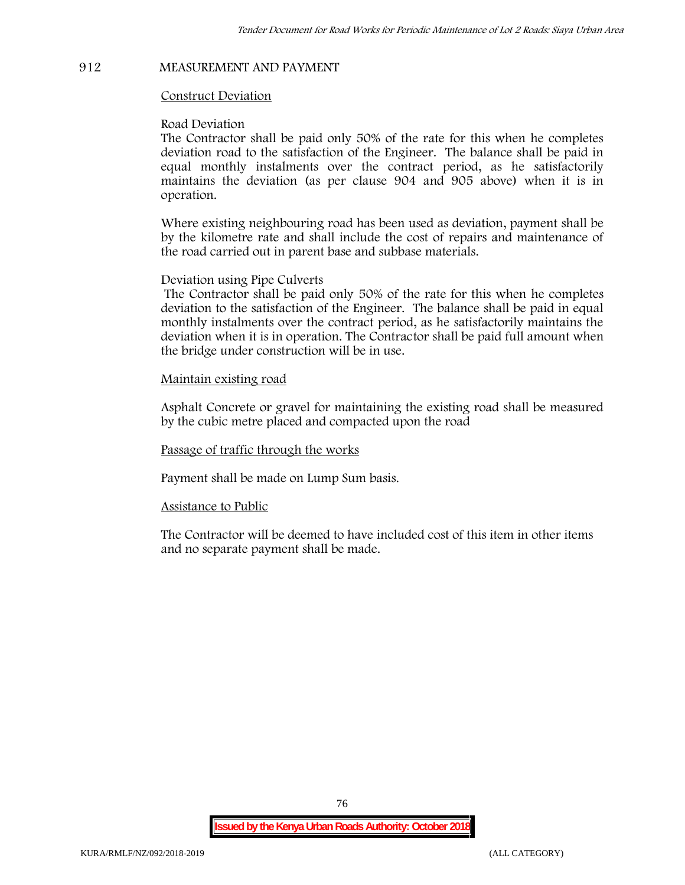## 912 MEASUREMENT AND PAYMENT

Construct Deviation

Road Deviation

The Contractor shall be paid only 50% of the rate for this when he completes deviation road to the satisfaction of the Engineer. The balance shall be paid in equal monthly instalments over the contract period, as he satisfactorily maintains the deviation (as per clause 904 and 905 above) when it is in operation.

Where existing neighbouring road has been used as deviation, payment shall be by the kilometre rate and shall include the cost of repairs and maintenance of the road carried out in parent base and subbase materials.

Deviation using Pipe Culverts

The Contractor shall be paid only 50% of the rate for this when he completes deviation to the satisfaction of the Engineer. The balance shall be paid in equal monthly instalments over the contract period, as he satisfactorily maintains the deviation when it is in operation. The Contractor shall be paid full amount when the bridge under construction will be in use.

Maintain existing road

Asphalt Concrete or gravel for maintaining the existing road shall be measured by the cubic metre placed and compacted upon the road

Passage of traffic through the works

Payment shall be made on Lump Sum basis.

Assistance to Public

The Contractor will be deemed to have included cost of this item in other items and no separate payment shall be made.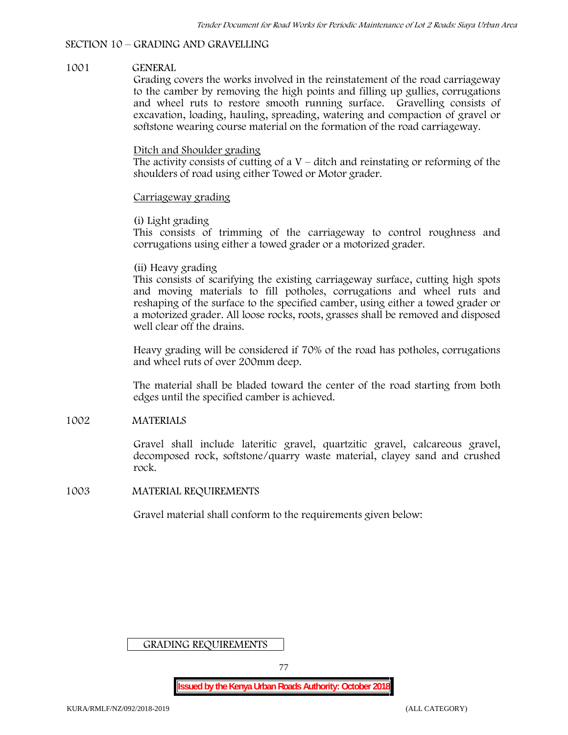## SECTION 10 – GRADING AND GRAVELLING

### 1001 GENERAL

Grading covers the works involved in the reinstatement of the road carriageway to the camber by removing the high points and filling up gullies, corrugations and wheel ruts to restore smooth running surface. Gravelling consists of excavation, loading, hauling, spreading, watering and compaction of gravel or softstone wearing course material on the formation of the road carriageway.

Ditch and Shoulder grading

The activity consists of cutting of a V – ditch and reinstating or reforming of the shoulders of road using either Towed or Motor grader.

Carriageway grading

(i) Light grading

This consists of trimming of the carriageway to control roughness and corrugations using either a towed grader or a motorized grader.

(ii) Heavy grading

This consists of scarifying the existing carriageway surface, cutting high spots and moving materials to fill potholes, corrugations and wheel ruts and reshaping of the surface to the specified camber, using either a towed grader or a motorized grader. All loose rocks, roots, grasses shall be removed and disposed well clear off the drains.

Heavy grading will be considered if 70% of the road has potholes, corrugations and wheel ruts of over 200mm deep.

The material shall be bladed toward the center of the road starting from both edges until the specified camber is achieved.

### 1002 MATERIALS

Gravel shall include lateritic gravel, quartzitic gravel, calcareous gravel, decomposed rock, softstone/quarry waste material, clayey sand and crushed rock.

### 1003 MATERIAL REQUIREMENTS

Gravel material shall conform to the requirements given below:

GRADING REQUIREMENTS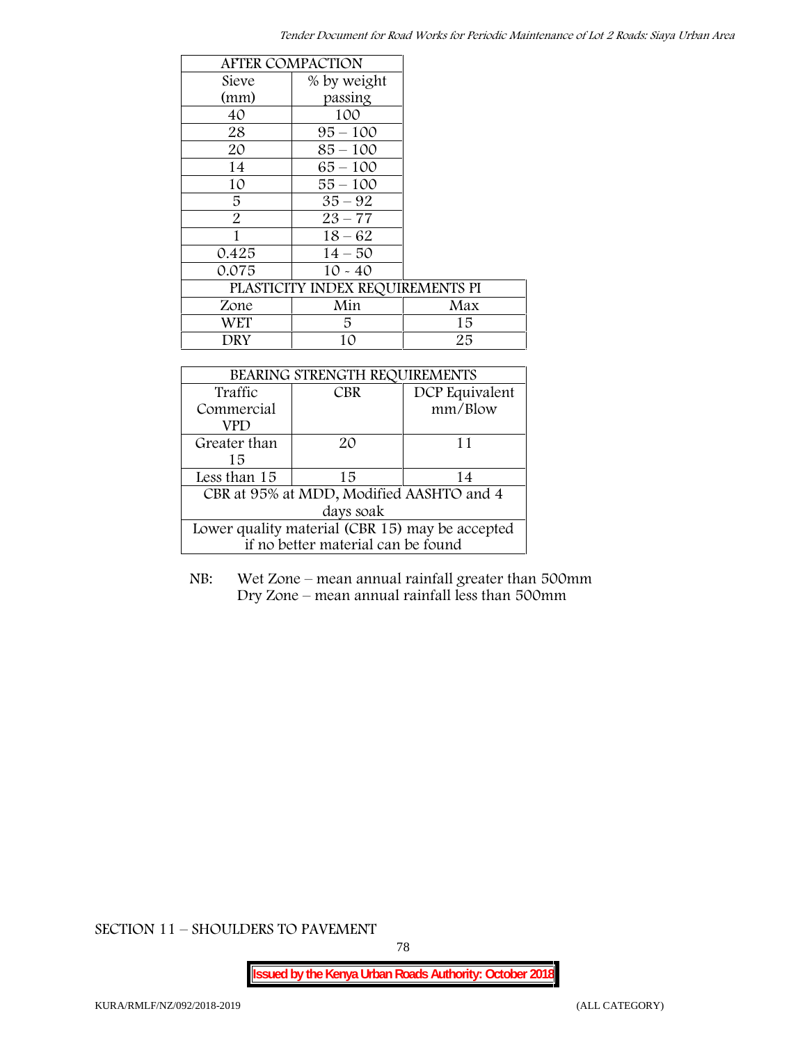| AFTER COMPACTION | | |
|---|---|---|
| Sieve (mm) | % by weight passing | |
| 40 | 100 | |
| 28 | 95 – 100 | |
| 20 | 85 – 100 | |
| 14 | 65 – 100 | |
| 10 | 55 – 100 | |
| 5 | 35 – 92 | |
| 2 | 23 – 77 | |
| 1 | 18 – 62 | |
| 0.425 | 14 – 50 | |
| 0.075 | 10 - 40 | |
| PLASTICITY INDEX REQUIREMENTS PI | | |
| Zone | Min | Max |
| WET | 5 | 15 |
| DRY | 10 | 25 |

| BEARING STRENGTH REQUIREMENTS | | |
|---|---|---|
| Traffic Commercial VPD | CBR | DCP Equivalent mm/Blow |
| Greater than 15 | 20 | 11 |
| Less than 15 | 15 | 14 |
| CBR at 95% at MDD, Modified AASHTO and 4 days soak | | |
| Lower quality material (CBR 15) may be accepted if no better material can be found | | |

NB: Wet Zone – mean annual rainfall greater than 500mm
Dry Zone – mean annual rainfall less than 500mm

SECTION 11 – SHOULDERS TO PAVEMENT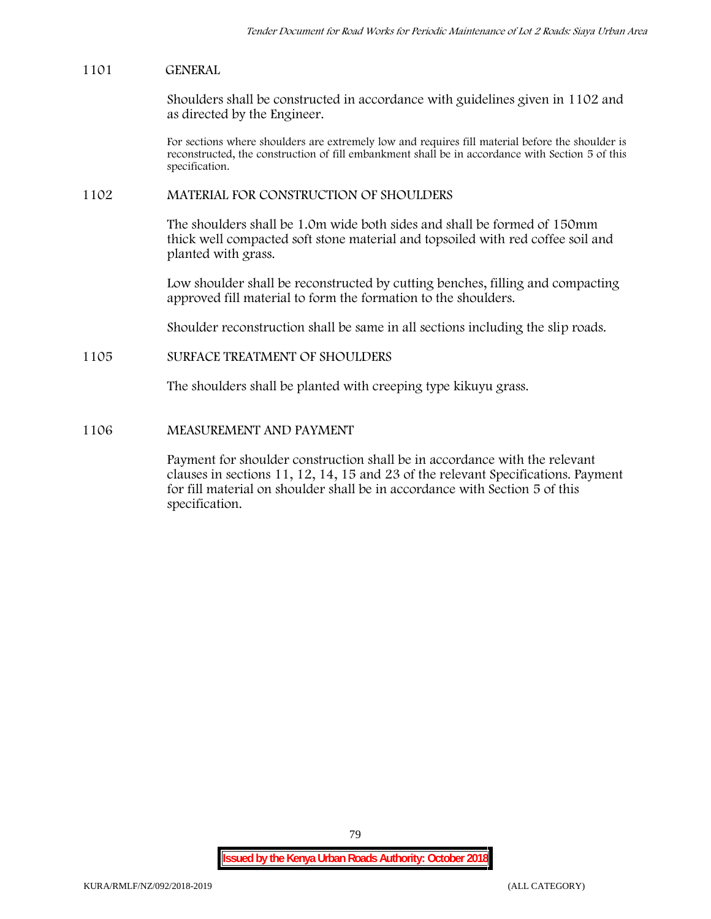## 1101 GENERAL

Shoulders shall be constructed in accordance with guidelines given in 1102 and as directed by the Engineer.

For sections where shoulders are extremely low and requires fill material before the shoulder is reconstructed, the construction of fill embankment shall be in accordance with Section 5 of this specification.

## 1102 MATERIAL FOR CONSTRUCTION OF SHOULDERS

The shoulders shall be 1.0m wide both sides and shall be formed of 150mm thick well compacted soft stone material and topsoiled with red coffee soil and planted with grass.

Low shoulder shall be reconstructed by cutting benches, filling and compacting approved fill material to form the formation to the shoulders.

Shoulder reconstruction shall be same in all sections including the slip roads.

## 1105 SURFACE TREATMENT OF SHOULDERS

The shoulders shall be planted with creeping type kikuyu grass.

## 1106 MEASUREMENT AND PAYMENT

Payment for shoulder construction shall be in accordance with the relevant clauses in sections 11, 12, 14, 15 and 23 of the relevant Specifications. Payment for fill material on shoulder shall be in accordance with Section 5 of this specification.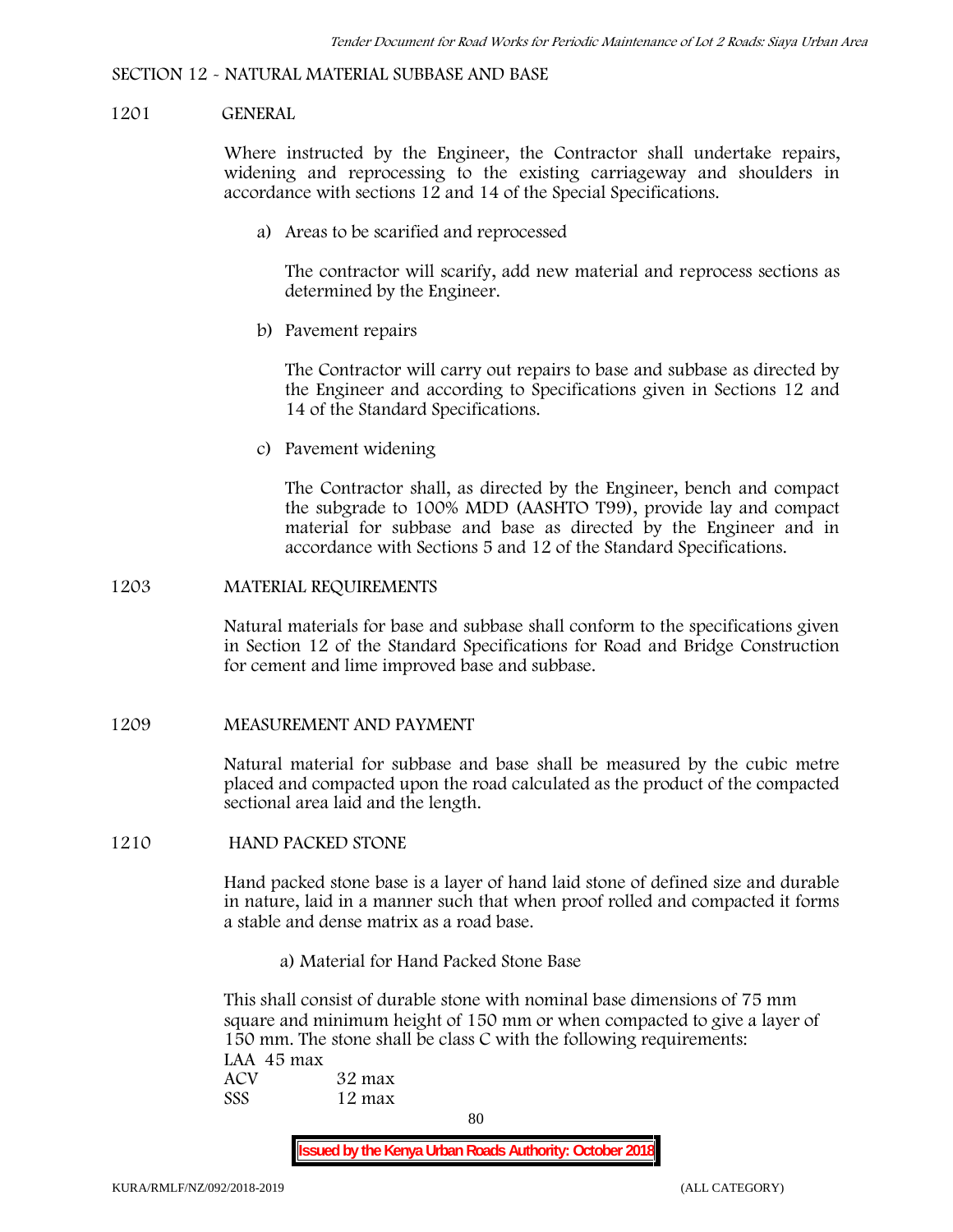SECTION 12 - NATURAL MATERIAL SUBBASE AND BASE

## 1201 GENERAL

Where instructed by the Engineer, the Contractor shall undertake repairs, widening and reprocessing to the existing carriageway and shoulders in accordance with sections 12 and 14 of the Special Specifications.

a) Areas to be scarified and reprocessed

The contractor will scarify, add new material and reprocess sections as determined by the Engineer.

b) Pavement repairs

The Contractor will carry out repairs to base and subbase as directed by the Engineer and according to Specifications given in Sections 12 and 14 of the Standard Specifications.

c) Pavement widening

The Contractor shall, as directed by the Engineer, bench and compact the subgrade to 100% MDD (AASHTO T99), provide lay and compact material for subbase and base as directed by the Engineer and in accordance with Sections 5 and 12 of the Standard Specifications.

## 1203 MATERIAL REQUIREMENTS

Natural materials for base and subbase shall conform to the specifications given in Section 12 of the Standard Specifications for Road and Bridge Construction for cement and lime improved base and subbase.

## 1209 MEASUREMENT AND PAYMENT

Natural material for subbase and base shall be measured by the cubic metre placed and compacted upon the road calculated as the product of the compacted sectional area laid and the length.

## 1210 HAND PACKED STONE

Hand packed stone base is a layer of hand laid stone of defined size and durable in nature, laid in a manner such that when proof rolled and compacted it forms a stable and dense matrix as a road base.

a) Material for Hand Packed Stone Base

This shall consist of durable stone with nominal base dimensions of 75 mm square and minimum height of 150 mm or when compacted to give a layer of 150 mm. The stone shall be class C with the following requirements:

LAA 45 max
ACV 32 max
SSS 12 max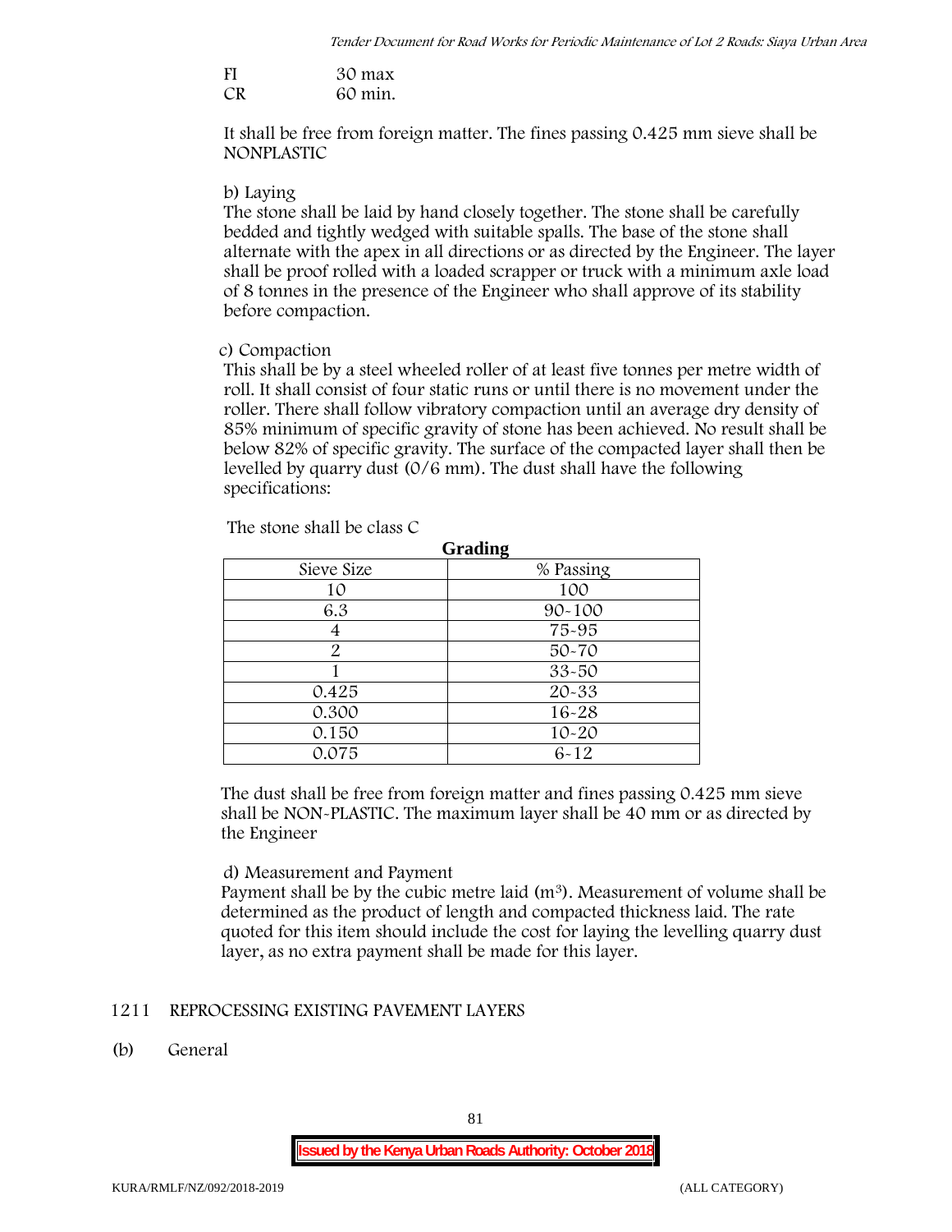| | |
|---|---|
| FI | 30 max |
| CR | 60 min. |

It shall be free from foreign matter. The fines passing 0.425 mm sieve shall be NONPLASTIC

b) Laying

The stone shall be laid by hand closely together. The stone shall be carefully bedded and tightly wedged with suitable spalls. The base of the stone shall alternate with the apex in all directions or as directed by the Engineer. The layer shall be proof rolled with a loaded scrapper or truck with a minimum axle load of 8 tonnes in the presence of the Engineer who shall approve of its stability before compaction.

c) Compaction

This shall be by a steel wheeled roller of at least five tonnes per metre width of roll. It shall consist of four static runs or until there is no movement under the roller. There shall follow vibratory compaction until an average dry density of 85% minimum of specific gravity of stone has been achieved. No result shall be below 82% of specific gravity. The surface of the compacted layer shall then be levelled by quarry dust (0/6 mm). The dust shall have the following specifications:

The stone shall be class C

**Grading**

| Sieve Size | % Passing |
|---|---|
| 10 | 100 |
| 6.3 | 90-100 |
| 4 | 75-95 |
| 2 | 50-70 |
| 1 | 33-50 |
| 0.425 | 20-33 |
| 0.300 | 16-28 |
| 0.150 | 10-20 |
| 0.075 | 6-12 |

The dust shall be free from foreign matter and fines passing 0.425 mm sieve shall be NON-PLASTIC. The maximum layer shall be 40 mm or as directed by the Engineer

d) Measurement and Payment

Payment shall be by the cubic metre laid ($m^3$). Measurement of volume shall be determined as the product of length and compacted thickness laid. The rate quoted for this item should include the cost for laying the levelling quarry dust layer, as no extra payment shall be made for this layer.

## 1211 REPROCESSING EXISTING PAVEMENT LAYERS

(b) General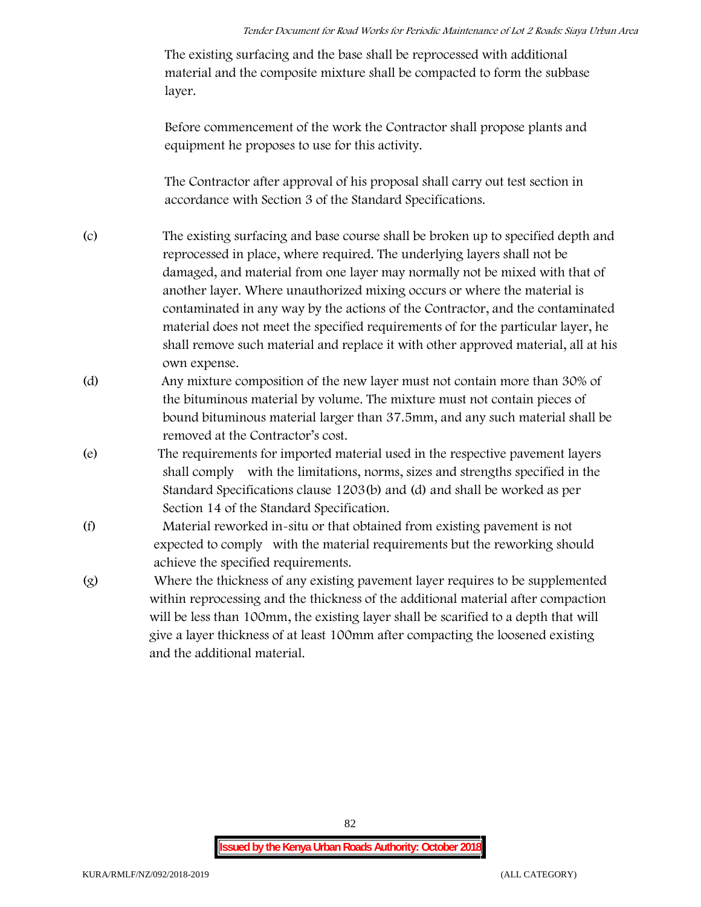The existing surfacing and the base shall be reprocessed with additional material and the composite mixture shall be compacted to form the subbase layer.

Before commencement of the work the Contractor shall propose plants and equipment he proposes to use for this activity.

The Contractor after approval of his proposal shall carry out test section in accordance with Section 3 of the Standard Specifications.

(c) The existing surfacing and base course shall be broken up to specified depth and reprocessed in place, where required. The underlying layers shall not be damaged, and material from one layer may normally not be mixed with that of another layer. Where unauthorized mixing occurs or where the material is contaminated in any way by the actions of the Contractor, and the contaminated material does not meet the specified requirements of for the particular layer, he shall remove such material and replace it with other approved material, all at his own expense.

(d) Any mixture composition of the new layer must not contain more than 30% of the bituminous material by volume. The mixture must not contain pieces of bound bituminous material larger than 37.5mm, and any such material shall be removed at the Contractor's cost.

(e) The requirements for imported material used in the respective pavement layers shall comply with the limitations, norms, sizes and strengths specified in the Standard Specifications clause 1203(b) and (d) and shall be worked as per Section 14 of the Standard Specification.

(f) Material reworked in-situ or that obtained from existing pavement is not expected to comply with the material requirements but the reworking should achieve the specified requirements.

(g) Where the thickness of any existing pavement layer requires to be supplemented within reprocessing and the thickness of the additional material after compaction will be less than 100mm, the existing layer shall be scarified to a depth that will give a layer thickness of at least 100mm after compacting the loosened existing and the additional material.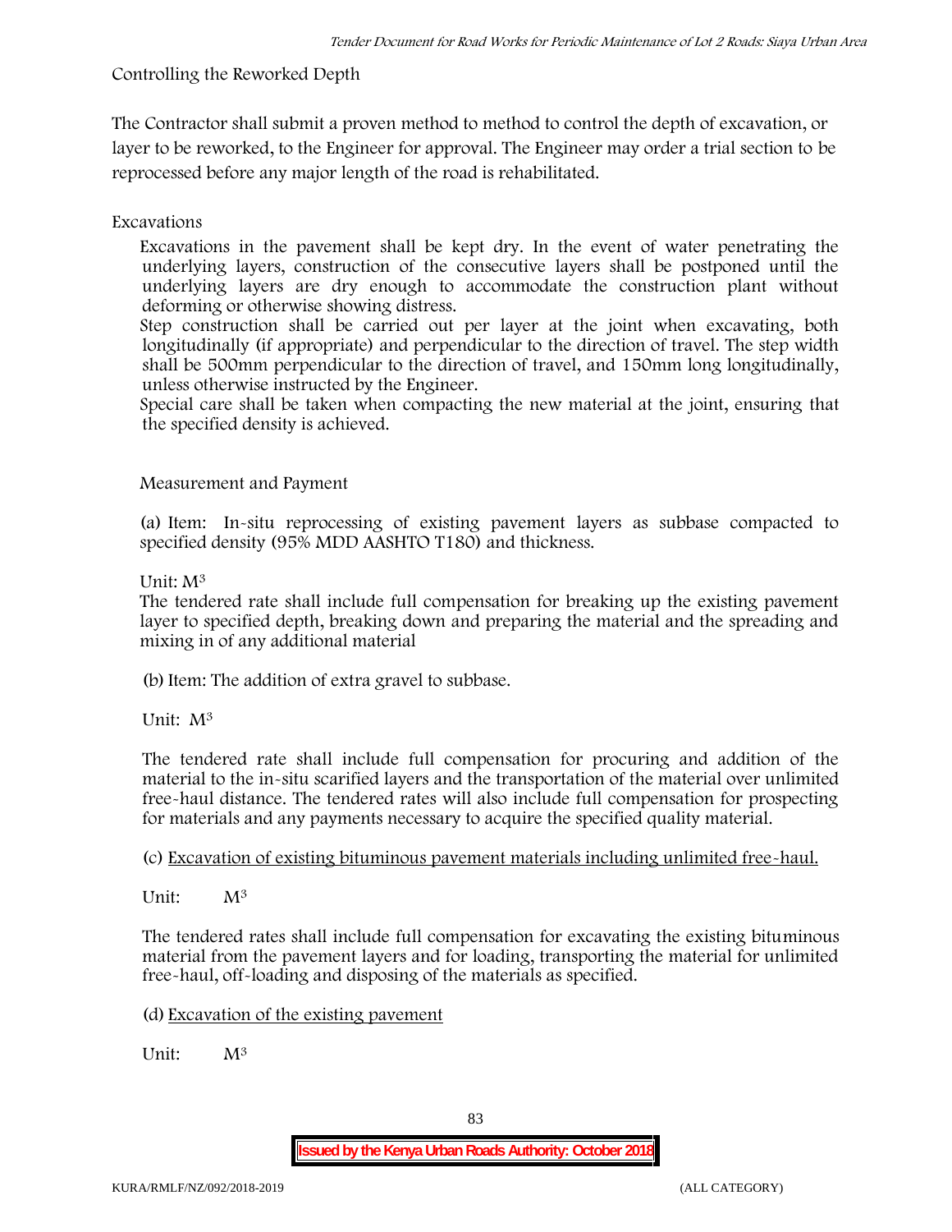Controlling the Reworked Depth

The Contractor shall submit a proven method to method to control the depth of excavation, or layer to be reworked, to the Engineer for approval. The Engineer may order a trial section to be reprocessed before any major length of the road is rehabilitated.

Excavations

Excavations in the pavement shall be kept dry. In the event of water penetrating the underlying layers, construction of the consecutive layers shall be postponed until the underlying layers are dry enough to accommodate the construction plant without deforming or otherwise showing distress.

Step construction shall be carried out per layer at the joint when excavating, both longitudinally (if appropriate) and perpendicular to the direction of travel. The step width shall be 500mm perpendicular to the direction of travel, and 150mm long longitudinally, unless otherwise instructed by the Engineer.

Special care shall be taken when compacting the new material at the joint, ensuring that the specified density is achieved.

Measurement and Payment

(a) Item: In-situ reprocessing of existing pavement layers as subbase compacted to specified density (95% MDD AASHTO T180) and thickness.

Unit: $M^3$

The tendered rate shall include full compensation for breaking up the existing pavement layer to specified depth, breaking down and preparing the material and the spreading and mixing in of any additional material

(b) Item: The addition of extra gravel to subbase.

Unit: $M^3$

The tendered rate shall include full compensation for procuring and addition of the material to the in-situ scarified layers and the transportation of the material over unlimited free-haul distance. The tendered rates will also include full compensation for prospecting for materials and any payments necessary to acquire the specified quality material.

(c) Excavation of existing bituminous pavement materials including unlimited free-haul.

Unit: $M^3$

The tendered rates shall include full compensation for excavating the existing bituminous material from the pavement layers and for loading, transporting the material for unlimited free-haul, off-loading and disposing of the materials as specified.

(d) Excavation of the existing pavement

Unit: $M^3$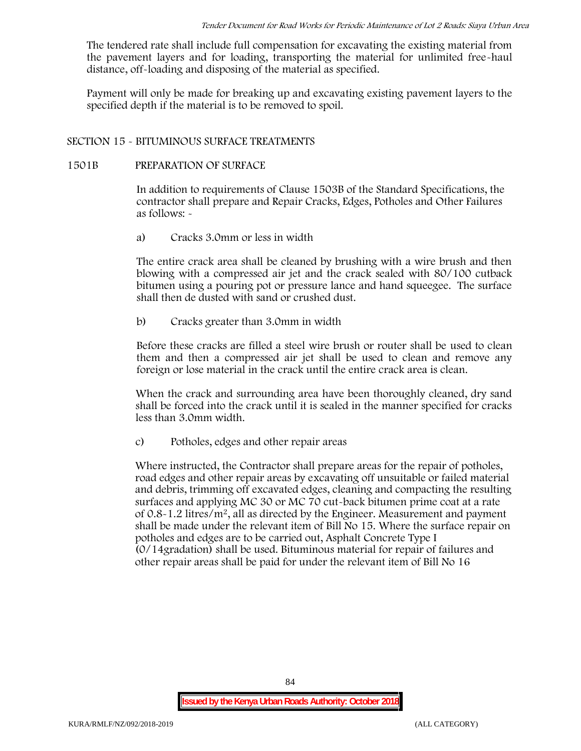The tendered rate shall include full compensation for excavating the existing material from the pavement layers and for loading, transporting the material for unlimited free-haul distance, off-loading and disposing of the material as specified.

Payment will only be made for breaking up and excavating existing pavement layers to the specified depth if the material is to be removed to spoil.

## SECTION 15 - BITUMINOUS SURFACE TREATMENTS

### 1501B PREPARATION OF SURFACE

In addition to requirements of Clause 1503B of the Standard Specifications, the contractor shall prepare and Repair Cracks, Edges, Potholes and Other Failures as follows: -

a) Cracks 3.0mm or less in width

The entire crack area shall be cleaned by brushing with a wire brush and then blowing with a compressed air jet and the crack sealed with 80/100 cutback bitumen using a pouring pot or pressure lance and hand squeegee. The surface shall then de dusted with sand or crushed dust.

b) Cracks greater than 3.0mm in width

Before these cracks are filled a steel wire brush or router shall be used to clean them and then a compressed air jet shall be used to clean and remove any foreign or lose material in the crack until the entire crack area is clean.

When the crack and surrounding area have been thoroughly cleaned, dry sand shall be forced into the crack until it is sealed in the manner specified for cracks less than 3.0mm width.

c) Potholes, edges and other repair areas

Where instructed, the Contractor shall prepare areas for the repair of potholes, road edges and other repair areas by excavating off unsuitable or failed material and debris, trimming off excavated edges, cleaning and compacting the resulting surfaces and applying MC 30 or MC 70 cut-back bitumen prime coat at a rate of 0.8-1.2 litres/$m^2$, all as directed by the Engineer. Measurement and payment shall be made under the relevant item of Bill No 15. Where the surface repair on potholes and edges are to be carried out, Asphalt Concrete Type I (0/14gradation) shall be used. Bituminous material for repair of failures and other repair areas shall be paid for under the relevant item of Bill No 16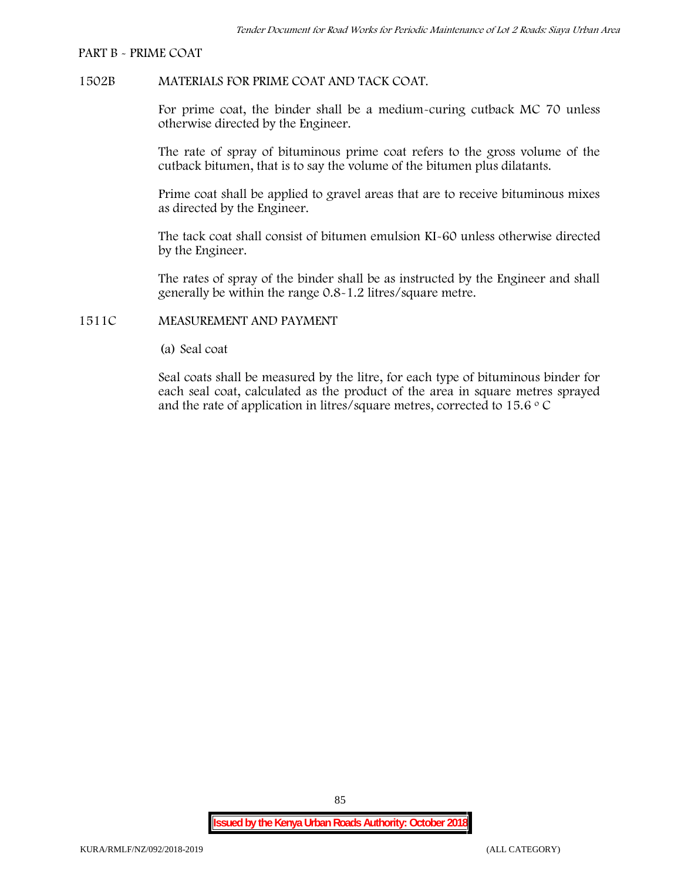PART B - PRIME COAT

1502B MATERIALS FOR PRIME COAT AND TACK COAT.

For prime coat, the binder shall be a medium-curing cutback MC 70 unless otherwise directed by the Engineer.

The rate of spray of bituminous prime coat refers to the gross volume of the cutback bitumen, that is to say the volume of the bitumen plus dilatants.

Prime coat shall be applied to gravel areas that are to receive bituminous mixes as directed by the Engineer.

The tack coat shall consist of bitumen emulsion KI-60 unless otherwise directed by the Engineer.

The rates of spray of the binder shall be as instructed by the Engineer and shall generally be within the range 0.8-1.2 litres/square metre.

1511C MEASUREMENT AND PAYMENT

(a) Seal coat

Seal coats shall be measured by the litre, for each type of bituminous binder for each seal coat, calculated as the product of the area in square metres sprayed and the rate of application in litres/square metres, corrected to 15.6 $^{o}$ C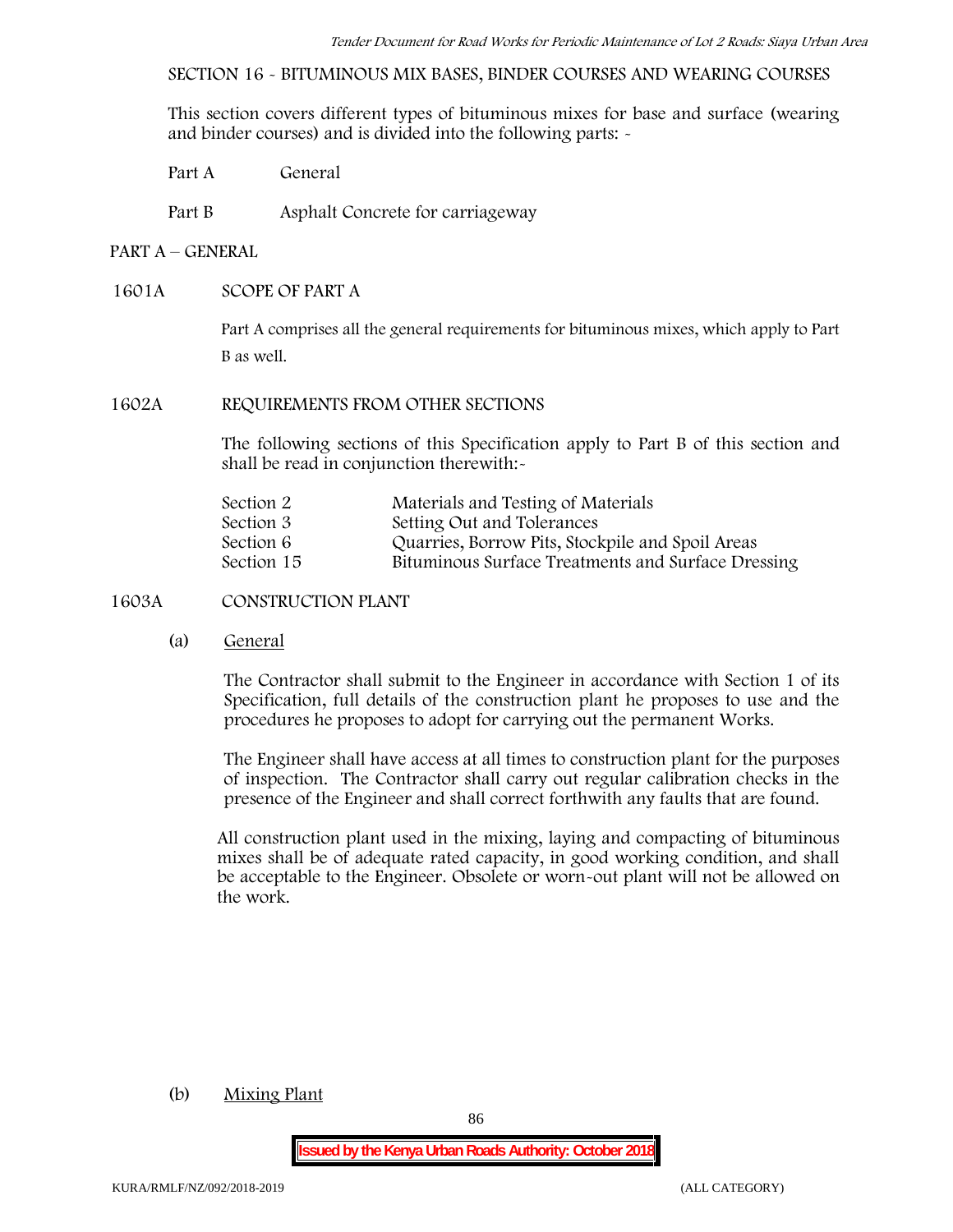## SECTION 16 - BITUMINOUS MIX BASES, BINDER COURSES AND WEARING COURSES

This section covers different types of bituminous mixes for base and surface (wearing and binder courses) and is divided into the following parts: -

Part A General

Part B Asphalt Concrete for carriageway

### PART A – GENERAL

**1601A SCOPE OF PART A**

Part A comprises all the general requirements for bituminous mixes, which apply to Part B as well.

**1602A REQUIREMENTS FROM OTHER SECTIONS**

The following sections of this Specification apply to Part B of this section and shall be read in conjunction therewith:-

| | |
|---|---|
| Section 2 | Materials and Testing of Materials |
| Section 3 | Setting Out and Tolerances |
| Section 6 | Quarries, Borrow Pits, Stockpile and Spoil Areas |
| Section 15 | Bituminous Surface Treatments and Surface Dressing |

**1603A CONSTRUCTION PLANT**

(a) General

The Contractor shall submit to the Engineer in accordance with Section 1 of its Specification, full details of the construction plant he proposes to use and the procedures he proposes to adopt for carrying out the permanent Works.

The Engineer shall have access at all times to construction plant for the purposes of inspection. The Contractor shall carry out regular calibration checks in the presence of the Engineer and shall correct forthwith any faults that are found.

All construction plant used in the mixing, laying and compacting of bituminous mixes shall be of adequate rated capacity, in good working condition, and shall be acceptable to the Engineer. Obsolete or worn-out plant will not be allowed on the work.

(b) Mixing Plant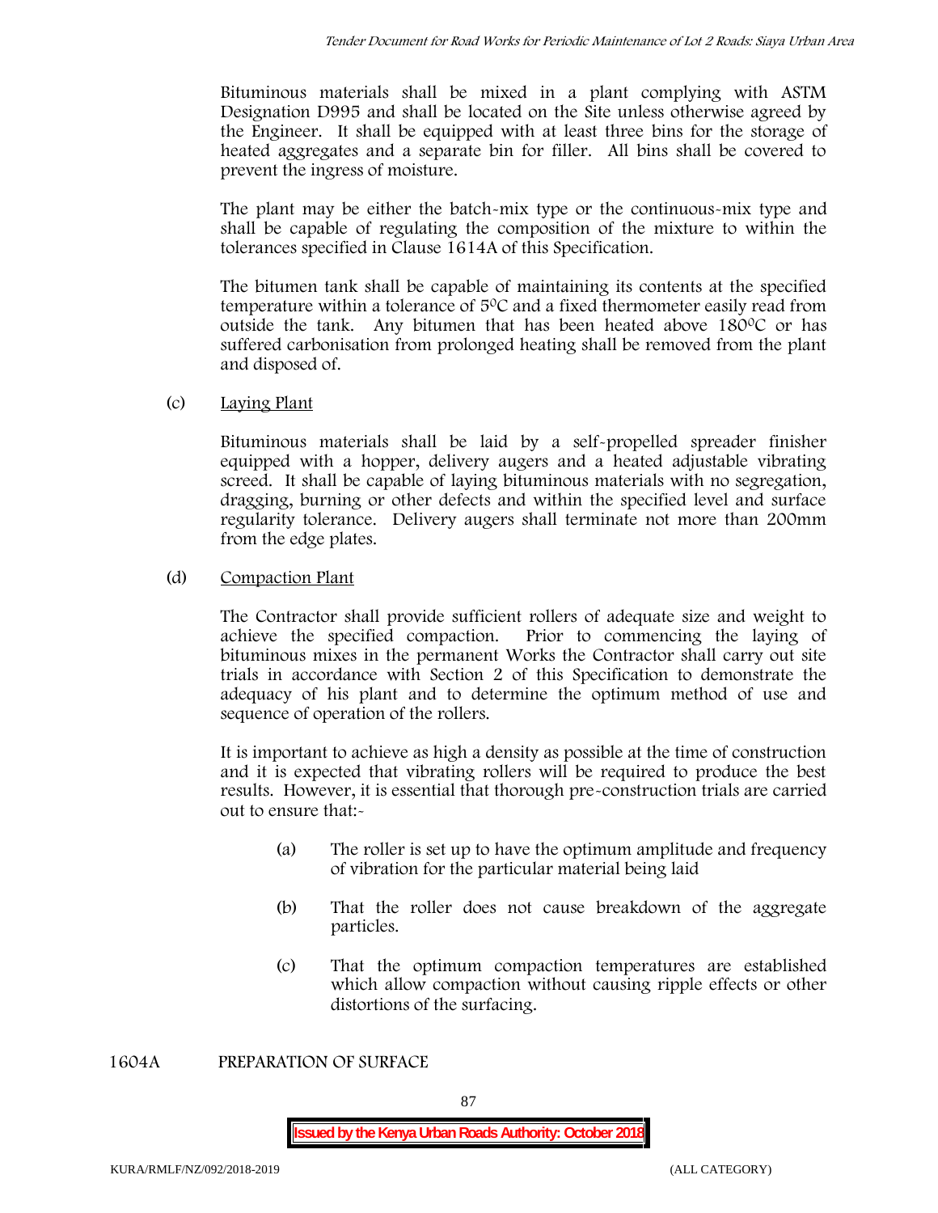Bituminous materials shall be mixed in a plant complying with ASTM Designation D995 and shall be located on the Site unless otherwise agreed by the Engineer. It shall be equipped with at least three bins for the storage of heated aggregates and a separate bin for filler. All bins shall be covered to prevent the ingress of moisture.

The plant may be either the batch-mix type or the continuous-mix type and shall be capable of regulating the composition of the mixture to within the tolerances specified in Clause 1614A of this Specification.

The bitumen tank shall be capable of maintaining its contents at the specified temperature within a tolerance of $5^0$C and a fixed thermometer easily read from outside the tank. Any bitumen that has been heated above $180^0$C or has suffered carbonisation from prolonged heating shall be removed from the plant and disposed of.

(c) Laying Plant

Bituminous materials shall be laid by a self-propelled spreader finisher equipped with a hopper, delivery augers and a heated adjustable vibrating screed. It shall be capable of laying bituminous materials with no segregation, dragging, burning or other defects and within the specified level and surface regularity tolerance. Delivery augers shall terminate not more than 200mm from the edge plates.

(d) Compaction Plant

The Contractor shall provide sufficient rollers of adequate size and weight to achieve the specified compaction. Prior to commencing the laying of bituminous mixes in the permanent Works the Contractor shall carry out site trials in accordance with Section 2 of this Specification to demonstrate the adequacy of his plant and to determine the optimum method of use and sequence of operation of the rollers.

It is important to achieve as high a density as possible at the time of construction and it is expected that vibrating rollers will be required to produce the best results. However, it is essential that thorough pre-construction trials are carried out to ensure that:-

(a) The roller is set up to have the optimum amplitude and frequency of vibration for the particular material being laid

(b) That the roller does not cause breakdown of the aggregate particles.

(c) That the optimum compaction temperatures are established which allow compaction without causing ripple effects or other distortions of the surfacing.

1604A PREPARATION OF SURFACE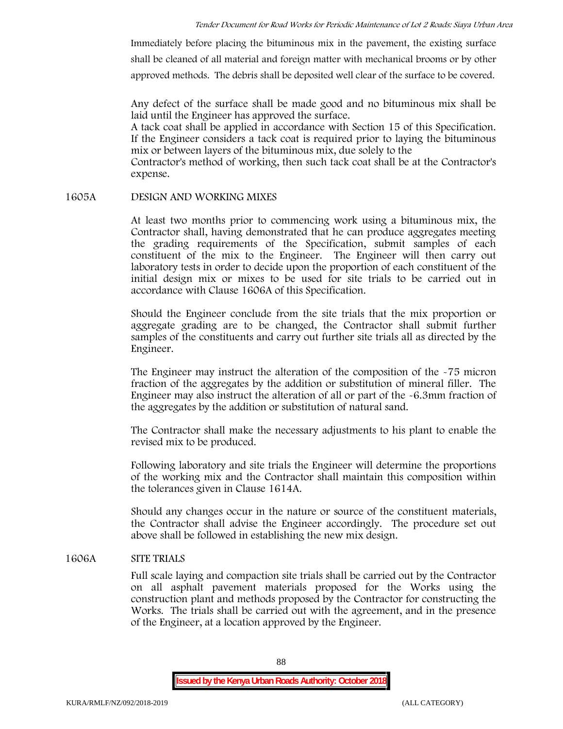Immediately before placing the bituminous mix in the pavement, the existing surface shall be cleaned of all material and foreign matter with mechanical brooms or by other approved methods. The debris shall be deposited well clear of the surface to be covered.

Any defect of the surface shall be made good and no bituminous mix shall be laid until the Engineer has approved the surface.
A tack coat shall be applied in accordance with Section 15 of this Specification. If the Engineer considers a tack coat is required prior to laying the bituminous mix or between layers of the bituminous mix, due solely to the
Contractor's method of working, then such tack coat shall be at the Contractor's expense.

## 1605A DESIGN AND WORKING MIXES

At least two months prior to commencing work using a bituminous mix, the Contractor shall, having demonstrated that he can produce aggregates meeting the grading requirements of the Specification, submit samples of each constituent of the mix to the Engineer. The Engineer will then carry out laboratory tests in order to decide upon the proportion of each constituent of the initial design mix or mixes to be used for site trials to be carried out in accordance with Clause 1606A of this Specification.

Should the Engineer conclude from the site trials that the mix proportion or aggregate grading are to be changed, the Contractor shall submit further samples of the constituents and carry out further site trials all as directed by the Engineer.

The Engineer may instruct the alteration of the composition of the -75 micron fraction of the aggregates by the addition or substitution of mineral filler. The Engineer may also instruct the alteration of all or part of the -6.3mm fraction of the aggregates by the addition or substitution of natural sand.

The Contractor shall make the necessary adjustments to his plant to enable the revised mix to be produced.

Following laboratory and site trials the Engineer will determine the proportions of the working mix and the Contractor shall maintain this composition within the tolerances given in Clause 1614A.

Should any changes occur in the nature or source of the constituent materials, the Contractor shall advise the Engineer accordingly. The procedure set out above shall be followed in establishing the new mix design.

## 1606A SITE TRIALS

Full scale laying and compaction site trials shall be carried out by the Contractor on all asphalt pavement materials proposed for the Works using the construction plant and methods proposed by the Contractor for constructing the Works. The trials shall be carried out with the agreement, and in the presence of the Engineer, at a location approved by the Engineer.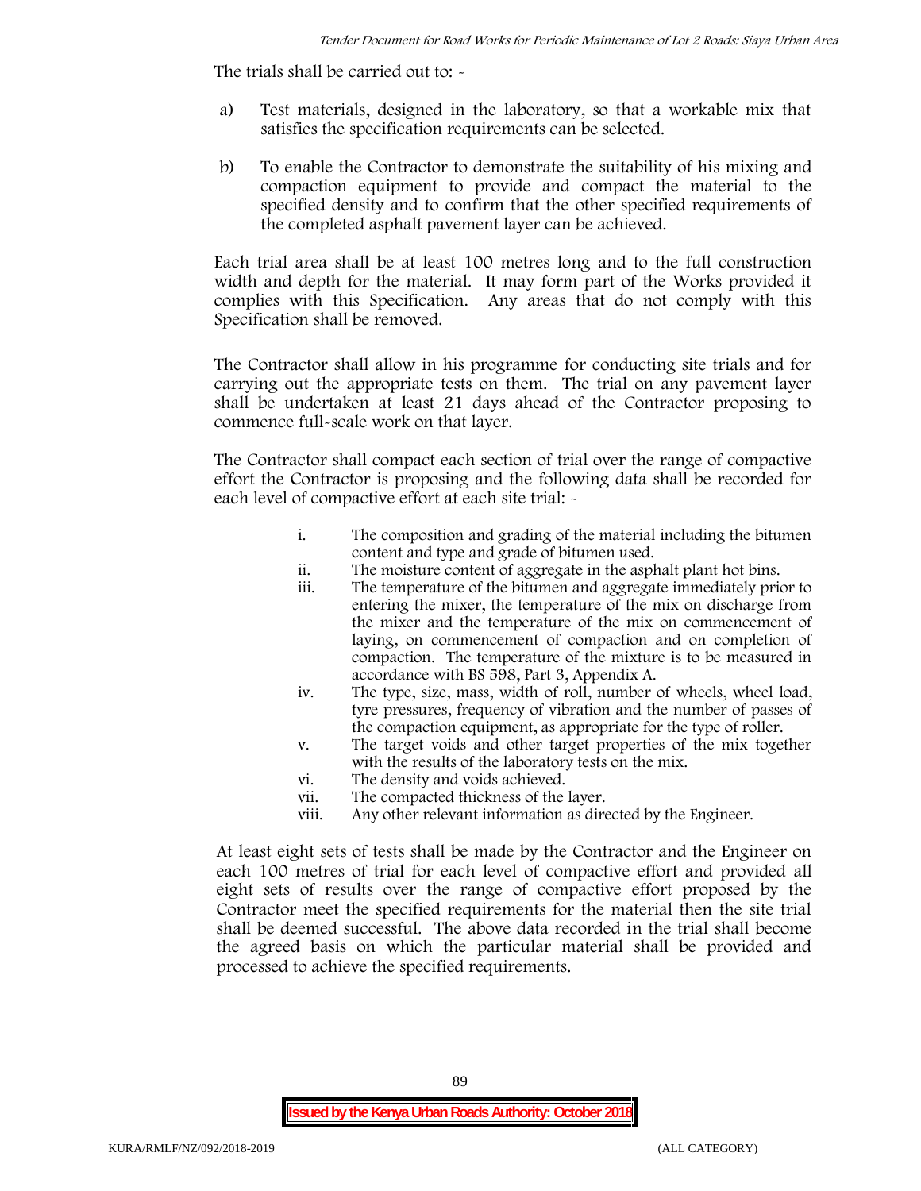The trials shall be carried out to: -

a) Test materials, designed in the laboratory, so that a workable mix that satisfies the specification requirements can be selected.

b) To enable the Contractor to demonstrate the suitability of his mixing and compaction equipment to provide and compact the material to the specified density and to confirm that the other specified requirements of the completed asphalt pavement layer can be achieved.

Each trial area shall be at least 100 metres long and to the full construction width and depth for the material. It may form part of the Works provided it complies with this Specification. Any areas that do not comply with this Specification shall be removed.

The Contractor shall allow in his programme for conducting site trials and for carrying out the appropriate tests on them. The trial on any pavement layer shall be undertaken at least 21 days ahead of the Contractor proposing to commence full-scale work on that layer.

The Contractor shall compact each section of trial over the range of compactive effort the Contractor is proposing and the following data shall be recorded for each level of compactive effort at each site trial: -

i. The composition and grading of the material including the bitumen content and type and grade of bitumen used.
ii. The moisture content of aggregate in the asphalt plant hot bins.
iii. The temperature of the bitumen and aggregate immediately prior to entering the mixer, the temperature of the mix on discharge from the mixer and the temperature of the mix on commencement of laying, on commencement of compaction and on completion of compaction. The temperature of the mixture is to be measured in accordance with BS 598, Part 3, Appendix A.
iv. The type, size, mass, width of roll, number of wheels, wheel load, tyre pressures, frequency of vibration and the number of passes of the compaction equipment, as appropriate for the type of roller.
v. The target voids and other target properties of the mix together with the results of the laboratory tests on the mix.
vi. The density and voids achieved.
vii. The compacted thickness of the layer.
viii. Any other relevant information as directed by the Engineer.

At least eight sets of tests shall be made by the Contractor and the Engineer on each 100 metres of trial for each level of compactive effort and provided all eight sets of results over the range of compactive effort proposed by the Contractor meet the specified requirements for the material then the site trial shall be deemed successful. The above data recorded in the trial shall become the agreed basis on which the particular material shall be provided and processed to achieve the specified requirements.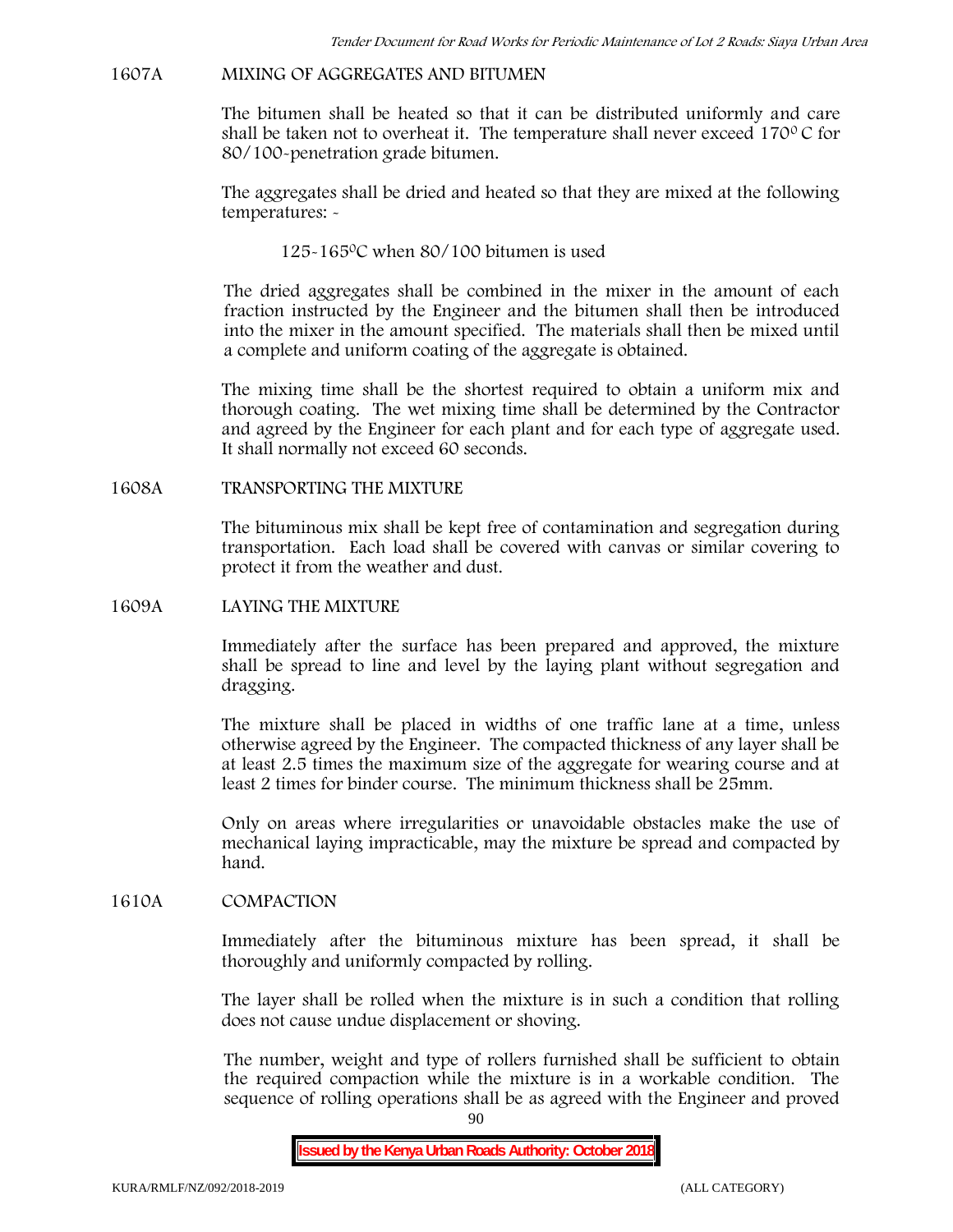## 1607A MIXING OF AGGREGATES AND BITUMEN

The bitumen shall be heated so that it can be distributed uniformly and care shall be taken not to overheat it. The temperature shall never exceed $170^0$ C for 80/100-penetration grade bitumen.

The aggregates shall be dried and heated so that they are mixed at the following temperatures: -

125-165$^0$C when 80/100 bitumen is used

The dried aggregates shall be combined in the mixer in the amount of each fraction instructed by the Engineer and the bitumen shall then be introduced into the mixer in the amount specified. The materials shall then be mixed until a complete and uniform coating of the aggregate is obtained.

The mixing time shall be the shortest required to obtain a uniform mix and thorough coating. The wet mixing time shall be determined by the Contractor and agreed by the Engineer for each plant and for each type of aggregate used. It shall normally not exceed 60 seconds.

## 1608A TRANSPORTING THE MIXTURE

The bituminous mix shall be kept free of contamination and segregation during transportation. Each load shall be covered with canvas or similar covering to protect it from the weather and dust.

## 1609A LAYING THE MIXTURE

Immediately after the surface has been prepared and approved, the mixture shall be spread to line and level by the laying plant without segregation and dragging.

The mixture shall be placed in widths of one traffic lane at a time, unless otherwise agreed by the Engineer. The compacted thickness of any layer shall be at least 2.5 times the maximum size of the aggregate for wearing course and at least 2 times for binder course. The minimum thickness shall be 25mm.

Only on areas where irregularities or unavoidable obstacles make the use of mechanical laying impracticable, may the mixture be spread and compacted by hand.

## 1610A COMPACTION

Immediately after the bituminous mixture has been spread, it shall be thoroughly and uniformly compacted by rolling.

The layer shall be rolled when the mixture is in such a condition that rolling does not cause undue displacement or shoving.

The number, weight and type of rollers furnished shall be sufficient to obtain the required compaction while the mixture is in a workable condition. The sequence of rolling operations shall be as agreed with the Engineer and proved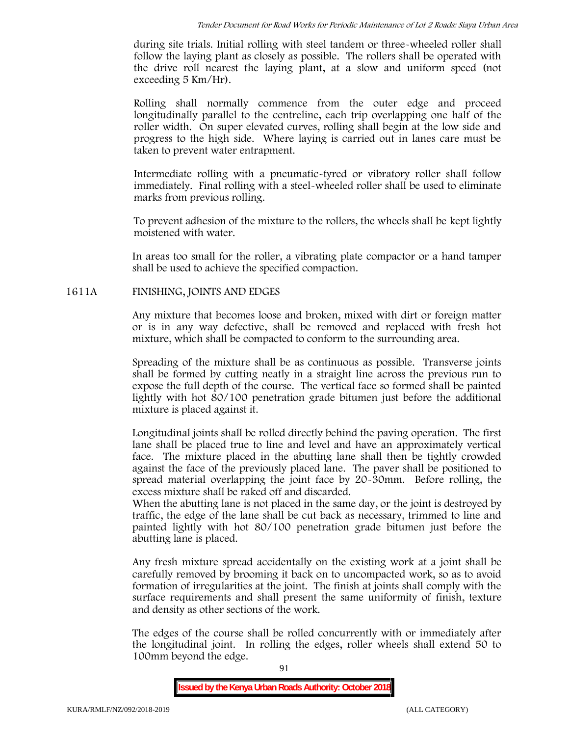during site trials. Initial rolling with steel tandem or three-wheeled roller shall follow the laying plant as closely as possible. The rollers shall be operated with the drive roll nearest the laying plant, at a slow and uniform speed (not exceeding 5 Km/Hr).

Rolling shall normally commence from the outer edge and proceed longitudinally parallel to the centreline, each trip overlapping one half of the roller width. On super elevated curves, rolling shall begin at the low side and progress to the high side. Where laying is carried out in lanes care must be taken to prevent water entrapment.

Intermediate rolling with a pneumatic-tyred or vibratory roller shall follow immediately. Final rolling with a steel-wheeled roller shall be used to eliminate marks from previous rolling.

To prevent adhesion of the mixture to the rollers, the wheels shall be kept lightly moistened with water.

In areas too small for the roller, a vibrating plate compactor or a hand tamper shall be used to achieve the specified compaction.

## 1611A FINISHING, JOINTS AND EDGES

Any mixture that becomes loose and broken, mixed with dirt or foreign matter or is in any way defective, shall be removed and replaced with fresh hot mixture, which shall be compacted to conform to the surrounding area.

Spreading of the mixture shall be as continuous as possible. Transverse joints shall be formed by cutting neatly in a straight line across the previous run to expose the full depth of the course. The vertical face so formed shall be painted lightly with hot 80/100 penetration grade bitumen just before the additional mixture is placed against it.

Longitudinal joints shall be rolled directly behind the paving operation. The first lane shall be placed true to line and level and have an approximately vertical face. The mixture placed in the abutting lane shall then be tightly crowded against the face of the previously placed lane. The paver shall be positioned to spread material overlapping the joint face by 20-30mm. Before rolling, the excess mixture shall be raked off and discarded.
When the abutting lane is not placed in the same day, or the joint is destroyed by traffic, the edge of the lane shall be cut back as necessary, trimmed to line and painted lightly with hot 80/100 penetration grade bitumen just before the abutting lane is placed.

Any fresh mixture spread accidentally on the existing work at a joint shall be carefully removed by brooming it back on to uncompacted work, so as to avoid formation of irregularities at the joint. The finish at joints shall comply with the surface requirements and shall present the same uniformity of finish, texture and density as other sections of the work.

The edges of the course shall be rolled concurrently with or immediately after the longitudinal joint. In rolling the edges, roller wheels shall extend 50 to 100mm beyond the edge.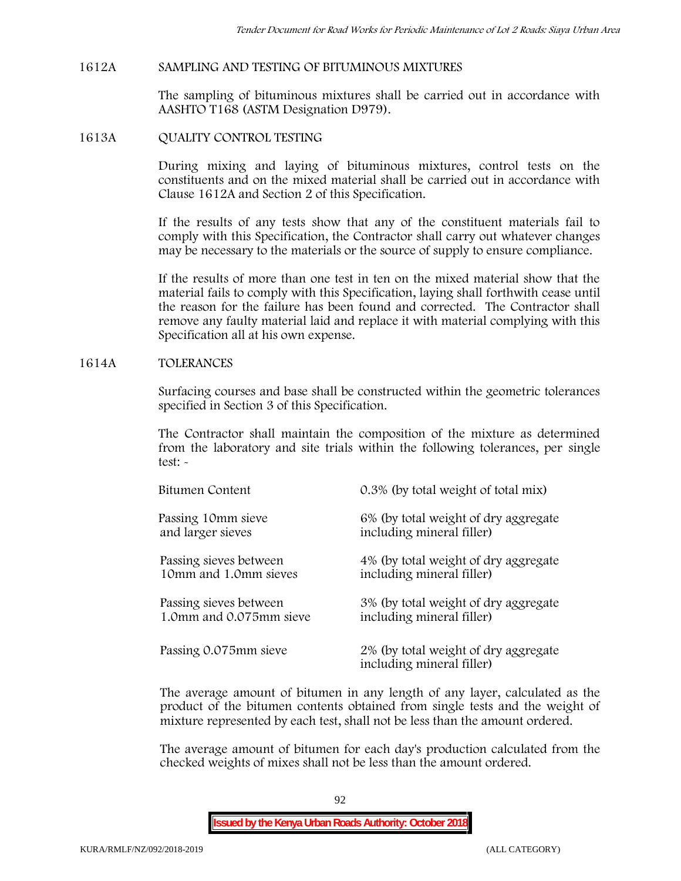## 1612A SAMPLING AND TESTING OF BITUMINOUS MIXTURES

The sampling of bituminous mixtures shall be carried out in accordance with AASHTO T168 (ASTM Designation D979).

## 1613A QUALITY CONTROL TESTING

During mixing and laying of bituminous mixtures, control tests on the constituents and on the mixed material shall be carried out in accordance with Clause 1612A and Section 2 of this Specification.

If the results of any tests show that any of the constituent materials fail to comply with this Specification, the Contractor shall carry out whatever changes may be necessary to the materials or the source of supply to ensure compliance.

If the results of more than one test in ten on the mixed material show that the material fails to comply with this Specification, laying shall forthwith cease until the reason for the failure has been found and corrected. The Contractor shall remove any faulty material laid and replace it with material complying with this Specification all at his own expense.

## 1614A TOLERANCES

Surfacing courses and base shall be constructed within the geometric tolerances specified in Section 3 of this Specification.

The Contractor shall maintain the composition of the mixture as determined from the laboratory and site trials within the following tolerances, per single test: -

| | |
|---|---|
| Bitumen Content | 0.3% (by total weight of total mix) |
| Passing 10mm sieve and larger sieves | 6% (by total weight of dry aggregate including mineral filler) |
| Passing sieves between 10mm and 1.0mm sieves | 4% (by total weight of dry aggregate including mineral filler) |
| Passing sieves between 1.0mm and 0.075mm sieve | 3% (by total weight of dry aggregate including mineral filler) |
| Passing 0.075mm sieve | 2% (by total weight of dry aggregate including mineral filler) |

The average amount of bitumen in any length of any layer, calculated as the product of the bitumen contents obtained from single tests and the weight of mixture represented by each test, shall not be less than the amount ordered.

The average amount of bitumen for each day's production calculated from the checked weights of mixes shall not be less than the amount ordered.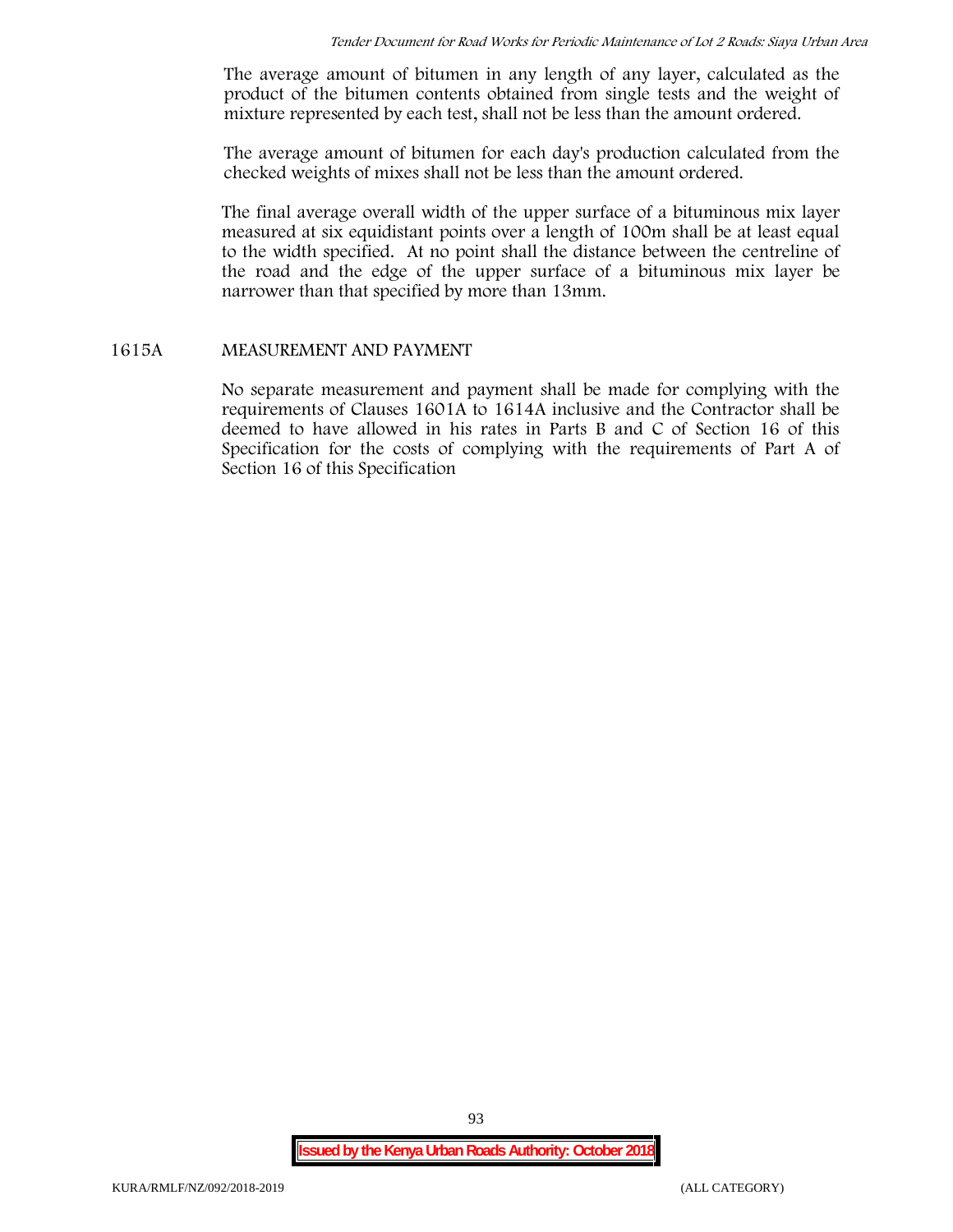The average amount of bitumen in any length of any layer, calculated as the product of the bitumen contents obtained from single tests and the weight of mixture represented by each test, shall not be less than the amount ordered.

The average amount of bitumen for each day's production calculated from the checked weights of mixes shall not be less than the amount ordered.

The final average overall width of the upper surface of a bituminous mix layer measured at six equidistant points over a length of 100m shall be at least equal to the width specified. At no point shall the distance between the centreline of the road and the edge of the upper surface of a bituminous mix layer be narrower than that specified by more than 13mm.

## 1615A MEASUREMENT AND PAYMENT

No separate measurement and payment shall be made for complying with the requirements of Clauses 1601A to 1614A inclusive and the Contractor shall be deemed to have allowed in his rates in Parts B and C of Section 16 of this Specification for the costs of complying with the requirements of Part A of Section 16 of this Specification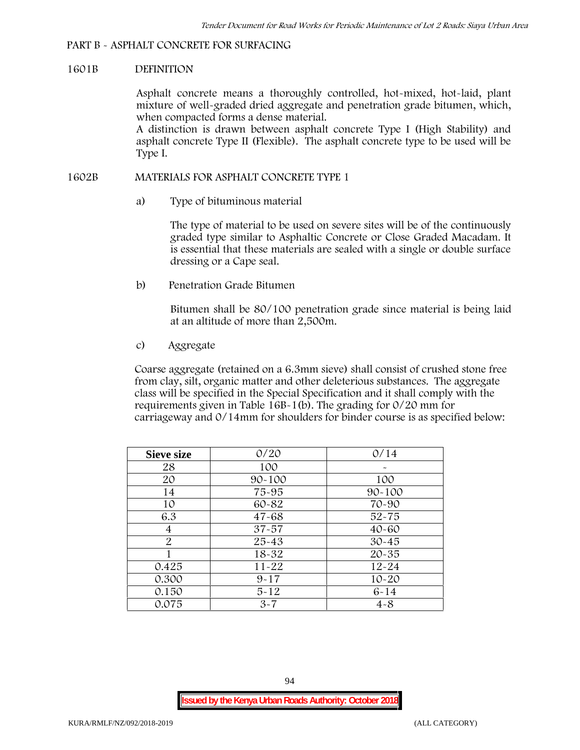## PART B - ASPHALT CONCRETE FOR SURFACING

### 1601B DEFINITION

Asphalt concrete means a thoroughly controlled, hot-mixed, hot-laid, plant mixture of well-graded dried aggregate and penetration grade bitumen, which, when compacted forms a dense material.

A distinction is drawn between asphalt concrete Type I (High Stability) and asphalt concrete Type II (Flexible). The asphalt concrete type to be used will be Type I.

### 1602B MATERIALS FOR ASPHALT CONCRETE TYPE 1

a) Type of bituminous material

The type of material to be used on severe sites will be of the continuously graded type similar to Asphaltic Concrete or Close Graded Macadam. It is essential that these materials are sealed with a single or double surface dressing or a Cape seal.

b) Penetration Grade Bitumen

Bitumen shall be 80/100 penetration grade since material is being laid at an altitude of more than 2,500m.

c) Aggregate

Coarse aggregate (retained on a 6.3mm sieve) shall consist of crushed stone free from clay, silt, organic matter and other deleterious substances. The aggregate class will be specified in the Special Specification and it shall comply with the requirements given in Table 16B-1(b). The grading for 0/20 mm for carriageway and 0/14mm for shoulders for binder course is as specified below:

| Sieve size | 0/20 | 0/14 |
|---|---|---|
| 28 | 100 | - |
| 20 | 90-100 | 100 |
| 14 | 75-95 | 90-100 |
| 10 | 60-82 | 70-90 |
| 6.3 | 47-68 | 52-75 |
| 4 | 37-57 | 40-60 |
| 2 | 25-43 | 30-45 |
| 1 | 18-32 | 20-35 |
| 0.425 | 11-22 | 12-24 |
| 0.300 | 9-17 | 10-20 |
| 0.150 | 5-12 | 6-14 |
| 0.075 | 3-7 | 4-8 |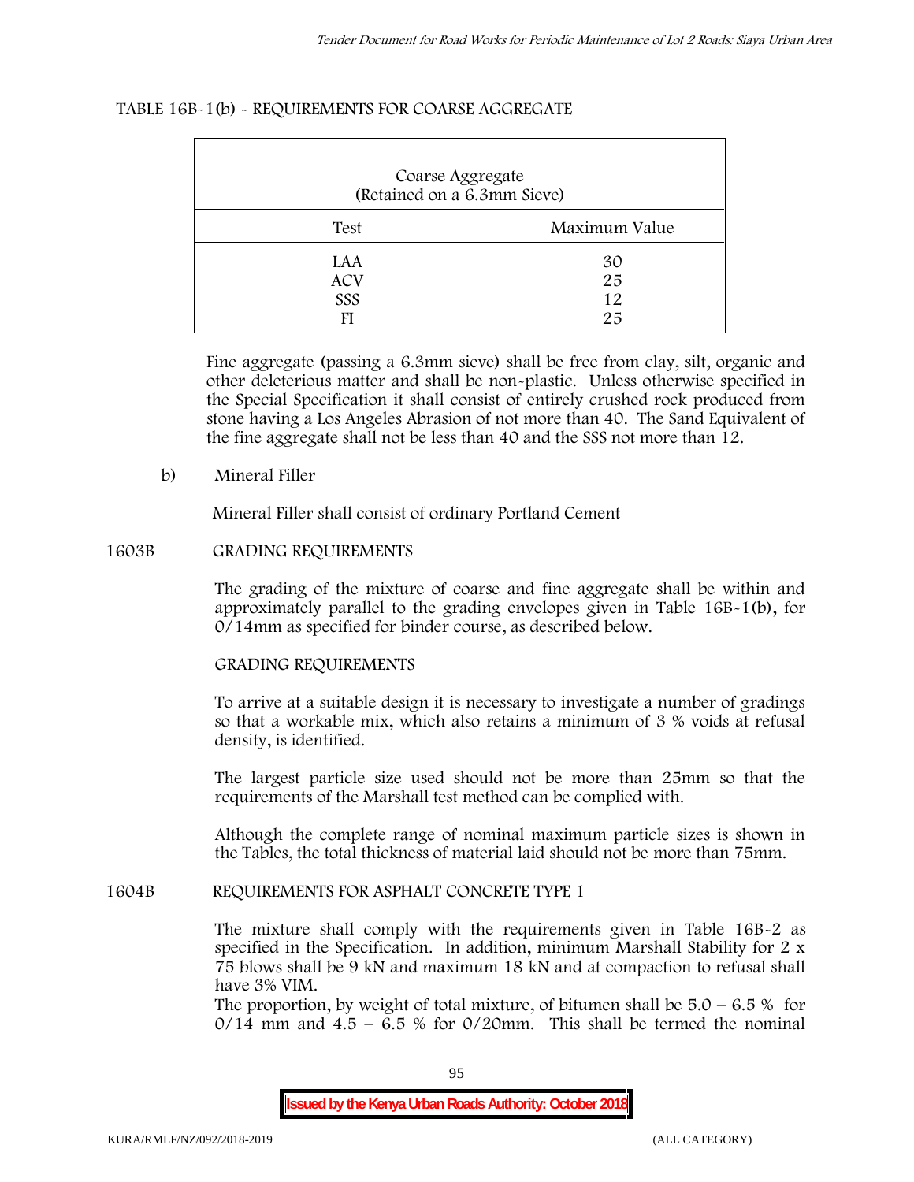TABLE 16B-1(b) - REQUIREMENTS FOR COARSE AGGREGATE

| Coarse Aggregate (Retained on a 6.3mm Sieve) | |
|---|---|
| Test | Maximum Value |
| LAA | 30 |
| ACV | 25 |
| SSS | 12 |
| FI | 25 |

Fine aggregate (passing a 6.3mm sieve) shall be free from clay, silt, organic and other deleterious matter and shall be non-plastic. Unless otherwise specified in the Special Specification it shall consist of entirely crushed rock produced from stone having a Los Angeles Abrasion of not more than 40. The Sand Equivalent of the fine aggregate shall not be less than 40 and the SSS not more than 12.

b) Mineral Filler

Mineral Filler shall consist of ordinary Portland Cement

1603B GRADING REQUIREMENTS

The grading of the mixture of coarse and fine aggregate shall be within and approximately parallel to the grading envelopes given in Table 16B-1(b), for 0/14mm as specified for binder course, as described below.

GRADING REQUIREMENTS

To arrive at a suitable design it is necessary to investigate a number of gradings so that a workable mix, which also retains a minimum of 3 % voids at refusal density, is identified.

The largest particle size used should not be more than 25mm so that the requirements of the Marshall test method can be complied with.

Although the complete range of nominal maximum particle sizes is shown in the Tables, the total thickness of material laid should not be more than 75mm.

1604B REQUIREMENTS FOR ASPHALT CONCRETE TYPE 1

The mixture shall comply with the requirements given in Table 16B-2 as specified in the Specification. In addition, minimum Marshall Stability for 2 x 75 blows shall be 9 kN and maximum 18 kN and at compaction to refusal shall have 3% VIM.

The proportion, by weight of total mixture, of bitumen shall be 5.0 – 6.5 % for 0/14 mm and 4.5 – 6.5 % for 0/20mm. This shall be termed the nominal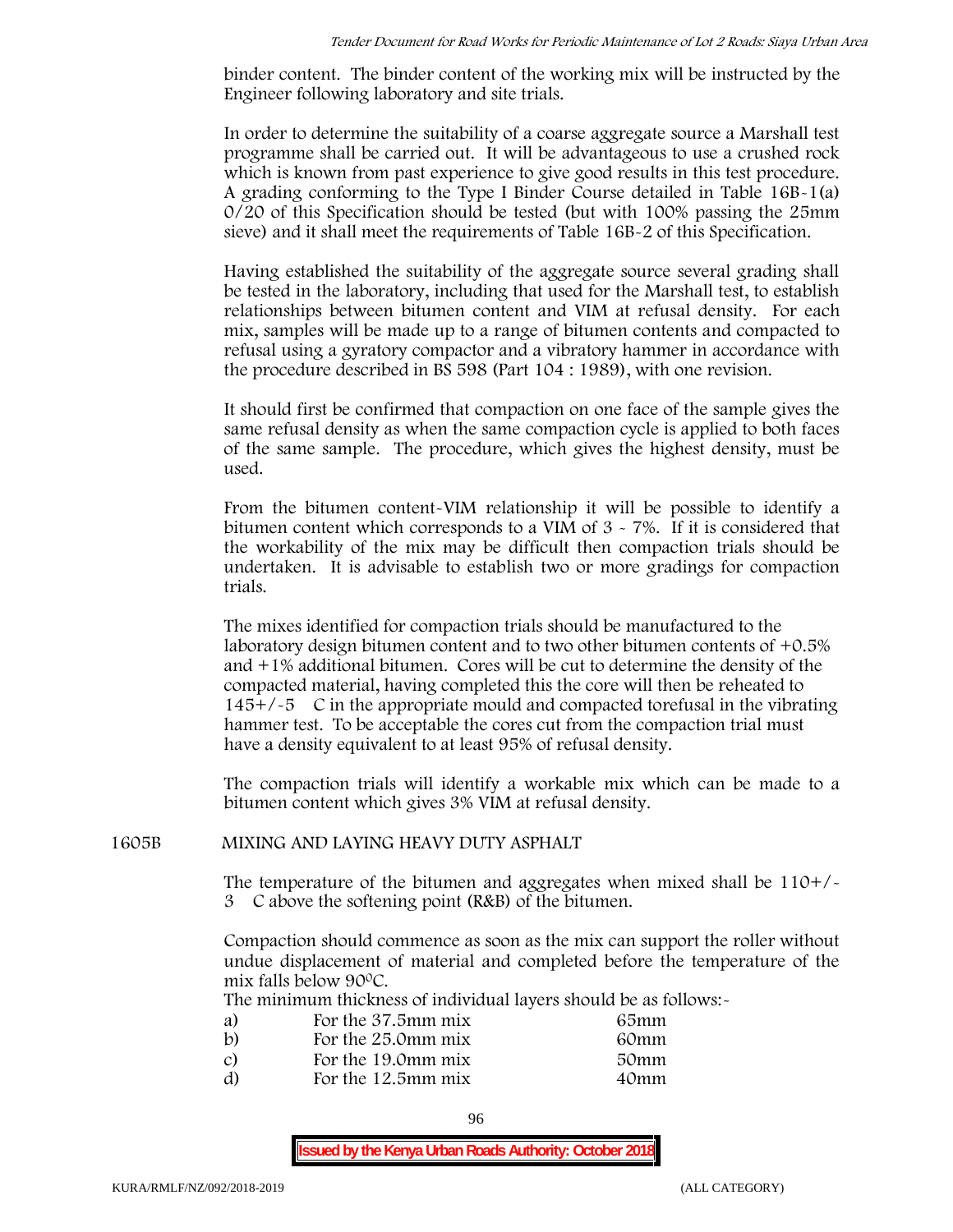binder content. The binder content of the working mix will be instructed by the Engineer following laboratory and site trials.

In order to determine the suitability of a coarse aggregate source a Marshall test programme shall be carried out. It will be advantageous to use a crushed rock which is known from past experience to give good results in this test procedure. A grading conforming to the Type I Binder Course detailed in Table 16B-1(a) 0/20 of this Specification should be tested (but with 100% passing the 25mm sieve) and it shall meet the requirements of Table 16B-2 of this Specification.

Having established the suitability of the aggregate source several grading shall be tested in the laboratory, including that used for the Marshall test, to establish relationships between bitumen content and VIM at refusal density. For each mix, samples will be made up to a range of bitumen contents and compacted to refusal using a gyratory compactor and a vibratory hammer in accordance with the procedure described in BS 598 (Part 104 : 1989), with one revision.

It should first be confirmed that compaction on one face of the sample gives the same refusal density as when the same compaction cycle is applied to both faces of the same sample. The procedure, which gives the highest density, must be used.

From the bitumen content-VIM relationship it will be possible to identify a bitumen content which corresponds to a VIM of 3 - 7%. If it is considered that the workability of the mix may be difficult then compaction trials should be undertaken. It is advisable to establish two or more gradings for compaction trials.

The mixes identified for compaction trials should be manufactured to the laboratory design bitumen content and to two other bitumen contents of +0.5% and +1% additional bitumen. Cores will be cut to determine the density of the compacted material, having completed this the core will then be reheated to 145+/-5 C in the appropriate mould and compacted torefusal in the vibrating hammer test. To be acceptable the cores cut from the compaction trial must have a density equivalent to at least 95% of refusal density.

The compaction trials will identify a workable mix which can be made to a bitumen content which gives 3% VIM at refusal density.

## 1605B MIXING AND LAYING HEAVY DUTY ASPHALT

The temperature of the bitumen and aggregates when mixed shall be 110+/-3 C above the softening point (R&B) of the bitumen.

Compaction should commence as soon as the mix can support the roller without undue displacement of material and completed before the temperature of the mix falls below 90°C.

The minimum thickness of individual layers should be as follows:-

| | | |
|---|---|---|
| a) | For the 37.5mm mix | 65mm |
| b) | For the 25.0mm mix | 60mm |
| c) | For the 19.0mm mix | 50mm |
| d) | For the 12.5mm mix | 40mm |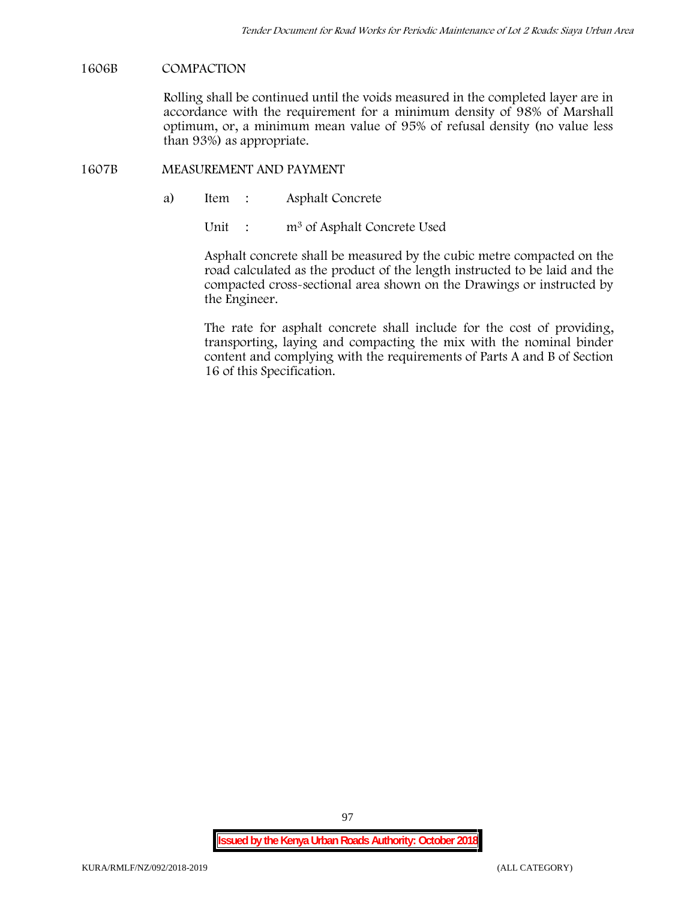## 1606B COMPACTION

Rolling shall be continued until the voids measured in the completed layer are in accordance with the requirement for a minimum density of 98% of Marshall optimum, or, a minimum mean value of 95% of refusal density (no value less than 93%) as appropriate.

## 1607B MEASUREMENT AND PAYMENT

a) Item : Asphalt Concrete

Unit : $m^3$ of Asphalt Concrete Used

Asphalt concrete shall be measured by the cubic metre compacted on the road calculated as the product of the length instructed to be laid and the compacted cross-sectional area shown on the Drawings or instructed by the Engineer.

The rate for asphalt concrete shall include for the cost of providing, transporting, laying and compacting the mix with the nominal binder content and complying with the requirements of Parts A and B of Section 16 of this Specification.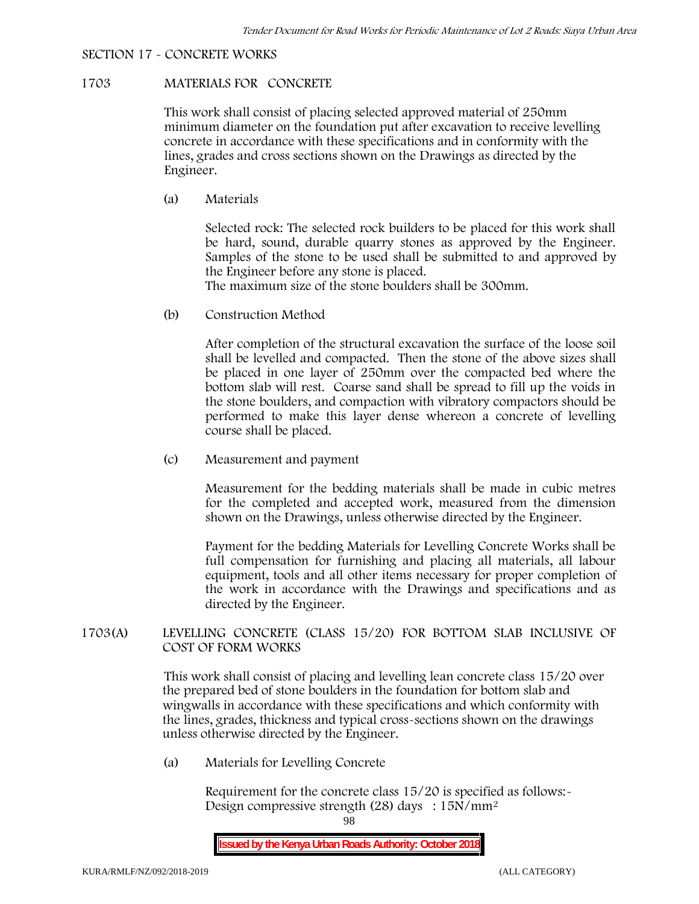SECTION 17 - CONCRETE WORKS

## 1703 MATERIALS FOR CONCRETE

This work shall consist of placing selected approved material of 250mm minimum diameter on the foundation put after excavation to receive levelling concrete in accordance with these specifications and in conformity with the lines, grades and cross sections shown on the Drawings as directed by the Engineer.

(a) Materials

Selected rock: The selected rock builders to be placed for this work shall be hard, sound, durable quarry stones as approved by the Engineer. Samples of the stone to be used shall be submitted to and approved by the Engineer before any stone is placed.
The maximum size of the stone boulders shall be 300mm.

(b) Construction Method

After completion of the structural excavation the surface of the loose soil shall be levelled and compacted. Then the stone of the above sizes shall be placed in one layer of 250mm over the compacted bed where the bottom slab will rest. Coarse sand shall be spread to fill up the voids in the stone boulders, and compaction with vibratory compactors should be performed to make this layer dense whereon a concrete of levelling course shall be placed.

(c) Measurement and payment

Measurement for the bedding materials shall be made in cubic metres for the completed and accepted work, measured from the dimension shown on the Drawings, unless otherwise directed by the Engineer.

Payment for the bedding Materials for Levelling Concrete Works shall be full compensation for furnishing and placing all materials, all labour equipment, tools and all other items necessary for proper completion of the work in accordance with the Drawings and specifications and as directed by the Engineer.

## 1703(A) LEVELLING CONCRETE (CLASS 15/20) FOR BOTTOM SLAB INCLUSIVE OF COST OF FORM WORKS

This work shall consist of placing and levelling lean concrete class 15/20 over the prepared bed of stone boulders in the foundation for bottom slab and wingwalls in accordance with these specifications and which conformity with the lines, grades, thickness and typical cross-sections shown on the drawings unless otherwise directed by the Engineer.

(a) Materials for Levelling Concrete

Requirement for the concrete class 15/20 is specified as follows:-
Design compressive strength (28) days : 15N/mm$^2$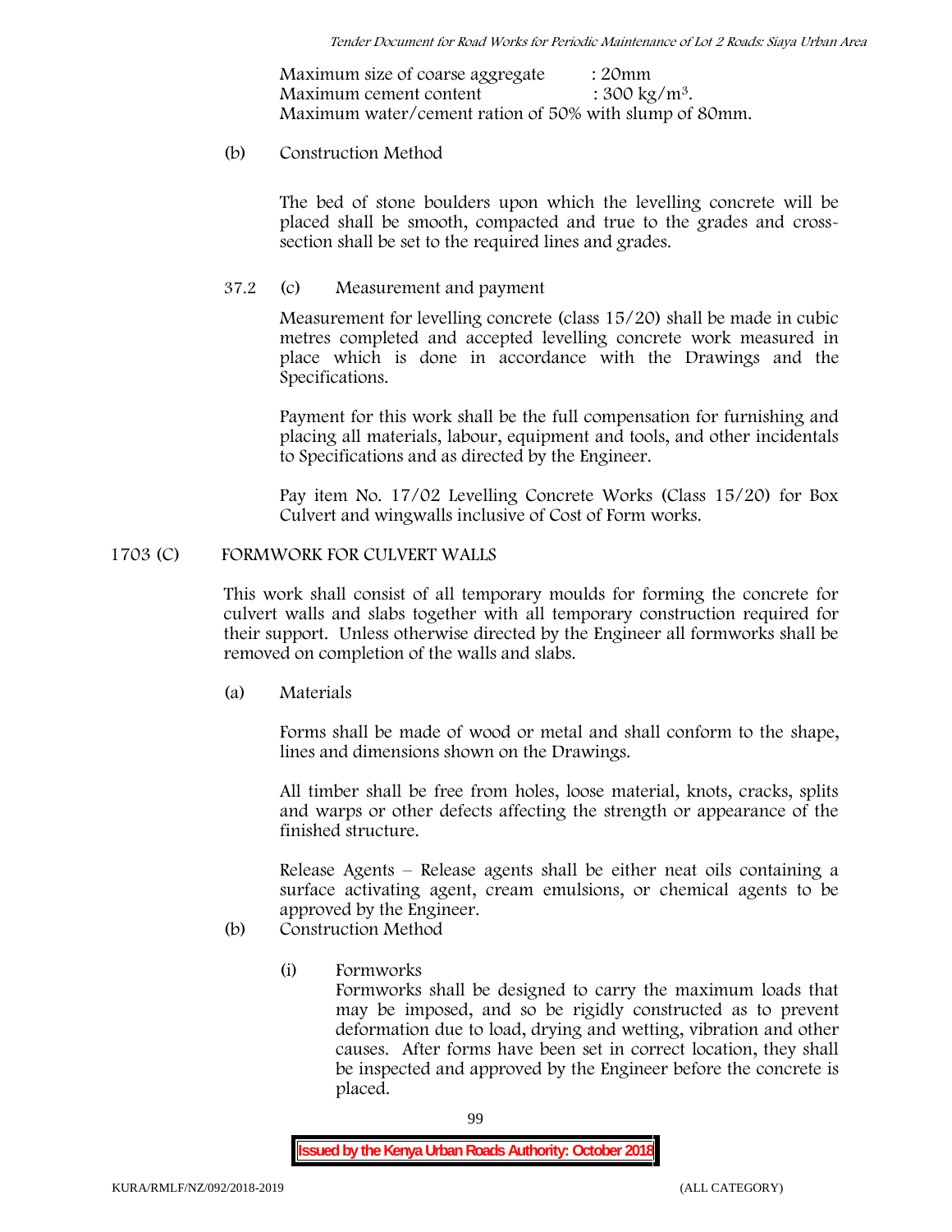Maximum size of coarse aggregate : 20mm
Maximum cement content : 300 kg/m$^3$.
Maximum water/cement ration of 50% with slump of 80mm.

(b) Construction Method

The bed of stone boulders upon which the levelling concrete will be placed shall be smooth, compacted and true to the grades and cross-section shall be set to the required lines and grades.

37.2 (c) Measurement and payment

Measurement for levelling concrete (class 15/20) shall be made in cubic metres completed and accepted levelling concrete work measured in place which is done in accordance with the Drawings and the Specifications.

Payment for this work shall be the full compensation for furnishing and placing all materials, labour, equipment and tools, and other incidentals to Specifications and as directed by the Engineer.

Pay item No. 17/02 Levelling Concrete Works (Class 15/20) for Box Culvert and wingwalls inclusive of Cost of Form works.

## 1703 (C) FORMWORK FOR CULVERT WALLS

This work shall consist of all temporary moulds for forming the concrete for culvert walls and slabs together with all temporary construction required for their support. Unless otherwise directed by the Engineer all formworks shall be removed on completion of the walls and slabs.

(a) Materials

Forms shall be made of wood or metal and shall conform to the shape, lines and dimensions shown on the Drawings.

All timber shall be free from holes, loose material, knots, cracks, splits and warps or other defects affecting the strength or appearance of the finished structure.

Release Agents – Release agents shall be either neat oils containing a surface activating agent, cream emulsions, or chemical agents to be approved by the Engineer.

(b) Construction Method

(i) Formworks
Formworks shall be designed to carry the maximum loads that may be imposed, and so be rigidly constructed as to prevent deformation due to load, drying and wetting, vibration and other causes. After forms have been set in correct location, they shall be inspected and approved by the Engineer before the concrete is placed.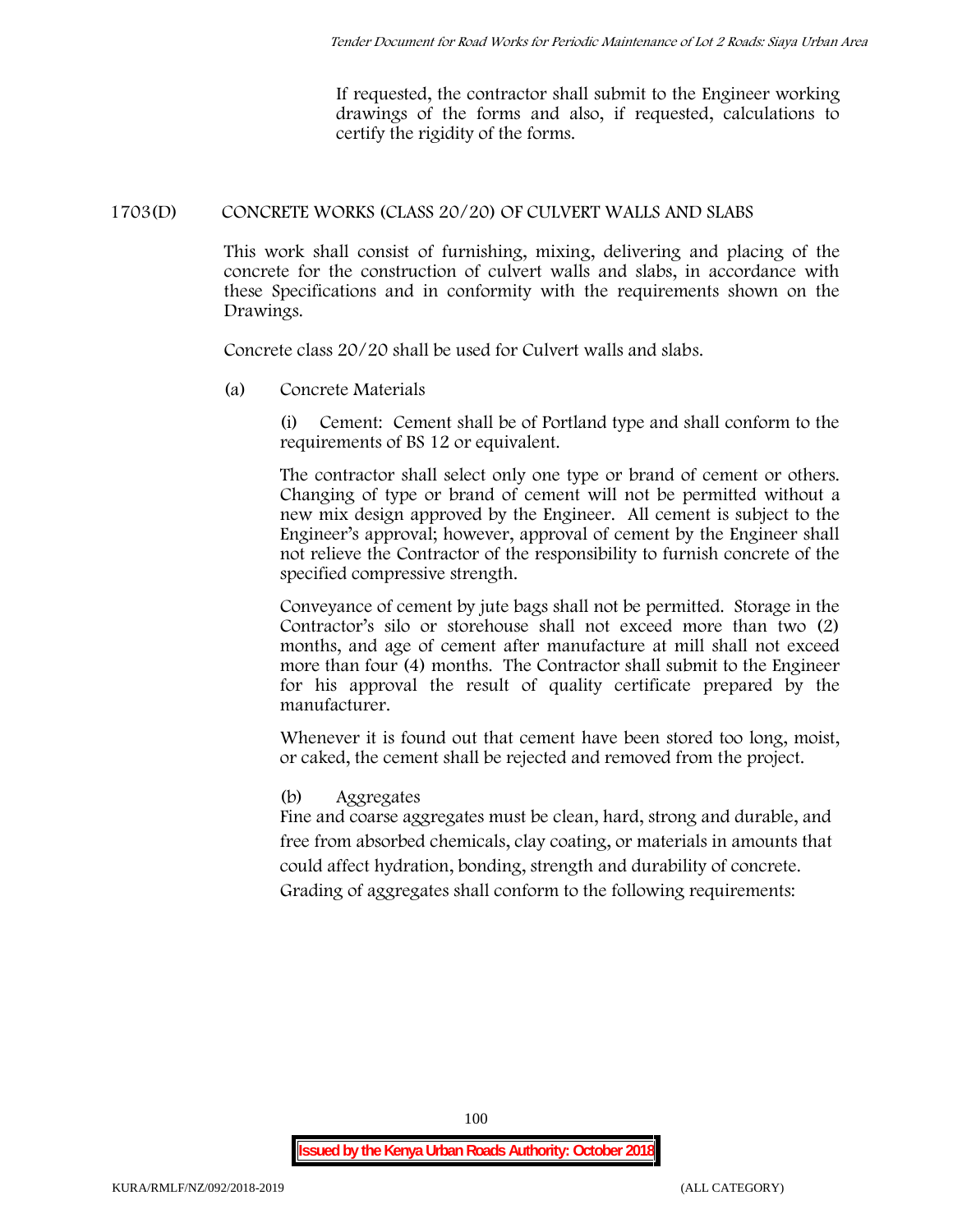If requested, the contractor shall submit to the Engineer working drawings of the forms and also, if requested, calculations to certify the rigidity of the forms.

## 1703(D) CONCRETE WORKS (CLASS 20/20) OF CULVERT WALLS AND SLABS

This work shall consist of furnishing, mixing, delivering and placing of the concrete for the construction of culvert walls and slabs, in accordance with these Specifications and in conformity with the requirements shown on the Drawings.

Concrete class 20/20 shall be used for Culvert walls and slabs.

(a) Concrete Materials

(i) Cement: Cement shall be of Portland type and shall conform to the requirements of BS 12 or equivalent.

The contractor shall select only one type or brand of cement or others. Changing of type or brand of cement will not be permitted without a new mix design approved by the Engineer. All cement is subject to the Engineer's approval; however, approval of cement by the Engineer shall not relieve the Contractor of the responsibility to furnish concrete of the specified compressive strength.

Conveyance of cement by jute bags shall not be permitted. Storage in the Contractor's silo or storehouse shall not exceed more than two (2) months, and age of cement after manufacture at mill shall not exceed more than four (4) months. The Contractor shall submit to the Engineer for his approval the result of quality certificate prepared by the manufacturer.

Whenever it is found out that cement have been stored too long, moist, or caked, the cement shall be rejected and removed from the project.

(b) Aggregates

Fine and coarse aggregates must be clean, hard, strong and durable, and free from absorbed chemicals, clay coating, or materials in amounts that could affect hydration, bonding, strength and durability of concrete. Grading of aggregates shall conform to the following requirements: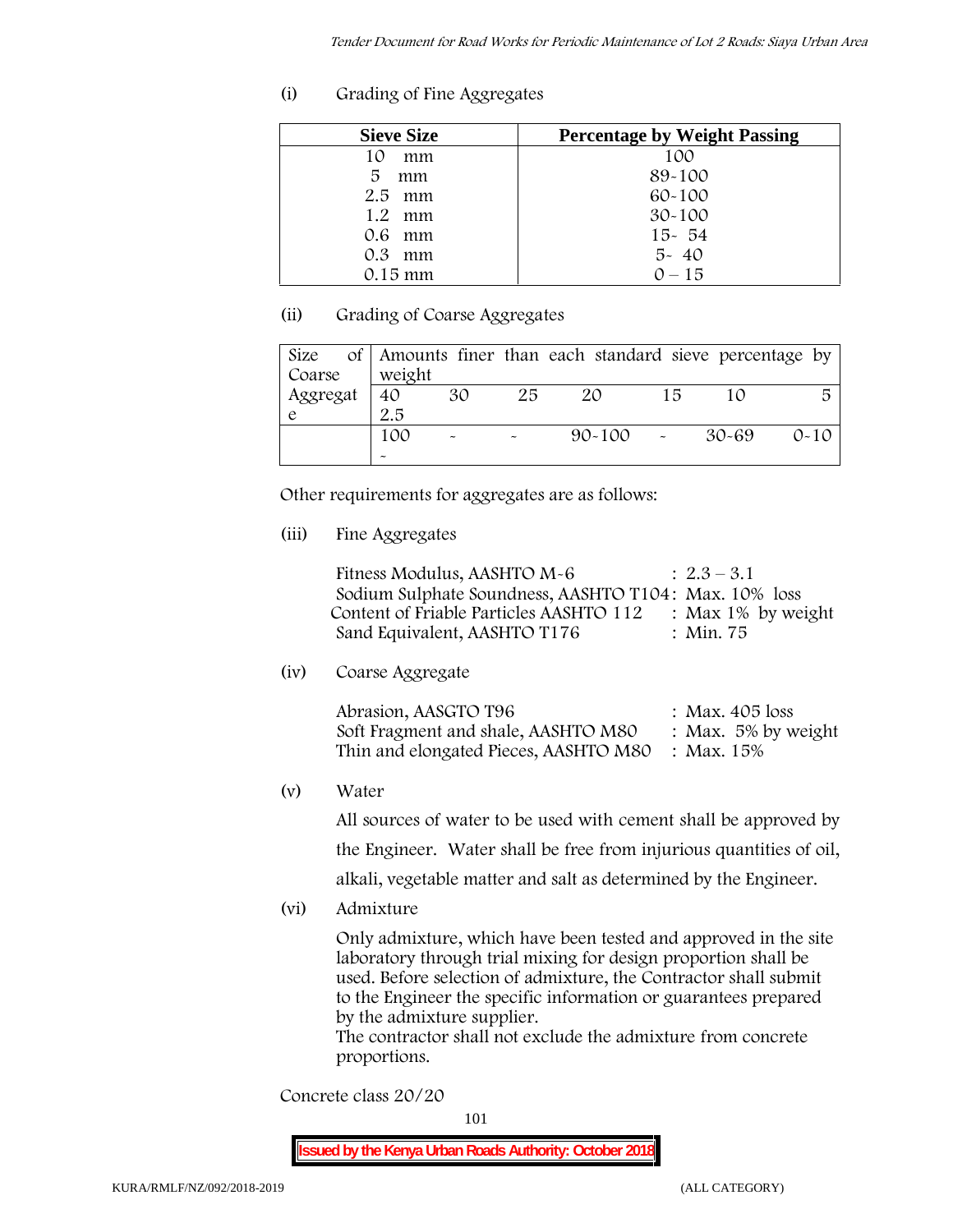(i) Grading of Fine Aggregates

| Sieve Size | Percentage by Weight Passing |
|---|---|
| 10 mm | 100 |
| 5 mm | 89-100 |
| 2.5 mm | 60-100 |
| 1.2 mm | 30-100 |
| 0.6 mm | 15- 54 |
| 0.3 mm | 5- 40 |
| 0.15 mm | 0 – 15 |

(ii) Grading of Coarse Aggregates

| Size of Coarse Aggregate | Amounts finer than each standard sieve percentage by weight | | | | | | |
|---|---|---|---|---|---|---|---|
| | 40 2.5 | 30 | 25 | 20 | 15 | 10 | 5 |
| | 100 - | - | - | 90-100 | - | 30-69 | 0-10 |

Other requirements for aggregates are as follows:

(iii) Fine Aggregates

Fitness Modulus, AASHTO M-6 : 2.3 – 3.1
Sodium Sulphate Soundness, AASHTO T104: Max. 10% loss
Content of Friable Particles AASHTO 112 : Max 1% by weight
Sand Equivalent, AASHTO T176 : Min. 75

(iv) Coarse Aggregate

Abrasion, AASGTO T96 : Max. 405 loss
Soft Fragment and shale, AASHTO M80 : Max. 5% by weight
Thin and elongated Pieces, AASHTO M80 : Max. 15%

(v) Water

All sources of water to be used with cement shall be approved by the Engineer. Water shall be free from injurious quantities of oil, alkali, vegetable matter and salt as determined by the Engineer.

(vi) Admixture

Only admixture, which have been tested and approved in the site laboratory through trial mixing for design proportion shall be used. Before selection of admixture, the Contractor shall submit to the Engineer the specific information or guarantees prepared by the admixture supplier.
The contractor shall not exclude the admixture from concrete proportions.

Concrete class 20/20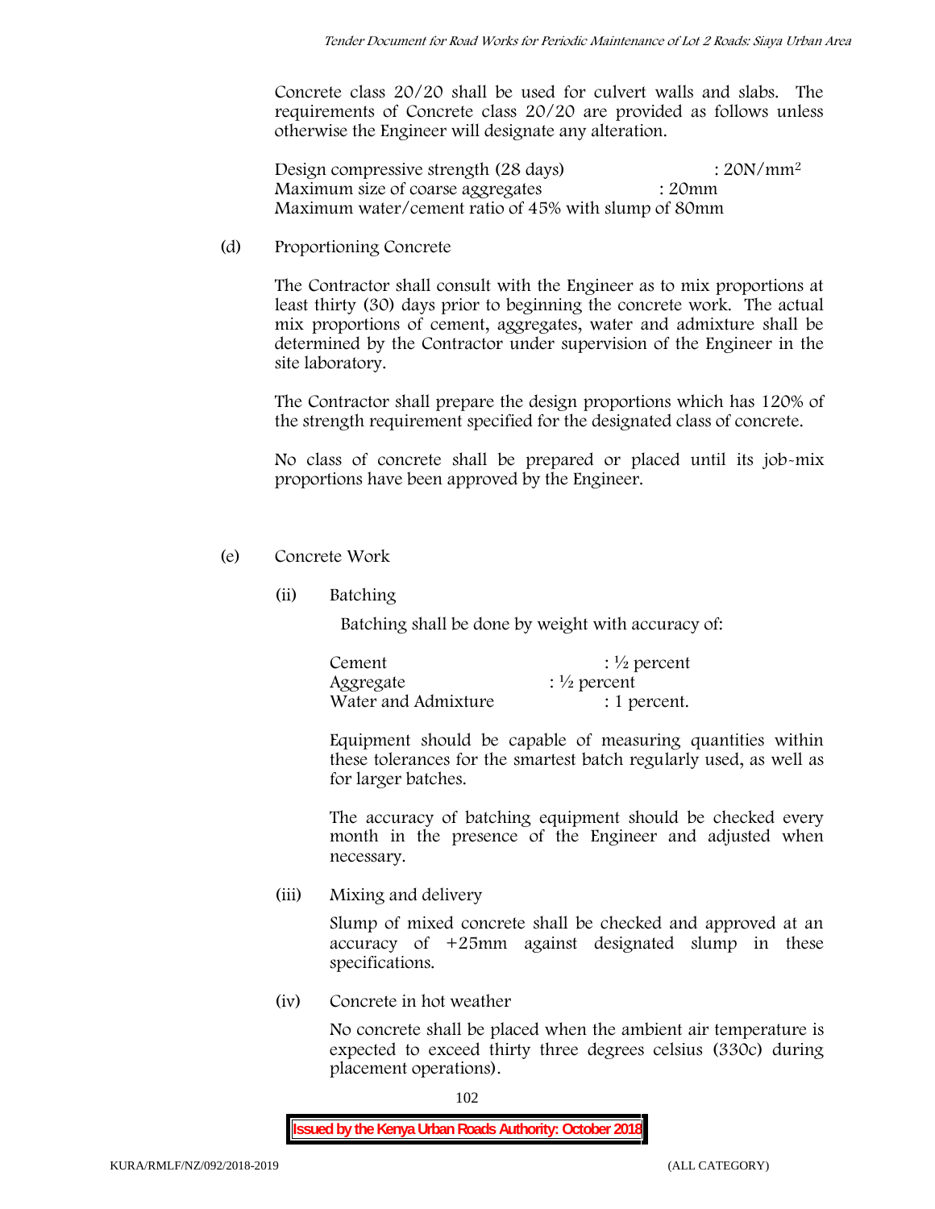Concrete class 20/20 shall be used for culvert walls and slabs. The requirements of Concrete class 20/20 are provided as follows unless otherwise the Engineer will designate any alteration.

Design compressive strength (28 days) : $20N/mm^2$
Maximum size of coarse aggregates : 20mm
Maximum water/cement ratio of 45% with slump of 80mm

(d) Proportioning Concrete

The Contractor shall consult with the Engineer as to mix proportions at least thirty (30) days prior to beginning the concrete work. The actual mix proportions of cement, aggregates, water and admixture shall be determined by the Contractor under supervision of the Engineer in the site laboratory.

The Contractor shall prepare the design proportions which has 120% of the strength requirement specified for the designated class of concrete.

No class of concrete shall be prepared or placed until its job-mix proportions have been approved by the Engineer.

(e) Concrete Work

(ii) Batching

Batching shall be done by weight with accuracy of:

| | |
|---|---|
| Cement | : ½ percent |
| Aggregate | : ½ percent |
| Water and Admixture | : 1 percent. |

Equipment should be capable of measuring quantities within these tolerances for the smartest batch regularly used, as well as for larger batches.

The accuracy of batching equipment should be checked every month in the presence of the Engineer and adjusted when necessary.

(iii) Mixing and delivery

Slump of mixed concrete shall be checked and approved at an accuracy of +25mm against designated slump in these specifications.

(iv) Concrete in hot weather

No concrete shall be placed when the ambient air temperature is expected to exceed thirty three degrees celsius (330c) during placement operations).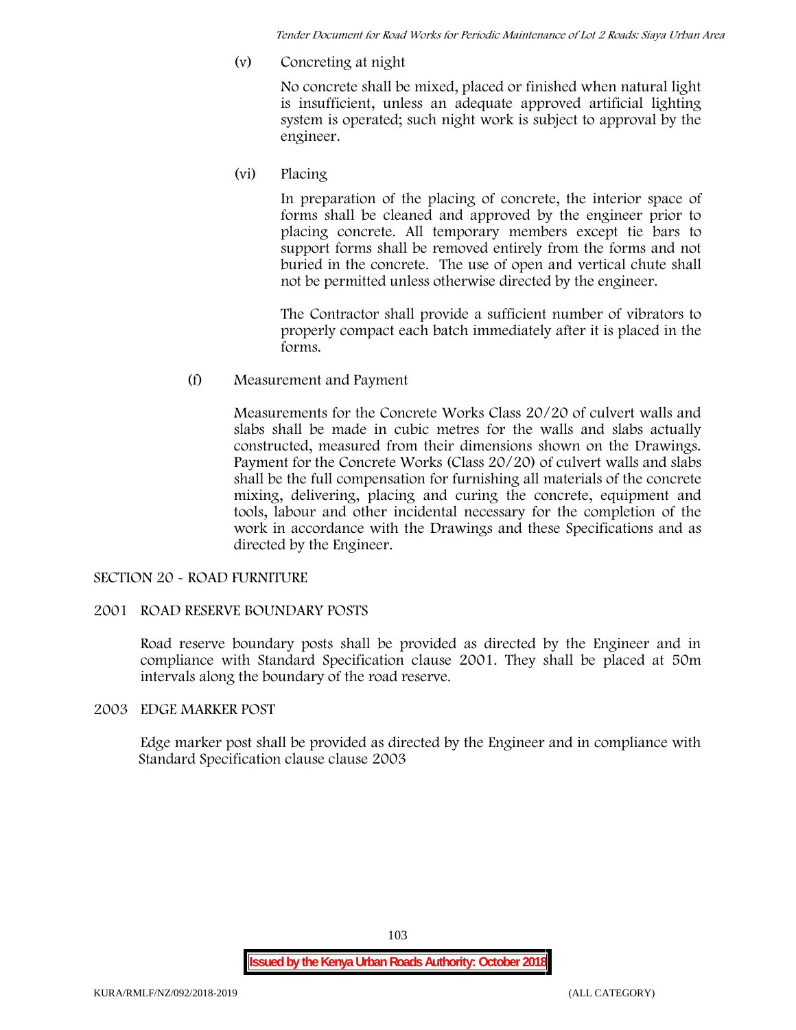(v) Concreting at night

No concrete shall be mixed, placed or finished when natural light is insufficient, unless an adequate approved artificial lighting system is operated; such night work is subject to approval by the engineer.

(vi) Placing

In preparation of the placing of concrete, the interior space of forms shall be cleaned and approved by the engineer prior to placing concrete. All temporary members except tie bars to support forms shall be removed entirely from the forms and not buried in the concrete. The use of open and vertical chute shall not be permitted unless otherwise directed by the engineer.

The Contractor shall provide a sufficient number of vibrators to properly compact each batch immediately after it is placed in the forms.

(f) Measurement and Payment

Measurements for the Concrete Works Class 20/20 of culvert walls and slabs shall be made in cubic metres for the walls and slabs actually constructed, measured from their dimensions shown on the Drawings. Payment for the Concrete Works (Class 20/20) of culvert walls and slabs shall be the full compensation for furnishing all materials of the concrete mixing, delivering, placing and curing the concrete, equipment and tools, labour and other incidental necessary for the completion of the work in accordance with the Drawings and these Specifications and as directed by the Engineer.

## SECTION 20 - ROAD FURNITURE

### 2001 ROAD RESERVE BOUNDARY POSTS

Road reserve boundary posts shall be provided as directed by the Engineer and in compliance with Standard Specification clause 2001. They shall be placed at 50m intervals along the boundary of the road reserve.

### 2003 EDGE MARKER POST

Edge marker post shall be provided as directed by the Engineer and in compliance with Standard Specification clause clause 2003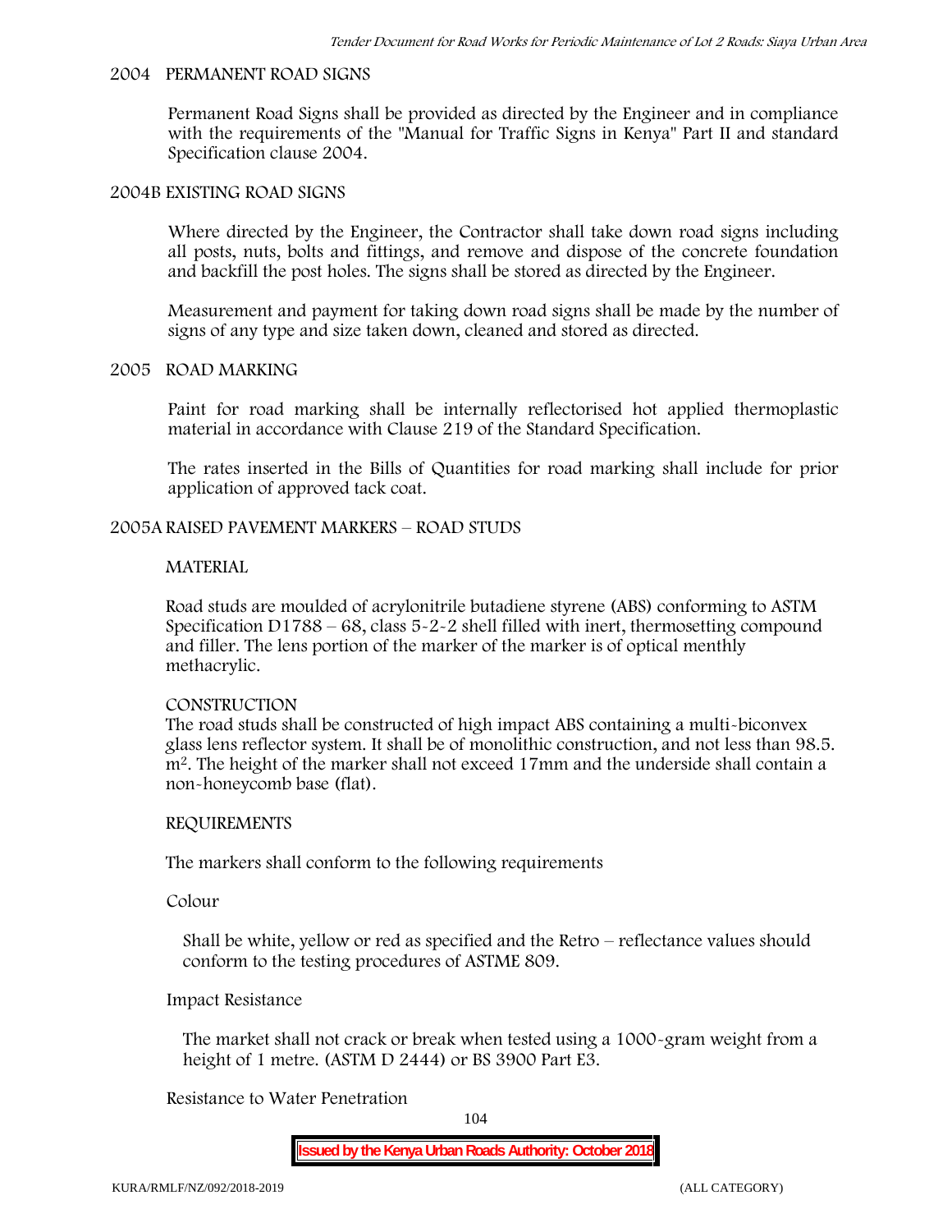## 2004 PERMANENT ROAD SIGNS

Permanent Road Signs shall be provided as directed by the Engineer and in compliance with the requirements of the "Manual for Traffic Signs in Kenya" Part II and standard Specification clause 2004.

## 2004B EXISTING ROAD SIGNS

Where directed by the Engineer, the Contractor shall take down road signs including all posts, nuts, bolts and fittings, and remove and dispose of the concrete foundation and backfill the post holes. The signs shall be stored as directed by the Engineer.

Measurement and payment for taking down road signs shall be made by the number of signs of any type and size taken down, cleaned and stored as directed.

## 2005 ROAD MARKING

Paint for road marking shall be internally reflectorised hot applied thermoplastic material in accordance with Clause 219 of the Standard Specification.

The rates inserted in the Bills of Quantities for road marking shall include for prior application of approved tack coat.

## 2005A RAISED PAVEMENT MARKERS – ROAD STUDS

### MATERIAL

Road studs are moulded of acrylonitrile butadiene styrene (ABS) conforming to ASTM Specification D1788 – 68, class 5-2-2 shell filled with inert, thermosetting compound and filler. The lens portion of the marker of the marker is of optical menthly methacrylic.

### CONSTRUCTION

The road studs shall be constructed of high impact ABS containing a multi-biconvex glass lens reflector system. It shall be of monolithic construction, and not less than 98.5. $m^2$. The height of the marker shall not exceed 17mm and the underside shall contain a non-honeycomb base (flat).

### REQUIREMENTS

The markers shall conform to the following requirements

Colour

Shall be white, yellow or red as specified and the Retro – reflectance values should conform to the testing procedures of ASTME 809.

Impact Resistance

The market shall not crack or break when tested using a 1000-gram weight from a height of 1 metre. (ASTM D 2444) or BS 3900 Part E3.

Resistance to Water Penetration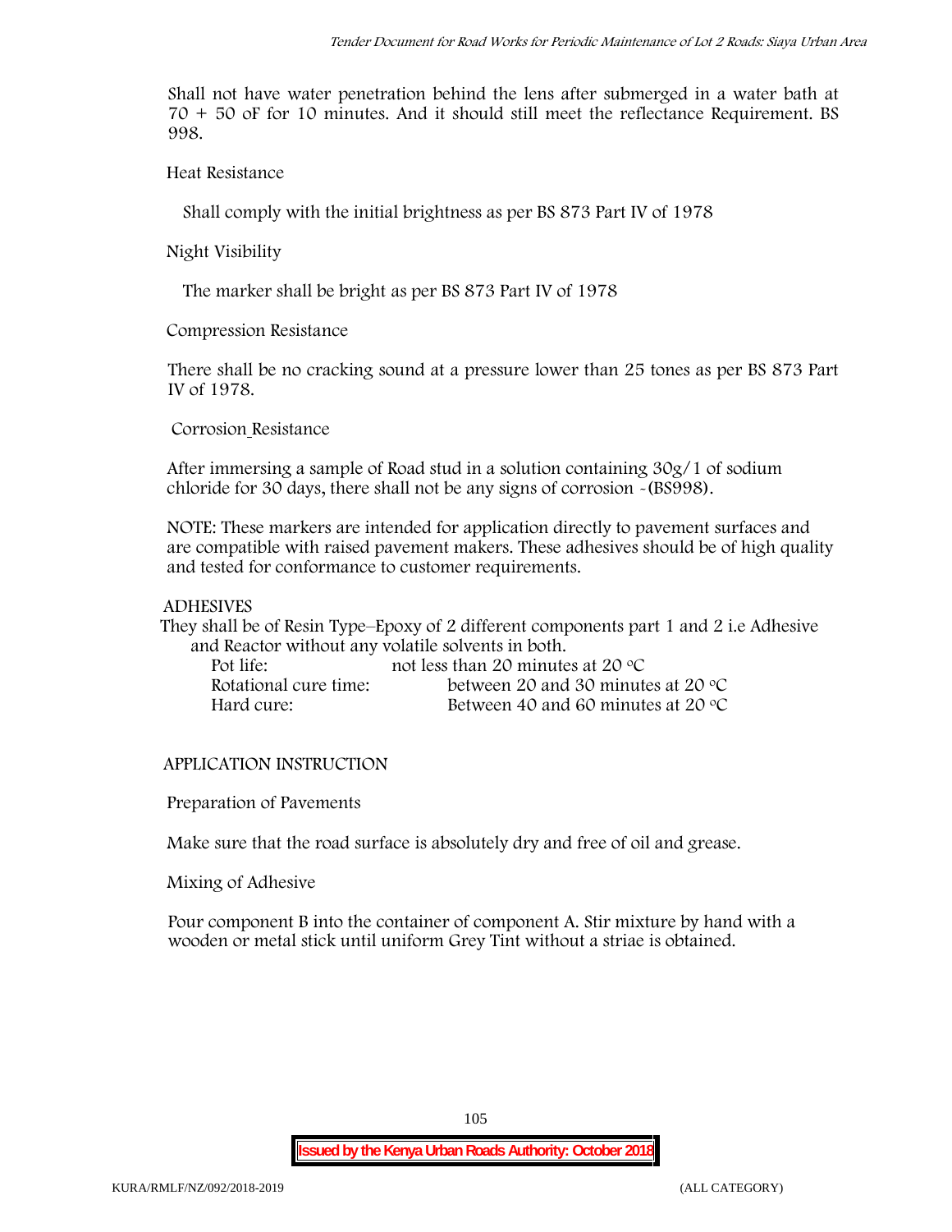Shall not have water penetration behind the lens after submerged in a water bath at 70 + 50 oF for 10 minutes. And it should still meet the reflectance Requirement. BS 998.

Heat Resistance

Shall comply with the initial brightness as per BS 873 Part IV of 1978

Night Visibility

The marker shall be bright as per BS 873 Part IV of 1978

Compression Resistance

There shall be no cracking sound at a pressure lower than 25 tones as per BS 873 Part IV of 1978.

Corrosion Resistance

After immersing a sample of Road stud in a solution containing 30g/1 of sodium chloride for 30 days, there shall not be any signs of corrosion -(BS998).

NOTE: These markers are intended for application directly to pavement surfaces and are compatible with raised pavement makers. These adhesives should be of high quality and tested for conformance to customer requirements.

ADHESIVES

They shall be of Resin Type–Epoxy of 2 different components part 1 and 2 i.e Adhesive and Reactor without any volatile solvents in both.

| | |
|---|---|
| Pot life: | not less than 20 minutes at 20 °C |
| Rotational cure time: | between 20 and 30 minutes at 20 °C |
| Hard cure: | Between 40 and 60 minutes at 20 °C |

APPLICATION INSTRUCTION

Preparation of Pavements

Make sure that the road surface is absolutely dry and free of oil and grease.

Mixing of Adhesive

Pour component B into the container of component A. Stir mixture by hand with a wooden or metal stick until uniform Grey Tint without a striae is obtained.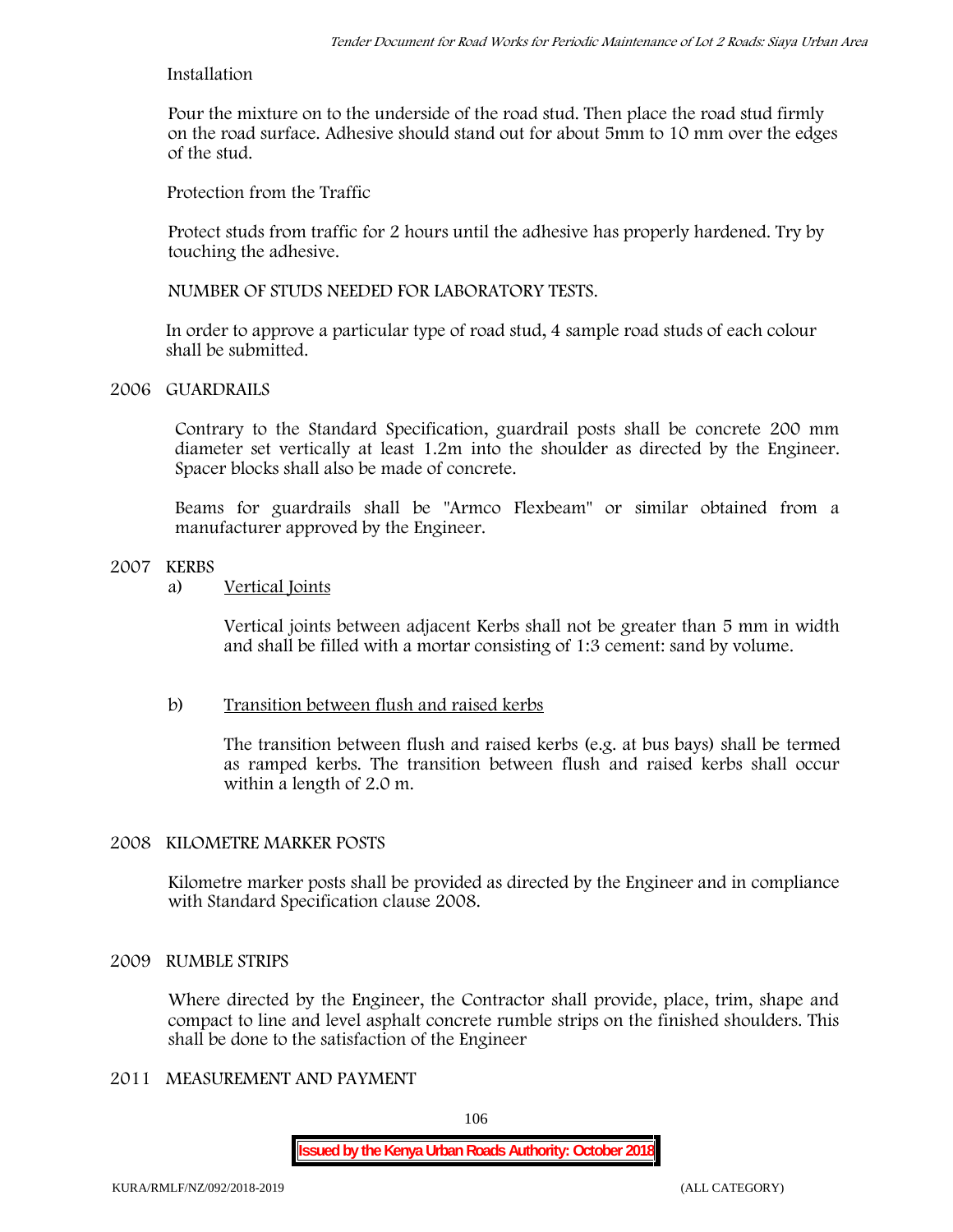Installation

Pour the mixture on to the underside of the road stud. Then place the road stud firmly on the road surface. Adhesive should stand out for about 5mm to 10 mm over the edges of the stud.

Protection from the Traffic

Protect studs from traffic for 2 hours until the adhesive has properly hardened. Try by touching the adhesive.

NUMBER OF STUDS NEEDED FOR LABORATORY TESTS.

In order to approve a particular type of road stud, 4 sample road studs of each colour shall be submitted.

## 2006 GUARDRAILS

Contrary to the Standard Specification, guardrail posts shall be concrete 200 mm diameter set vertically at least 1.2m into the shoulder as directed by the Engineer. Spacer blocks shall also be made of concrete.

Beams for guardrails shall be "Armco Flexbeam" or similar obtained from a manufacturer approved by the Engineer.

## 2007 KERBS

a) Vertical Joints

Vertical joints between adjacent Kerbs shall not be greater than 5 mm in width and shall be filled with a mortar consisting of 1:3 cement: sand by volume.

b) Transition between flush and raised kerbs

The transition between flush and raised kerbs (e.g. at bus bays) shall be termed as ramped kerbs. The transition between flush and raised kerbs shall occur within a length of 2.0 m.

## 2008 KILOMETRE MARKER POSTS

Kilometre marker posts shall be provided as directed by the Engineer and in compliance with Standard Specification clause 2008.

## 2009 RUMBLE STRIPS

Where directed by the Engineer, the Contractor shall provide, place, trim, shape and compact to line and level asphalt concrete rumble strips on the finished shoulders. This shall be done to the satisfaction of the Engineer

## 2011 MEASUREMENT AND PAYMENT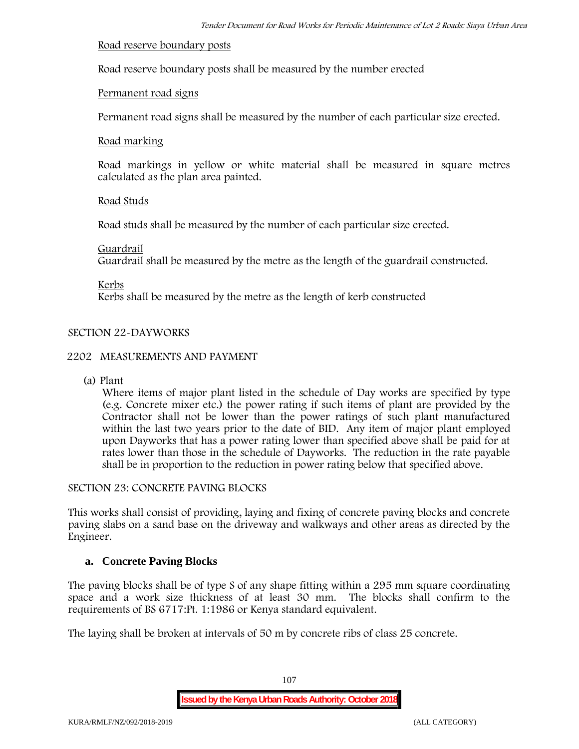Road reserve boundary posts

Road reserve boundary posts shall be measured by the number erected

Permanent road signs

Permanent road signs shall be measured by the number of each particular size erected.

Road marking

Road markings in yellow or white material shall be measured in square metres calculated as the plan area painted.

Road Studs

Road studs shall be measured by the number of each particular size erected.

Guardrail
Guardrail shall be measured by the metre as the length of the guardrail constructed.

Kerbs
Kerbs shall be measured by the metre as the length of kerb constructed

SECTION 22-DAYWORKS

2202 MEASUREMENTS AND PAYMENT

(a) Plant
Where items of major plant listed in the schedule of Day works are specified by type (e.g. Concrete mixer etc.) the power rating if such items of plant are provided by the Contractor shall not be lower than the power ratings of such plant manufactured within the last two years prior to the date of BID. Any item of major plant employed upon Dayworks that has a power rating lower than specified above shall be paid for at rates lower than those in the schedule of Dayworks. The reduction in the rate payable shall be in proportion to the reduction in power rating below that specified above.

SECTION 23: CONCRETE PAVING BLOCKS

This works shall consist of providing, laying and fixing of concrete paving blocks and concrete paving slabs on a sand base on the driveway and walkways and other areas as directed by the Engineer.

### a. Concrete Paving Blocks

The paving blocks shall be of type S of any shape fitting within a 295 mm square coordinating space and a work size thickness of at least 30 mm. The blocks shall confirm to the requirements of BS 6717:Pt. 1:1986 or Kenya standard equivalent.

The laying shall be broken at intervals of 50 m by concrete ribs of class 25 concrete.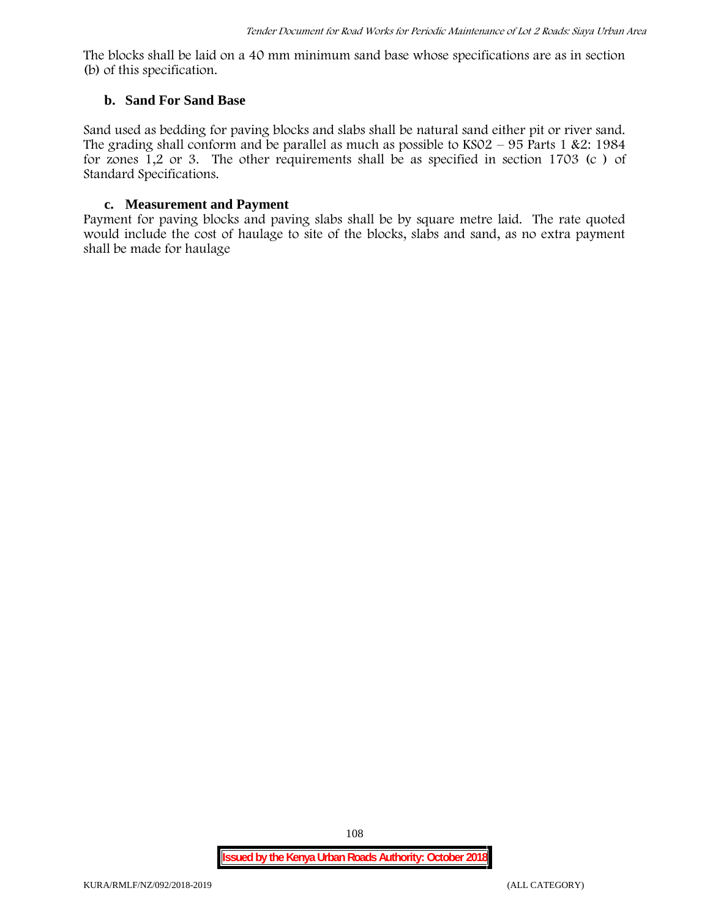The blocks shall be laid on a 40 mm minimum sand base whose specifications are as in section (b) of this specification.

### b. Sand For Sand Base

Sand used as bedding for paving blocks and slabs shall be natural sand either pit or river sand. The grading shall conform and be parallel as much as possible to KS02 – 95 Parts 1 &2: 1984 for zones 1,2 or 3. The other requirements shall be as specified in section 1703 (c ) of Standard Specifications.

### c. Measurement and Payment

Payment for paving blocks and paving slabs shall be by square metre laid. The rate quoted would include the cost of haulage to site of the blocks, slabs and sand, as no extra payment shall be made for haulage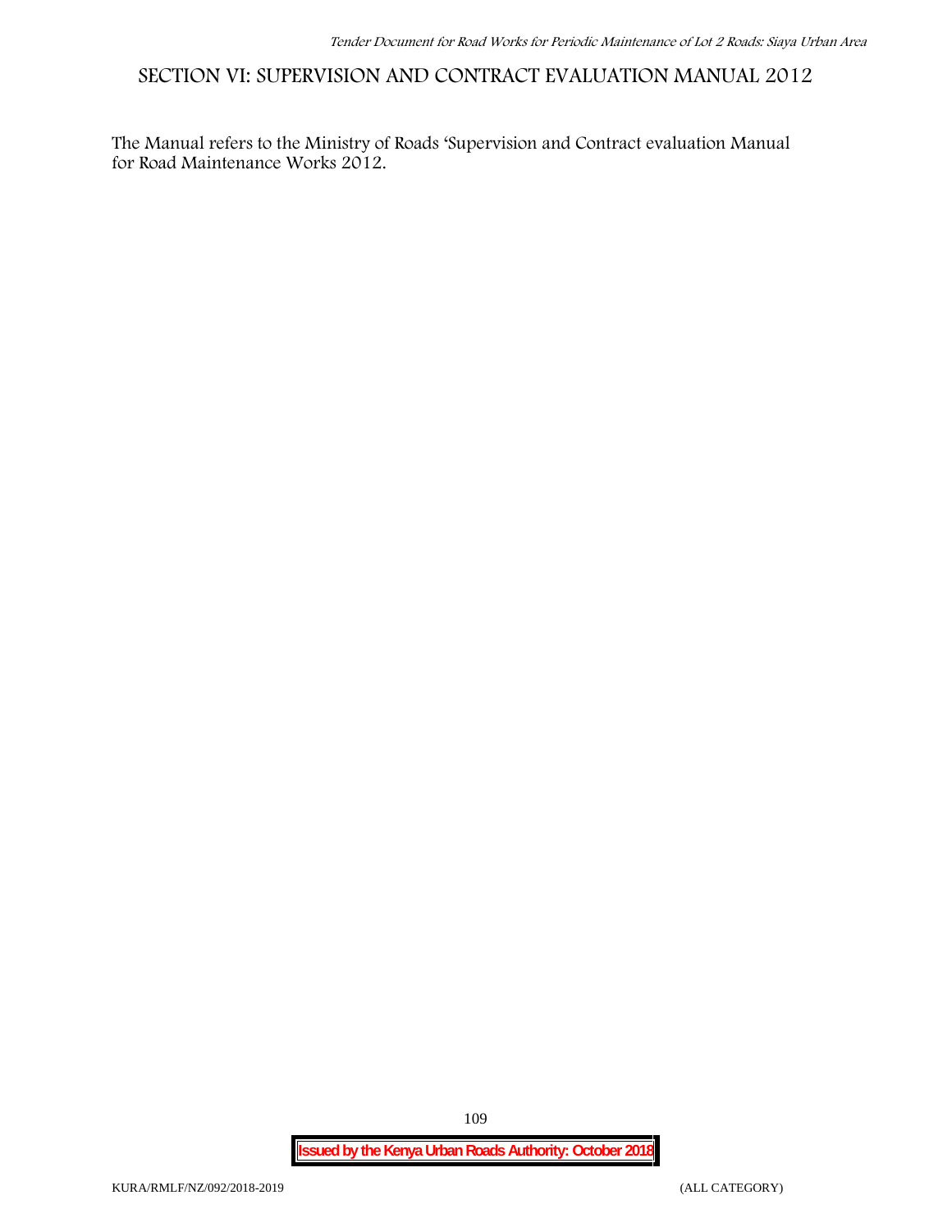## SECTION VI: SUPERVISION AND CONTRACT EVALUATION MANUAL 2012

The Manual refers to the Ministry of Roads 'Supervision and Contract evaluation Manual for Road Maintenance Works 2012.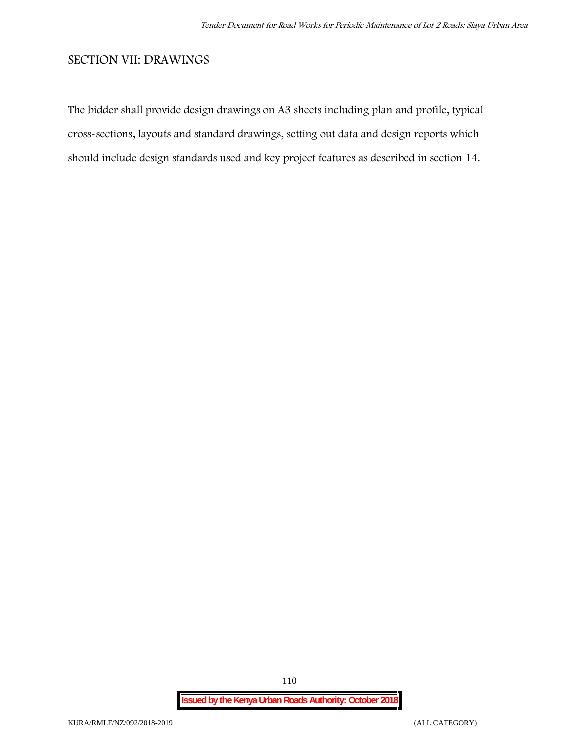## SECTION VII: DRAWINGS

The bidder shall provide design drawings on A3 sheets including plan and profile, typical cross-sections, layouts and standard drawings, setting out data and design reports which should include design standards used and key project features as described in section 14.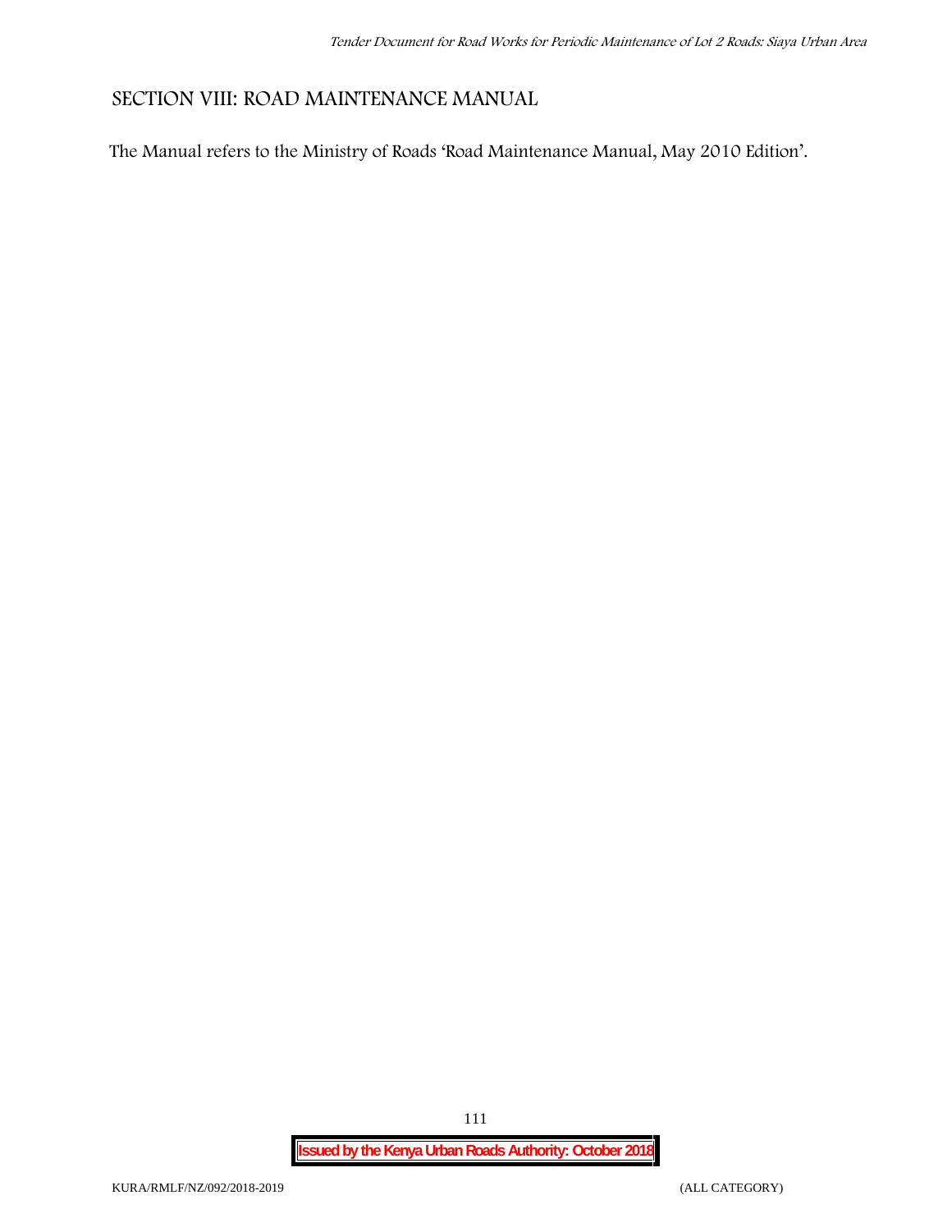## SECTION VIII: ROAD MAINTENANCE MANUAL

The Manual refers to the Ministry of Roads 'Road Maintenance Manual, May 2010 Edition'.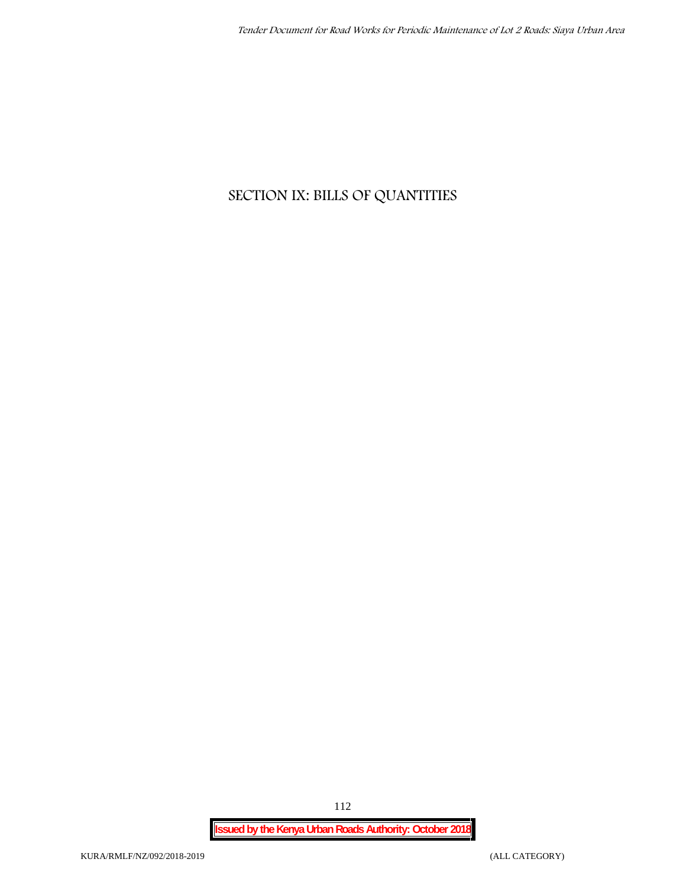# SECTION IX: BILLS OF QUANTITIES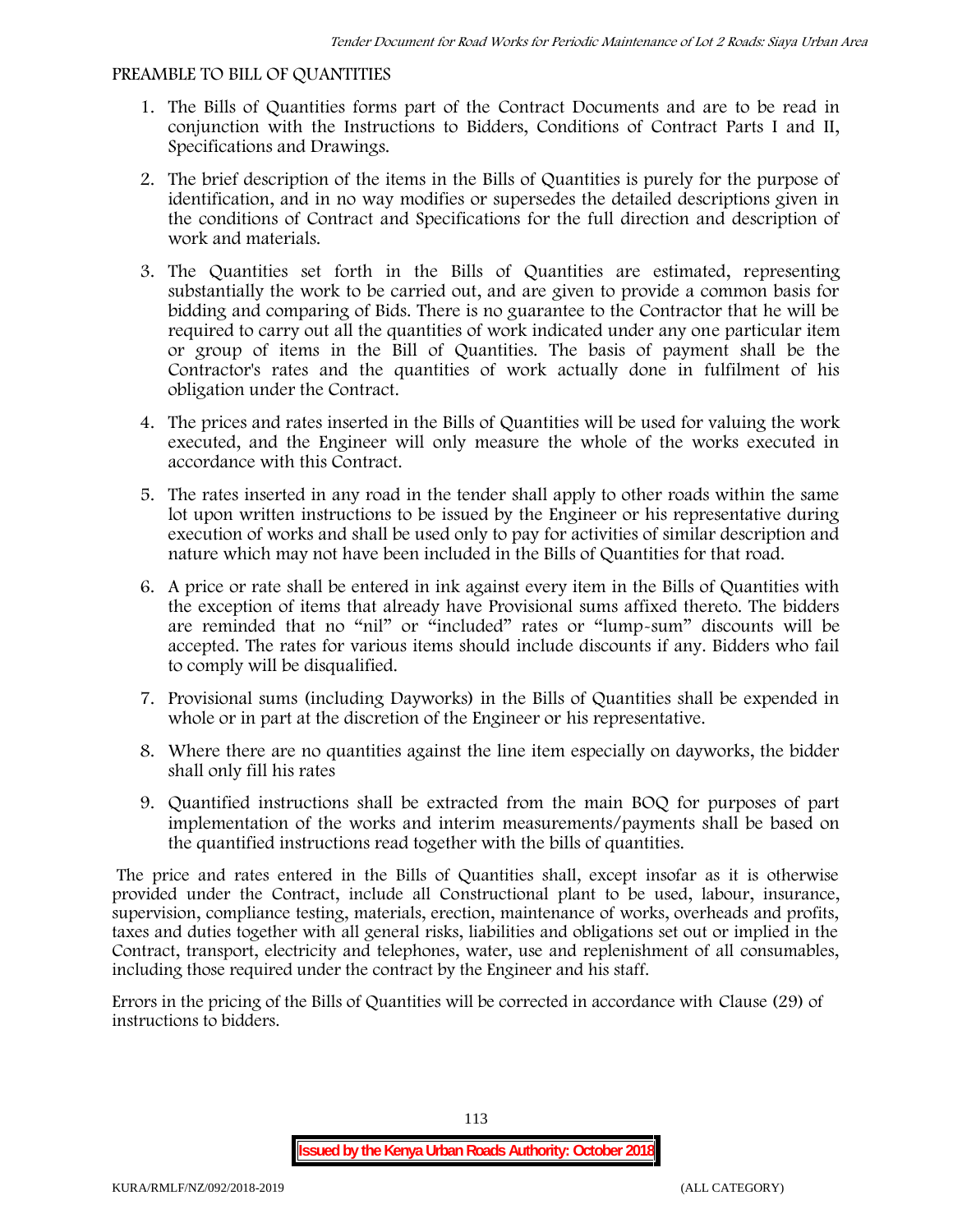PREAMBLE TO BILL OF QUANTITIES

1. The Bills of Quantities forms part of the Contract Documents and are to be read in conjunction with the Instructions to Bidders, Conditions of Contract Parts I and II, Specifications and Drawings.
2. The brief description of the items in the Bills of Quantities is purely for the purpose of identification, and in no way modifies or supersedes the detailed descriptions given in the conditions of Contract and Specifications for the full direction and description of work and materials.
3. The Quantities set forth in the Bills of Quantities are estimated, representing substantially the work to be carried out, and are given to provide a common basis for bidding and comparing of Bids. There is no guarantee to the Contractor that he will be required to carry out all the quantities of work indicated under any one particular item or group of items in the Bill of Quantities. The basis of payment shall be the Contractor's rates and the quantities of work actually done in fulfilment of his obligation under the Contract.
4. The prices and rates inserted in the Bills of Quantities will be used for valuing the work executed, and the Engineer will only measure the whole of the works executed in accordance with this Contract.
5. The rates inserted in any road in the tender shall apply to other roads within the same lot upon written instructions to be issued by the Engineer or his representative during execution of works and shall be used only to pay for activities of similar description and nature which may not have been included in the Bills of Quantities for that road.
6. A price or rate shall be entered in ink against every item in the Bills of Quantities with the exception of items that already have Provisional sums affixed thereto. The bidders are reminded that no "nil" or "included" rates or "lump-sum" discounts will be accepted. The rates for various items should include discounts if any. Bidders who fail to comply will be disqualified.
7. Provisional sums (including Dayworks) in the Bills of Quantities shall be expended in whole or in part at the discretion of the Engineer or his representative.
8. Where there are no quantities against the line item especially on dayworks, the bidder shall only fill his rates
9. Quantified instructions shall be extracted from the main BOQ for purposes of part implementation of the works and interim measurements/payments shall be based on the quantified instructions read together with the bills of quantities.

The price and rates entered in the Bills of Quantities shall, except insofar as it is otherwise provided under the Contract, include all Constructional plant to be used, labour, insurance, supervision, compliance testing, materials, erection, maintenance of works, overheads and profits, taxes and duties together with all general risks, liabilities and obligations set out or implied in the Contract, transport, electricity and telephones, water, use and replenishment of all consumables, including those required under the contract by the Engineer and his staff.

Errors in the pricing of the Bills of Quantities will be corrected in accordance with Clause (29) of instructions to bidders.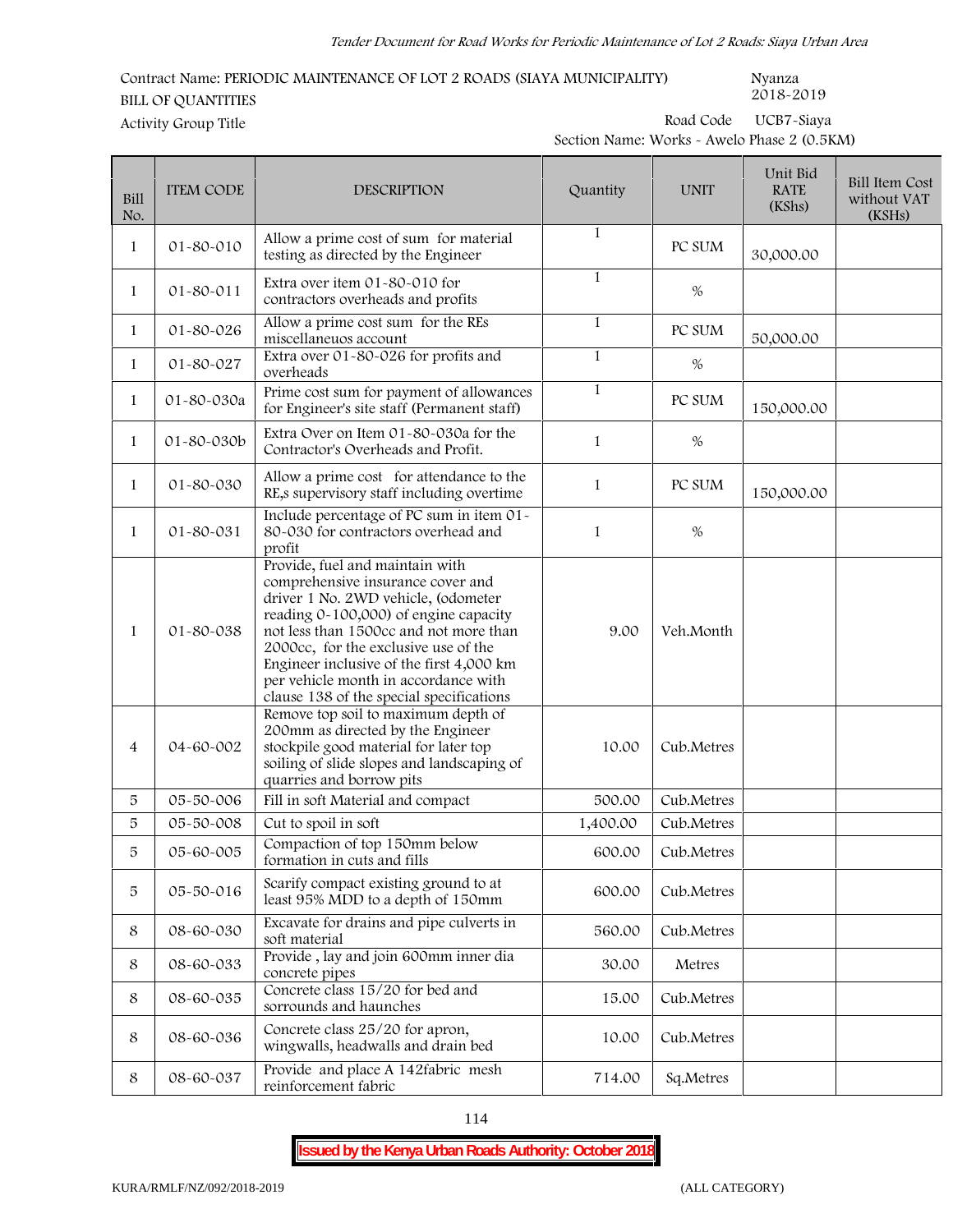Contract Name: PERIODIC MAINTENANCE OF LOT 2 ROADS (SIAYA MUNICIPALITY) Nyanza 2018-2019

BILL OF QUANTITIES

Activity Group Title

Road Code UCB7-Siaya

Section Name: Works - Awelo Phase 2 (0.5KM)

| Bill No. | ITEM CODE | DESCRIPTION | Quantity | UNIT | Unit Bid RATE (KShs) | Bill Item Cost without VAT (KSHs) |
|---|---|---|---|---|---|---|
| 1 | 01-80-010 | Allow a prime cost of sum for material testing as directed by the Engineer | 1 | PC SUM | 30,000.00 | |
| 1 | 01-80-011 | Extra over item 01-80-010 for contractors overheads and profits | 1 | % | | |
| 1 | 01-80-026 | Allow a prime cost sum for the REs miscellaneuos account | 1 | PC SUM | 50,000.00 | |
| 1 | 01-80-027 | Extra over 01-80-026 for profits and overheads | 1 | % | | |
| 1 | 01-80-030a | Prime cost sum for payment of allowances for Engineer's site staff (Permanent staff) | 1 | PC SUM | 150,000.00 | |
| 1 | 01-80-030b | Extra Over on Item 01-80-030a for the Contractor's Overheads and Profit. | 1 | % | | |
| 1 | 01-80-030 | Allow a prime cost for attendance to the RE,s supervisory staff including overtime | 1 | PC SUM | 150,000.00 | |
| 1 | 01-80-031 | Include percentage of PC sum in item 01-80-030 for contractors overhead and profit | 1 | % | | |
| 1 | 01-80-038 | Provide, fuel and maintain with comprehensive insurance cover and driver 1 No. 2WD vehicle, (odometer reading 0-100,000) of engine capacity not less than 1500cc and not more than 2000cc, for the exclusive use of the Engineer inclusive of the first 4,000 km per vehicle month in accordance with clause 138 of the special specifications | 9.00 | Veh.Month | | |
| 4 | 04-60-002 | Remove top soil to maximum depth of 200mm as directed by the Engineer stockpile good material for later top soiling of slide slopes and landscaping of quarries and borrow pits | 10.00 | Cub.Metres | | |
| 5 | 05-50-006 | Fill in soft Material and compact | 500.00 | Cub.Metres | | |
| 5 | 05-50-008 | Cut to spoil in soft | 1,400.00 | Cub.Metres | | |
| 5 | 05-60-005 | Compaction of top 150mm below formation in cuts and fills | 600.00 | Cub.Metres | | |
| 5 | 05-50-016 | Scarify compact existing ground to at least 95% MDD to a depth of 150mm | 600.00 | Cub.Metres | | |
| 8 | 08-60-030 | Excavate for drains and pipe culverts in soft material | 560.00 | Cub.Metres | | |
| 8 | 08-60-033 | Provide , lay and join 600mm inner dia concrete pipes | 30.00 | Metres | | |
| 8 | 08-60-035 | Concrete class 15/20 for bed and sorrounds and haunches | 15.00 | Cub.Metres | | |
| 8 | 08-60-036 | Concrete class 25/20 for apron, wingwalls, headwalls and drain bed | 10.00 | Cub.Metres | | |
| 8 | 08-60-037 | Provide and place A 142fabric mesh reinforcement fabric | 714.00 | Sq.Metres | | |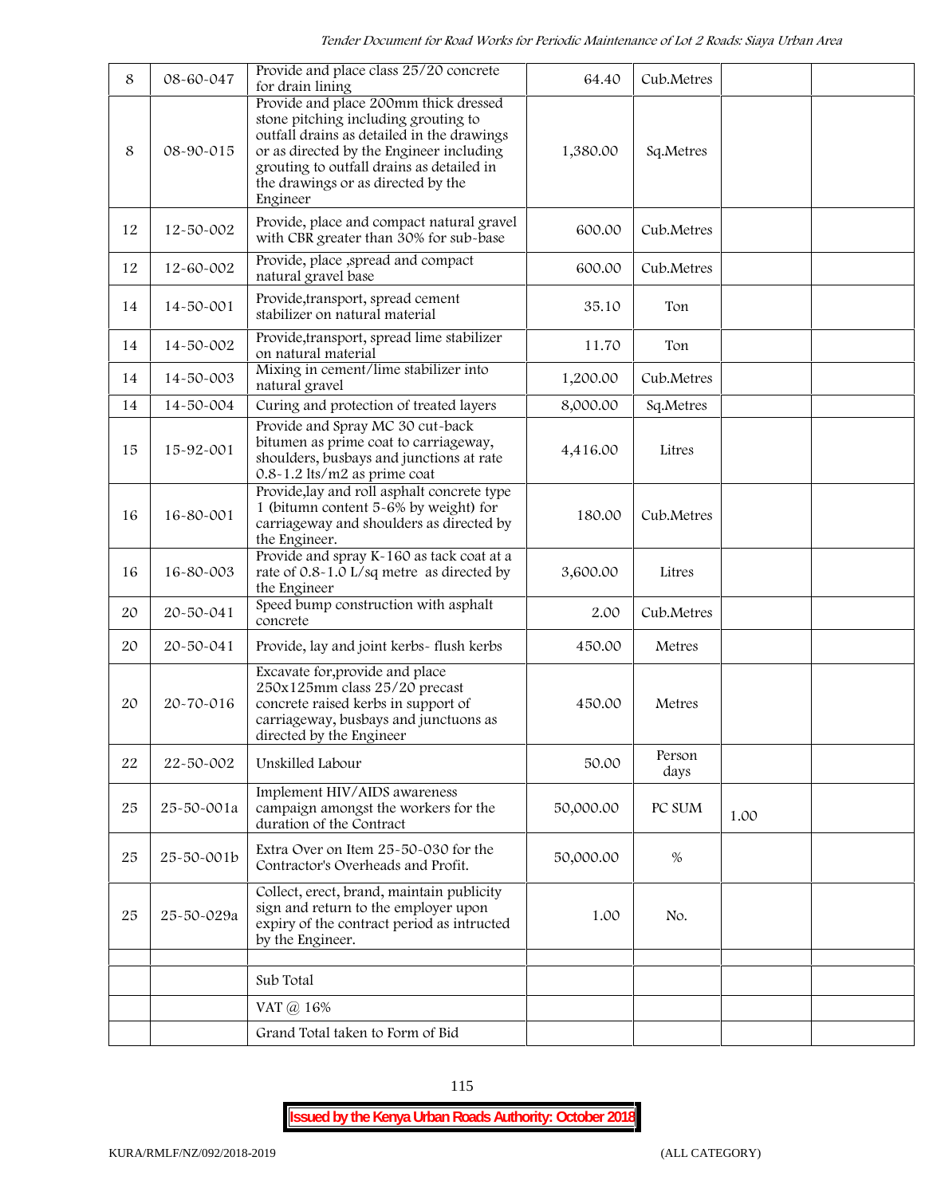| | | | | | | |
|---|---|---|---|---|---|---|
| 8 | 08-60-047 | Provide and place class 25/20 concrete for drain lining | 64.40 | Cub.Metres | | |
| 8 | 08-90-015 | Provide and place 200mm thick dressed stone pitching including grouting to outfall drains as detailed in the drawings or as directed by the Engineer including grouting to outfall drains as detailed in the drawings or as directed by the Engineer | 1,380.00 | Sq.Metres | | |
| 12 | 12-50-002 | Provide, place and compact natural gravel with CBR greater than 30% for sub-base | 600.00 | Cub.Metres | | |
| 12 | 12-60-002 | Provide, place ,spread and compact natural gravel base | 600.00 | Cub.Metres | | |
| 14 | 14-50-001 | Provide,transport, spread cement stabilizer on natural material | 35.10 | Ton | | |
| 14 | 14-50-002 | Provide,transport, spread lime stabilizer on natural material | 11.70 | Ton | | |
| 14 | 14-50-003 | Mixing in cement/lime stabilizer into natural gravel | 1,200.00 | Cub.Metres | | |
| 14 | 14-50-004 | Curing and protection of treated layers | 8,000.00 | Sq.Metres | | |
| 15 | 15-92-001 | Provide and Spray MC 30 cut-back bitumen as prime coat to carriageway, shoulders, busbays and junctions at rate 0.8-1.2 lts/m2 as prime coat | 4,416.00 | Litres | | |
| 16 | 16-80-001 | Provide,lay and roll asphalt concrete type 1 (bitumn content 5-6% by weight) for carriageway and shoulders as directed by the Engineer. | 180.00 | Cub.Metres | | |
| 16 | 16-80-003 | Provide and spray K-160 as tack coat at a rate of 0.8-1.0 L/sq metre as directed by the Engineer | 3,600.00 | Litres | | |
| 20 | 20-50-041 | Speed bump construction with asphalt concrete | 2.00 | Cub.Metres | | |
| 20 | 20-50-041 | Provide, lay and joint kerbs- flush kerbs | 450.00 | Metres | | |
| 20 | 20-70-016 | Excavate for,provide and place 250x125mm class 25/20 precast concrete raised kerbs in support of carriageway, busbays and junctuons as directed by the Engineer | 450.00 | Metres | | |
| 22 | 22-50-002 | Unskilled Labour | 50.00 | Person days | | |
| 25 | 25-50-001a | Implement HIV/AIDS awareness campaign amongst the workers for the duration of the Contract | 50,000.00 | PC SUM | 1.00 | |
| 25 | 25-50-001b | Extra Over on Item 25-50-030 for the Contractor's Overheads and Profit. | 50,000.00 | % | | |
| 25 | 25-50-029a | Collect, erect, brand, maintain publicity sign and return to the employer upon expiry of the contract period as intructed by the Engineer. | 1.00 | No. | | |
| | | | | | | |
| | | Sub Total | | | | |
| | | VAT @ 16% | | | | |
| | | Grand Total taken to Form of Bid | | | | |

**Issued by the Kenya Urban Roads Authority: October 2018**

KURA/RMLF/NZ/092/2018-2019 (ALL CATEGORY)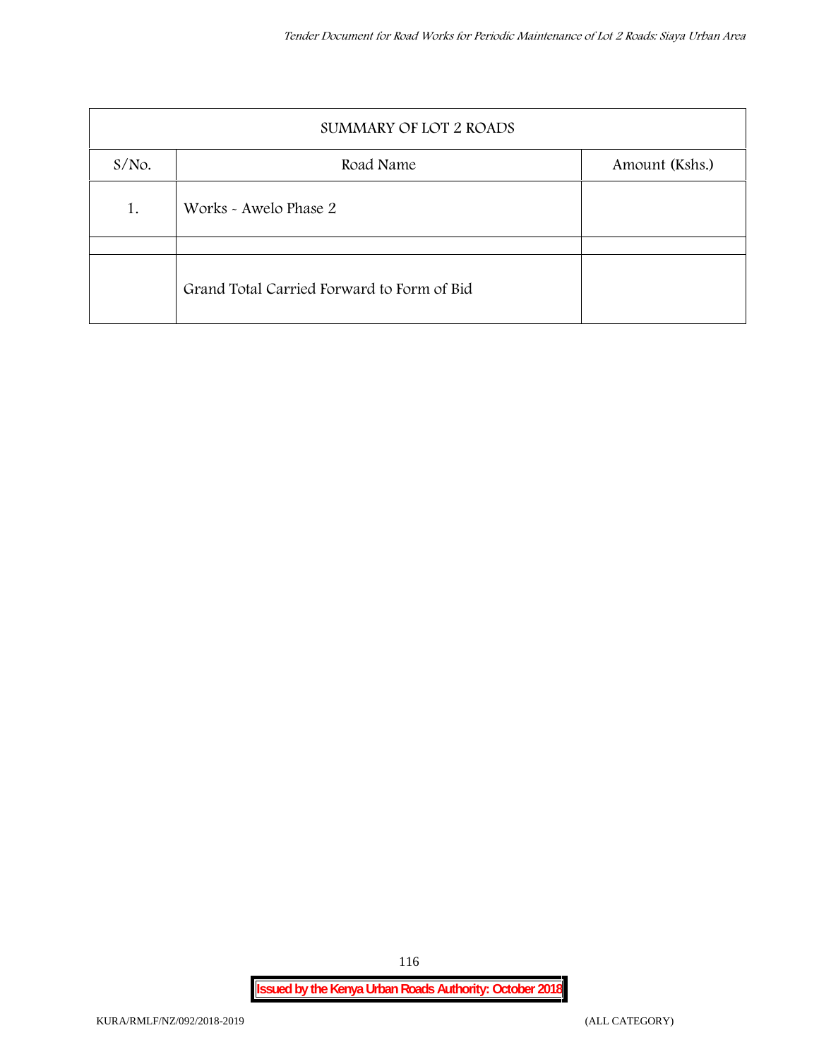| SUMMARY OF LOT 2 ROADS | | |
|---|---|---|
| S/No. | Road Name | Amount (Kshs.) |
| 1. | Works - Awelo Phase 2 | |
| | | |
| | Grand Total Carried Forward to Form of Bid | |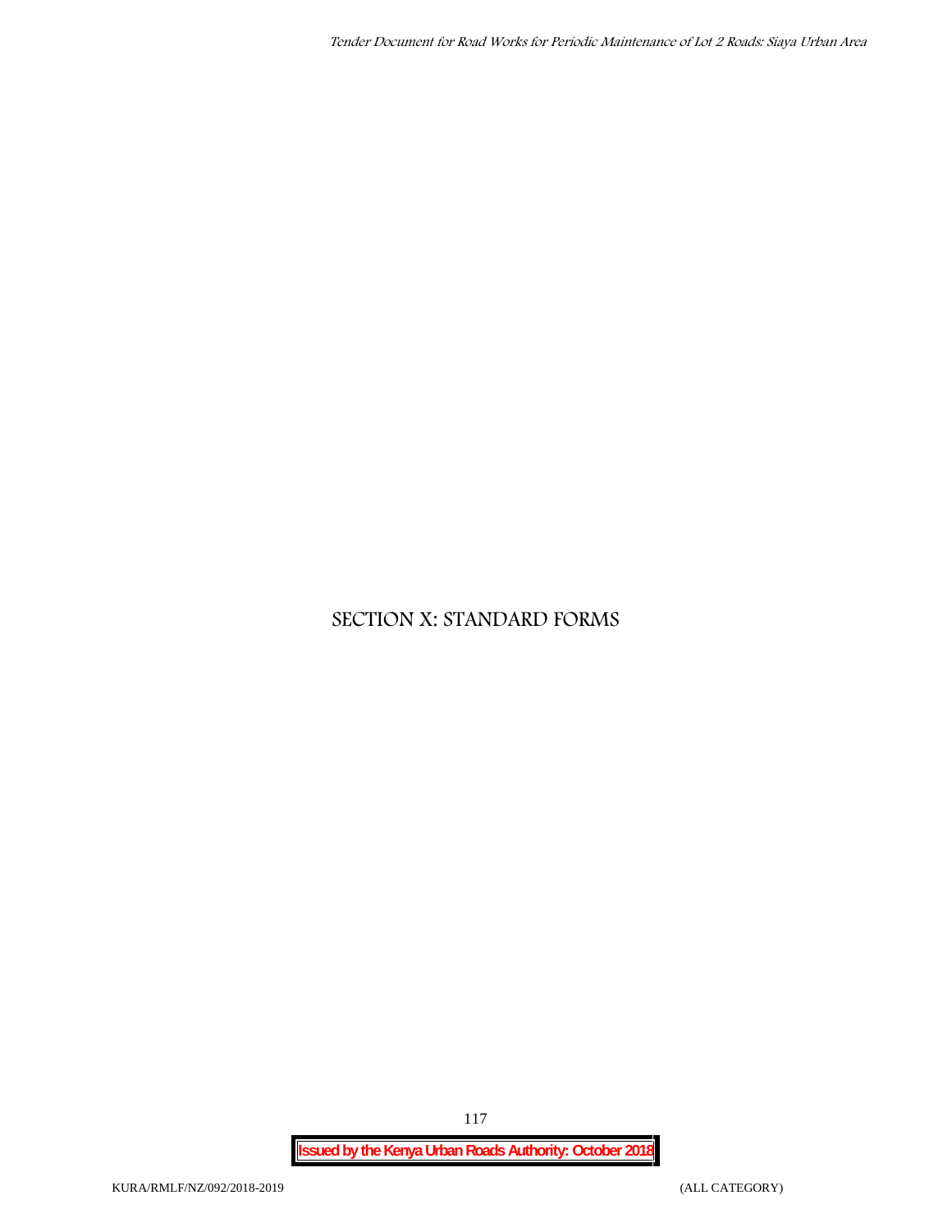# SECTION X: STANDARD FORMS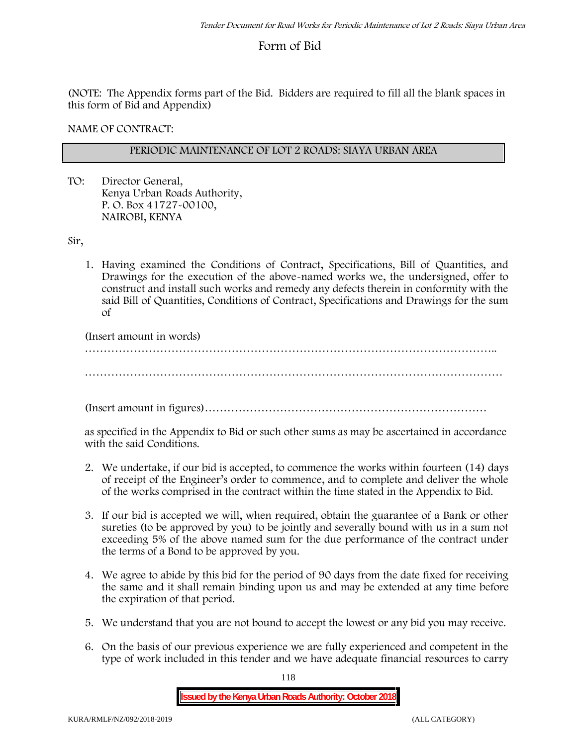# Form of Bid

(NOTE: The Appendix forms part of the Bid. Bidders are required to fill all the blank spaces in this form of Bid and Appendix)

NAME OF CONTRACT:

| PERIODIC MAINTENANCE OF LOT 2 ROADS: SIAYA URBAN AREA |
|---|

TO: Director General,
Kenya Urban Roads Authority,
P. O. Box 41727-00100,
NAIROBI, KENYA

Sir,

1. Having examined the Conditions of Contract, Specifications, Bill of Quantities, and Drawings for the execution of the above-named works we, the undersigned, offer to construct and install such works and remedy any defects therein in conformity with the said Bill of Quantities, Conditions of Contract, Specifications and Drawings for the sum of

   (Insert amount in words)
   ………………………………………………………………………………………………..

   …………………………………………………………………………………………………

   (Insert amount in figures)…………………………………………………………………

   as specified in the Appendix to Bid or such other sums as may be ascertained in accordance with the said Conditions.

2. We undertake, if our bid is accepted, to commence the works within fourteen (14) days of receipt of the Engineer's order to commence, and to complete and deliver the whole of the works comprised in the contract within the time stated in the Appendix to Bid.

3. If our bid is accepted we will, when required, obtain the guarantee of a Bank or other sureties (to be approved by you) to be jointly and severally bound with us in a sum not exceeding 5% of the above named sum for the due performance of the contract under the terms of a Bond to be approved by you.

4. We agree to abide by this bid for the period of 90 days from the date fixed for receiving the same and it shall remain binding upon us and may be extended at any time before the expiration of that period.

5. We understand that you are not bound to accept the lowest or any bid you may receive.

6. On the basis of our previous experience we are fully experienced and competent in the type of work included in this tender and we have adequate financial resources to carry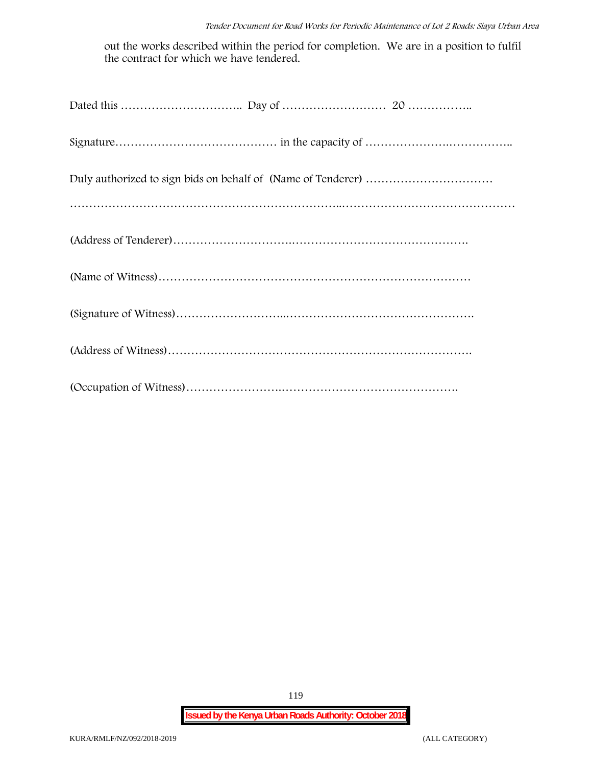out the works described within the period for completion. We are in a position to fulfil the contract for which we have tendered.

Dated this ………………………….. Day of ……………………… 20 ……………..

Signature…………………………………… in the capacity of …………………….……………..

Duly authorized to sign bids on behalf of (Name of Tenderer) ……………………………

…………………………………………………………..………………………………………

(Address of Tenderer)………………………….……………………………………….

(Name of Witness)……………………………………………………………………

(Signature of Witness)………………………..………………………………………….

(Address of Witness)…………………………………………………………………….

(Occupation of Witness)……………………….……………………………………….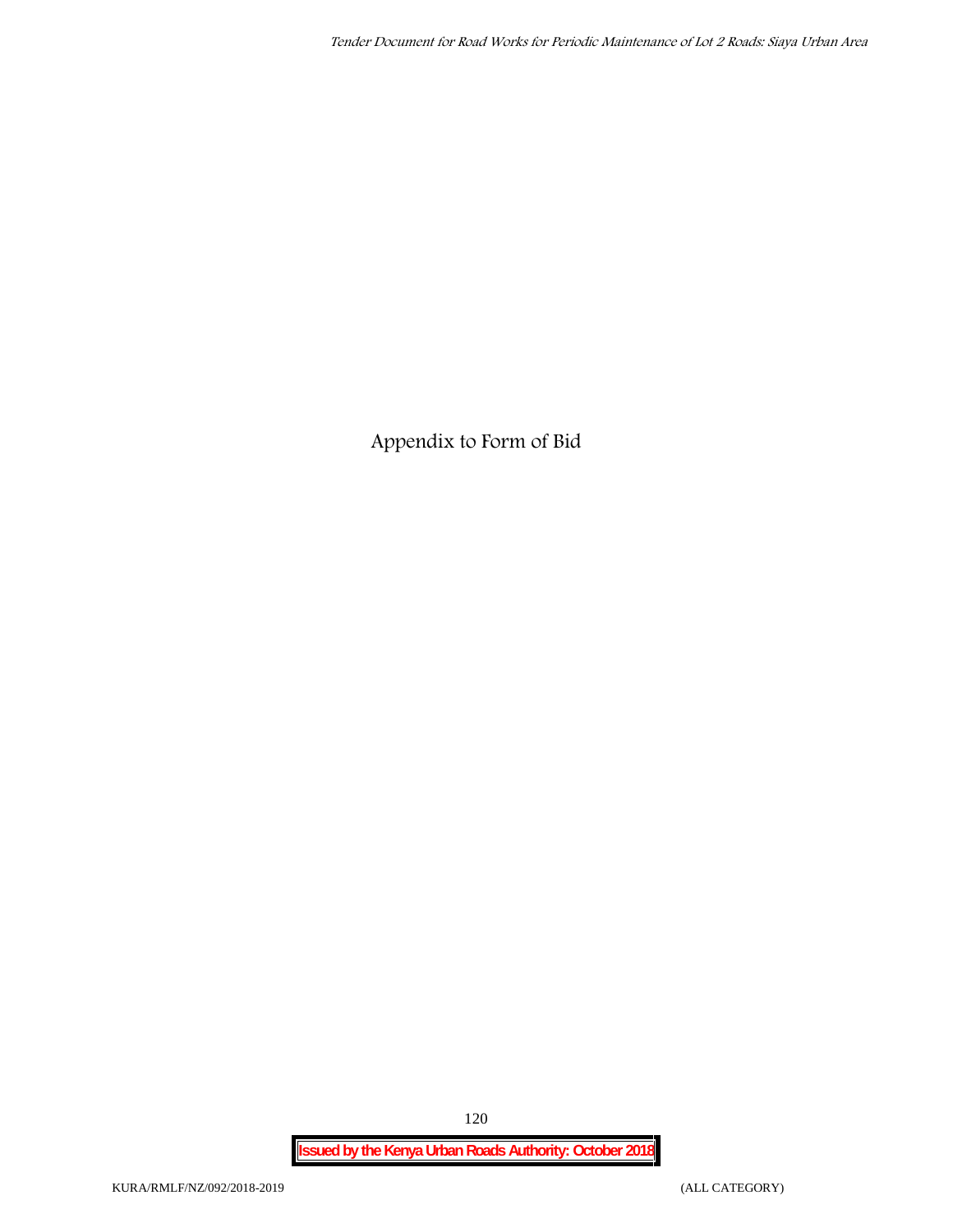# Appendix to Form of Bid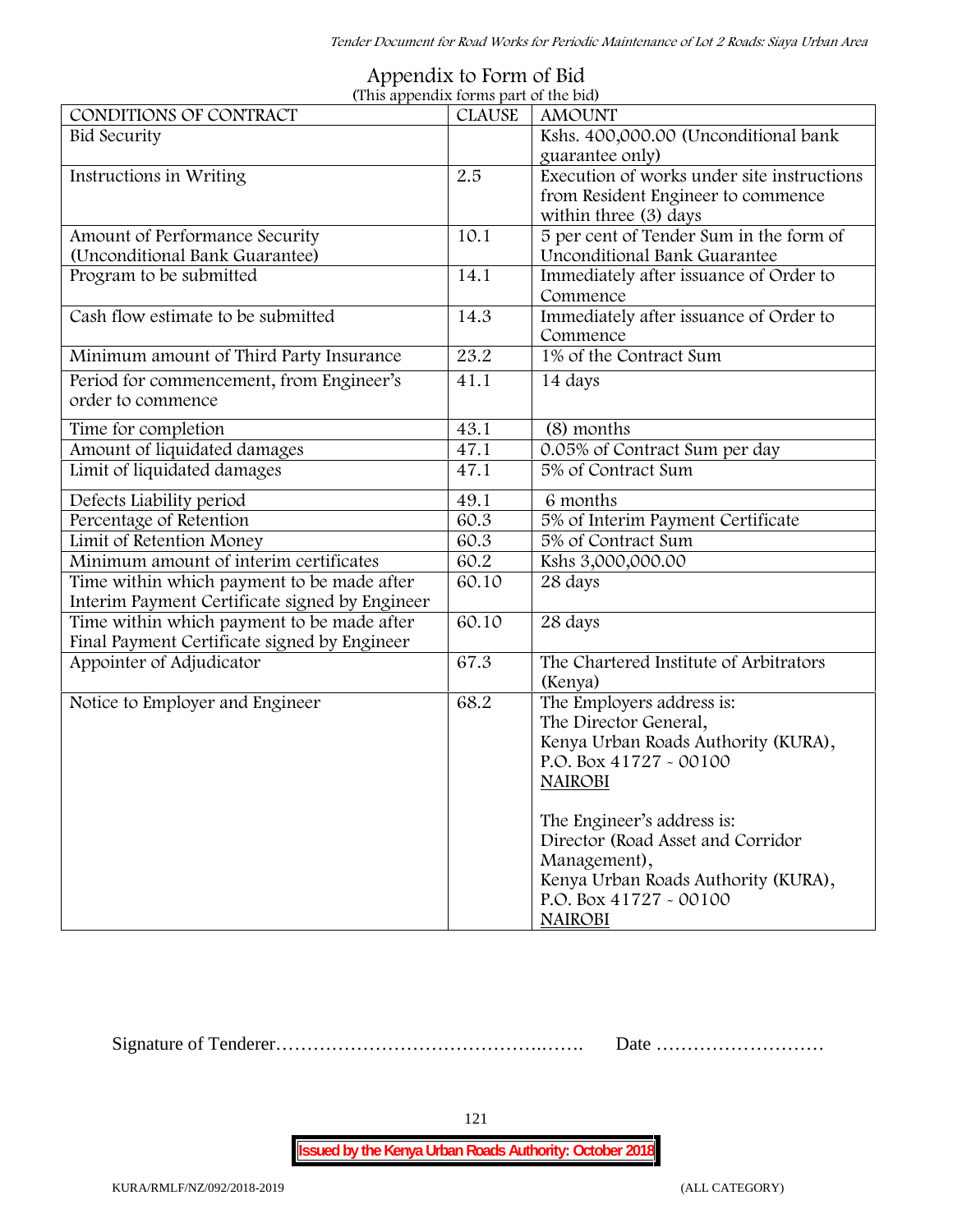# Appendix to Form of Bid

(This appendix forms part of the bid)

| CONDITIONS OF CONTRACT | CLAUSE | AMOUNT |
|---|---|---|
| Bid Security | | Kshs. 400,000.00 (Unconditional bank guarantee only) |
| Instructions in Writing | 2.5 | Execution of works under site instructions from Resident Engineer to commence within three (3) days |
| Amount of Performance Security (Unconditional Bank Guarantee) | 10.1 | 5 per cent of Tender Sum in the form of Unconditional Bank Guarantee |
| Program to be submitted | 14.1 | Immediately after issuance of Order to Commence |
| Cash flow estimate to be submitted | 14.3 | Immediately after issuance of Order to Commence |
| Minimum amount of Third Party Insurance | 23.2 | 1% of the Contract Sum |
| Period for commencement, from Engineer's order to commence | 41.1 | 14 days |
| Time for completion | 43.1 | (8) months |
| Amount of liquidated damages | 47.1 | 0.05% of Contract Sum per day |
| Limit of liquidated damages | 47.1 | 5% of Contract Sum |
| Defects Liability period | 49.1 | 6 months |
| Percentage of Retention | 60.3 | 5% of Interim Payment Certificate |
| Limit of Retention Money | 60.3 | 5% of Contract Sum |
| Minimum amount of interim certificates | 60.2 | Kshs 3,000,000.00 |
| Time within which payment to be made after Interim Payment Certificate signed by Engineer | 60.10 | 28 days |
| Time within which payment to be made after Final Payment Certificate signed by Engineer | 60.10 | 28 days |
| Appointer of Adjudicator | 67.3 | The Chartered Institute of Arbitrators (Kenya) |
| Notice to Employer and Engineer | 68.2 | The Employers address is: The Director General, Kenya Urban Roads Authority (KURA), P.O. Box 41727 - 00100 NAIROBI<br><br>The Engineer's address is: Director (Road Asset and Corridor Management), Kenya Urban Roads Authority (KURA), P.O. Box 41727 - 00100 NAIROBI |

Signature of Tenderer……………………………………..……. Date ………………………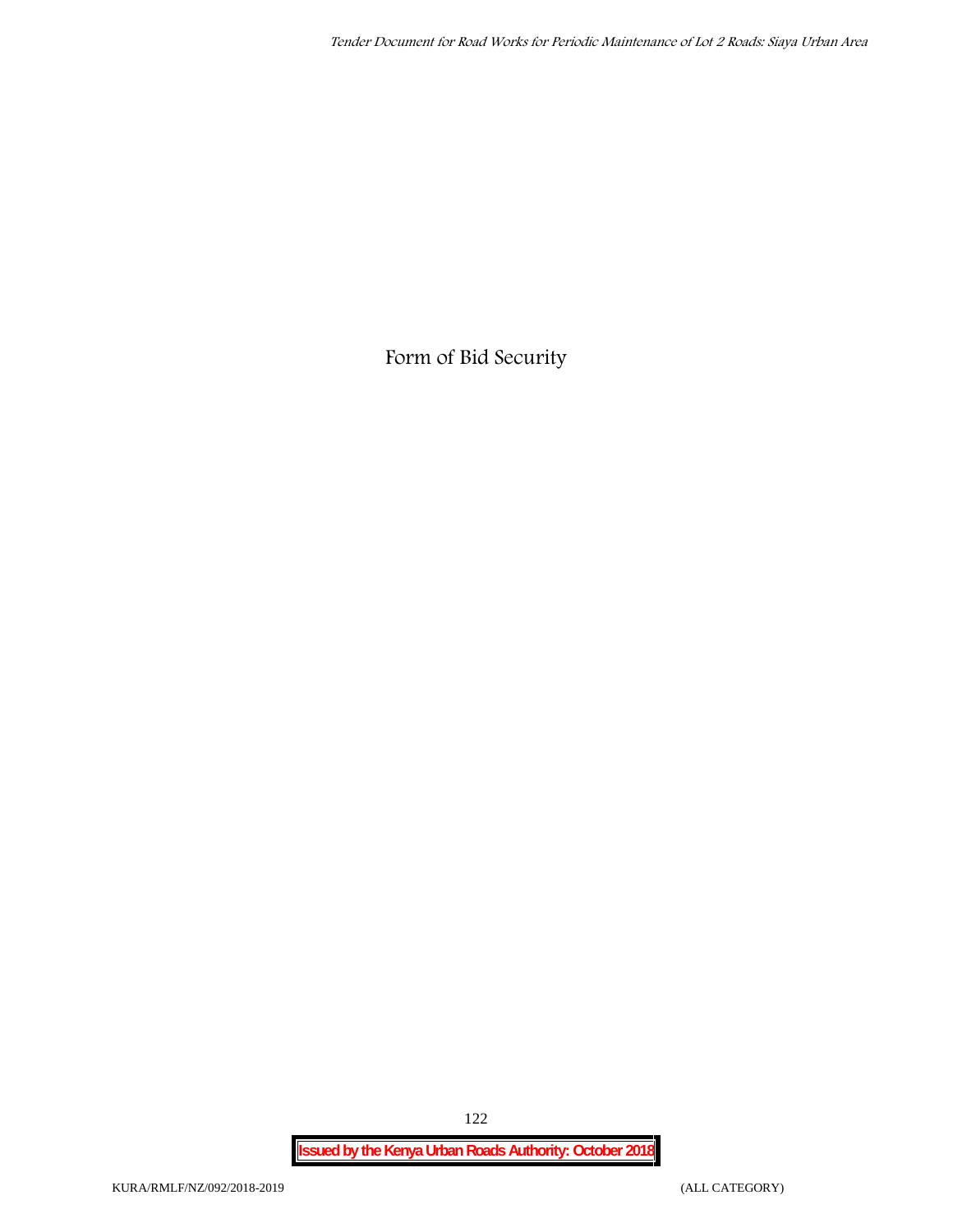# Form of Bid Security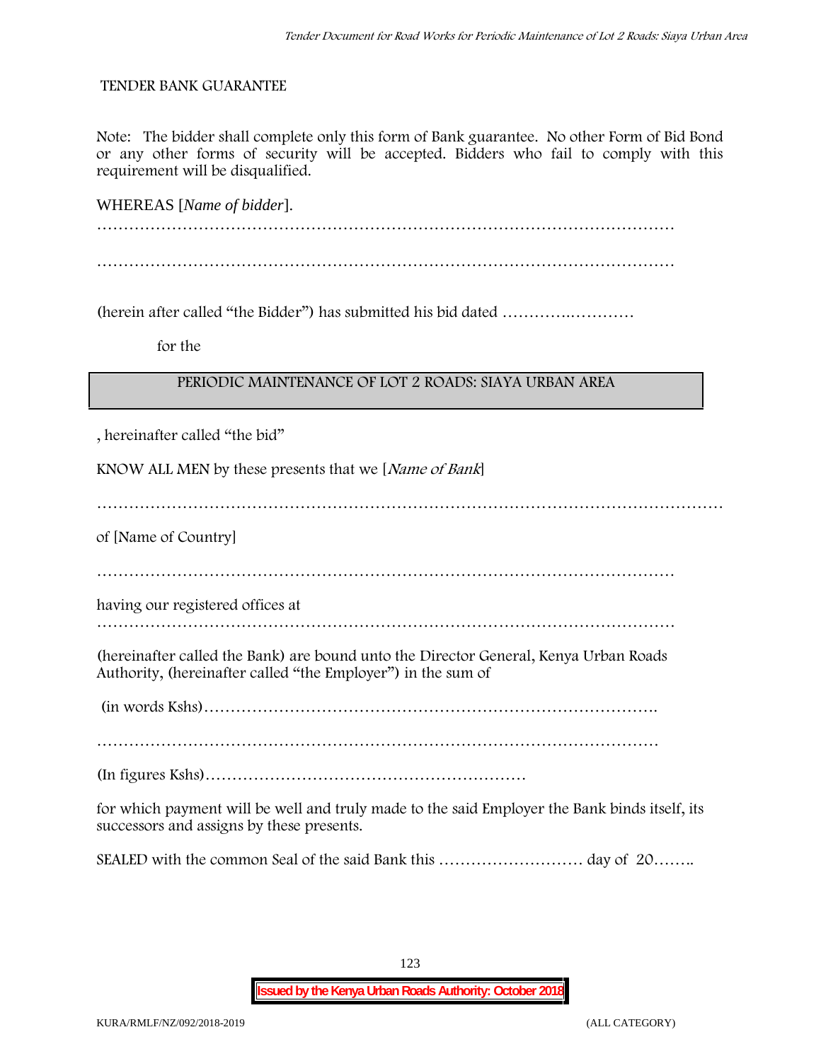TENDER BANK GUARANTEE

Note: The bidder shall complete only this form of Bank guarantee. No other Form of Bid Bond or any other forms of security will be accepted. Bidders who fail to comply with this requirement will be disqualified.

WHEREAS [*Name of bidder*].

…………………………………………………………………………………………………

…………………………………………………………………………………………………

(herein after called "the Bidder") has submitted his bid dated ………….…………

for the

| PERIODIC MAINTENANCE OF LOT 2 ROADS: SIAYA URBAN AREA |
|---|

, hereinafter called "the bid"

KNOW ALL MEN by these presents that we [*Name of Bank*]

……………………………………………………………………………………………………

of [Name of Country]

…………………………………………………………………………………………………

having our registered offices at

…………………………………………………………………………………………………

(hereinafter called the Bank) are bound unto the Director General, Kenya Urban Roads Authority, (hereinafter called "the Employer") in the sum of

(in words Kshs)……………………………………………………………………………

………………………………………………………………………………………………

(In figures Kshs)……………………………………………………

for which payment will be well and truly made to the said Employer the Bank binds itself, its successors and assigns by these presents.

SEALED with the common Seal of the said Bank this ……………………… day of 20……..

**Issued by the Kenya Urban Roads Authority: October 2018**

KURA/RMLF/NZ/092/2018-2019 (ALL CATEGORY)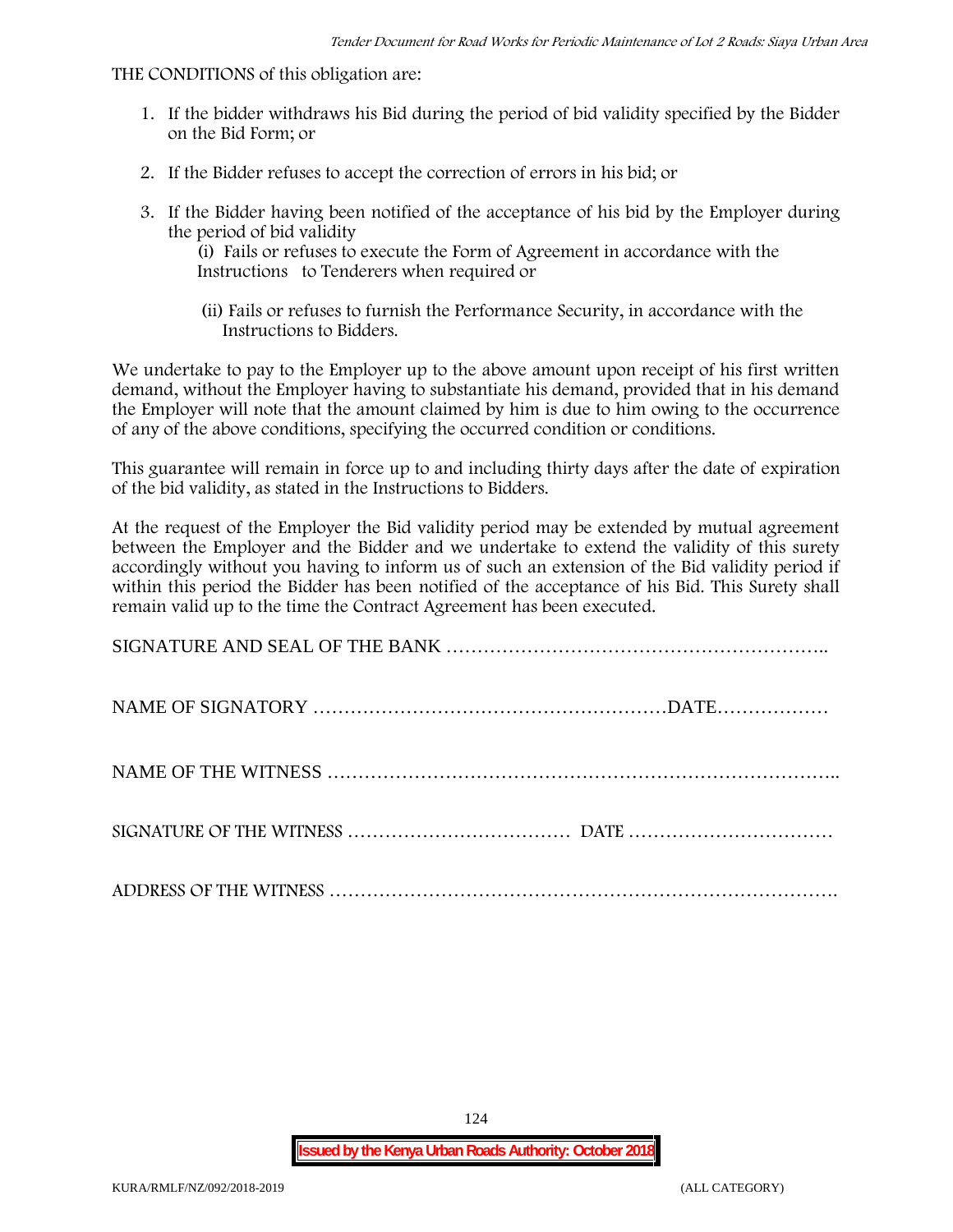THE CONDITIONS of this obligation are:

1. If the bidder withdraws his Bid during the period of bid validity specified by the Bidder on the Bid Form; or
2. If the Bidder refuses to accept the correction of errors in his bid; or
3. If the Bidder having been notified of the acceptance of his bid by the Employer during the period of bid validity

   (i) Fails or refuses to execute the Form of Agreement in accordance with the Instructions to Tenderers when required or

   (ii) Fails or refuses to furnish the Performance Security, in accordance with the Instructions to Bidders.

We undertake to pay to the Employer up to the above amount upon receipt of his first written demand, without the Employer having to substantiate his demand, provided that in his demand the Employer will note that the amount claimed by him is due to him owing to the occurrence of any of the above conditions, specifying the occurred condition or conditions.

This guarantee will remain in force up to and including thirty days after the date of expiration of the bid validity, as stated in the Instructions to Bidders.

At the request of the Employer the Bid validity period may be extended by mutual agreement between the Employer and the Bidder and we undertake to extend the validity of this surety accordingly without you having to inform us of such an extension of the Bid validity period if within this period the Bidder has been notified of the acceptance of his Bid. This Surety shall remain valid up to the time the Contract Agreement has been executed.

SIGNATURE AND SEAL OF THE BANK ……………………………………………………..

NAME OF SIGNATORY …………………………………………………DATE………………

NAME OF THE WITNESS ……………………………………………………………………..

SIGNATURE OF THE WITNESS ……………………………… DATE ……………………………

ADDRESS OF THE WITNESS ……………………………………………………………………….

**Issued by the Kenya Urban Roads Authority: October 2018**

KURA/RMLF/NZ/092/2018-2019 (ALL CATEGORY)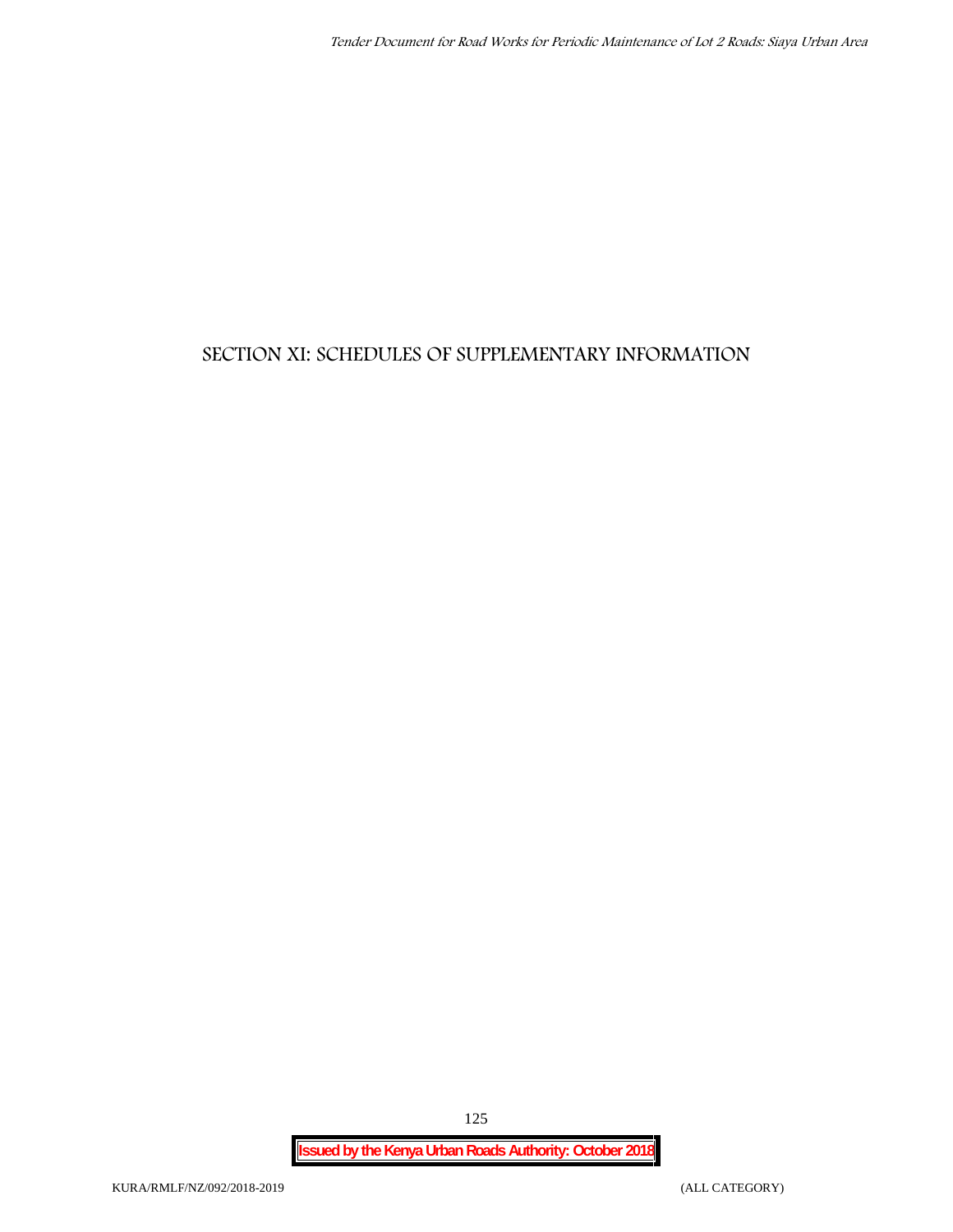# SECTION XI: SCHEDULES OF SUPPLEMENTARY INFORMATION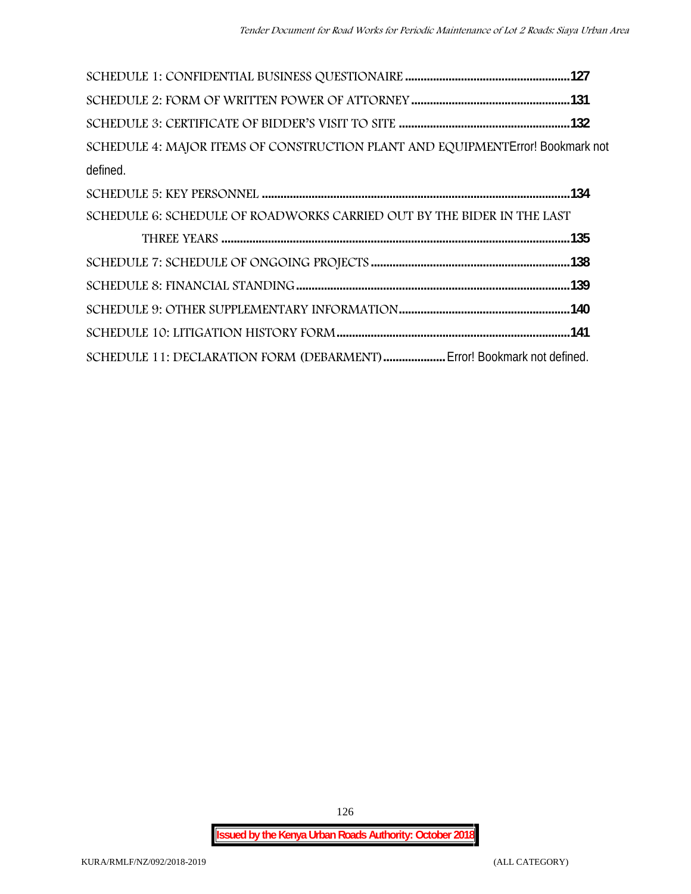SCHEDULE 1: CONFIDENTIAL BUSINESS QUESTIONAIRE ....................................................127

SCHEDULE 2: FORM OF WRITTEN POWER OF ATTORNEY ..................................................131

SCHEDULE 3: CERTIFICATE OF BIDDER'S VISIT TO SITE ......................................................132

SCHEDULE 4: MAJOR ITEMS OF CONSTRUCTION PLANT AND EQUIPMENTError! Bookmark not defined.

SCHEDULE 5: KEY PERSONNEL ..................................................................................................134

SCHEDULE 6: SCHEDULE OF ROADWORKS CARRIED OUT BY THE BIDER IN THE LAST THREE YEARS ...............................................................................................................135

SCHEDULE 7: SCHEDULE OF ONGOING PROJECTS ................................................................138

SCHEDULE 8: FINANCIAL STANDING........................................................................................139

SCHEDULE 9: OTHER SUPPLEMENTARY INFORMATION......................................................140

SCHEDULE 10: LITIGATION HISTORY FORM..........................................................................141

SCHEDULE 11: DECLARATION FORM (DEBARMENT) ....................Error! Bookmark not defined.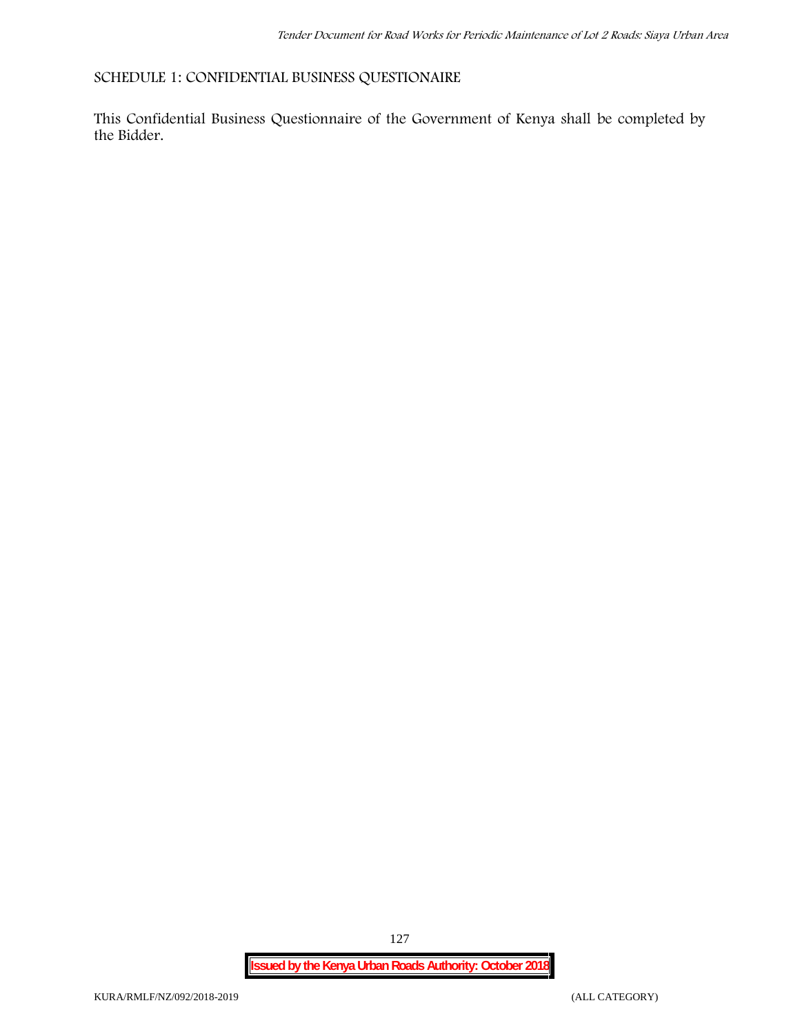## SCHEDULE 1: CONFIDENTIAL BUSINESS QUESTIONAIRE

This Confidential Business Questionnaire of the Government of Kenya shall be completed by the Bidder.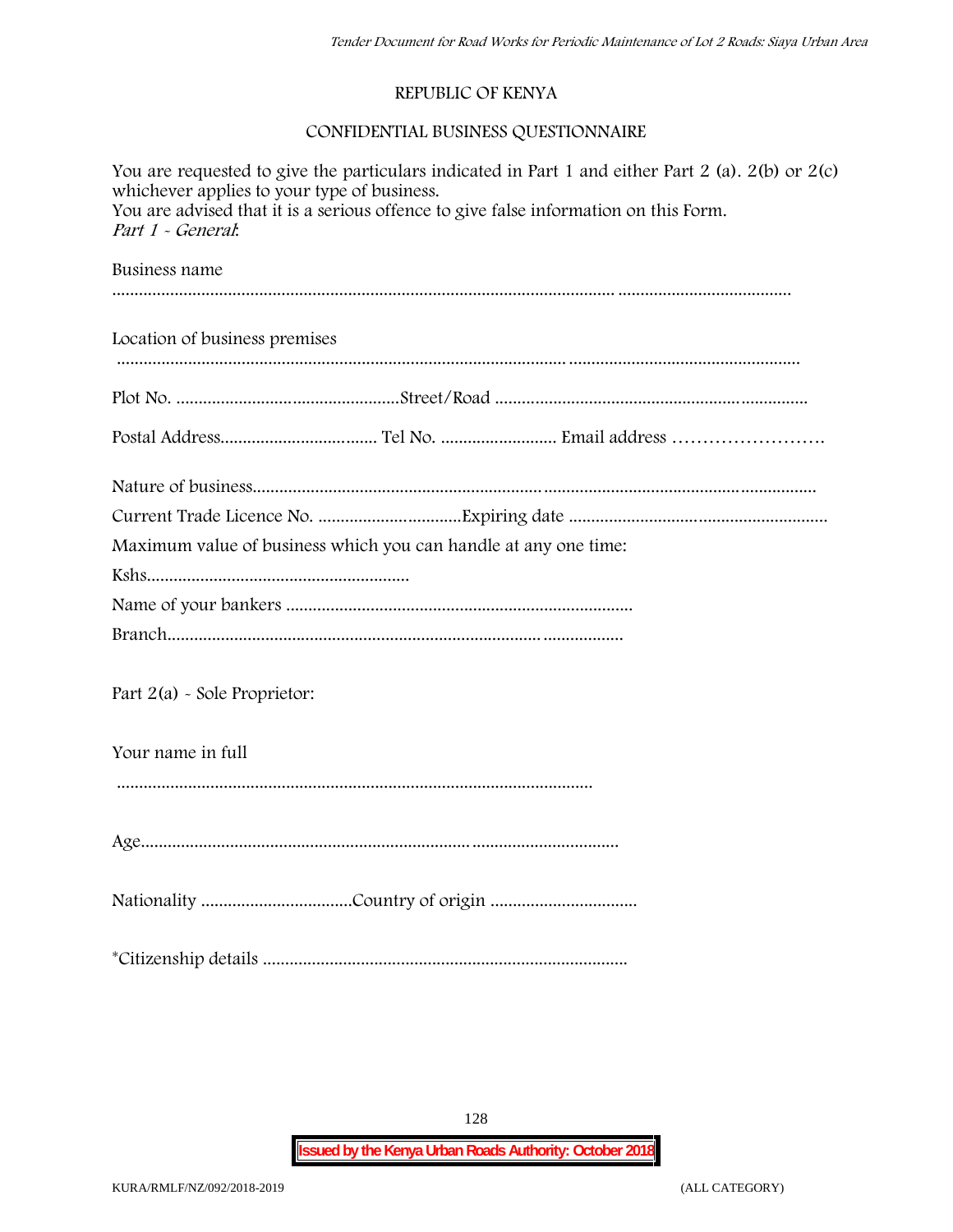REPUBLIC OF KENYA

CONFIDENTIAL BUSINESS QUESTIONNAIRE

You are requested to give the particulars indicated in Part 1 and either Part 2 (a). 2(b) or 2(c) whichever applies to your type of business.
You are advised that it is a serious offence to give false information on this Form.
*Part 1 - General*:

Business name

..................................................................................................................................................................

Location of business premises

..................................................................................................................................................................

Plot No. ..................................................Street/Road ......................................................................

Postal Address.................................. Tel No. .......................... Email address ……………………

Nature of business..............................................................................................................................

Current Trade Licence No. ................................Expiring date .........................................................

Maximum value of business which you can handle at any one time:

Kshs...........................................................

Name of your bankers .............................................................................

Branch......................................................................................................

Part 2(a) - Sole Proprietor:

Your name in full

..........................................................................................................

Age...........................................................................................................

Nationality .................................Country of origin .................................

*Citizenship details .................................................................................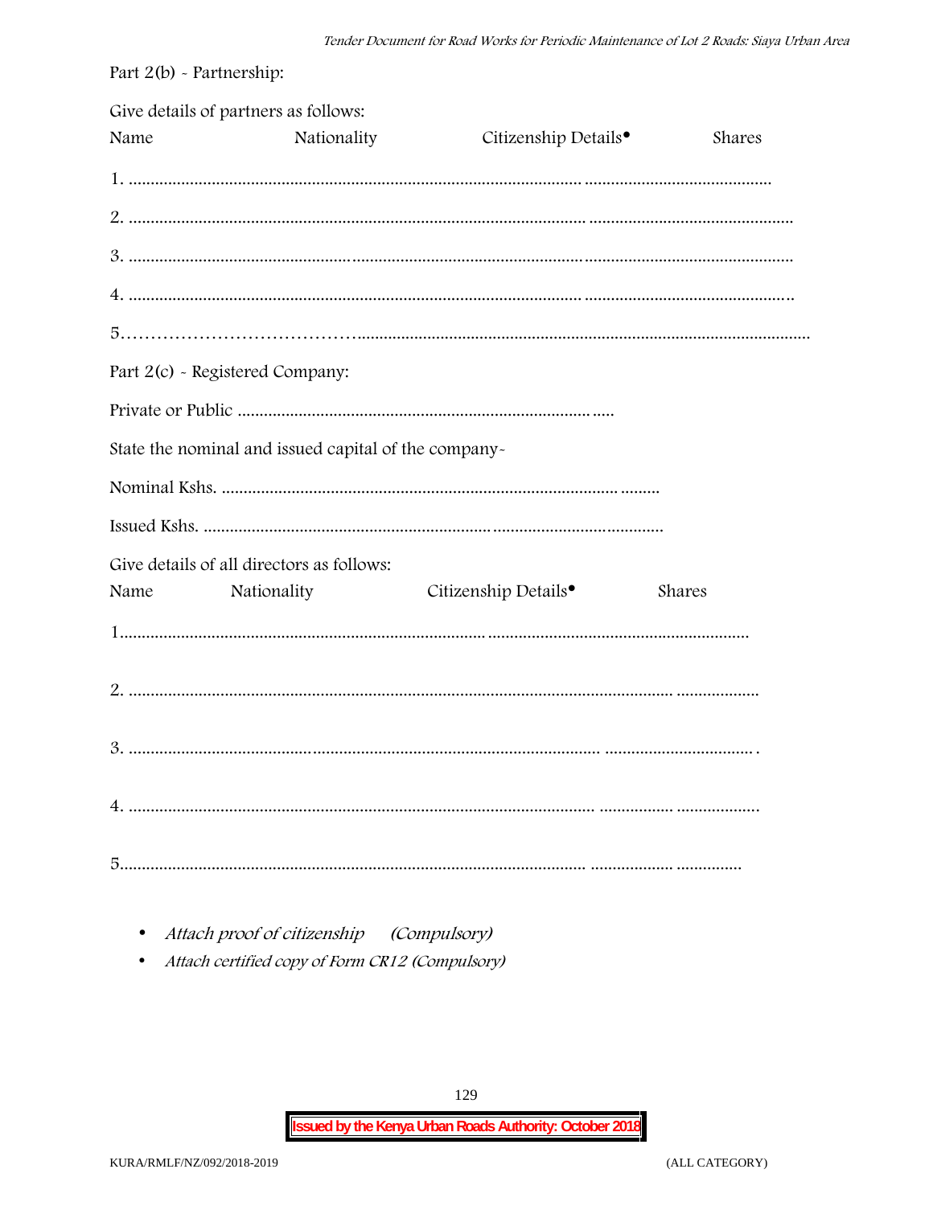Part 2(b) - Partnership:

Give details of partners as follows:

| Name | Nationality | Citizenship Details• | Shares |
|---|---|---|---|
| 1. ........................................................................................................................................................... | | | |
| 2. ........................................................................................................................................................... | | | |
| 3. ........................................................................................................................................................... | | | |
| 4. ........................................................................................................................................................... | | | |
| 5.……………………………….................................................................................................................. | | | |

Part 2(c) - Registered Company:

Private or Public .........................................................................................

State the nominal and issued capital of the company-

Nominal Kshs. .................................................................................................

Issued Kshs. ....................................................................................................

Give details of all directors as follows:

| Name | Nationality | Citizenship Details• | Shares |
|---|---|---|---|
| 1........................................................................................................................................... | | | |
| 2. ......................................................................................................................................... | | | |
| 3. ......................................................................................................................................... | | | |
| 4. ......................................................................................................................................... | | | |
| 5.......................................................................................................................................... | | | |

- *Attach proof of citizenship (Compulsory)*
- *Attach certified copy of Form CR12 (Compulsory)*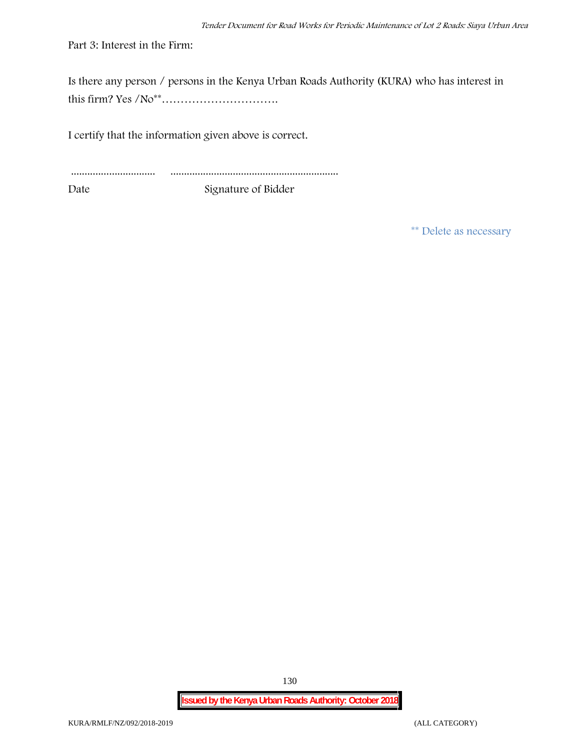Part 3: Interest in the Firm:

Is there any person / persons in the Kenya Urban Roads Authority (KURA) who has interest in this firm? Yes /No**………………………….

I certify that the information given above is correct.

............................... .............................................................

Date Signature of Bidder

** Delete as necessary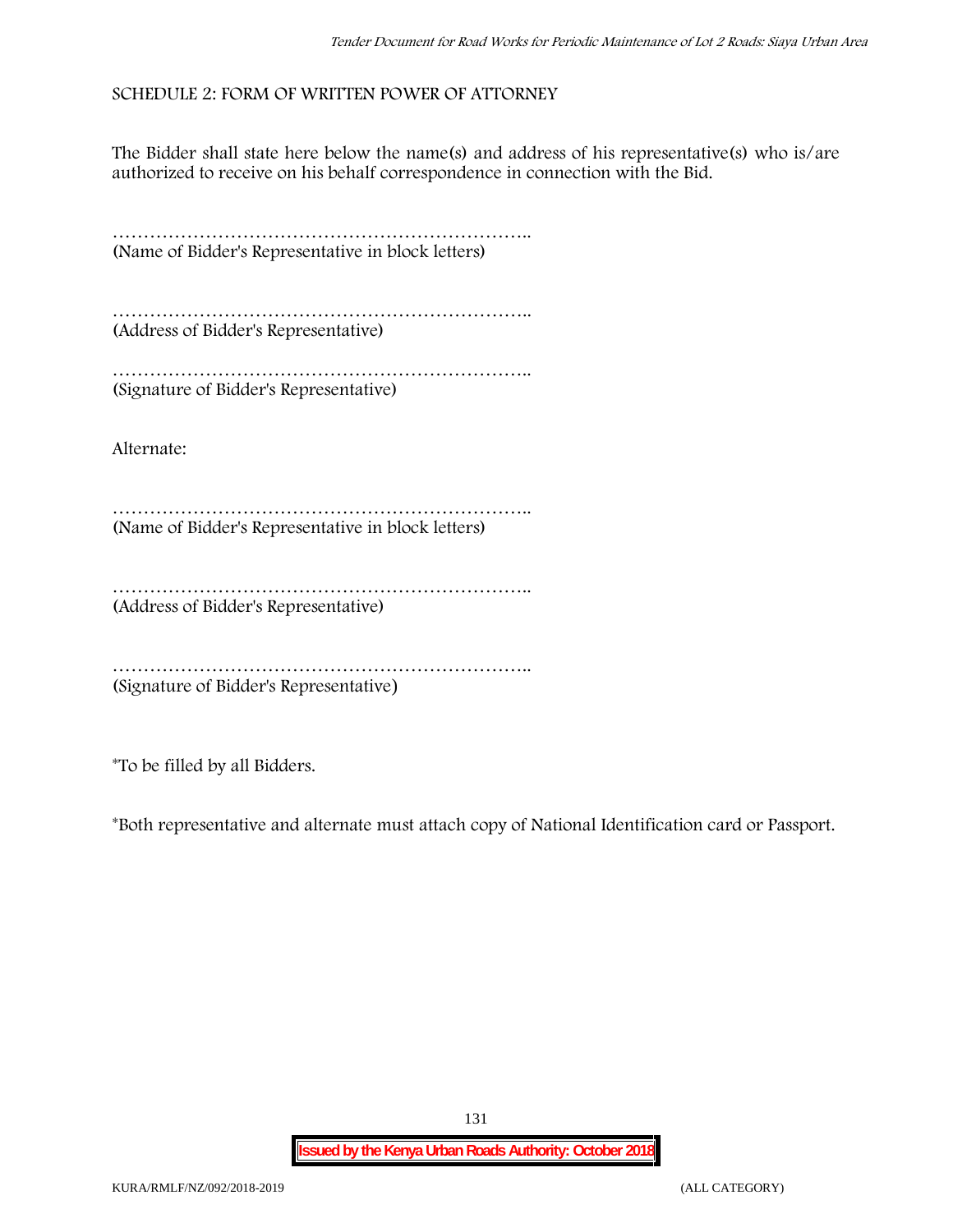## SCHEDULE 2: FORM OF WRITTEN POWER OF ATTORNEY

The Bidder shall state here below the name(s) and address of his representative(s) who is/are authorized to receive on his behalf correspondence in connection with the Bid.

…………………………………………………………..
(Name of Bidder's Representative in block letters)

…………………………………………………………..
(Address of Bidder's Representative)

…………………………………………………………..
(Signature of Bidder's Representative)

Alternate:

…………………………………………………………..
(Name of Bidder's Representative in block letters)

…………………………………………………………..
(Address of Bidder's Representative)

…………………………………………………………..
(Signature of Bidder's Representative)

*To be filled by all Bidders.

*Both representative and alternate must attach copy of National Identification card or Passport.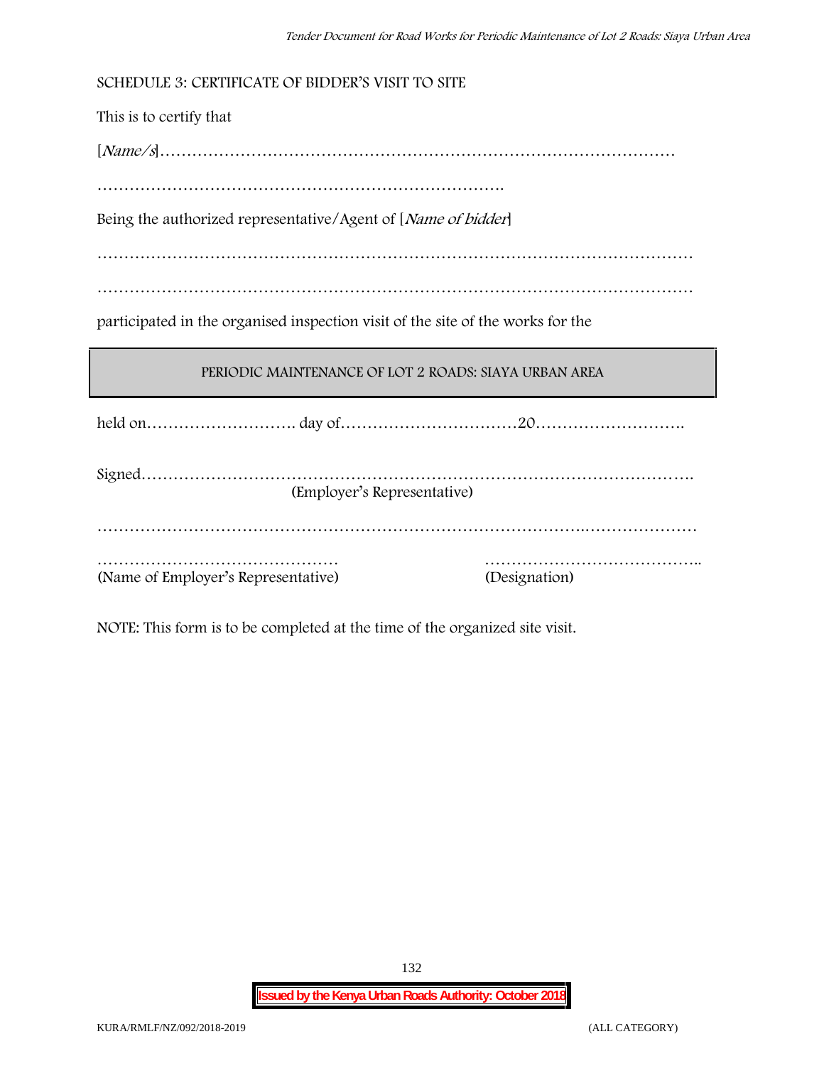SCHEDULE 3: CERTIFICATE OF BIDDER'S VISIT TO SITE

This is to certify that

[*Name/s*]……………………………………………………………………………………

………………………………………………………………….

Being the authorized representative/Agent of [*Name of bidder*]

…………………………………………………………………………………………………

…………………………………………………………………………………………………

participated in the organised inspection visit of the site of the works for the

| PERIODIC MAINTENANCE OF LOT 2 ROADS: SIAYA URBAN AREA |
|---|

held on………………………. day of……………………………20……………………….

Signed……………………………………………………………………………………….
(Employer's Representative)

…………………………………………………………………………..…………………

……………………………………… (Name of Employer's Representative)

………………………………….. (Designation)

NOTE: This form is to be completed at the time of the organized site visit.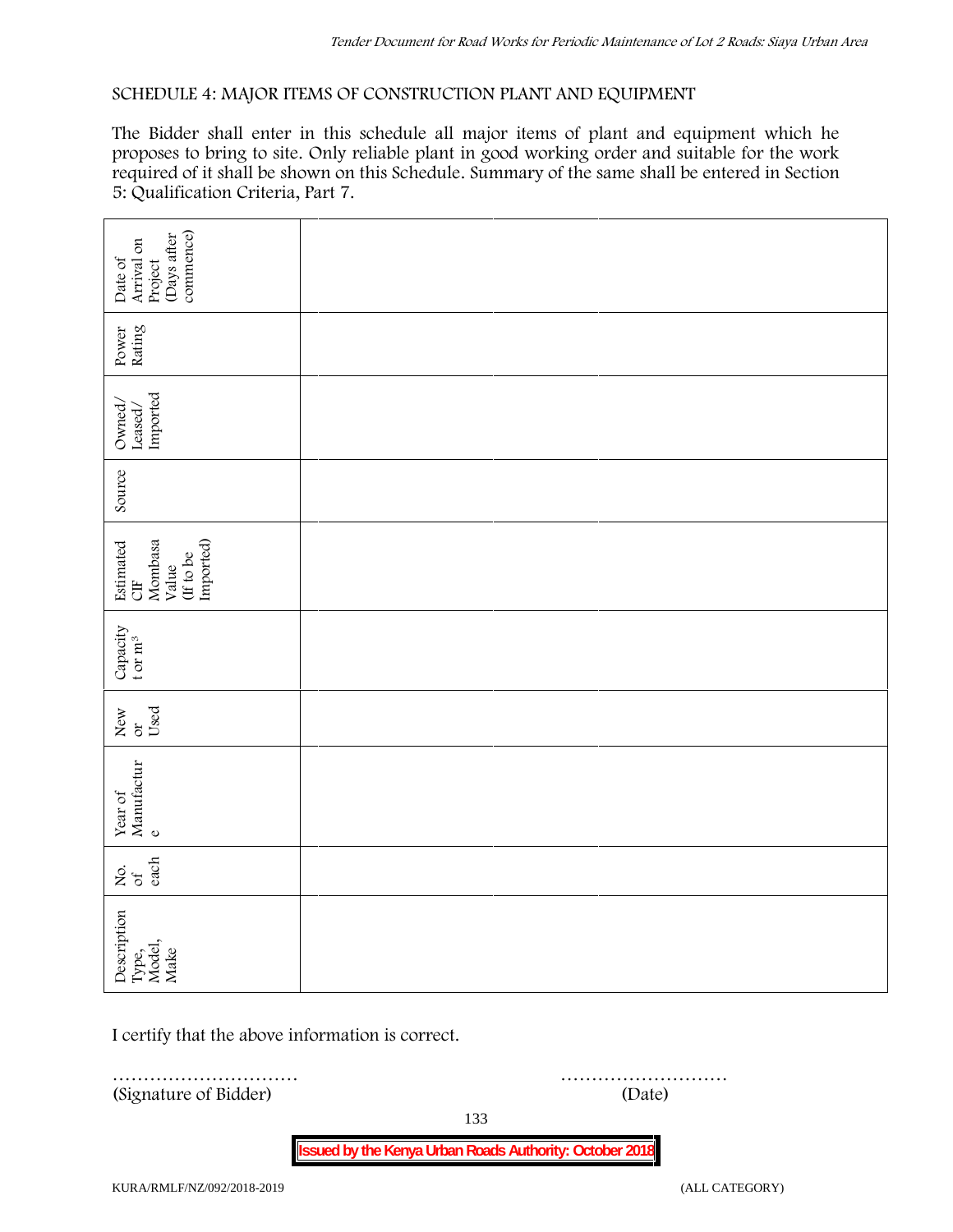SCHEDULE 4: MAJOR ITEMS OF CONSTRUCTION PLANT AND EQUIPMENT

The Bidder shall enter in this schedule all major items of plant and equipment which he proposes to bring to site. Only reliable plant in good working order and suitable for the work required of it shall be shown on this Schedule. Summary of the same shall be entered in Section 5: Qualification Criteria, Part 7.

| Description Type, Model, Make | No. of each | Year of Manufacture | New or Used | Capacity t or $m^3$ | Estimated CIF Mombasa Value (If to be Imported) | Source | Owned/ Leased/ Imported | Power Rating | Date of Arrival on Project (Days after commence) |
|---|---|---|---|---|---|---|---|---|---|
| | | | | | | | | | |

I certify that the above information is correct.

………………………… ………………………
(Signature of Bidder) (Date)

**Issued by the Kenya Urban Roads Authority: October 2018**

KURA/RMLF/NZ/092/2018-2019 (ALL CATEGORY)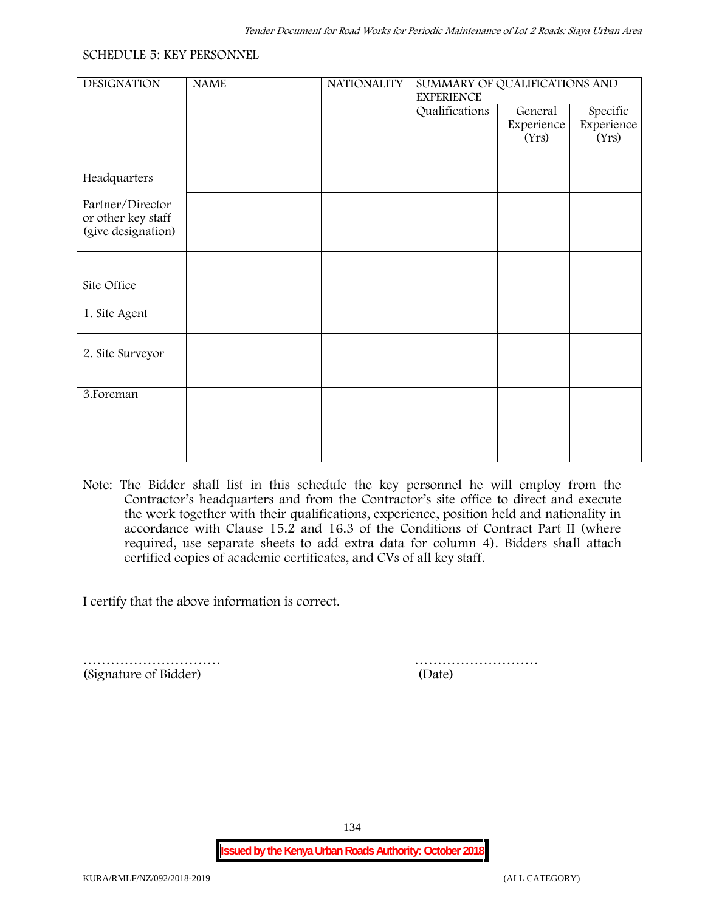SCHEDULE 5: KEY PERSONNEL

| DESIGNATION | NAME | NATIONALITY | SUMMARY OF QUALIFICATIONS AND EXPERIENCE | | |
|---|---|---|---|---|---|
| | | | Qualifications | General Experience (Yrs) | Specific Experience (Yrs) |
| Headquarters | | | | | |
| Partner/Director or other key staff (give designation) | | | | | |
| Site Office | | | | | |
| 1. Site Agent | | | | | |
| 2. Site Surveyor | | | | | |
| 3.Foreman | | | | | |

Note: The Bidder shall list in this schedule the key personnel he will employ from the Contractor's headquarters and from the Contractor's site office to direct and execute the work together with their qualifications, experience, position held and nationality in accordance with Clause 15.2 and 16.3 of the Conditions of Contract Part II (where required, use separate sheets to add extra data for column 4). Bidders shall attach certified copies of academic certificates, and CVs of all key staff.

I certify that the above information is correct.

………………………… (Signature of Bidder)

……………………… (Date)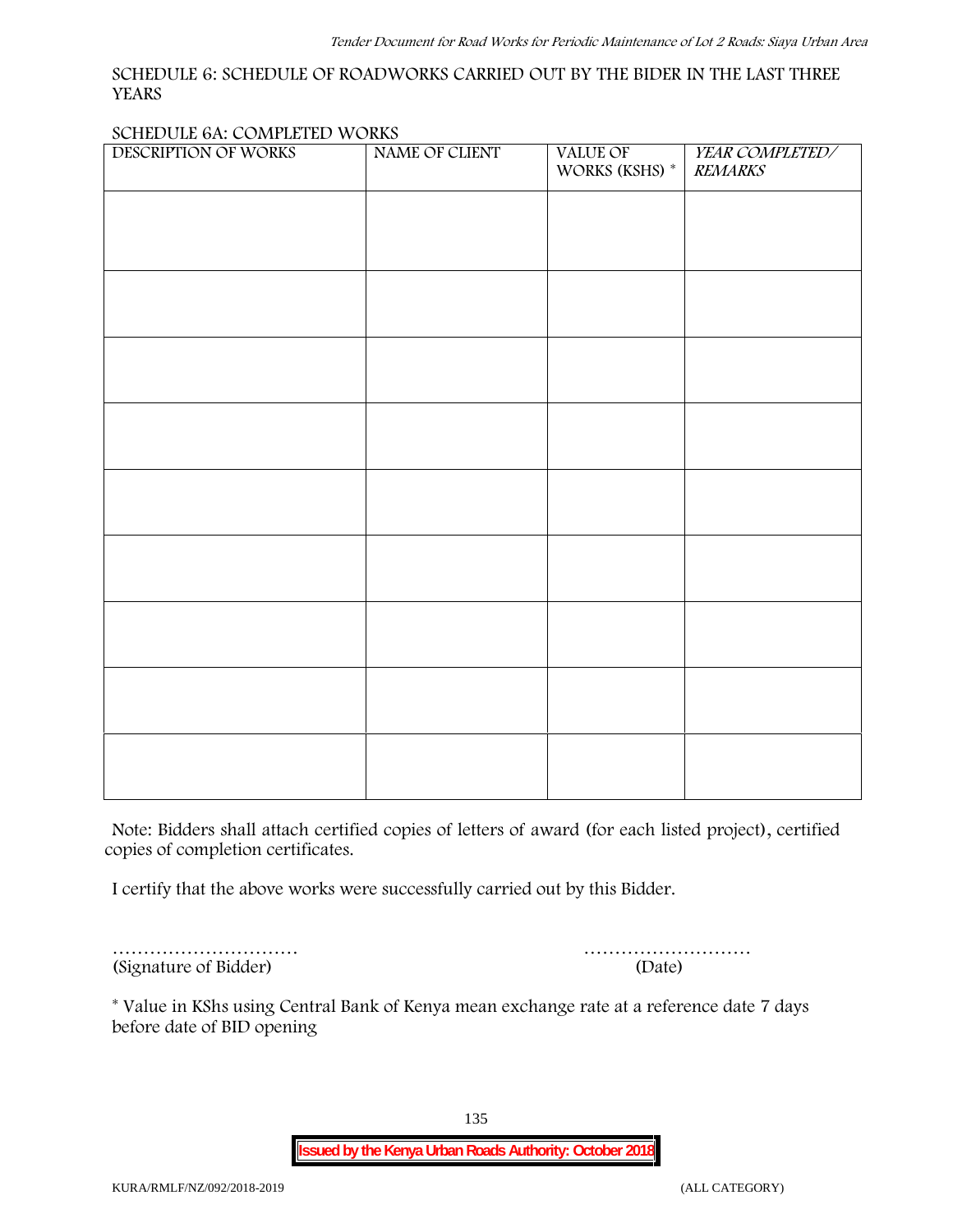SCHEDULE 6: SCHEDULE OF ROADWORKS CARRIED OUT BY THE BIDER IN THE LAST THREE YEARS

SCHEDULE 6A: COMPLETED WORKS

| DESCRIPTION OF WORKS | NAME OF CLIENT | VALUE OF WORKS (KSHS) * | *YEAR COMPLETED/ REMARKS* |
|---|---|---|---|
| | | | |
| | | | |
| | | | |
| | | | |
| | | | |
| | | | |
| | | | |
| | | | |
| | | | |

Note: Bidders shall attach certified copies of letters of award (for each listed project), certified copies of completion certificates.

I certify that the above works were successfully carried out by this Bidder.

…………………………  
(Signature of Bidder)

………………………  
(Date)

* Value in KShs using Central Bank of Kenya mean exchange rate at a reference date 7 days before date of BID opening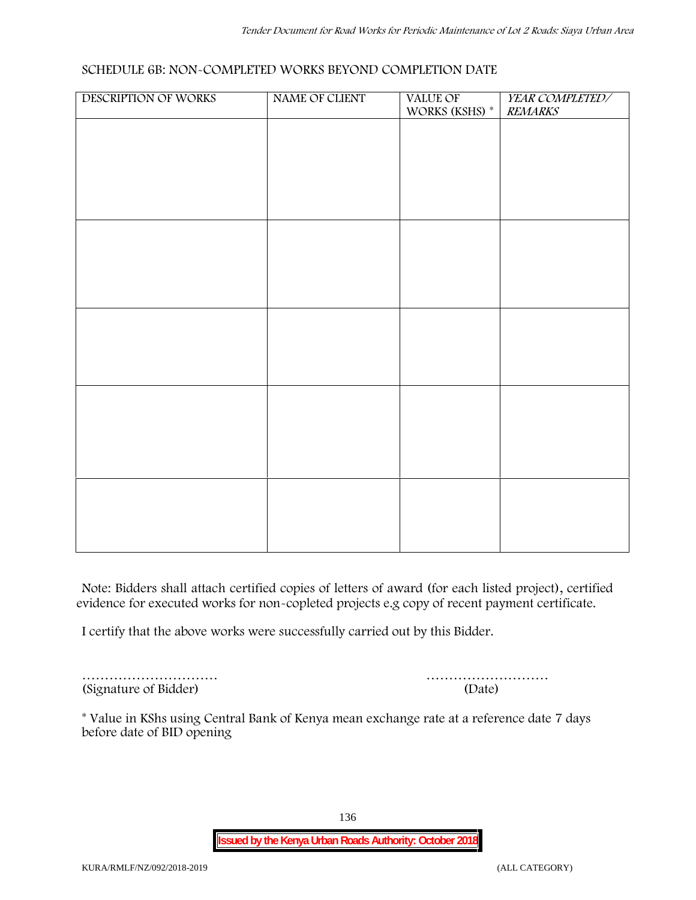SCHEDULE 6B: NON-COMPLETED WORKS BEYOND COMPLETION DATE

| DESCRIPTION OF WORKS | NAME OF CLIENT | VALUE OF WORKS (KSHS) * | *YEAR COMPLETED/ REMARKS* |
|---|---|---|---|
| | | | |
| | | | |
| | | | |
| | | | |
| | | | |

Note: Bidders shall attach certified copies of letters of award (for each listed project), certified evidence for executed works for non-copleted projects e.g copy of recent payment certificate.

I certify that the above works were successfully carried out by this Bidder.

………………………… ………………………
(Signature of Bidder) (Date)

* Value in KShs using Central Bank of Kenya mean exchange rate at a reference date 7 days before date of BID opening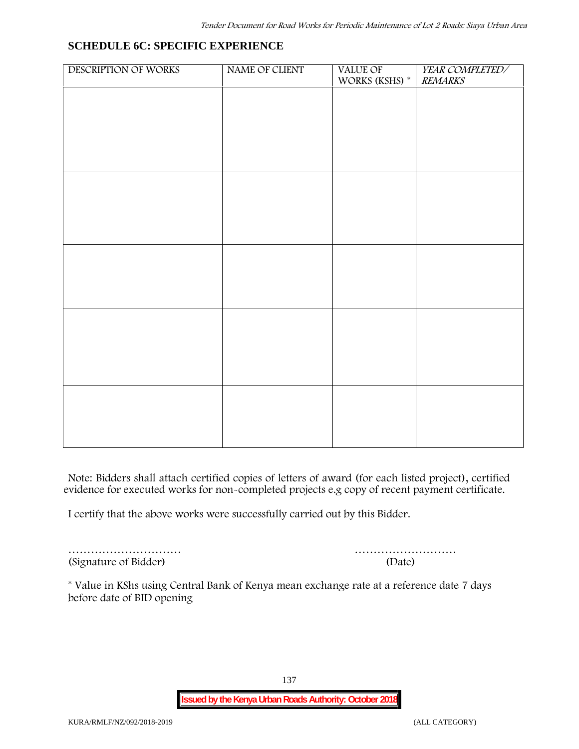## SCHEDULE 6C: SPECIFIC EXPERIENCE

| DESCRIPTION OF WORKS | NAME OF CLIENT | VALUE OF WORKS (KSHS) * | *YEAR COMPLETED/ REMARKS* |
|---|---|---|---|
| | | | |
| | | | |
| | | | |
| | | | |
| | | | |

Note: Bidders shall attach certified copies of letters of award (for each listed project), certified evidence for executed works for non-completed projects e.g copy of recent payment certificate.

I certify that the above works were successfully carried out by this Bidder.

………………………… ………………………
(Signature of Bidder) (Date)

* Value in KShs using Central Bank of Kenya mean exchange rate at a reference date 7 days before date of BID opening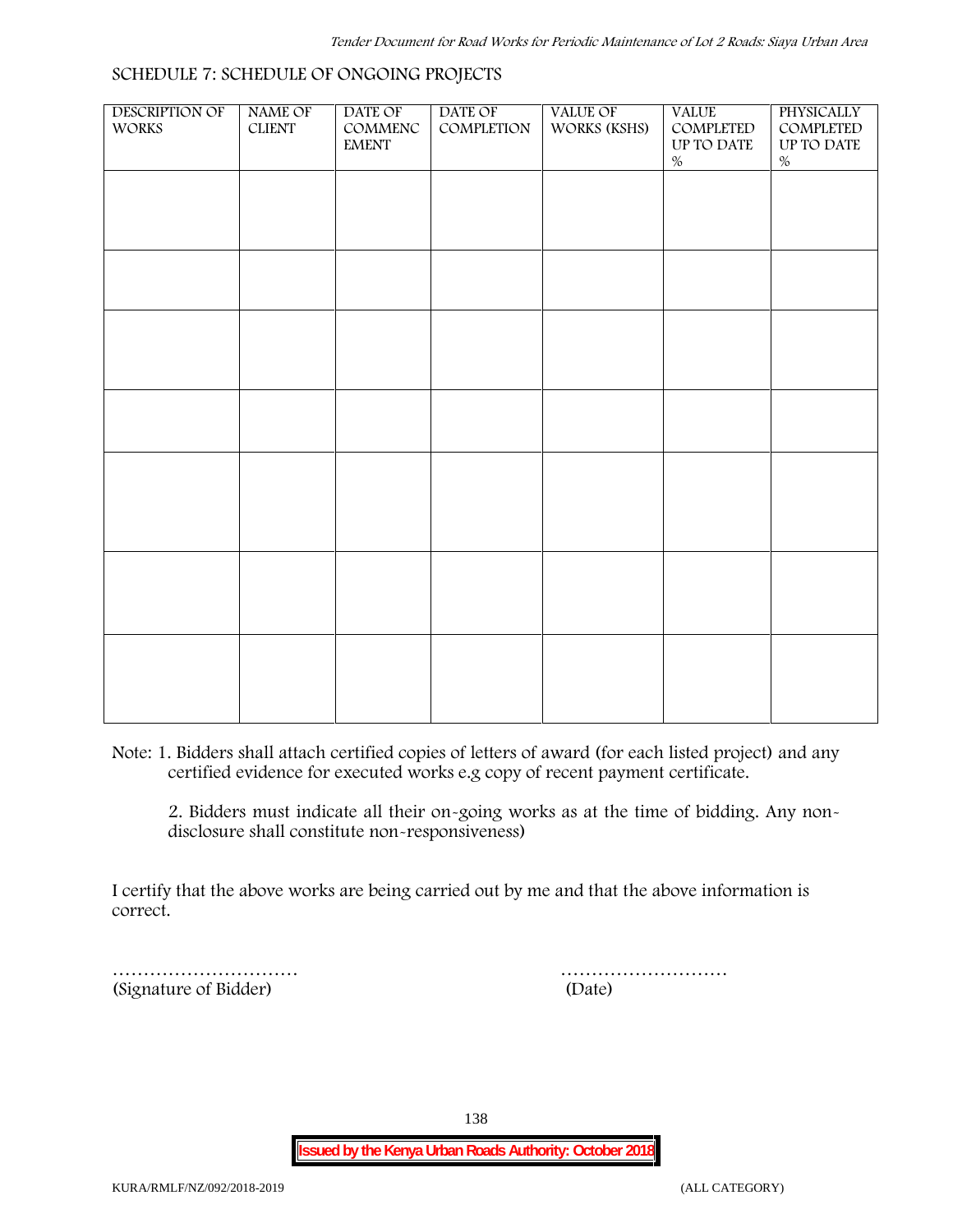## SCHEDULE 7: SCHEDULE OF ONGOING PROJECTS

| DESCRIPTION OF WORKS | NAME OF CLIENT | DATE OF COMMENCEMENT | DATE OF COMPLETION | VALUE OF WORKS (KSHS) | VALUE COMPLETED UP TO DATE % | PHYSICALLY COMPLETED UP TO DATE % |
|---|---|---|---|---|---|---|
| | | | | | | |
| | | | | | | |
| | | | | | | |
| | | | | | | |
| | | | | | | |
| | | | | | | |
| | | | | | | |

Note: 1. Bidders shall attach certified copies of letters of award (for each listed project) and any certified evidence for executed works e.g copy of recent payment certificate.

2. Bidders must indicate all their on-going works as at the time of bidding. Any non-disclosure shall constitute non-responsiveness)

I certify that the above works are being carried out by me and that the above information is correct.

………………………… (Signature of Bidder)

……………………… (Date)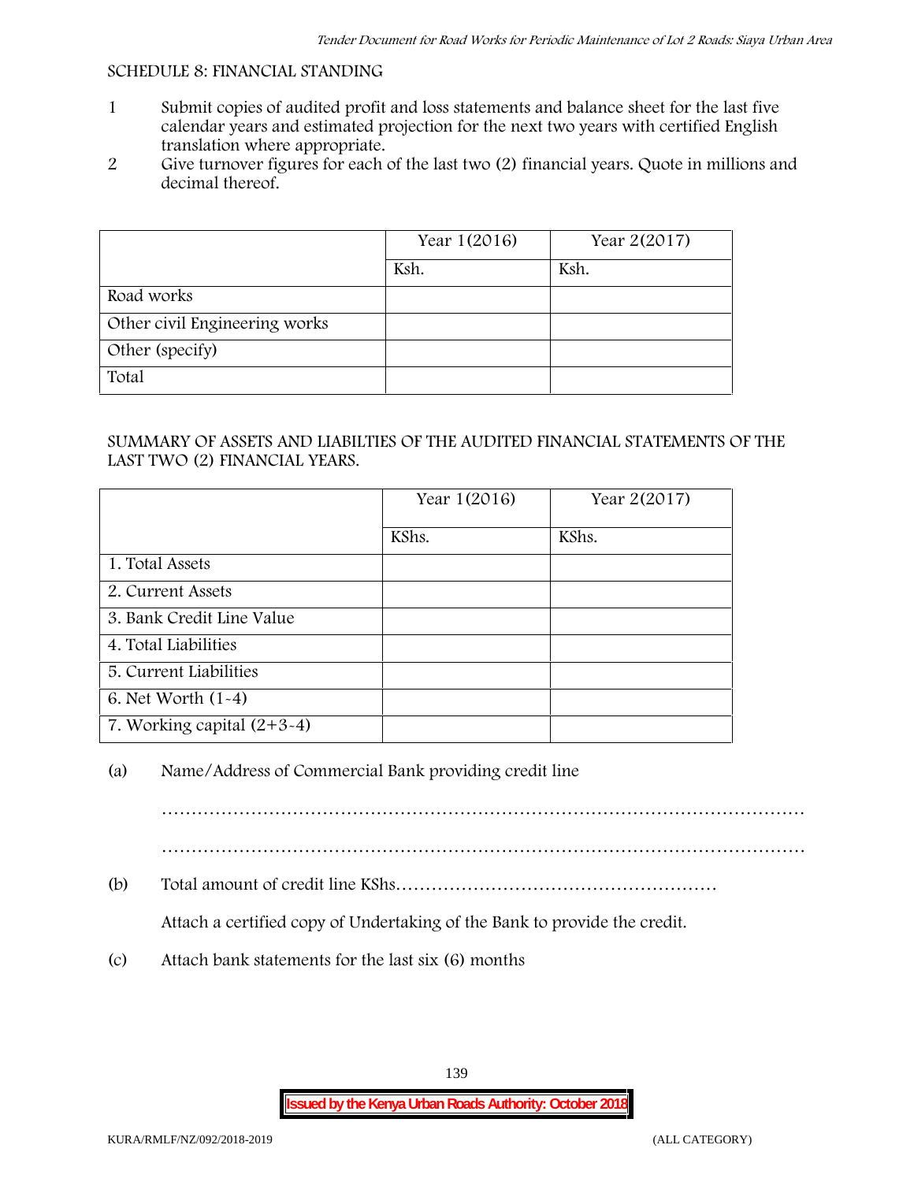SCHEDULE 8: FINANCIAL STANDING

1. Submit copies of audited profit and loss statements and balance sheet for the last five calendar years and estimated projection for the next two years with certified English translation where appropriate.
2. Give turnover figures for each of the last two (2) financial years. Quote in millions and decimal thereof.

| | Year 1(2016) | Year 2(2017) |
|---|---|---|
| | Ksh. | Ksh. |
| Road works | | |
| Other civil Engineering works | | |
| Other (specify) | | |
| Total | | |

SUMMARY OF ASSETS AND LIABILTIES OF THE AUDITED FINANCIAL STATEMENTS OF THE LAST TWO (2) FINANCIAL YEARS.

| | Year 1(2016) | Year 2(2017) |
|---|---|---|
| | KShs. | KShs. |
| 1. Total Assets | | |
| 2. Current Assets | | |
| 3. Bank Credit Line Value | | |
| 4. Total Liabilities | | |
| 5. Current Liabilities | | |
| 6. Net Worth (1-4) | | |
| 7. Working capital (2+3-4) | | |

(a) Name/Address of Commercial Bank providing credit line

…………………………………………………………………………………………

…………………………………………………………………………………………

(b) Total amount of credit line KShs………………………………………………

Attach a certified copy of Undertaking of the Bank to provide the credit.

(c) Attach bank statements for the last six (6) months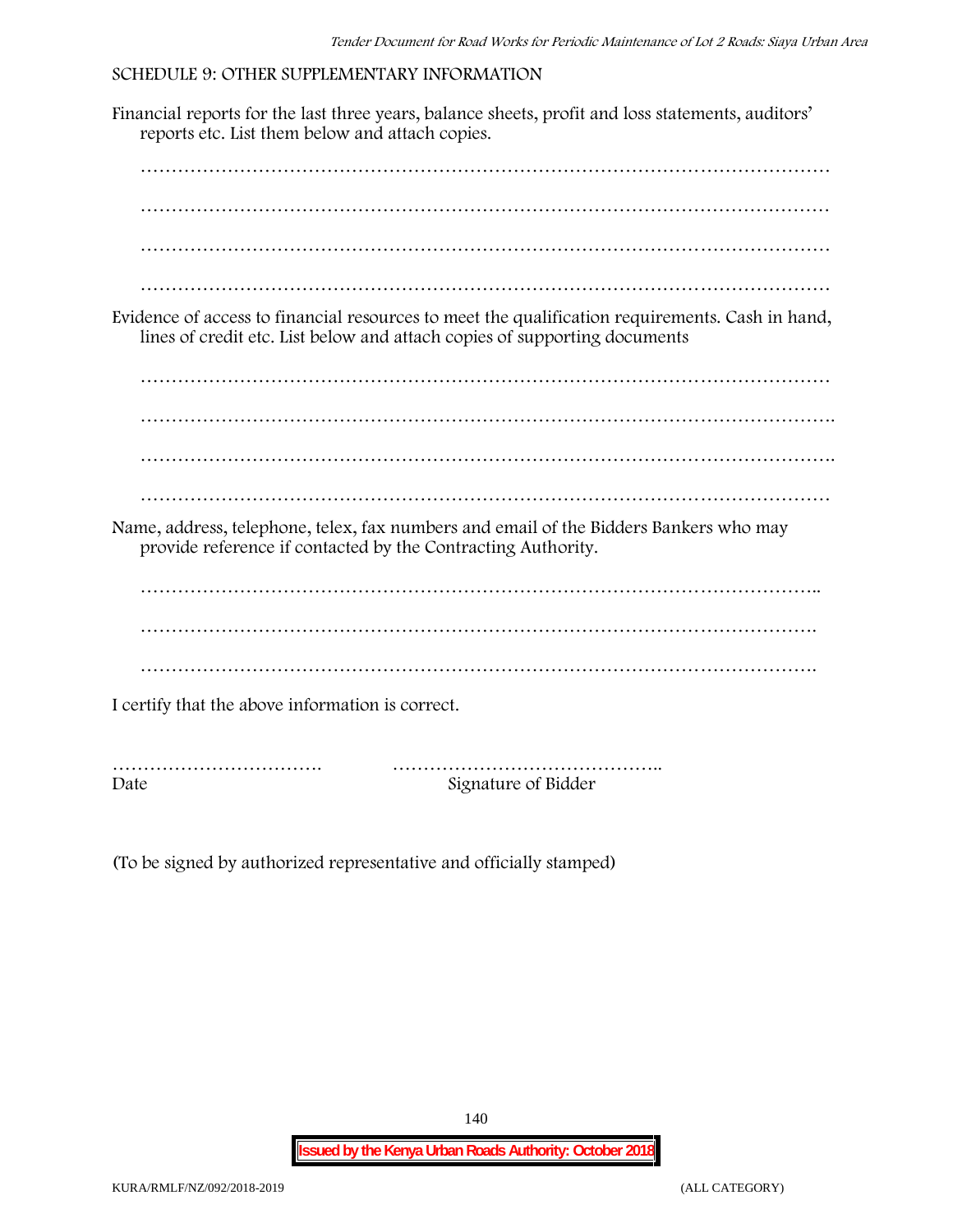SCHEDULE 9: OTHER SUPPLEMENTARY INFORMATION

Financial reports for the last three years, balance sheets, profit and loss statements, auditors' reports etc. List them below and attach copies.

…………………………………………………………………………………………………

…………………………………………………………………………………………………

…………………………………………………………………………………………………

…………………………………………………………………………………………………

Evidence of access to financial resources to meet the qualification requirements. Cash in hand, lines of credit etc. List below and attach copies of supporting documents

…………………………………………………………………………………………………

…………………………………………………………………………………………………

…………………………………………………………………………………………………

…………………………………………………………………………………………………

Name, address, telephone, telex, fax numbers and email of the Bidders Bankers who may provide reference if contacted by the Contracting Authority.

…………………………………………………………………………………………………

…………………………………………………………………………………………………

…………………………………………………………………………………………………

I certify that the above information is correct.

……………………………. ……………………………………..

Date Signature of Bidder

(To be signed by authorized representative and officially stamped)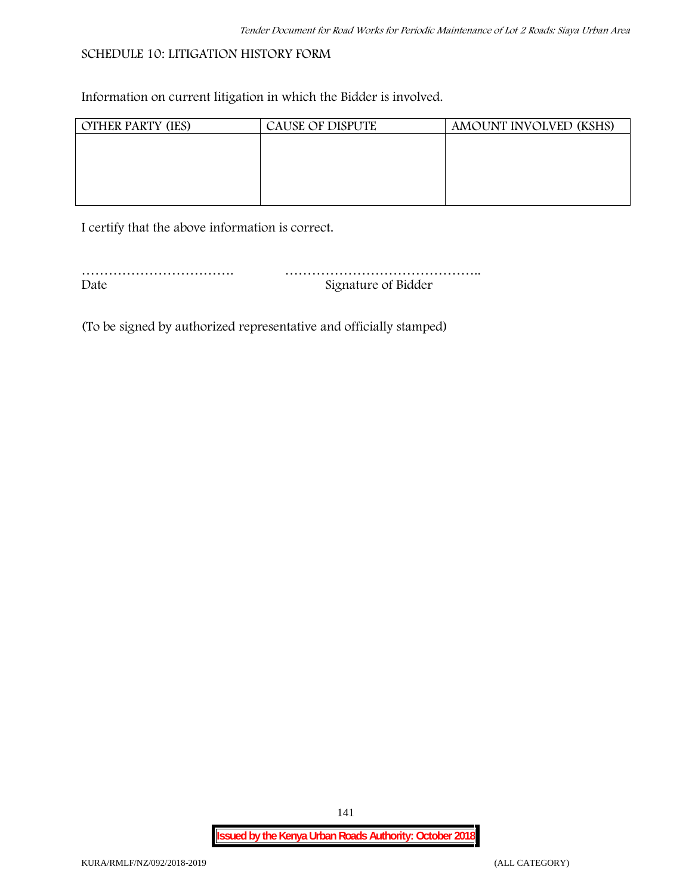SCHEDULE 10: LITIGATION HISTORY FORM

Information on current litigation in which the Bidder is involved.

| OTHER PARTY (IES) | CAUSE OF DISPUTE | AMOUNT INVOLVED (KSHS) |
|---|---|---|
| | | |

I certify that the above information is correct.

……………………………. ……………………………………..
Date Signature of Bidder

(To be signed by authorized representative and officially stamped)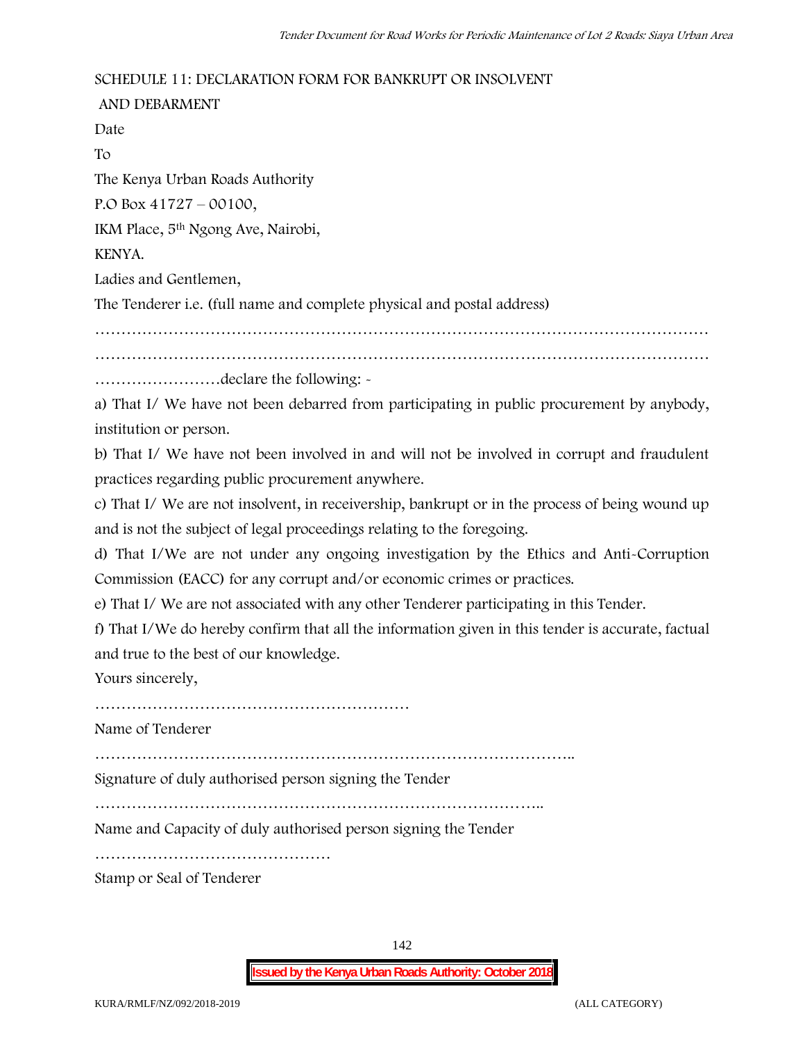SCHEDULE 11: DECLARATION FORM FOR BANKRUPT OR INSOLVENT AND DEBARMENT

Date

To

The Kenya Urban Roads Authority

P.O Box 41727 – 00100,

IKM Place, 5th Ngong Ave, Nairobi,

KENYA.

Ladies and Gentlemen,

The Tenderer i.e. (full name and complete physical and postal address)

…………………………………………………………………………………………………………

…………………………………………………………………………………………………………

……………………declare the following: -

a) That I/ We have not been debarred from participating in public procurement by anybody, institution or person.

b) That I/ We have not been involved in and will not be involved in corrupt and fraudulent practices regarding public procurement anywhere.

c) That I/ We are not insolvent, in receivership, bankrupt or in the process of being wound up and is not the subject of legal proceedings relating to the foregoing.

d) That I/We are not under any ongoing investigation by the Ethics and Anti-Corruption Commission (EACC) for any corrupt and/or economic crimes or practices.

e) That I/ We are not associated with any other Tenderer participating in this Tender.

f) That I/We do hereby confirm that all the information given in this tender is accurate, factual and true to the best of our knowledge.

Yours sincerely,

……………………………………………………

Name of Tenderer

………………………………………………………………………………..

Signature of duly authorised person signing the Tender

…………………………………………………………………………..

Name and Capacity of duly authorised person signing the Tender

………………………………………

Stamp or Seal of Tenderer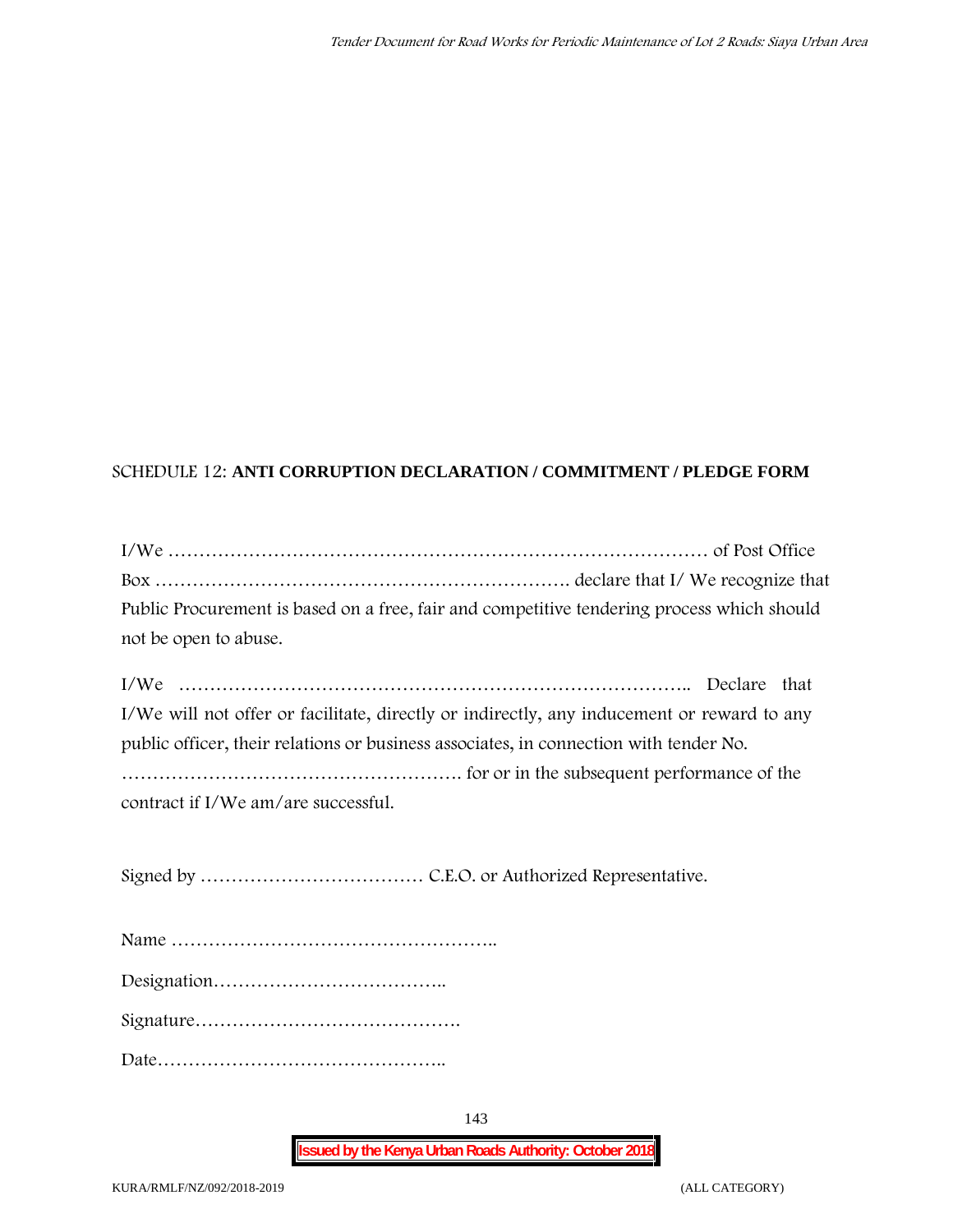SCHEDULE 12: **ANTI CORRUPTION DECLARATION / COMMITMENT / PLEDGE FORM**

I/We …………………………………………………………………………… of Post Office Box ………………………………………………………. declare that I/ We recognize that Public Procurement is based on a free, fair and competitive tendering process which should not be open to abuse.

I/We ……………………………………………………………………….. Declare that I/We will not offer or facilitate, directly or indirectly, any inducement or reward to any public officer, their relations or business associates, in connection with tender No. ………………………………………………. for or in the subsequent performance of the contract if I/We am/are successful.

Signed by ……………………………… C.E.O. or Authorized Representative.

Name ……………………………………………..

Designation………………………………..

Signature…………………………………….

Date………………………………………..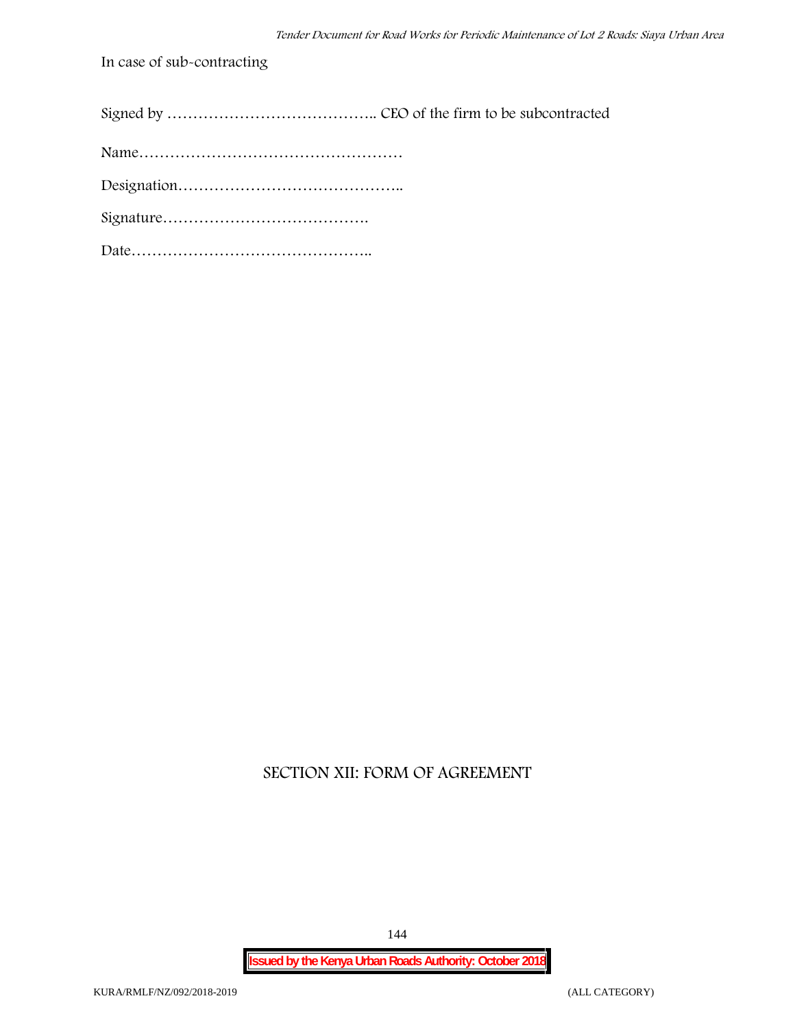In case of sub-contracting

Signed by ………………………………….. CEO of the firm to be subcontracted

Name……………………………………………

Designation……………………………………..

Signature………………………………….

Date………………………………………..

# SECTION XII: FORM OF AGREEMENT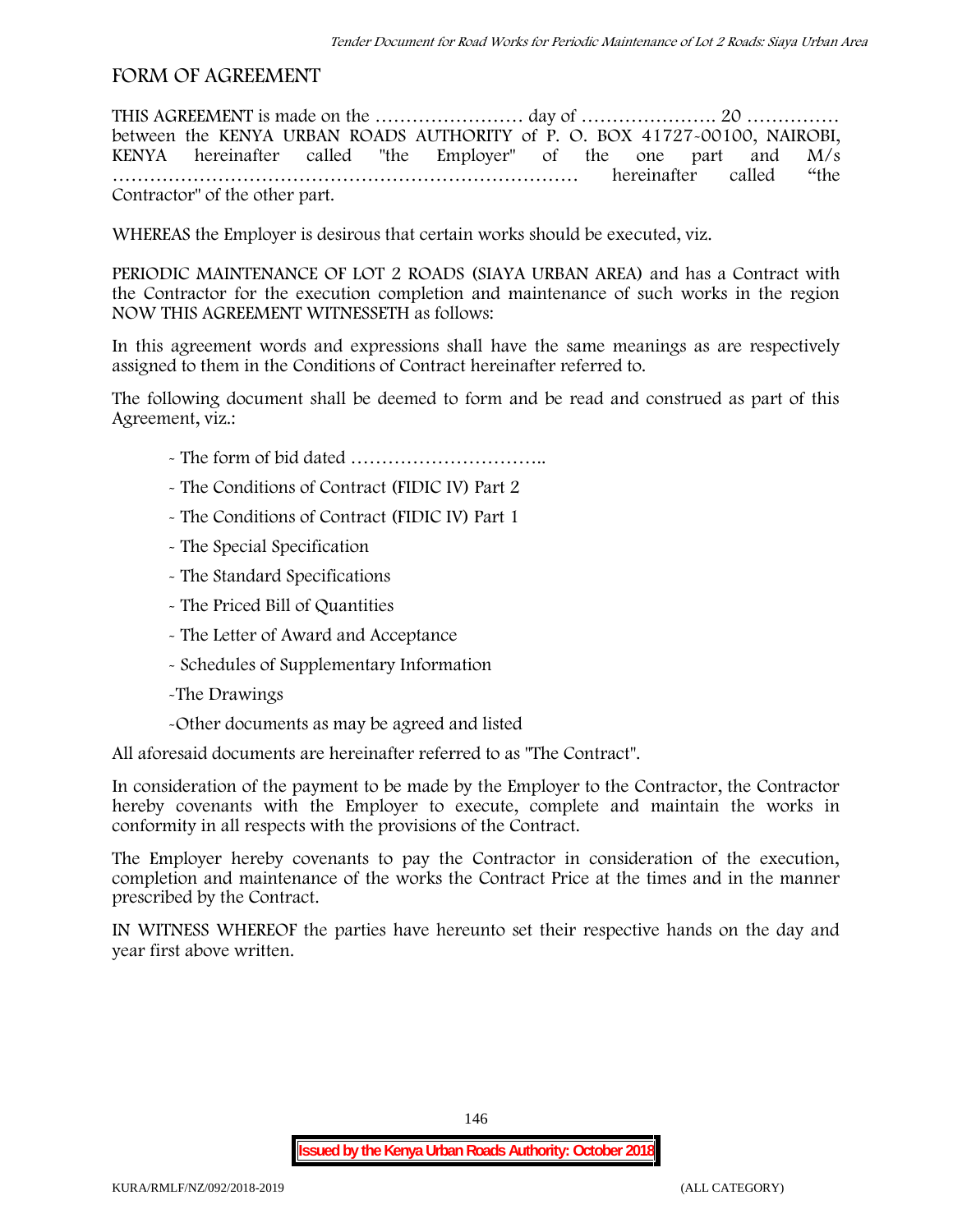## FORM OF AGREEMENT

THIS AGREEMENT is made on the …………………… day of …………………. 20 …………… between the KENYA URBAN ROADS AUTHORITY of P. O. BOX 41727-00100, NAIROBI, KENYA hereinafter called "the Employer" of the one part and M/s ………………………………………………………………… hereinafter called "the Contractor" of the other part.

WHEREAS the Employer is desirous that certain works should be executed, viz.

PERIODIC MAINTENANCE OF LOT 2 ROADS (SIAYA URBAN AREA) and has a Contract with the Contractor for the execution completion and maintenance of such works in the region NOW THIS AGREEMENT WITNESSETH as follows:

In this agreement words and expressions shall have the same meanings as are respectively assigned to them in the Conditions of Contract hereinafter referred to.

The following document shall be deemed to form and be read and construed as part of this Agreement, viz.:

- The form of bid dated …………………………..
- The Conditions of Contract (FIDIC IV) Part 2
- The Conditions of Contract (FIDIC IV) Part 1
- The Special Specification
- The Standard Specifications
- The Priced Bill of Quantities
- The Letter of Award and Acceptance
- Schedules of Supplementary Information
- The Drawings
- Other documents as may be agreed and listed

All aforesaid documents are hereinafter referred to as "The Contract".

In consideration of the payment to be made by the Employer to the Contractor, the Contractor hereby covenants with the Employer to execute, complete and maintain the works in conformity in all respects with the provisions of the Contract.

The Employer hereby covenants to pay the Contractor in consideration of the execution, completion and maintenance of the works the Contract Price at the times and in the manner prescribed by the Contract.

IN WITNESS WHEREOF the parties have hereunto set their respective hands on the day and year first above written.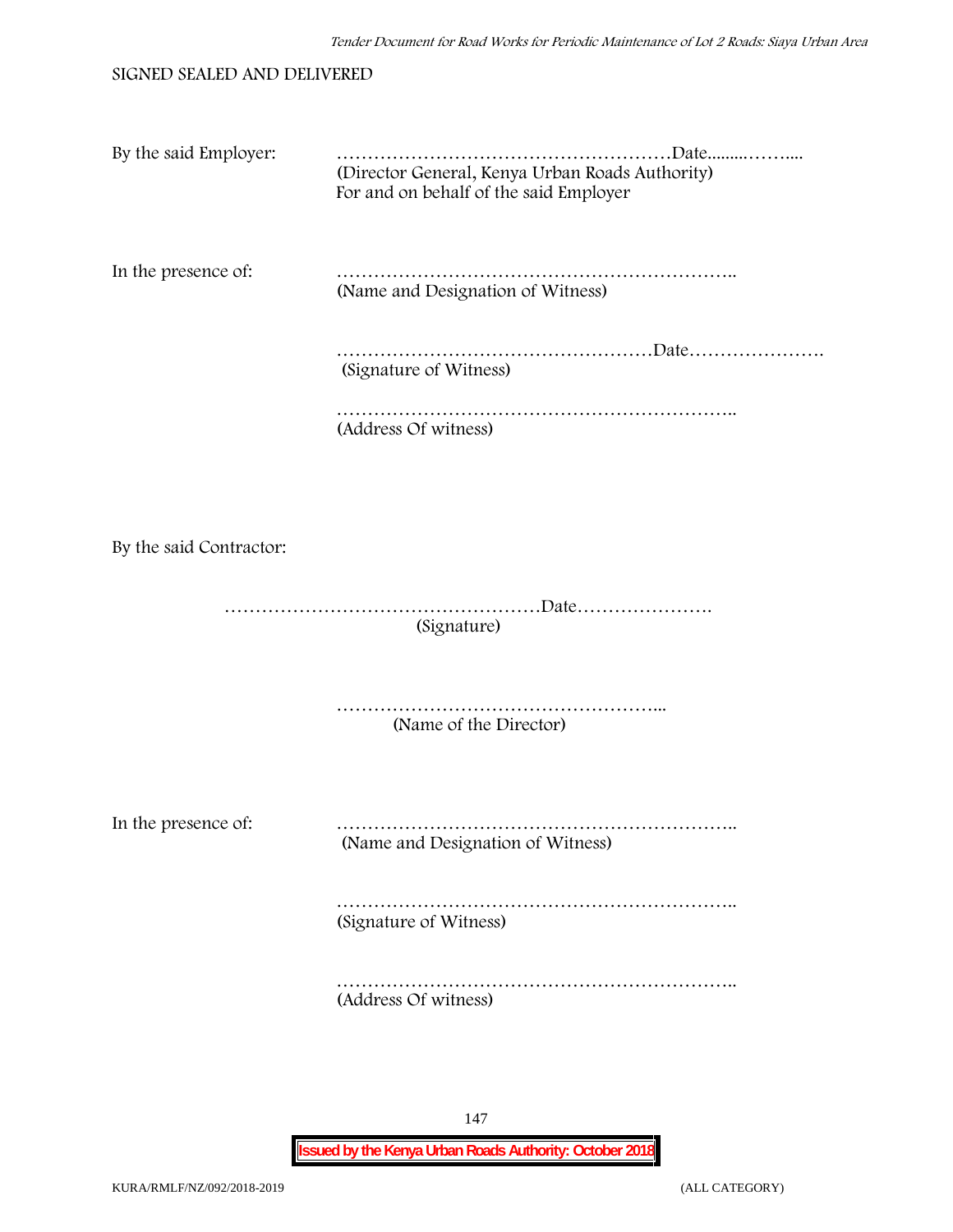SIGNED SEALED AND DELIVERED

By the said Employer: ………………………………………………Date.........……....
(Director General, Kenya Urban Roads Authority)
For and on behalf of the said Employer

In the presence of: ………………………………………………………..
(Name and Designation of Witness)

……………………………………………Date………………….
(Signature of Witness)

………………………………………………………..
(Address Of witness)

By the said Contractor:

……………………………………………Date………………….
(Signature)

……………………………………………...
(Name of the Director)

In the presence of: ………………………………………………………..
(Name and Designation of Witness)

………………………………………………………..
(Signature of Witness)

………………………………………………………..
(Address Of witness)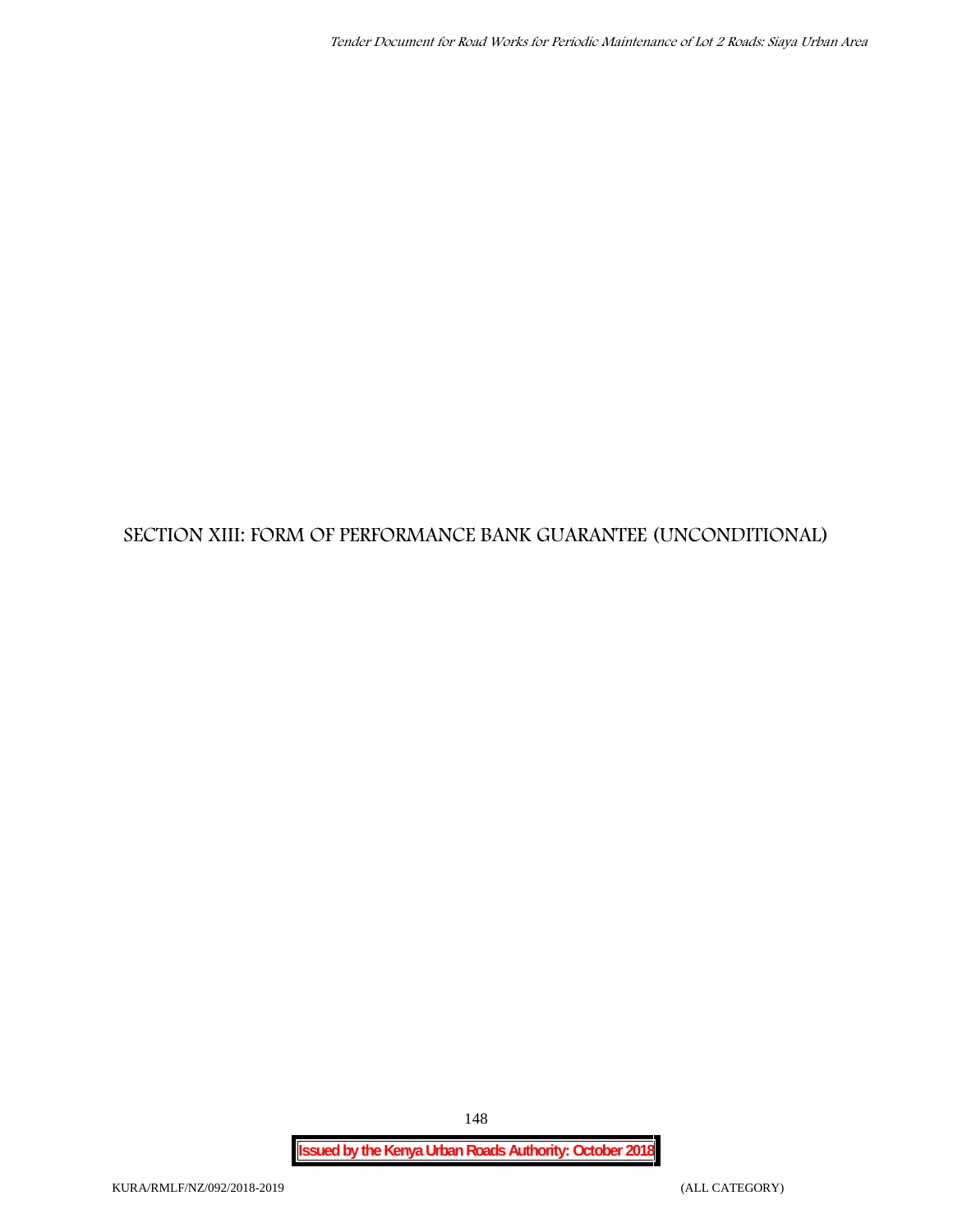# SECTION XIII: FORM OF PERFORMANCE BANK GUARANTEE (UNCONDITIONAL)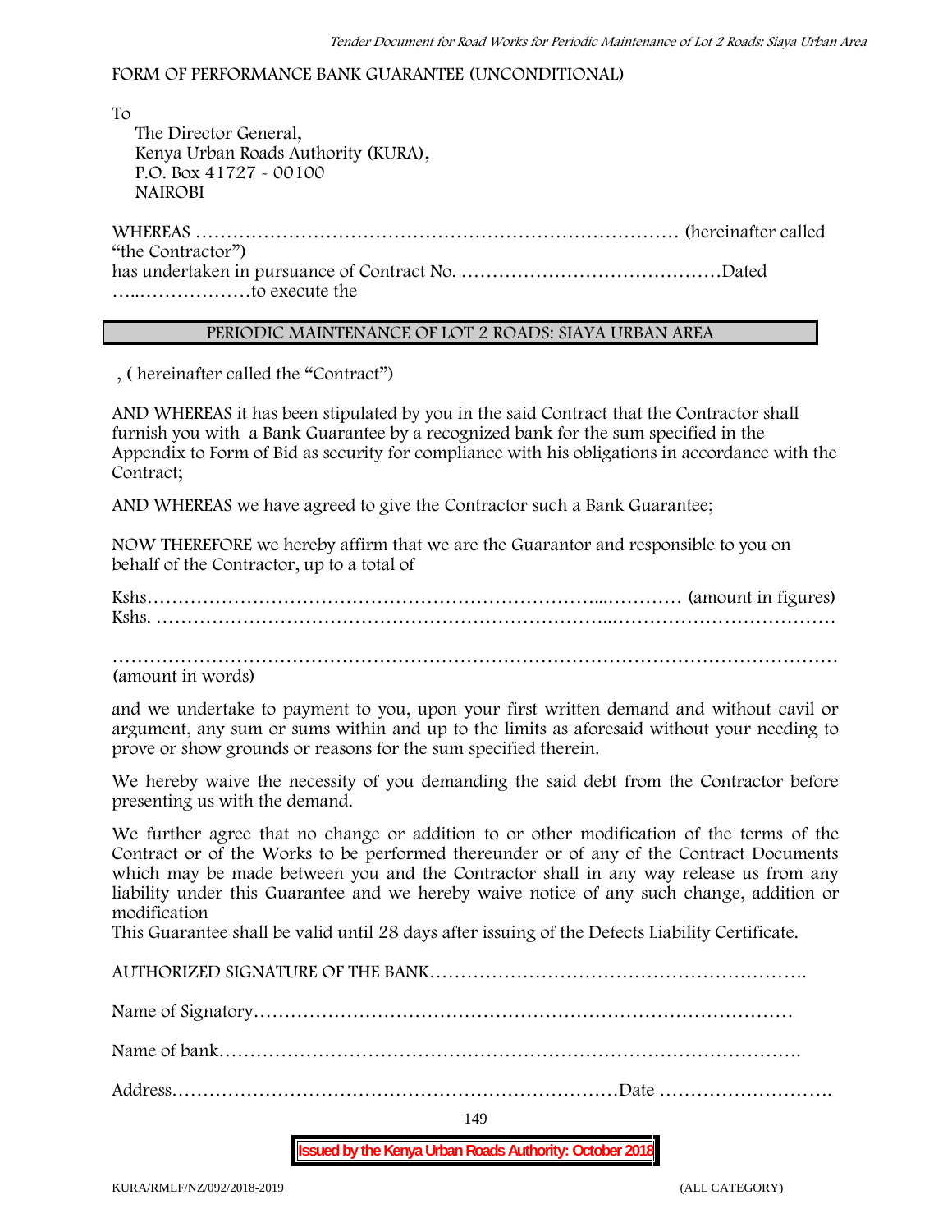FORM OF PERFORMANCE BANK GUARANTEE (UNCONDITIONAL)

To

The Director General,
Kenya Urban Roads Authority (KURA),
P.O. Box 41727 - 00100
NAIROBI

WHEREAS ……………………………………………………………………… (hereinafter called "the Contractor")
has undertaken in pursuance of Contract No. ……………………………………Dated …..………………to execute the

**PERIODIC MAINTENANCE OF LOT 2 ROADS: SIAYA URBAN AREA**

, ( hereinafter called the "Contract")

AND WHEREAS it has been stipulated by you in the said Contract that the Contractor shall furnish you with a Bank Guarantee by a recognized bank for the sum specified in the Appendix to Form of Bid as security for compliance with his obligations in accordance with the Contract;

AND WHEREAS we have agreed to give the Contractor such a Bank Guarantee;

NOW THEREFORE we hereby affirm that we are the Guarantor and responsible to you on behalf of the Contractor, up to a total of

Kshs……………………………………………………………...………… (amount in figures)
Kshs. ……………………………………………………………..………………………………

……………………………………………………………………………………………………
(amount in words)

and we undertake to payment to you, upon your first written demand and without cavil or argument, any sum or sums within and up to the limits as aforesaid without your needing to prove or show grounds or reasons for the sum specified therein.

We hereby waive the necessity of you demanding the said debt from the Contractor before presenting us with the demand.

We further agree that no change or addition to or other modification of the terms of the Contract or of the Works to be performed thereunder or of any of the Contract Documents which may be made between you and the Contractor shall in any way release us from any liability under this Guarantee and we hereby waive notice of any such change, addition or modification
This Guarantee shall be valid until 28 days after issuing of the Defects Liability Certificate.

AUTHORIZED SIGNATURE OF THE BANK…………………………………………………….

Name of Signatory…………………………………………………………………………

Name of bank……………………………………………………………………………….

Address………………………………………………………………Date ……………………….